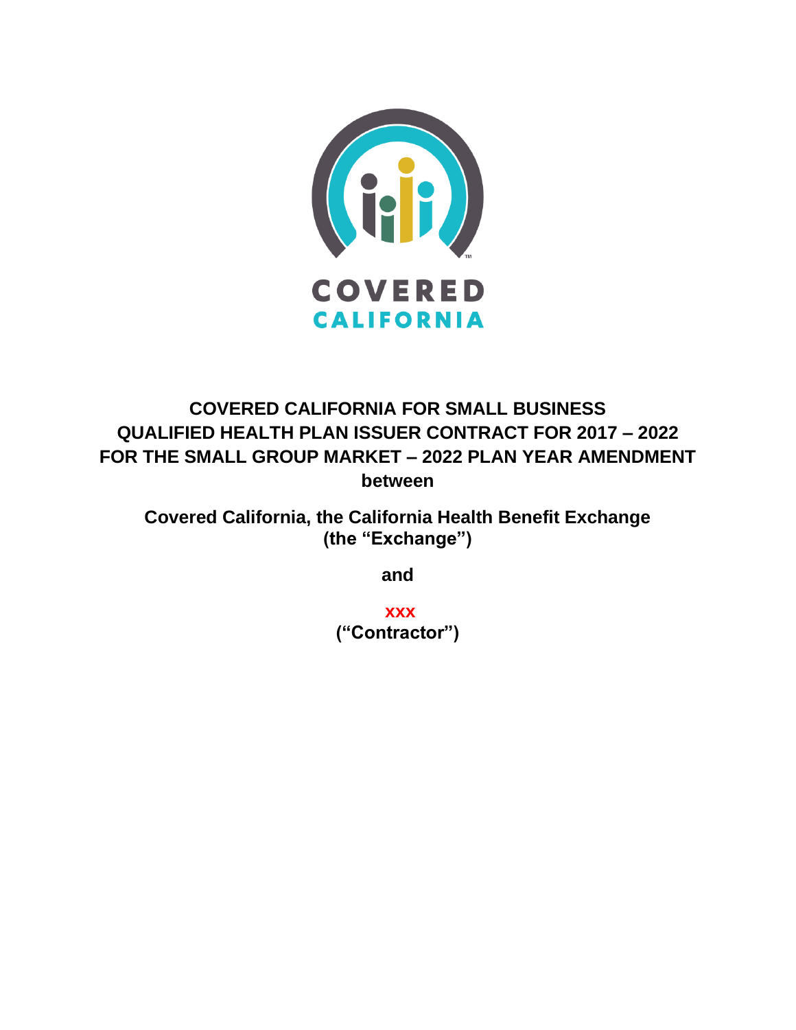COVERED
CALIFORNIA

# COVERED CALIFORNIA FOR SMALL BUSINESS QUALIFIED HEALTH PLAN ISSUER CONTRACT FOR 2017 – 2022 FOR THE SMALL GROUP MARKET – 2022 PLAN YEAR AMENDMENT

**between**

**Covered California, the California Health Benefit Exchange (the "Exchange")**

**and**

**xxx**
**("Contractor")**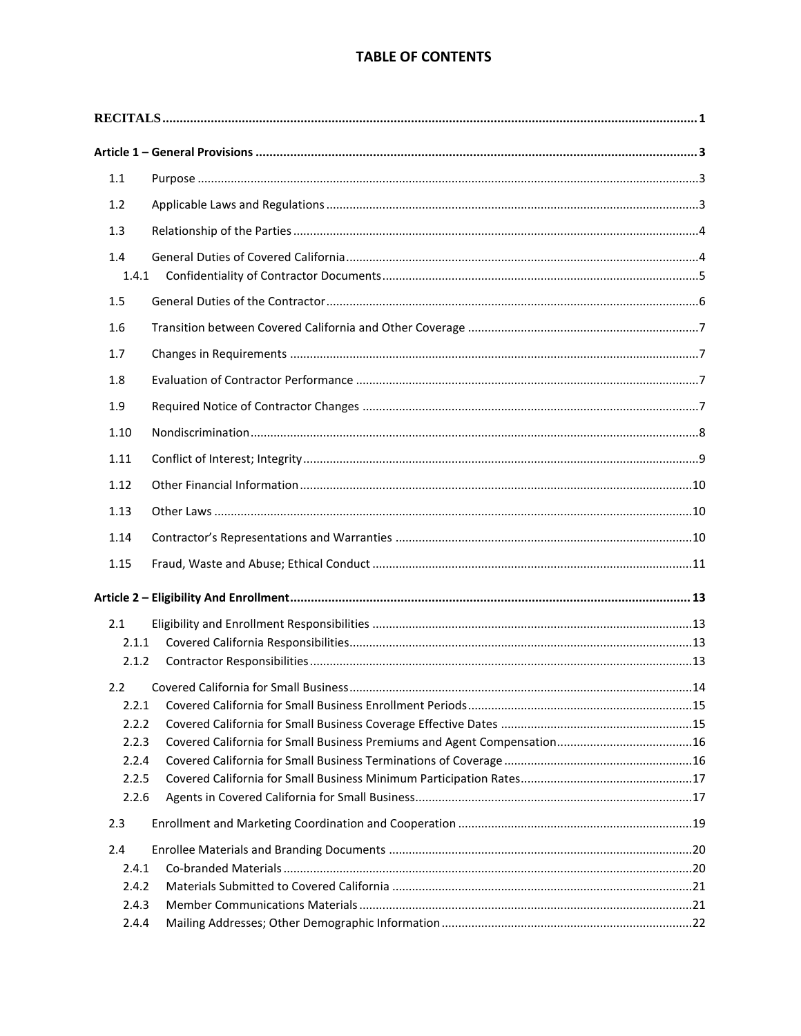# TABLE OF CONTENTS

| | | |
|---|---|---|
| **RECITALS** | | **1** |
| **Article 1 – General Provisions** | | **3** |
| 1.1 | Purpose | 3 |
| 1.2 | Applicable Laws and Regulations | 3 |
| 1.3 | Relationship of the Parties | 4 |
| 1.4 | General Duties of Covered California | 4 |
| 1.4.1 | Confidentiality of Contractor Documents | 5 |
| 1.5 | General Duties of the Contractor | 6 |
| 1.6 | Transition between Covered California and Other Coverage | 7 |
| 1.7 | Changes in Requirements | 7 |
| 1.8 | Evaluation of Contractor Performance | 7 |
| 1.9 | Required Notice of Contractor Changes | 7 |
| 1.10 | Nondiscrimination | 8 |
| 1.11 | Conflict of Interest; Integrity | 9 |
| 1.12 | Other Financial Information | 10 |
| 1.13 | Other Laws | 10 |
| 1.14 | Contractor's Representations and Warranties | 10 |
| 1.15 | Fraud, Waste and Abuse; Ethical Conduct | 11 |
| **Article 2 – Eligibility And Enrollment** | | **13** |
| 2.1 | Eligibility and Enrollment Responsibilities | 13 |
| 2.1.1 | Covered California Responsibilities | 13 |
| 2.1.2 | Contractor Responsibilities | 13 |
| 2.2 | Covered California for Small Business | 14 |
| 2.2.1 | Covered California for Small Business Enrollment Periods | 15 |
| 2.2.2 | Covered California for Small Business Coverage Effective Dates | 15 |
| 2.2.3 | Covered California for Small Business Premiums and Agent Compensation | 16 |
| 2.2.4 | Covered California for Small Business Terminations of Coverage | 16 |
| 2.2.5 | Covered California for Small Business Minimum Participation Rates | 17 |
| 2.2.6 | Agents in Covered California for Small Business | 17 |
| 2.3 | Enrollment and Marketing Coordination and Cooperation | 19 |
| 2.4 | Enrollee Materials and Branding Documents | 20 |
| 2.4.1 | Co-branded Materials | 20 |
| 2.4.2 | Materials Submitted to Covered California | 21 |
| 2.4.3 | Member Communications Materials | 21 |
| 2.4.4 | Mailing Addresses; Other Demographic Information | 22 |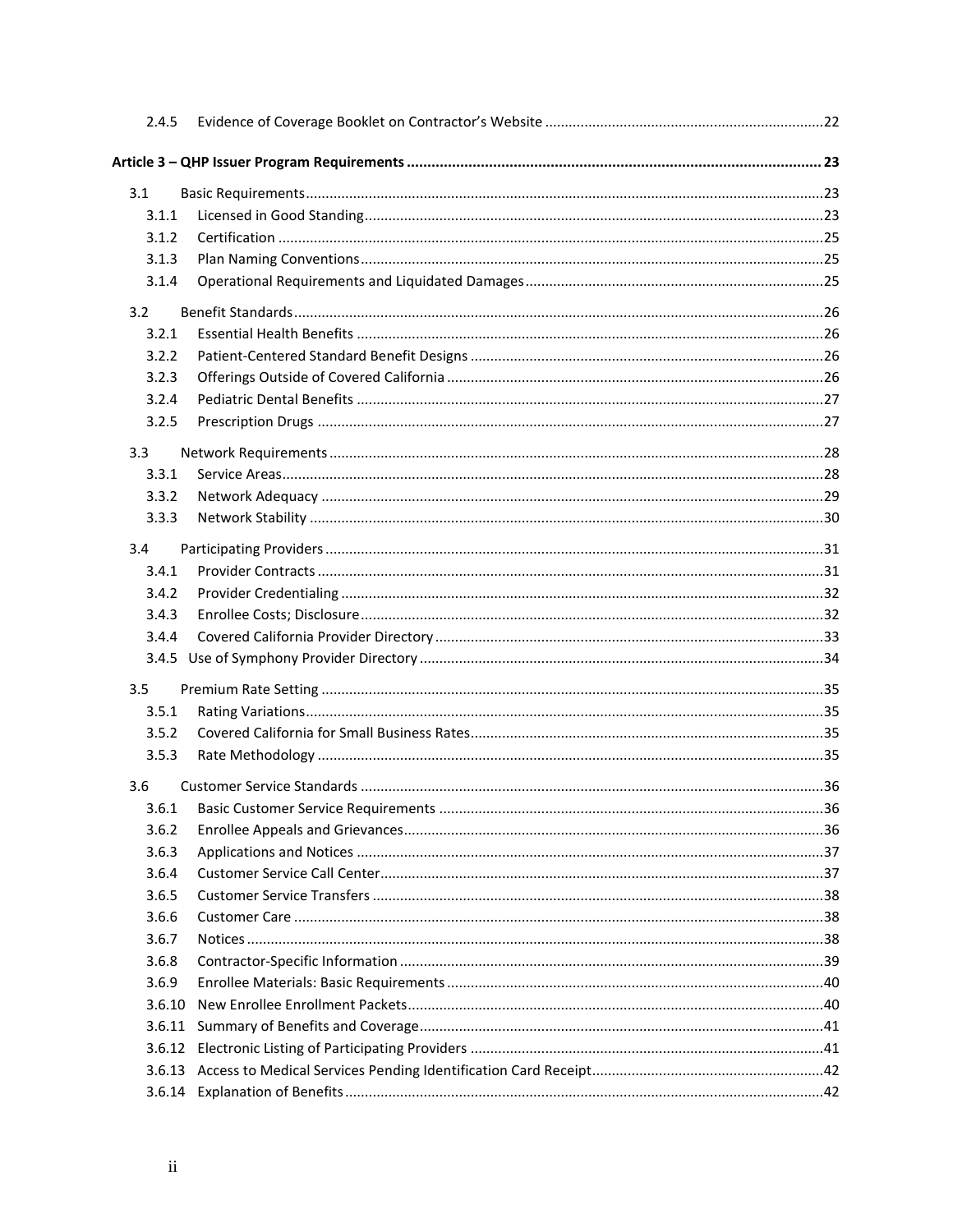2.4.5 Evidence of Coverage Booklet on Contractor's Website ...... 22

**Article 3 – QHP Issuer Program Requirements ...... 23**

3.1 Basic Requirements ...... 23
- 3.1.1 Licensed in Good Standing ...... 23
- 3.1.2 Certification ...... 25
- 3.1.3 Plan Naming Conventions ...... 25
- 3.1.4 Operational Requirements and Liquidated Damages ...... 25

3.2 Benefit Standards ...... 26
- 3.2.1 Essential Health Benefits ...... 26
- 3.2.2 Patient-Centered Standard Benefit Designs ...... 26
- 3.2.3 Offerings Outside of Covered California ...... 26
- 3.2.4 Pediatric Dental Benefits ...... 27
- 3.2.5 Prescription Drugs ...... 27

3.3 Network Requirements ...... 28
- 3.3.1 Service Areas ...... 28
- 3.3.2 Network Adequacy ...... 29
- 3.3.3 Network Stability ...... 30

3.4 Participating Providers ...... 31
- 3.4.1 Provider Contracts ...... 31
- 3.4.2 Provider Credentialing ...... 32
- 3.4.3 Enrollee Costs; Disclosure ...... 32
- 3.4.4 Covered California Provider Directory ...... 33
- 3.4.5 Use of Symphony Provider Directory ...... 34

3.5 Premium Rate Setting ...... 35
- 3.5.1 Rating Variations ...... 35
- 3.5.2 Covered California for Small Business Rates ...... 35
- 3.5.3 Rate Methodology ...... 35

3.6 Customer Service Standards ...... 36
- 3.6.1 Basic Customer Service Requirements ...... 36
- 3.6.2 Enrollee Appeals and Grievances ...... 36
- 3.6.3 Applications and Notices ...... 37
- 3.6.4 Customer Service Call Center ...... 37
- 3.6.5 Customer Service Transfers ...... 38
- 3.6.6 Customer Care ...... 38
- 3.6.7 Notices ...... 38
- 3.6.8 Contractor-Specific Information ...... 39
- 3.6.9 Enrollee Materials: Basic Requirements ...... 40
- 3.6.10 New Enrollee Enrollment Packets ...... 40
- 3.6.11 Summary of Benefits and Coverage ...... 41
- 3.6.12 Electronic Listing of Participating Providers ...... 41
- 3.6.13 Access to Medical Services Pending Identification Card Receipt ...... 42
- 3.6.14 Explanation of Benefits ...... 42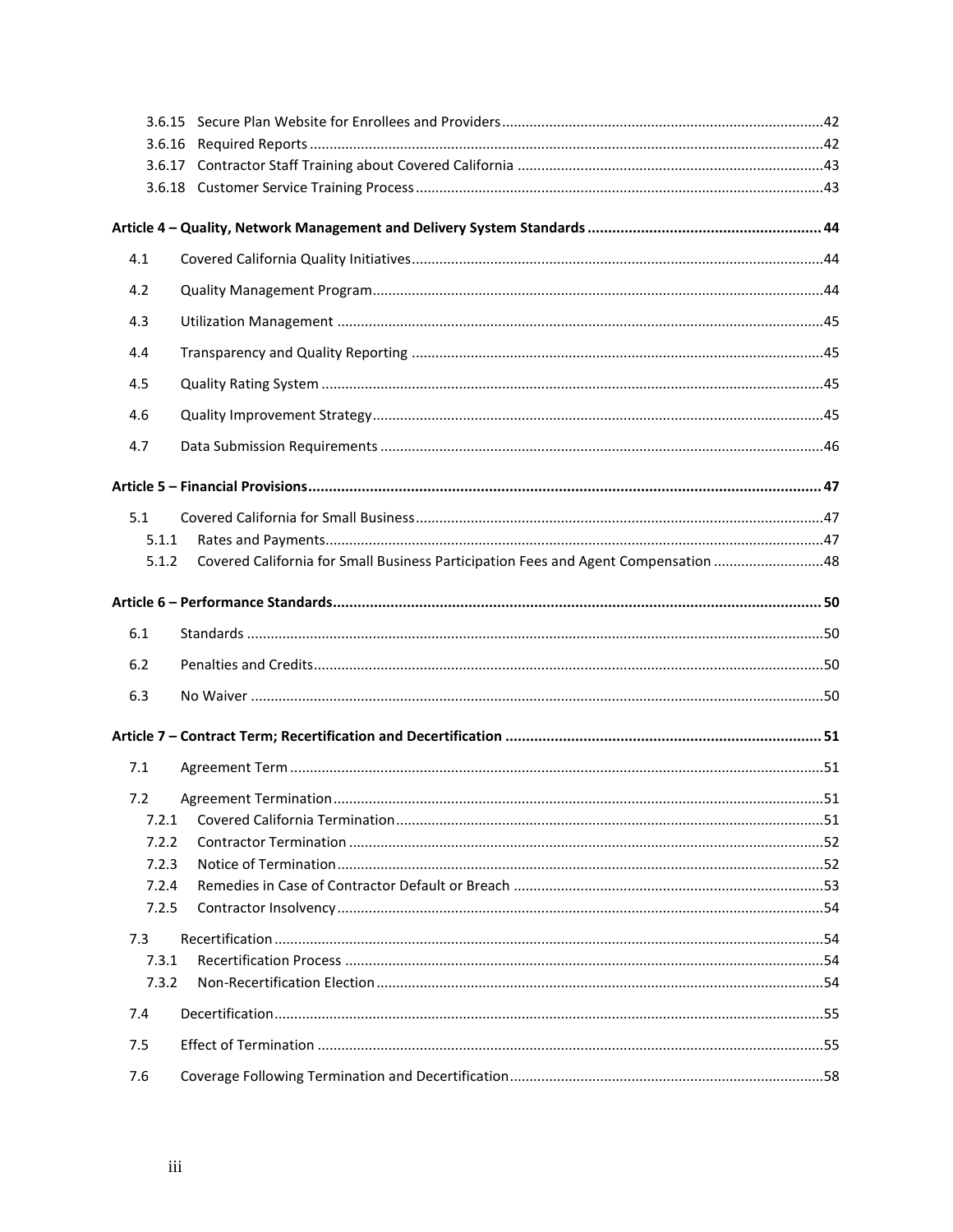3.6.15 Secure Plan Website for Enrollees and Providers ....... 42
3.6.16 Required Reports ....... 42
3.6.17 Contractor Staff Training about Covered California ....... 43
3.6.18 Customer Service Training Process ....... 43

**Article 4 – Quality, Network Management and Delivery System Standards ....... 44**

4.1 Covered California Quality Initiatives ....... 44

4.2 Quality Management Program ....... 44

4.3 Utilization Management ....... 45

4.4 Transparency and Quality Reporting ....... 45

4.5 Quality Rating System ....... 45

4.6 Quality Improvement Strategy ....... 45

4.7 Data Submission Requirements ....... 46

**Article 5 – Financial Provisions ....... 47**

5.1 Covered California for Small Business ....... 47
5.1.1 Rates and Payments ....... 47
5.1.2 Covered California for Small Business Participation Fees and Agent Compensation ....... 48

**Article 6 – Performance Standards ....... 50**

6.1 Standards ....... 50

6.2 Penalties and Credits ....... 50

6.3 No Waiver ....... 50

**Article 7 – Contract Term; Recertification and Decertification ....... 51**

7.1 Agreement Term ....... 51

7.2 Agreement Termination ....... 51
7.2.1 Covered California Termination ....... 51
7.2.2 Contractor Termination ....... 52
7.2.3 Notice of Termination ....... 52
7.2.4 Remedies in Case of Contractor Default or Breach ....... 53
7.2.5 Contractor Insolvency ....... 54

7.3 Recertification ....... 54
7.3.1 Recertification Process ....... 54
7.3.2 Non-Recertification Election ....... 54

7.4 Decertification ....... 55

7.5 Effect of Termination ....... 55

7.6 Coverage Following Termination and Decertification ....... 58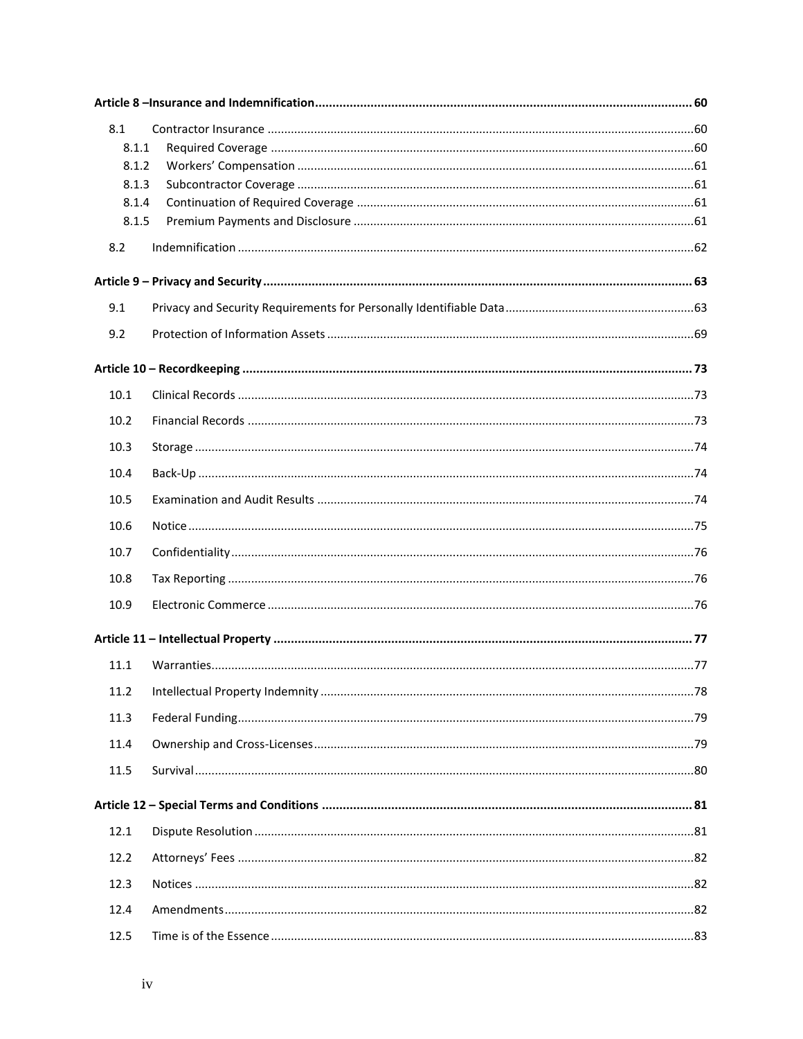**Article 8 –Insurance and Indemnification** ..... 60

- 8.1 Contractor Insurance ..... 60
  - 8.1.1 Required Coverage ..... 60
  - 8.1.2 Workers' Compensation ..... 61
  - 8.1.3 Subcontractor Coverage ..... 61
  - 8.1.4 Continuation of Required Coverage ..... 61
  - 8.1.5 Premium Payments and Disclosure ..... 61
- 8.2 Indemnification ..... 62

**Article 9 – Privacy and Security** ..... 63

- 9.1 Privacy and Security Requirements for Personally Identifiable Data ..... 63
- 9.2 Protection of Information Assets ..... 69

**Article 10 – Recordkeeping** ..... 73

- 10.1 Clinical Records ..... 73
- 10.2 Financial Records ..... 73
- 10.3 Storage ..... 74
- 10.4 Back-Up ..... 74
- 10.5 Examination and Audit Results ..... 74
- 10.6 Notice ..... 75
- 10.7 Confidentiality ..... 76
- 10.8 Tax Reporting ..... 76
- 10.9 Electronic Commerce ..... 76

**Article 11 – Intellectual Property** ..... 77

- 11.1 Warranties ..... 77
- 11.2 Intellectual Property Indemnity ..... 78
- 11.3 Federal Funding ..... 79
- 11.4 Ownership and Cross-Licenses ..... 79
- 11.5 Survival ..... 80

**Article 12 – Special Terms and Conditions** ..... 81

- 12.1 Dispute Resolution ..... 81
- 12.2 Attorneys' Fees ..... 82
- 12.3 Notices ..... 82
- 12.4 Amendments ..... 82
- 12.5 Time is of the Essence ..... 83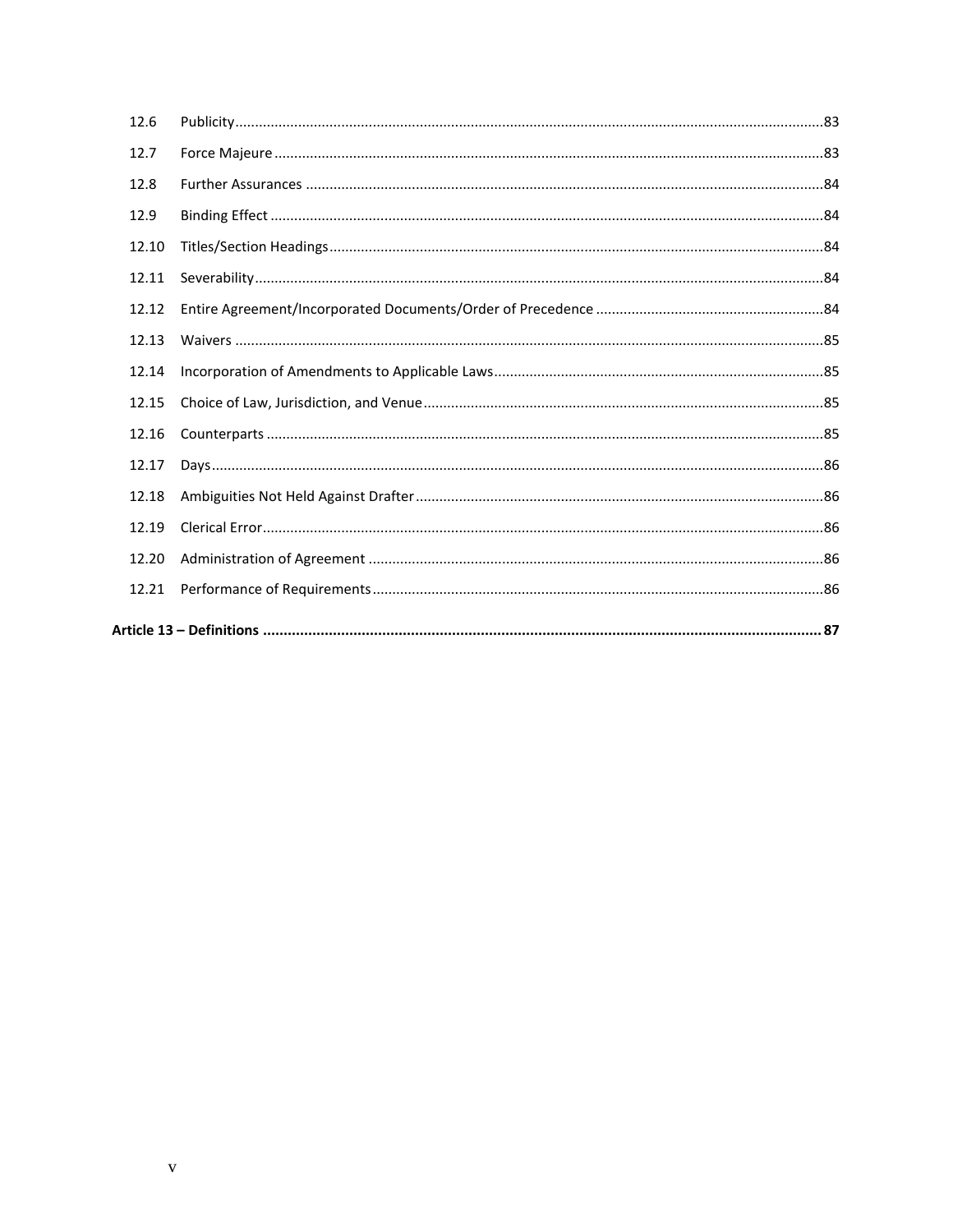| | | |
|---|---|---|
| 12.6 | Publicity | 83 |
| 12.7 | Force Majeure | 83 |
| 12.8 | Further Assurances | 84 |
| 12.9 | Binding Effect | 84 |
| 12.10 | Titles/Section Headings | 84 |
| 12.11 | Severability | 84 |
| 12.12 | Entire Agreement/Incorporated Documents/Order of Precedence | 84 |
| 12.13 | Waivers | 85 |
| 12.14 | Incorporation of Amendments to Applicable Laws | 85 |
| 12.15 | Choice of Law, Jurisdiction, and Venue | 85 |
| 12.16 | Counterparts | 85 |
| 12.17 | Days | 86 |
| 12.18 | Ambiguities Not Held Against Drafter | 86 |
| 12.19 | Clerical Error | 86 |
| 12.20 | Administration of Agreement | 86 |
| 12.21 | Performance of Requirements | 86 |

**Article 13 – Definitions ........ 87**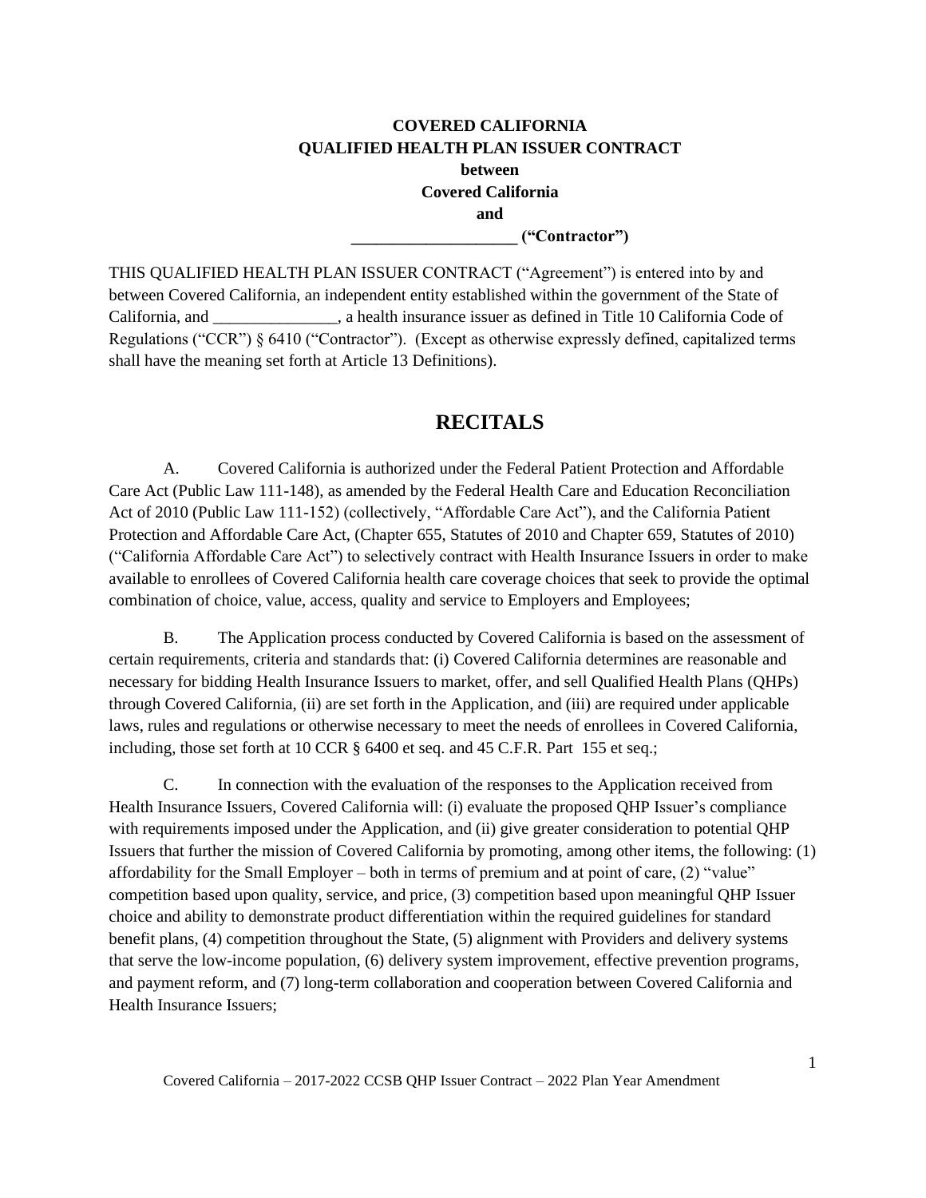**COVERED CALIFORNIA**
**QUALIFIED HEALTH PLAN ISSUER CONTRACT**
**between**
**Covered California**
**and**
**___________________ ("Contractor")**

THIS QUALIFIED HEALTH PLAN ISSUER CONTRACT ("Agreement") is entered into by and between Covered California, an independent entity established within the government of the State of California, and _______________, a health insurance issuer as defined in Title 10 California Code of Regulations ("CCR") § 6410 ("Contractor"). (Except as otherwise expressly defined, capitalized terms shall have the meaning set forth at Article 13 Definitions).

# RECITALS

A. Covered California is authorized under the Federal Patient Protection and Affordable Care Act (Public Law 111-148), as amended by the Federal Health Care and Education Reconciliation Act of 2010 (Public Law 111-152) (collectively, "Affordable Care Act"), and the California Patient Protection and Affordable Care Act, (Chapter 655, Statutes of 2010 and Chapter 659, Statutes of 2010) ("California Affordable Care Act") to selectively contract with Health Insurance Issuers in order to make available to enrollees of Covered California health care coverage choices that seek to provide the optimal combination of choice, value, access, quality and service to Employers and Employees;

B. The Application process conducted by Covered California is based on the assessment of certain requirements, criteria and standards that: (i) Covered California determines are reasonable and necessary for bidding Health Insurance Issuers to market, offer, and sell Qualified Health Plans (QHPs) through Covered California, (ii) are set forth in the Application, and (iii) are required under applicable laws, rules and regulations or otherwise necessary to meet the needs of enrollees in Covered California, including, those set forth at 10 CCR § 6400 et seq. and 45 C.F.R. Part 155 et seq.;

C. In connection with the evaluation of the responses to the Application received from Health Insurance Issuers, Covered California will: (i) evaluate the proposed QHP Issuer's compliance with requirements imposed under the Application, and (ii) give greater consideration to potential QHP Issuers that further the mission of Covered California by promoting, among other items, the following: (1) affordability for the Small Employer – both in terms of premium and at point of care, (2) "value" competition based upon quality, service, and price, (3) competition based upon meaningful QHP Issuer choice and ability to demonstrate product differentiation within the required guidelines for standard benefit plans, (4) competition throughout the State, (5) alignment with Providers and delivery systems that serve the low-income population, (6) delivery system improvement, effective prevention programs, and payment reform, and (7) long-term collaboration and cooperation between Covered California and Health Insurance Issuers;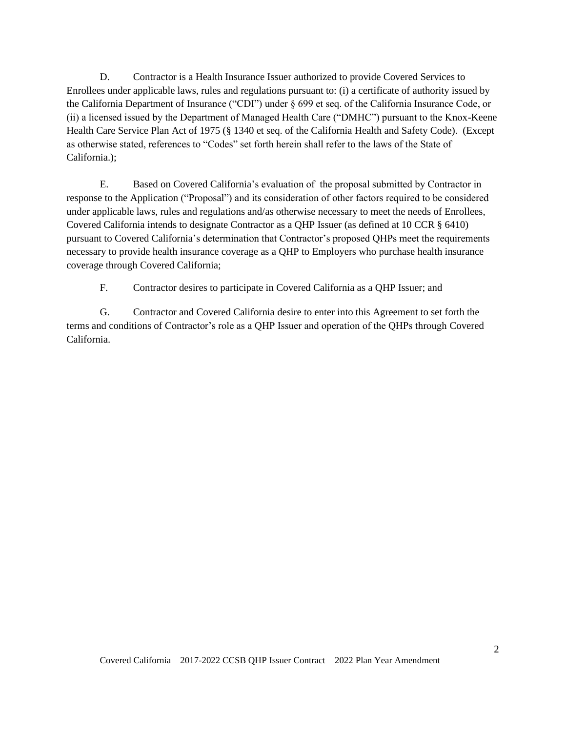D. Contractor is a Health Insurance Issuer authorized to provide Covered Services to Enrollees under applicable laws, rules and regulations pursuant to: (i) a certificate of authority issued by the California Department of Insurance ("CDI") under § 699 et seq. of the California Insurance Code, or (ii) a licensed issued by the Department of Managed Health Care ("DMHC") pursuant to the Knox-Keene Health Care Service Plan Act of 1975 (§ 1340 et seq. of the California Health and Safety Code). (Except as otherwise stated, references to "Codes" set forth herein shall refer to the laws of the State of California.);

E. Based on Covered California's evaluation of the proposal submitted by Contractor in response to the Application ("Proposal") and its consideration of other factors required to be considered under applicable laws, rules and regulations and/as otherwise necessary to meet the needs of Enrollees, Covered California intends to designate Contractor as a QHP Issuer (as defined at 10 CCR § 6410) pursuant to Covered California's determination that Contractor's proposed QHPs meet the requirements necessary to provide health insurance coverage as a QHP to Employers who purchase health insurance coverage through Covered California;

F. Contractor desires to participate in Covered California as a QHP Issuer; and

G. Contractor and Covered California desire to enter into this Agreement to set forth the terms and conditions of Contractor's role as a QHP Issuer and operation of the QHPs through Covered California.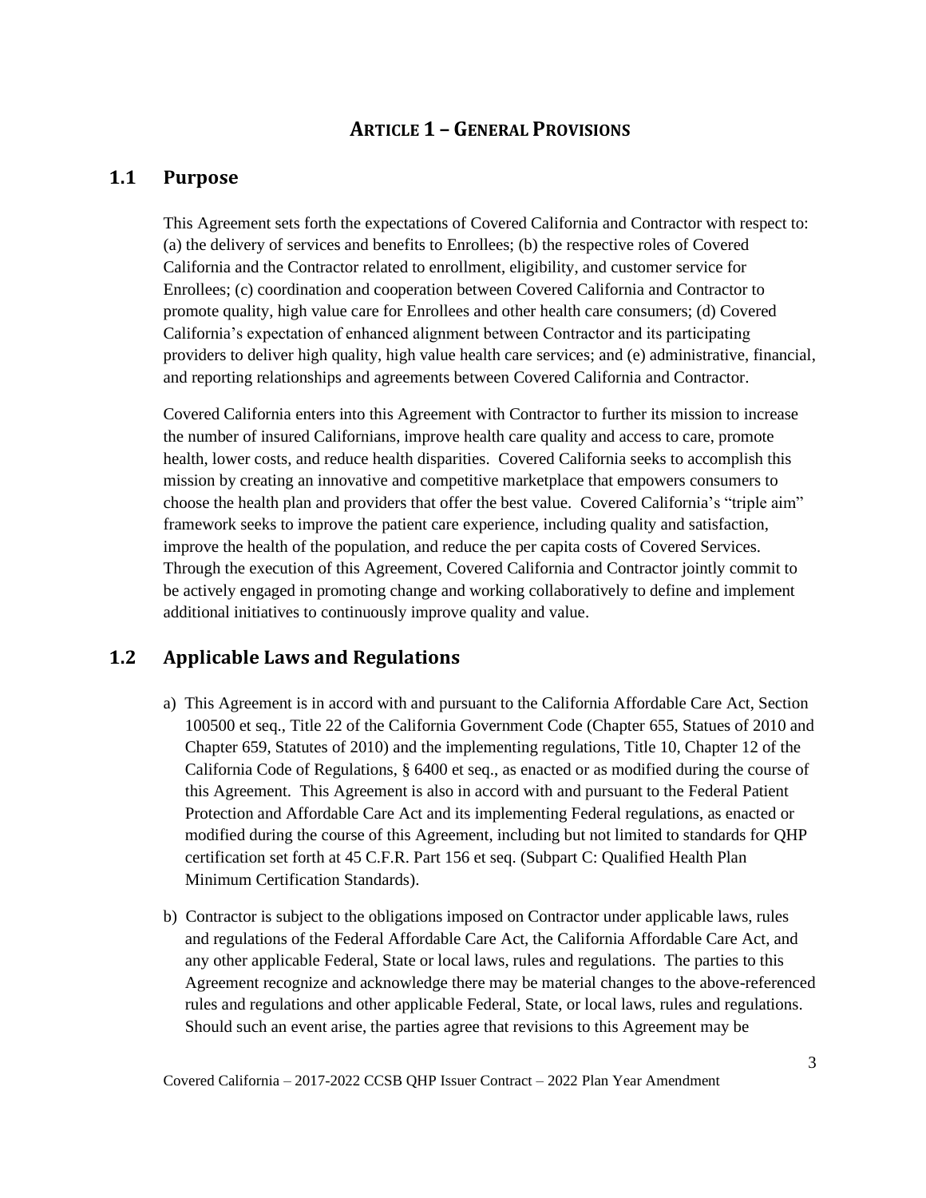# ARTICLE 1 – GENERAL PROVISIONS

## 1.1 Purpose

This Agreement sets forth the expectations of Covered California and Contractor with respect to: (a) the delivery of services and benefits to Enrollees; (b) the respective roles of Covered California and the Contractor related to enrollment, eligibility, and customer service for Enrollees; (c) coordination and cooperation between Covered California and Contractor to promote quality, high value care for Enrollees and other health care consumers; (d) Covered California's expectation of enhanced alignment between Contractor and its participating providers to deliver high quality, high value health care services; and (e) administrative, financial, and reporting relationships and agreements between Covered California and Contractor.

Covered California enters into this Agreement with Contractor to further its mission to increase the number of insured Californians, improve health care quality and access to care, promote health, lower costs, and reduce health disparities. Covered California seeks to accomplish this mission by creating an innovative and competitive marketplace that empowers consumers to choose the health plan and providers that offer the best value. Covered California's "triple aim" framework seeks to improve the patient care experience, including quality and satisfaction, improve the health of the population, and reduce the per capita costs of Covered Services. Through the execution of this Agreement, Covered California and Contractor jointly commit to be actively engaged in promoting change and working collaboratively to define and implement additional initiatives to continuously improve quality and value.

## 1.2 Applicable Laws and Regulations

a) This Agreement is in accord with and pursuant to the California Affordable Care Act, Section 100500 et seq., Title 22 of the California Government Code (Chapter 655, Statues of 2010 and Chapter 659, Statutes of 2010) and the implementing regulations, Title 10, Chapter 12 of the California Code of Regulations, § 6400 et seq., as enacted or as modified during the course of this Agreement. This Agreement is also in accord with and pursuant to the Federal Patient Protection and Affordable Care Act and its implementing Federal regulations, as enacted or modified during the course of this Agreement, including but not limited to standards for QHP certification set forth at 45 C.F.R. Part 156 et seq. (Subpart C: Qualified Health Plan Minimum Certification Standards).

b) Contractor is subject to the obligations imposed on Contractor under applicable laws, rules and regulations of the Federal Affordable Care Act, the California Affordable Care Act, and any other applicable Federal, State or local laws, rules and regulations. The parties to this Agreement recognize and acknowledge there may be material changes to the above-referenced rules and regulations and other applicable Federal, State, or local laws, rules and regulations. Should such an event arise, the parties agree that revisions to this Agreement may be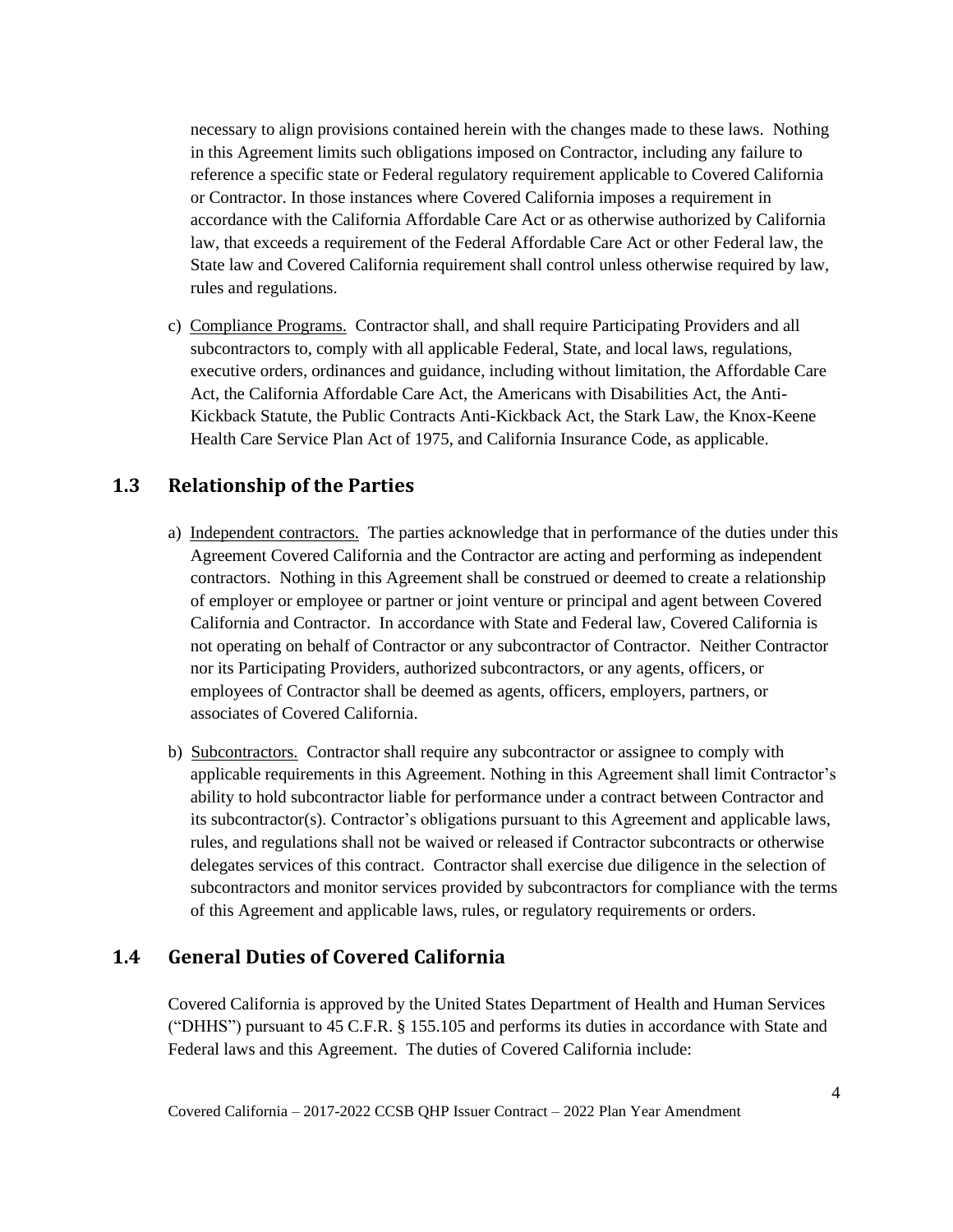necessary to align provisions contained herein with the changes made to these laws. Nothing in this Agreement limits such obligations imposed on Contractor, including any failure to reference a specific state or Federal regulatory requirement applicable to Covered California or Contractor. In those instances where Covered California imposes a requirement in accordance with the California Affordable Care Act or as otherwise authorized by California law, that exceeds a requirement of the Federal Affordable Care Act or other Federal law, the State law and Covered California requirement shall control unless otherwise required by law, rules and regulations.

c) Compliance Programs. Contractor shall, and shall require Participating Providers and all subcontractors to, comply with all applicable Federal, State, and local laws, regulations, executive orders, ordinances and guidance, including without limitation, the Affordable Care Act, the California Affordable Care Act, the Americans with Disabilities Act, the Anti-Kickback Statute, the Public Contracts Anti-Kickback Act, the Stark Law, the Knox-Keene Health Care Service Plan Act of 1975, and California Insurance Code, as applicable.

## 1.3 Relationship of the Parties

a) Independent contractors. The parties acknowledge that in performance of the duties under this Agreement Covered California and the Contractor are acting and performing as independent contractors. Nothing in this Agreement shall be construed or deemed to create a relationship of employer or employee or partner or joint venture or principal and agent between Covered California and Contractor. In accordance with State and Federal law, Covered California is not operating on behalf of Contractor or any subcontractor of Contractor. Neither Contractor nor its Participating Providers, authorized subcontractors, or any agents, officers, or employees of Contractor shall be deemed as agents, officers, employers, partners, or associates of Covered California.

b) Subcontractors. Contractor shall require any subcontractor or assignee to comply with applicable requirements in this Agreement. Nothing in this Agreement shall limit Contractor's ability to hold subcontractor liable for performance under a contract between Contractor and its subcontractor(s). Contractor's obligations pursuant to this Agreement and applicable laws, rules, and regulations shall not be waived or released if Contractor subcontracts or otherwise delegates services of this contract. Contractor shall exercise due diligence in the selection of subcontractors and monitor services provided by subcontractors for compliance with the terms of this Agreement and applicable laws, rules, or regulatory requirements or orders.

## 1.4 General Duties of Covered California

Covered California is approved by the United States Department of Health and Human Services ("DHHS") pursuant to 45 C.F.R. § 155.105 and performs its duties in accordance with State and Federal laws and this Agreement. The duties of Covered California include: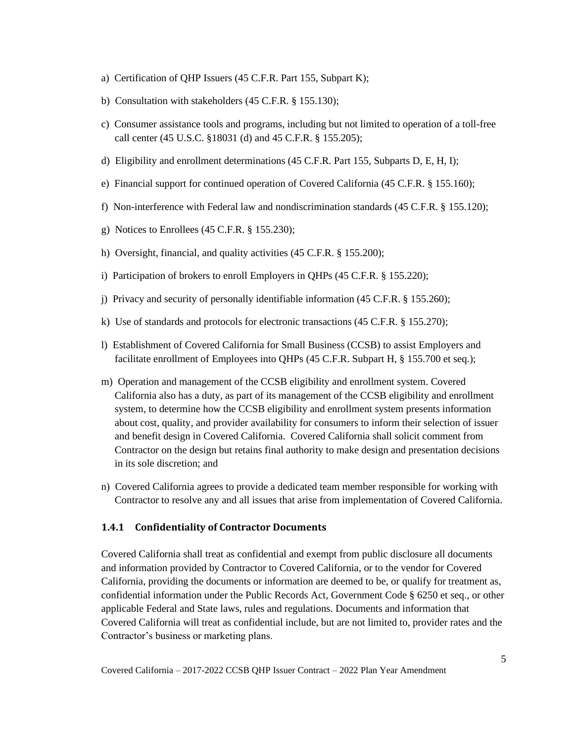a) Certification of QHP Issuers (45 C.F.R. Part 155, Subpart K);

b) Consultation with stakeholders (45 C.F.R. § 155.130);

c) Consumer assistance tools and programs, including but not limited to operation of a toll-free call center (45 U.S.C. §18031 (d) and 45 C.F.R. § 155.205);

d) Eligibility and enrollment determinations (45 C.F.R. Part 155, Subparts D, E, H, I);

e) Financial support for continued operation of Covered California (45 C.F.R. § 155.160);

f) Non-interference with Federal law and nondiscrimination standards (45 C.F.R. § 155.120);

g) Notices to Enrollees (45 C.F.R. § 155.230);

h) Oversight, financial, and quality activities (45 C.F.R. § 155.200);

i) Participation of brokers to enroll Employers in QHPs (45 C.F.R. § 155.220);

j) Privacy and security of personally identifiable information (45 C.F.R. § 155.260);

k) Use of standards and protocols for electronic transactions (45 C.F.R. § 155.270);

l) Establishment of Covered California for Small Business (CCSB) to assist Employers and facilitate enrollment of Employees into QHPs (45 C.F.R. Subpart H, § 155.700 et seq.);

m) Operation and management of the CCSB eligibility and enrollment system. Covered California also has a duty, as part of its management of the CCSB eligibility and enrollment system, to determine how the CCSB eligibility and enrollment system presents information about cost, quality, and provider availability for consumers to inform their selection of issuer and benefit design in Covered California. Covered California shall solicit comment from Contractor on the design but retains final authority to make design and presentation decisions in its sole discretion; and

n) Covered California agrees to provide a dedicated team member responsible for working with Contractor to resolve any and all issues that arise from implementation of Covered California.

### 1.4.1 Confidentiality of Contractor Documents

Covered California shall treat as confidential and exempt from public disclosure all documents and information provided by Contractor to Covered California, or to the vendor for Covered California, providing the documents or information are deemed to be, or qualify for treatment as, confidential information under the Public Records Act, Government Code § 6250 et seq., or other applicable Federal and State laws, rules and regulations. Documents and information that Covered California will treat as confidential include, but are not limited to, provider rates and the Contractor's business or marketing plans.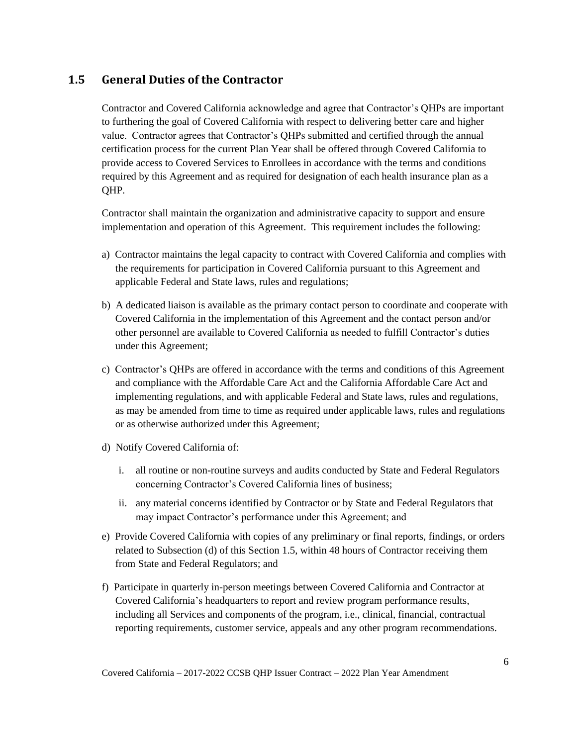## 1.5 General Duties of the Contractor

Contractor and Covered California acknowledge and agree that Contractor's QHPs are important to furthering the goal of Covered California with respect to delivering better care and higher value. Contractor agrees that Contractor's QHPs submitted and certified through the annual certification process for the current Plan Year shall be offered through Covered California to provide access to Covered Services to Enrollees in accordance with the terms and conditions required by this Agreement and as required for designation of each health insurance plan as a QHP.

Contractor shall maintain the organization and administrative capacity to support and ensure implementation and operation of this Agreement. This requirement includes the following:

a) Contractor maintains the legal capacity to contract with Covered California and complies with the requirements for participation in Covered California pursuant to this Agreement and applicable Federal and State laws, rules and regulations;

b) A dedicated liaison is available as the primary contact person to coordinate and cooperate with Covered California in the implementation of this Agreement and the contact person and/or other personnel are available to Covered California as needed to fulfill Contractor's duties under this Agreement;

c) Contractor's QHPs are offered in accordance with the terms and conditions of this Agreement and compliance with the Affordable Care Act and the California Affordable Care Act and implementing regulations, and with applicable Federal and State laws, rules and regulations, as may be amended from time to time as required under applicable laws, rules and regulations or as otherwise authorized under this Agreement;

d) Notify Covered California of:

   i. all routine or non-routine surveys and audits conducted by State and Federal Regulators concerning Contractor's Covered California lines of business;

   ii. any material concerns identified by Contractor or by State and Federal Regulators that may impact Contractor's performance under this Agreement; and

e) Provide Covered California with copies of any preliminary or final reports, findings, or orders related to Subsection (d) of this Section 1.5, within 48 hours of Contractor receiving them from State and Federal Regulators; and

f) Participate in quarterly in-person meetings between Covered California and Contractor at Covered California's headquarters to report and review program performance results, including all Services and components of the program, i.e., clinical, financial, contractual reporting requirements, customer service, appeals and any other program recommendations.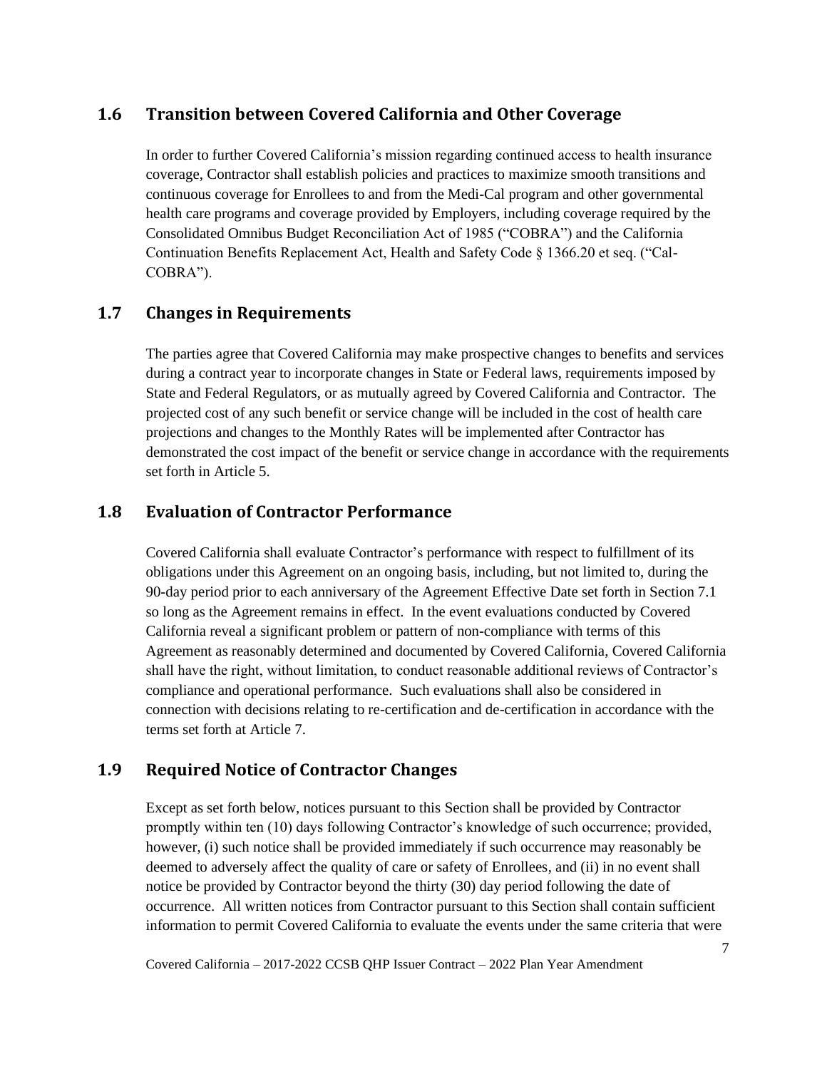## 1.6 Transition between Covered California and Other Coverage

In order to further Covered California's mission regarding continued access to health insurance coverage, Contractor shall establish policies and practices to maximize smooth transitions and continuous coverage for Enrollees to and from the Medi-Cal program and other governmental health care programs and coverage provided by Employers, including coverage required by the Consolidated Omnibus Budget Reconciliation Act of 1985 ("COBRA") and the California Continuation Benefits Replacement Act, Health and Safety Code § 1366.20 et seq. ("Cal-COBRA").

## 1.7 Changes in Requirements

The parties agree that Covered California may make prospective changes to benefits and services during a contract year to incorporate changes in State or Federal laws, requirements imposed by State and Federal Regulators, or as mutually agreed by Covered California and Contractor. The projected cost of any such benefit or service change will be included in the cost of health care projections and changes to the Monthly Rates will be implemented after Contractor has demonstrated the cost impact of the benefit or service change in accordance with the requirements set forth in Article 5.

## 1.8 Evaluation of Contractor Performance

Covered California shall evaluate Contractor's performance with respect to fulfillment of its obligations under this Agreement on an ongoing basis, including, but not limited to, during the 90-day period prior to each anniversary of the Agreement Effective Date set forth in Section 7.1 so long as the Agreement remains in effect. In the event evaluations conducted by Covered California reveal a significant problem or pattern of non-compliance with terms of this Agreement as reasonably determined and documented by Covered California, Covered California shall have the right, without limitation, to conduct reasonable additional reviews of Contractor's compliance and operational performance. Such evaluations shall also be considered in connection with decisions relating to re-certification and de-certification in accordance with the terms set forth at Article 7.

## 1.9 Required Notice of Contractor Changes

Except as set forth below, notices pursuant to this Section shall be provided by Contractor promptly within ten (10) days following Contractor's knowledge of such occurrence; provided, however, (i) such notice shall be provided immediately if such occurrence may reasonably be deemed to adversely affect the quality of care or safety of Enrollees, and (ii) in no event shall notice be provided by Contractor beyond the thirty (30) day period following the date of occurrence. All written notices from Contractor pursuant to this Section shall contain sufficient information to permit Covered California to evaluate the events under the same criteria that were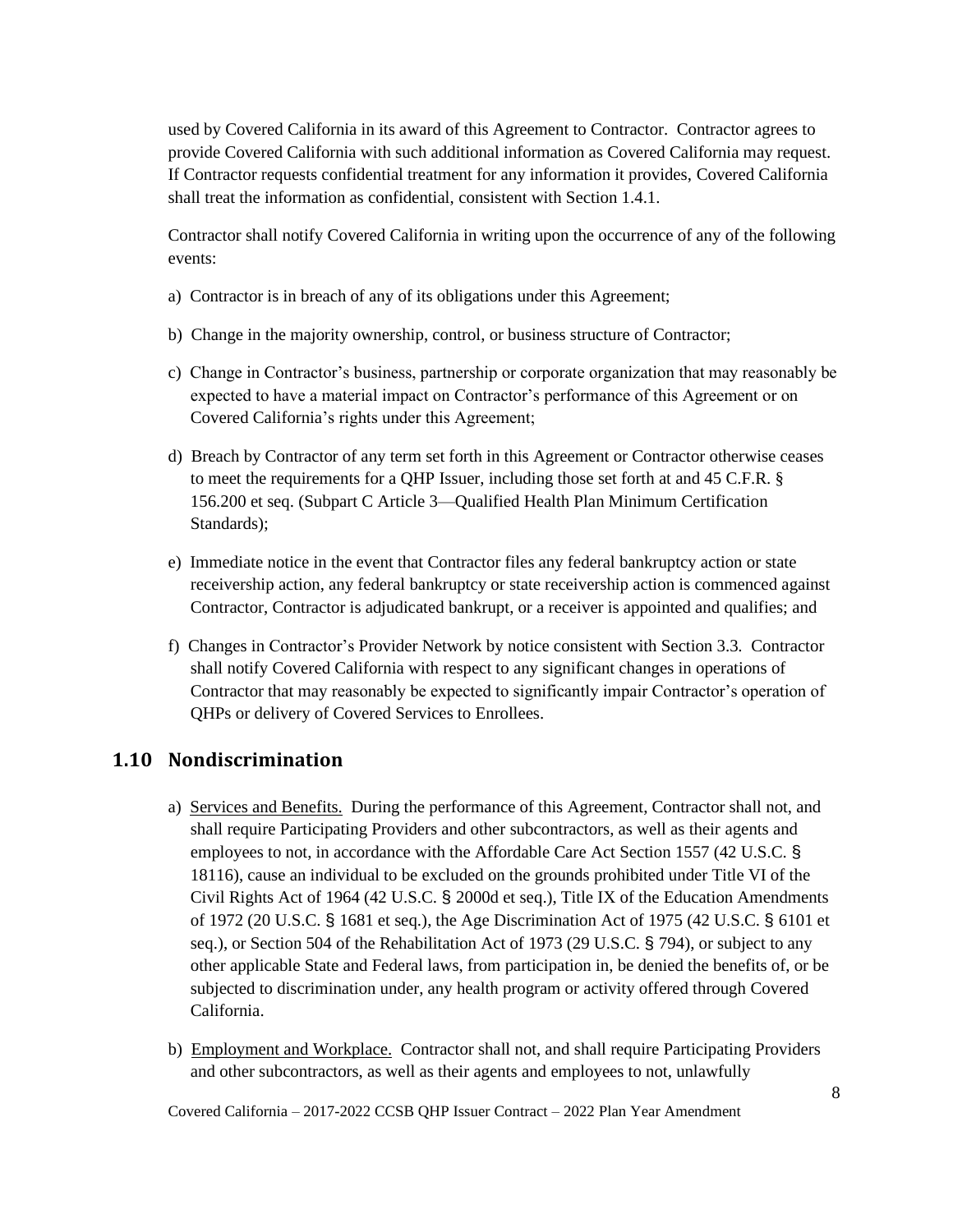used by Covered California in its award of this Agreement to Contractor. Contractor agrees to provide Covered California with such additional information as Covered California may request. If Contractor requests confidential treatment for any information it provides, Covered California shall treat the information as confidential, consistent with Section 1.4.1.

Contractor shall notify Covered California in writing upon the occurrence of any of the following events:

a) Contractor is in breach of any of its obligations under this Agreement;

b) Change in the majority ownership, control, or business structure of Contractor;

c) Change in Contractor's business, partnership or corporate organization that may reasonably be expected to have a material impact on Contractor's performance of this Agreement or on Covered California's rights under this Agreement;

d) Breach by Contractor of any term set forth in this Agreement or Contractor otherwise ceases to meet the requirements for a QHP Issuer, including those set forth at and 45 C.F.R. § 156.200 et seq. (Subpart C Article 3—Qualified Health Plan Minimum Certification Standards);

e) Immediate notice in the event that Contractor files any federal bankruptcy action or state receivership action, any federal bankruptcy or state receivership action is commenced against Contractor, Contractor is adjudicated bankrupt, or a receiver is appointed and qualifies; and

f) Changes in Contractor's Provider Network by notice consistent with Section 3.3. Contractor shall notify Covered California with respect to any significant changes in operations of Contractor that may reasonably be expected to significantly impair Contractor's operation of QHPs or delivery of Covered Services to Enrollees.

## 1.10 Nondiscrimination

a) Services and Benefits. During the performance of this Agreement, Contractor shall not, and shall require Participating Providers and other subcontractors, as well as their agents and employees to not, in accordance with the Affordable Care Act Section 1557 (42 U.S.C. § 18116), cause an individual to be excluded on the grounds prohibited under Title VI of the Civil Rights Act of 1964 (42 U.S.C. § 2000d et seq.), Title IX of the Education Amendments of 1972 (20 U.S.C. § 1681 et seq.), the Age Discrimination Act of 1975 (42 U.S.C. § 6101 et seq.), or Section 504 of the Rehabilitation Act of 1973 (29 U.S.C. § 794), or subject to any other applicable State and Federal laws, from participation in, be denied the benefits of, or be subjected to discrimination under, any health program or activity offered through Covered California.

b) Employment and Workplace. Contractor shall not, and shall require Participating Providers and other subcontractors, as well as their agents and employees to not, unlawfully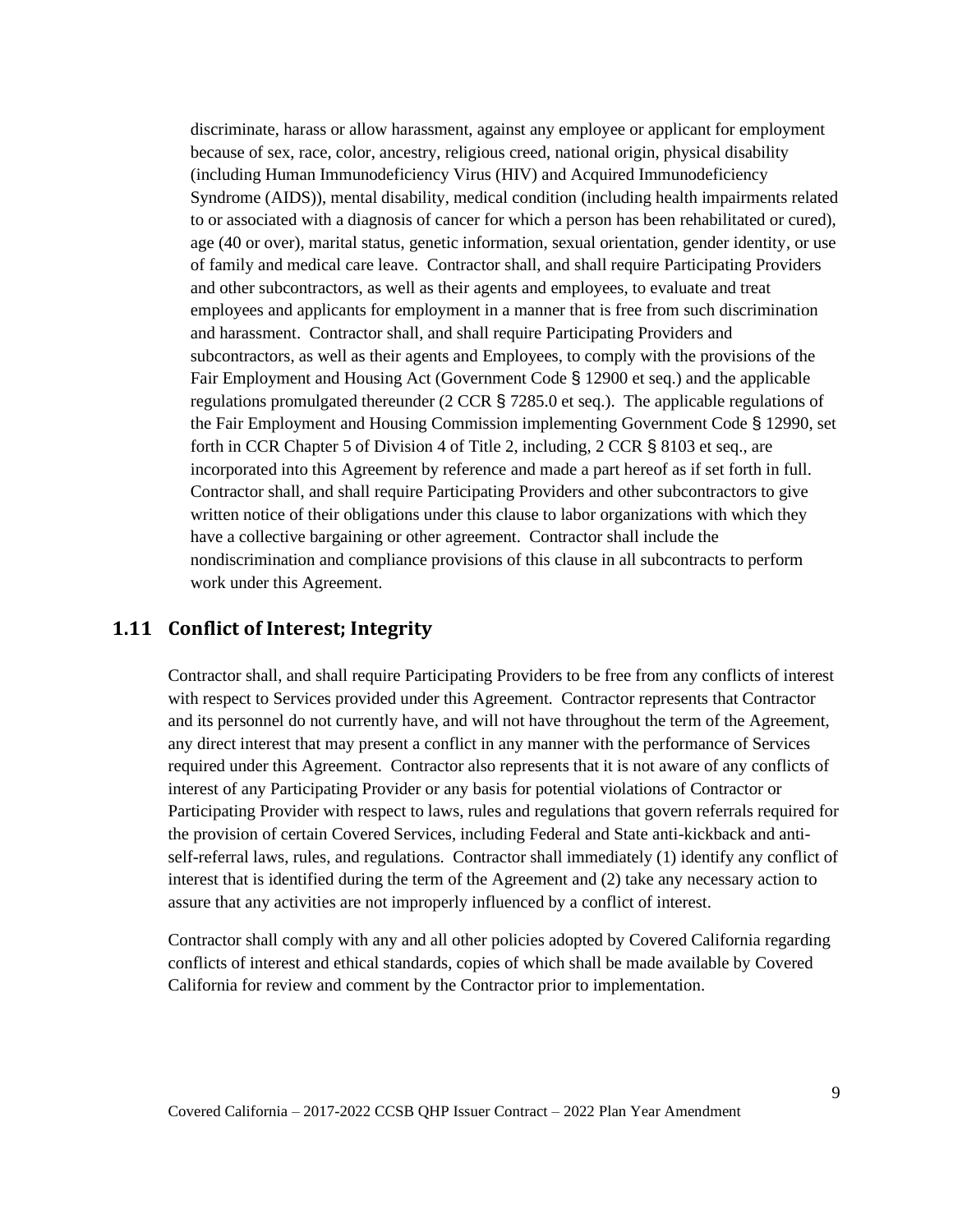discriminate, harass or allow harassment, against any employee or applicant for employment because of sex, race, color, ancestry, religious creed, national origin, physical disability (including Human Immunodeficiency Virus (HIV) and Acquired Immunodeficiency Syndrome (AIDS)), mental disability, medical condition (including health impairments related to or associated with a diagnosis of cancer for which a person has been rehabilitated or cured), age (40 or over), marital status, genetic information, sexual orientation, gender identity, or use of family and medical care leave. Contractor shall, and shall require Participating Providers and other subcontractors, as well as their agents and employees, to evaluate and treat employees and applicants for employment in a manner that is free from such discrimination and harassment. Contractor shall, and shall require Participating Providers and subcontractors, as well as their agents and Employees, to comply with the provisions of the Fair Employment and Housing Act (Government Code § 12900 et seq.) and the applicable regulations promulgated thereunder (2 CCR § 7285.0 et seq.). The applicable regulations of the Fair Employment and Housing Commission implementing Government Code § 12990, set forth in CCR Chapter 5 of Division 4 of Title 2, including, 2 CCR § 8103 et seq., are incorporated into this Agreement by reference and made a part hereof as if set forth in full. Contractor shall, and shall require Participating Providers and other subcontractors to give written notice of their obligations under this clause to labor organizations with which they have a collective bargaining or other agreement. Contractor shall include the nondiscrimination and compliance provisions of this clause in all subcontracts to perform work under this Agreement.

## 1.11 Conflict of Interest; Integrity

Contractor shall, and shall require Participating Providers to be free from any conflicts of interest with respect to Services provided under this Agreement. Contractor represents that Contractor and its personnel do not currently have, and will not have throughout the term of the Agreement, any direct interest that may present a conflict in any manner with the performance of Services required under this Agreement. Contractor also represents that it is not aware of any conflicts of interest of any Participating Provider or any basis for potential violations of Contractor or Participating Provider with respect to laws, rules and regulations that govern referrals required for the provision of certain Covered Services, including Federal and State anti-kickback and anti-self-referral laws, rules, and regulations. Contractor shall immediately (1) identify any conflict of interest that is identified during the term of the Agreement and (2) take any necessary action to assure that any activities are not improperly influenced by a conflict of interest.

Contractor shall comply with any and all other policies adopted by Covered California regarding conflicts of interest and ethical standards, copies of which shall be made available by Covered California for review and comment by the Contractor prior to implementation.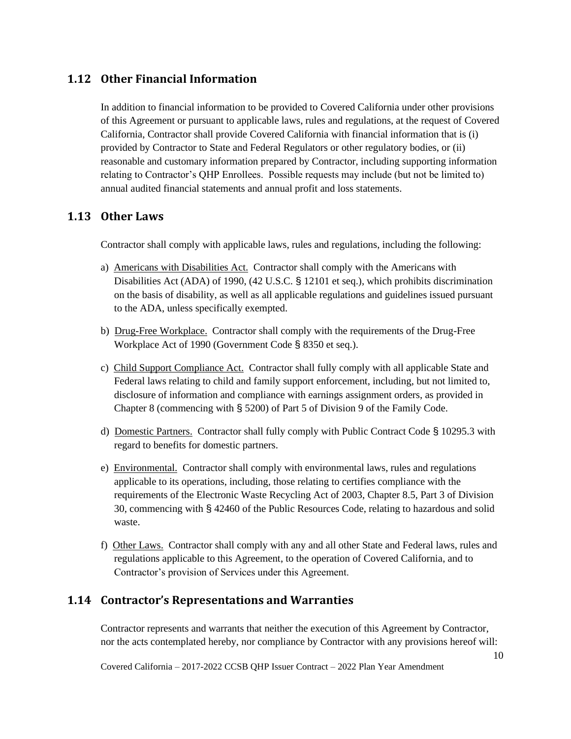## 1.12 Other Financial Information

In addition to financial information to be provided to Covered California under other provisions of this Agreement or pursuant to applicable laws, rules and regulations, at the request of Covered California, Contractor shall provide Covered California with financial information that is (i) provided by Contractor to State and Federal Regulators or other regulatory bodies, or (ii) reasonable and customary information prepared by Contractor, including supporting information relating to Contractor's QHP Enrollees. Possible requests may include (but not be limited to) annual audited financial statements and annual profit and loss statements.

## 1.13 Other Laws

Contractor shall comply with applicable laws, rules and regulations, including the following:

a) Americans with Disabilities Act. Contractor shall comply with the Americans with Disabilities Act (ADA) of 1990, (42 U.S.C. § 12101 et seq.), which prohibits discrimination on the basis of disability, as well as all applicable regulations and guidelines issued pursuant to the ADA, unless specifically exempted.

b) Drug-Free Workplace. Contractor shall comply with the requirements of the Drug-Free Workplace Act of 1990 (Government Code § 8350 et seq.).

c) Child Support Compliance Act. Contractor shall fully comply with all applicable State and Federal laws relating to child and family support enforcement, including, but not limited to, disclosure of information and compliance with earnings assignment orders, as provided in Chapter 8 (commencing with § 5200) of Part 5 of Division 9 of the Family Code.

d) Domestic Partners. Contractor shall fully comply with Public Contract Code § 10295.3 with regard to benefits for domestic partners.

e) Environmental. Contractor shall comply with environmental laws, rules and regulations applicable to its operations, including, those relating to certifies compliance with the requirements of the Electronic Waste Recycling Act of 2003, Chapter 8.5, Part 3 of Division 30, commencing with § 42460 of the Public Resources Code, relating to hazardous and solid waste.

f) Other Laws. Contractor shall comply with any and all other State and Federal laws, rules and regulations applicable to this Agreement, to the operation of Covered California, and to Contractor's provision of Services under this Agreement.

## 1.14 Contractor's Representations and Warranties

Contractor represents and warrants that neither the execution of this Agreement by Contractor, nor the acts contemplated hereby, nor compliance by Contractor with any provisions hereof will: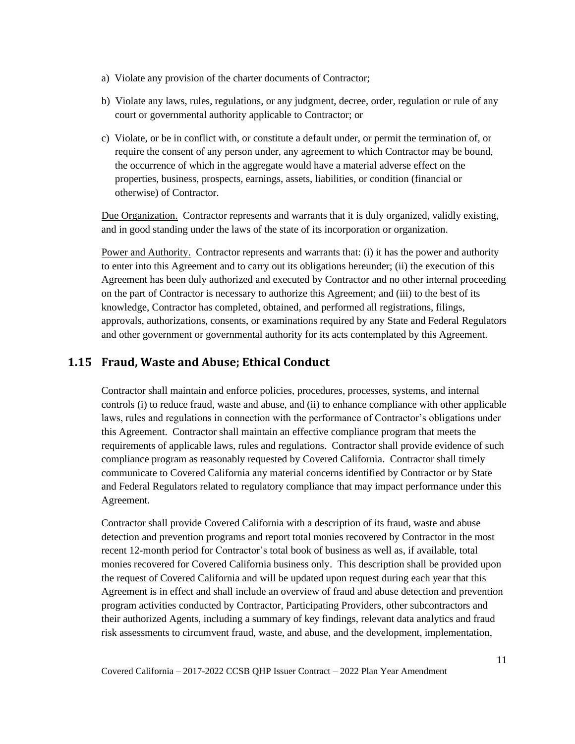a) Violate any provision of the charter documents of Contractor;

b) Violate any laws, rules, regulations, or any judgment, decree, order, regulation or rule of any court or governmental authority applicable to Contractor; or

c) Violate, or be in conflict with, or constitute a default under, or permit the termination of, or require the consent of any person under, any agreement to which Contractor may be bound, the occurrence of which in the aggregate would have a material adverse effect on the properties, business, prospects, earnings, assets, liabilities, or condition (financial or otherwise) of Contractor.

Due Organization. Contractor represents and warrants that it is duly organized, validly existing, and in good standing under the laws of the state of its incorporation or organization.

Power and Authority. Contractor represents and warrants that: (i) it has the power and authority to enter into this Agreement and to carry out its obligations hereunder; (ii) the execution of this Agreement has been duly authorized and executed by Contractor and no other internal proceeding on the part of Contractor is necessary to authorize this Agreement; and (iii) to the best of its knowledge, Contractor has completed, obtained, and performed all registrations, filings, approvals, authorizations, consents, or examinations required by any State and Federal Regulators and other government or governmental authority for its acts contemplated by this Agreement.

## 1.15 Fraud, Waste and Abuse; Ethical Conduct

Contractor shall maintain and enforce policies, procedures, processes, systems, and internal controls (i) to reduce fraud, waste and abuse, and (ii) to enhance compliance with other applicable laws, rules and regulations in connection with the performance of Contractor's obligations under this Agreement. Contractor shall maintain an effective compliance program that meets the requirements of applicable laws, rules and regulations. Contractor shall provide evidence of such compliance program as reasonably requested by Covered California. Contractor shall timely communicate to Covered California any material concerns identified by Contractor or by State and Federal Regulators related to regulatory compliance that may impact performance under this Agreement.

Contractor shall provide Covered California with a description of its fraud, waste and abuse detection and prevention programs and report total monies recovered by Contractor in the most recent 12-month period for Contractor's total book of business as well as, if available, total monies recovered for Covered California business only. This description shall be provided upon the request of Covered California and will be updated upon request during each year that this Agreement is in effect and shall include an overview of fraud and abuse detection and prevention program activities conducted by Contractor, Participating Providers, other subcontractors and their authorized Agents, including a summary of key findings, relevant data analytics and fraud risk assessments to circumvent fraud, waste, and abuse, and the development, implementation,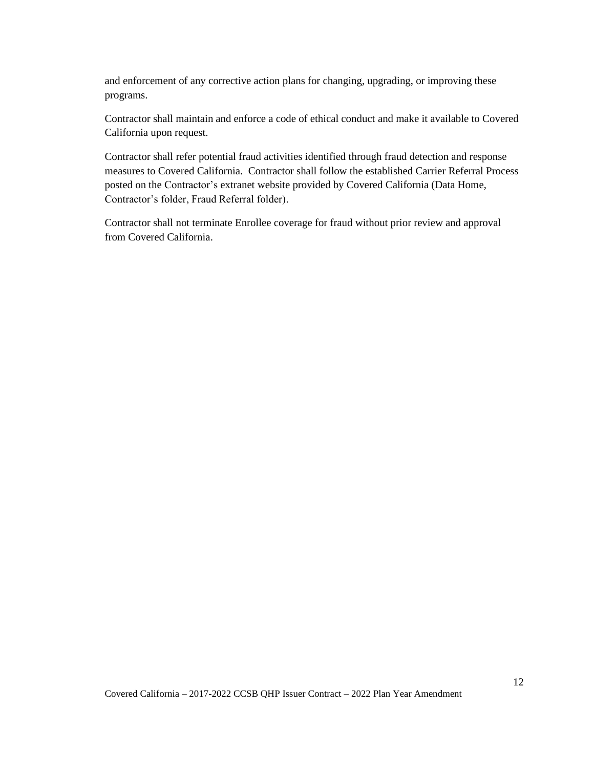and enforcement of any corrective action plans for changing, upgrading, or improving these programs.

Contractor shall maintain and enforce a code of ethical conduct and make it available to Covered California upon request.

Contractor shall refer potential fraud activities identified through fraud detection and response measures to Covered California. Contractor shall follow the established Carrier Referral Process posted on the Contractor's extranet website provided by Covered California (Data Home, Contractor's folder, Fraud Referral folder).

Contractor shall not terminate Enrollee coverage for fraud without prior review and approval from Covered California.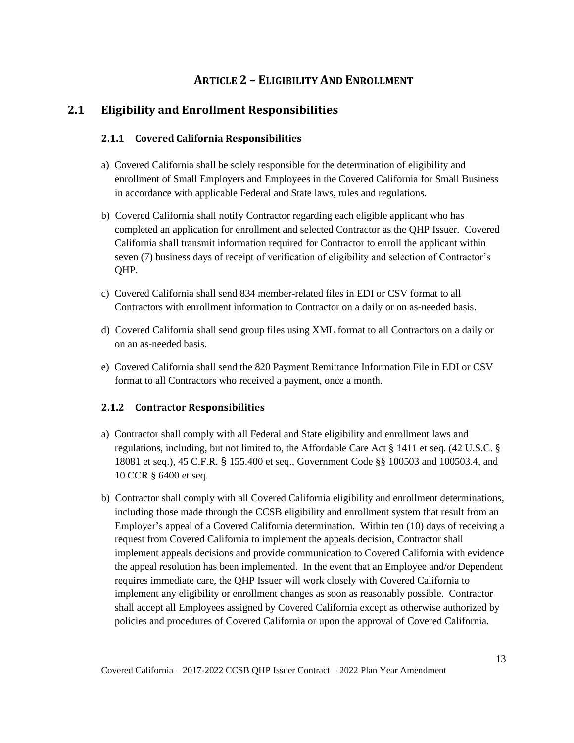# Article 2 – Eligibility And Enrollment

## 2.1 Eligibility and Enrollment Responsibilities

### 2.1.1 Covered California Responsibilities

a) Covered California shall be solely responsible for the determination of eligibility and enrollment of Small Employers and Employees in the Covered California for Small Business in accordance with applicable Federal and State laws, rules and regulations.

b) Covered California shall notify Contractor regarding each eligible applicant who has completed an application for enrollment and selected Contractor as the QHP Issuer. Covered California shall transmit information required for Contractor to enroll the applicant within seven (7) business days of receipt of verification of eligibility and selection of Contractor's QHP.

c) Covered California shall send 834 member-related files in EDI or CSV format to all Contractors with enrollment information to Contractor on a daily or on as-needed basis.

d) Covered California shall send group files using XML format to all Contractors on a daily or on an as-needed basis.

e) Covered California shall send the 820 Payment Remittance Information File in EDI or CSV format to all Contractors who received a payment, once a month.

### 2.1.2 Contractor Responsibilities

a) Contractor shall comply with all Federal and State eligibility and enrollment laws and regulations, including, but not limited to, the Affordable Care Act § 1411 et seq. (42 U.S.C. § 18081 et seq.), 45 C.F.R. § 155.400 et seq., Government Code §§ 100503 and 100503.4, and 10 CCR § 6400 et seq.

b) Contractor shall comply with all Covered California eligibility and enrollment determinations, including those made through the CCSB eligibility and enrollment system that result from an Employer's appeal of a Covered California determination. Within ten (10) days of receiving a request from Covered California to implement the appeals decision, Contractor shall implement appeals decisions and provide communication to Covered California with evidence the appeal resolution has been implemented. In the event that an Employee and/or Dependent requires immediate care, the QHP Issuer will work closely with Covered California to implement any eligibility or enrollment changes as soon as reasonably possible. Contractor shall accept all Employees assigned by Covered California except as otherwise authorized by policies and procedures of Covered California or upon the approval of Covered California.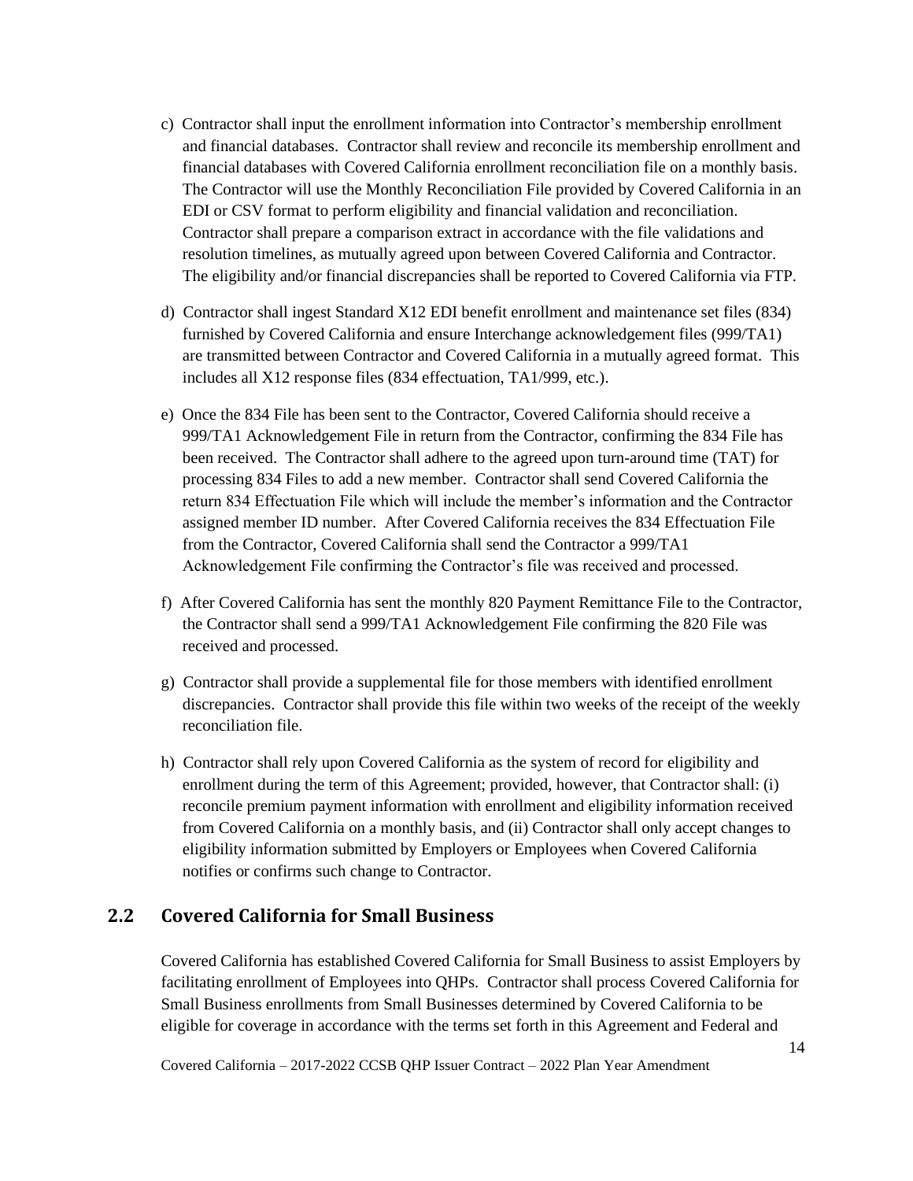c) Contractor shall input the enrollment information into Contractor's membership enrollment and financial databases. Contractor shall review and reconcile its membership enrollment and financial databases with Covered California enrollment reconciliation file on a monthly basis. The Contractor will use the Monthly Reconciliation File provided by Covered California in an EDI or CSV format to perform eligibility and financial validation and reconciliation. Contractor shall prepare a comparison extract in accordance with the file validations and resolution timelines, as mutually agreed upon between Covered California and Contractor. The eligibility and/or financial discrepancies shall be reported to Covered California via FTP.

d) Contractor shall ingest Standard X12 EDI benefit enrollment and maintenance set files (834) furnished by Covered California and ensure Interchange acknowledgement files (999/TA1) are transmitted between Contractor and Covered California in a mutually agreed format. This includes all X12 response files (834 effectuation, TA1/999, etc.).

e) Once the 834 File has been sent to the Contractor, Covered California should receive a 999/TA1 Acknowledgement File in return from the Contractor, confirming the 834 File has been received. The Contractor shall adhere to the agreed upon turn-around time (TAT) for processing 834 Files to add a new member. Contractor shall send Covered California the return 834 Effectuation File which will include the member's information and the Contractor assigned member ID number. After Covered California receives the 834 Effectuation File from the Contractor, Covered California shall send the Contractor a 999/TA1 Acknowledgement File confirming the Contractor's file was received and processed.

f) After Covered California has sent the monthly 820 Payment Remittance File to the Contractor, the Contractor shall send a 999/TA1 Acknowledgement File confirming the 820 File was received and processed.

g) Contractor shall provide a supplemental file for those members with identified enrollment discrepancies. Contractor shall provide this file within two weeks of the receipt of the weekly reconciliation file.

h) Contractor shall rely upon Covered California as the system of record for eligibility and enrollment during the term of this Agreement; provided, however, that Contractor shall: (i) reconcile premium payment information with enrollment and eligibility information received from Covered California on a monthly basis, and (ii) Contractor shall only accept changes to eligibility information submitted by Employers or Employees when Covered California notifies or confirms such change to Contractor.

## 2.2 Covered California for Small Business

Covered California has established Covered California for Small Business to assist Employers by facilitating enrollment of Employees into QHPs. Contractor shall process Covered California for Small Business enrollments from Small Businesses determined by Covered California to be eligible for coverage in accordance with the terms set forth in this Agreement and Federal and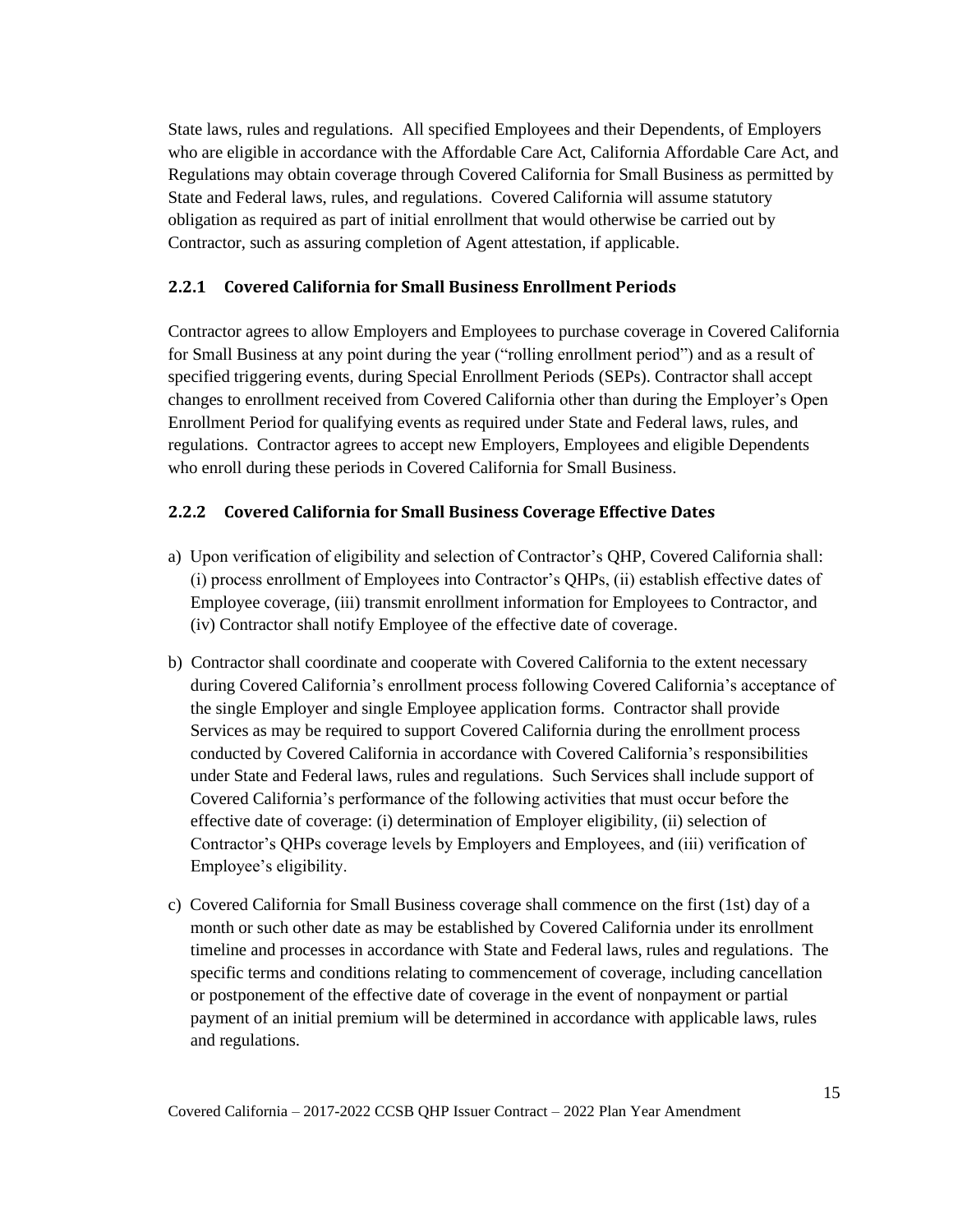State laws, rules and regulations. All specified Employees and their Dependents, of Employers who are eligible in accordance with the Affordable Care Act, California Affordable Care Act, and Regulations may obtain coverage through Covered California for Small Business as permitted by State and Federal laws, rules, and regulations. Covered California will assume statutory obligation as required as part of initial enrollment that would otherwise be carried out by Contractor, such as assuring completion of Agent attestation, if applicable.

### 2.2.1 Covered California for Small Business Enrollment Periods

Contractor agrees to allow Employers and Employees to purchase coverage in Covered California for Small Business at any point during the year ("rolling enrollment period") and as a result of specified triggering events, during Special Enrollment Periods (SEPs). Contractor shall accept changes to enrollment received from Covered California other than during the Employer's Open Enrollment Period for qualifying events as required under State and Federal laws, rules, and regulations. Contractor agrees to accept new Employers, Employees and eligible Dependents who enroll during these periods in Covered California for Small Business.

### 2.2.2 Covered California for Small Business Coverage Effective Dates

a) Upon verification of eligibility and selection of Contractor's QHP, Covered California shall: (i) process enrollment of Employees into Contractor's QHPs, (ii) establish effective dates of Employee coverage, (iii) transmit enrollment information for Employees to Contractor, and (iv) Contractor shall notify Employee of the effective date of coverage.

b) Contractor shall coordinate and cooperate with Covered California to the extent necessary during Covered California's enrollment process following Covered California's acceptance of the single Employer and single Employee application forms. Contractor shall provide Services as may be required to support Covered California during the enrollment process conducted by Covered California in accordance with Covered California's responsibilities under State and Federal laws, rules and regulations. Such Services shall include support of Covered California's performance of the following activities that must occur before the effective date of coverage: (i) determination of Employer eligibility, (ii) selection of Contractor's QHPs coverage levels by Employers and Employees, and (iii) verification of Employee's eligibility.

c) Covered California for Small Business coverage shall commence on the first (1st) day of a month or such other date as may be established by Covered California under its enrollment timeline and processes in accordance with State and Federal laws, rules and regulations. The specific terms and conditions relating to commencement of coverage, including cancellation or postponement of the effective date of coverage in the event of nonpayment or partial payment of an initial premium will be determined in accordance with applicable laws, rules and regulations.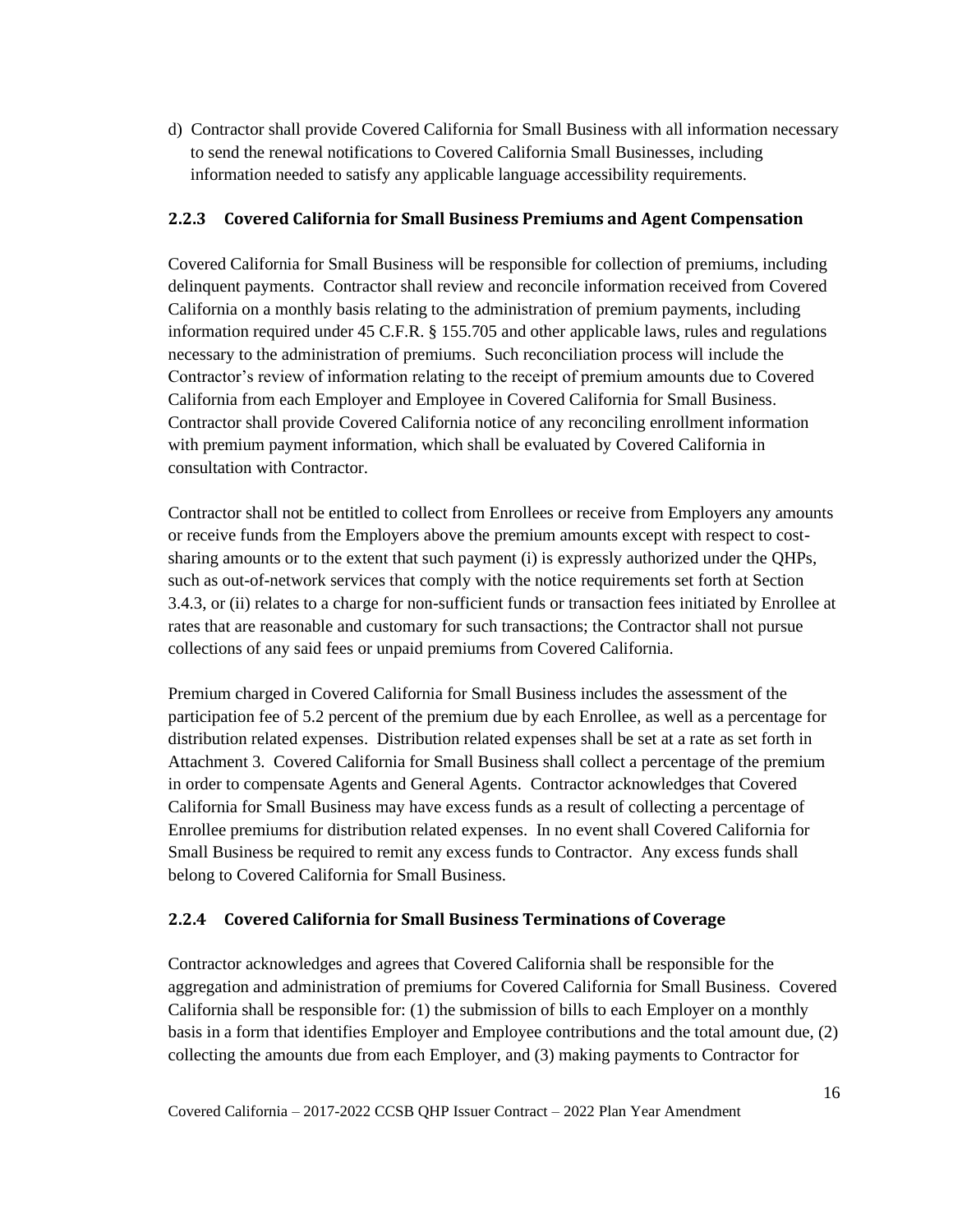d) Contractor shall provide Covered California for Small Business with all information necessary to send the renewal notifications to Covered California Small Businesses, including information needed to satisfy any applicable language accessibility requirements.

### 2.2.3 Covered California for Small Business Premiums and Agent Compensation

Covered California for Small Business will be responsible for collection of premiums, including delinquent payments. Contractor shall review and reconcile information received from Covered California on a monthly basis relating to the administration of premium payments, including information required under 45 C.F.R. § 155.705 and other applicable laws, rules and regulations necessary to the administration of premiums. Such reconciliation process will include the Contractor's review of information relating to the receipt of premium amounts due to Covered California from each Employer and Employee in Covered California for Small Business. Contractor shall provide Covered California notice of any reconciling enrollment information with premium payment information, which shall be evaluated by Covered California in consultation with Contractor.

Contractor shall not be entitled to collect from Enrollees or receive from Employers any amounts or receive funds from the Employers above the premium amounts except with respect to cost-sharing amounts or to the extent that such payment (i) is expressly authorized under the QHPs, such as out-of-network services that comply with the notice requirements set forth at Section 3.4.3, or (ii) relates to a charge for non-sufficient funds or transaction fees initiated by Enrollee at rates that are reasonable and customary for such transactions; the Contractor shall not pursue collections of any said fees or unpaid premiums from Covered California.

Premium charged in Covered California for Small Business includes the assessment of the participation fee of 5.2 percent of the premium due by each Enrollee, as well as a percentage for distribution related expenses. Distribution related expenses shall be set at a rate as set forth in Attachment 3. Covered California for Small Business shall collect a percentage of the premium in order to compensate Agents and General Agents. Contractor acknowledges that Covered California for Small Business may have excess funds as a result of collecting a percentage of Enrollee premiums for distribution related expenses. In no event shall Covered California for Small Business be required to remit any excess funds to Contractor. Any excess funds shall belong to Covered California for Small Business.

### 2.2.4 Covered California for Small Business Terminations of Coverage

Contractor acknowledges and agrees that Covered California shall be responsible for the aggregation and administration of premiums for Covered California for Small Business. Covered California shall be responsible for: (1) the submission of bills to each Employer on a monthly basis in a form that identifies Employer and Employee contributions and the total amount due, (2) collecting the amounts due from each Employer, and (3) making payments to Contractor for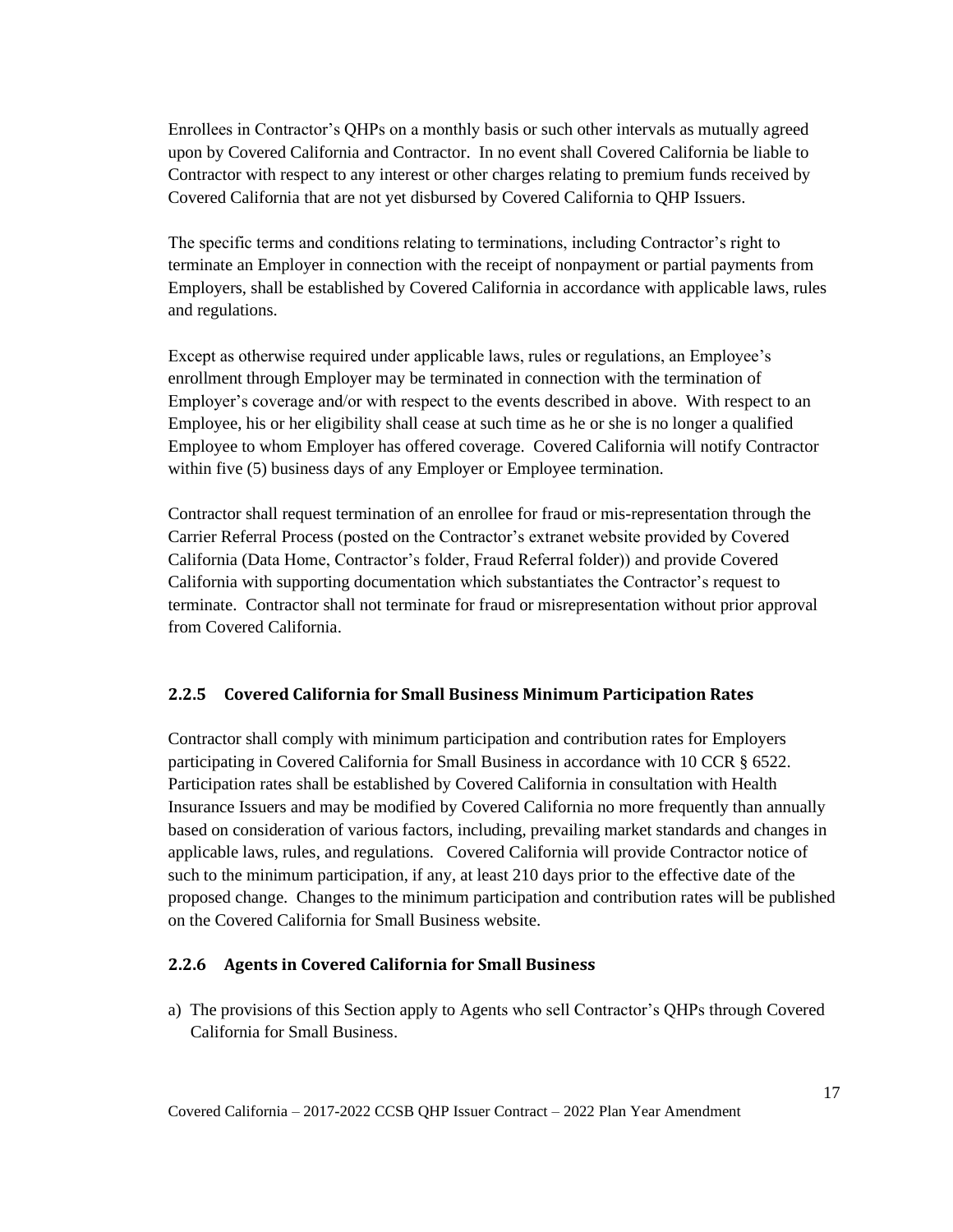Enrollees in Contractor's QHPs on a monthly basis or such other intervals as mutually agreed upon by Covered California and Contractor. In no event shall Covered California be liable to Contractor with respect to any interest or other charges relating to premium funds received by Covered California that are not yet disbursed by Covered California to QHP Issuers.

The specific terms and conditions relating to terminations, including Contractor's right to terminate an Employer in connection with the receipt of nonpayment or partial payments from Employers, shall be established by Covered California in accordance with applicable laws, rules and regulations.

Except as otherwise required under applicable laws, rules or regulations, an Employee's enrollment through Employer may be terminated in connection with the termination of Employer's coverage and/or with respect to the events described in above. With respect to an Employee, his or her eligibility shall cease at such time as he or she is no longer a qualified Employee to whom Employer has offered coverage. Covered California will notify Contractor within five (5) business days of any Employer or Employee termination.

Contractor shall request termination of an enrollee for fraud or mis-representation through the Carrier Referral Process (posted on the Contractor's extranet website provided by Covered California (Data Home, Contractor's folder, Fraud Referral folder)) and provide Covered California with supporting documentation which substantiates the Contractor's request to terminate. Contractor shall not terminate for fraud or misrepresentation without prior approval from Covered California.

### 2.2.5 Covered California for Small Business Minimum Participation Rates

Contractor shall comply with minimum participation and contribution rates for Employers participating in Covered California for Small Business in accordance with 10 CCR § 6522. Participation rates shall be established by Covered California in consultation with Health Insurance Issuers and may be modified by Covered California no more frequently than annually based on consideration of various factors, including, prevailing market standards and changes in applicable laws, rules, and regulations. Covered California will provide Contractor notice of such to the minimum participation, if any, at least 210 days prior to the effective date of the proposed change. Changes to the minimum participation and contribution rates will be published on the Covered California for Small Business website.

### 2.2.6 Agents in Covered California for Small Business

a) The provisions of this Section apply to Agents who sell Contractor's QHPs through Covered California for Small Business.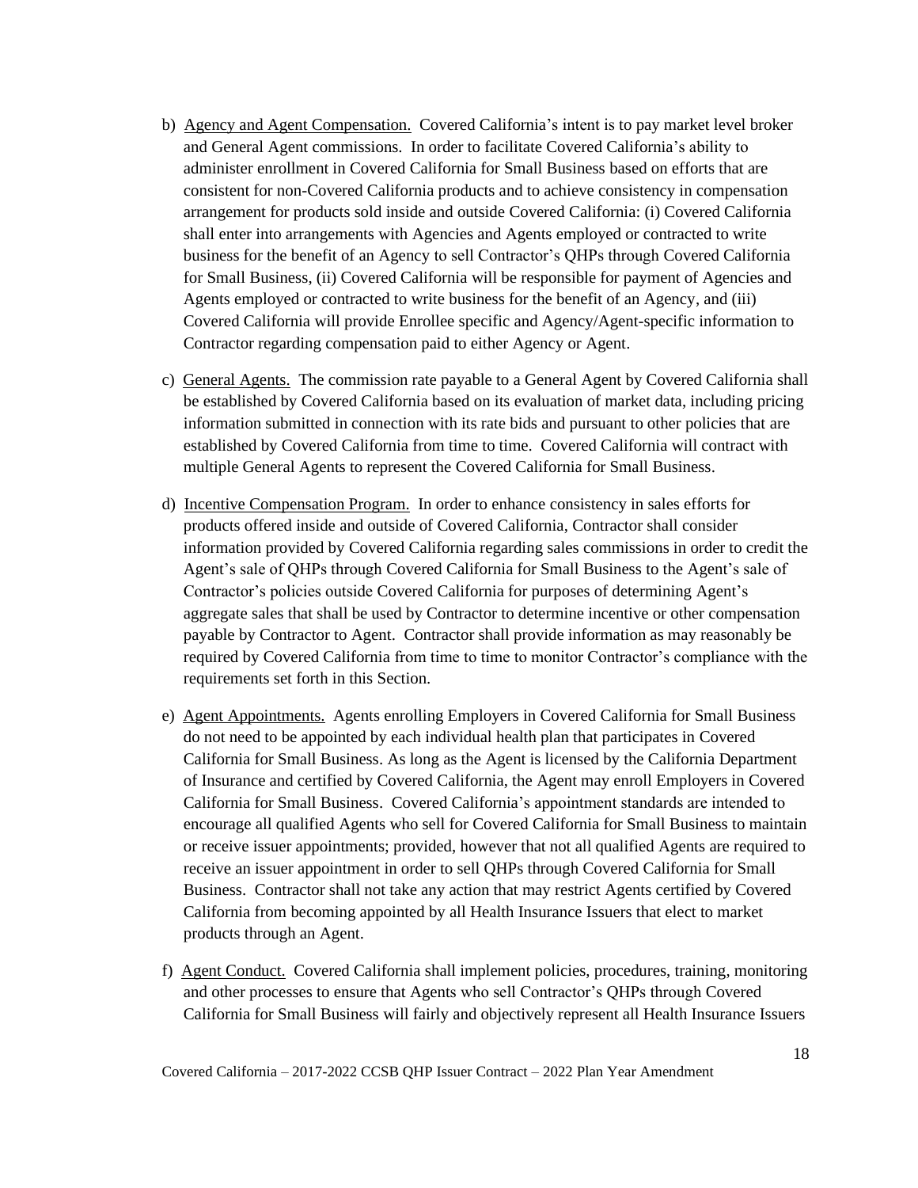b) <u>Agency and Agent Compensation.</u> Covered California's intent is to pay market level broker and General Agent commissions. In order to facilitate Covered California's ability to administer enrollment in Covered California for Small Business based on efforts that are consistent for non-Covered California products and to achieve consistency in compensation arrangement for products sold inside and outside Covered California: (i) Covered California shall enter into arrangements with Agencies and Agents employed or contracted to write business for the benefit of an Agency to sell Contractor's QHPs through Covered California for Small Business, (ii) Covered California will be responsible for payment of Agencies and Agents employed or contracted to write business for the benefit of an Agency, and (iii) Covered California will provide Enrollee specific and Agency/Agent-specific information to Contractor regarding compensation paid to either Agency or Agent.

c) <u>General Agents.</u> The commission rate payable to a General Agent by Covered California shall be established by Covered California based on its evaluation of market data, including pricing information submitted in connection with its rate bids and pursuant to other policies that are established by Covered California from time to time. Covered California will contract with multiple General Agents to represent the Covered California for Small Business.

d) <u>Incentive Compensation Program.</u> In order to enhance consistency in sales efforts for products offered inside and outside of Covered California, Contractor shall consider information provided by Covered California regarding sales commissions in order to credit the Agent's sale of QHPs through Covered California for Small Business to the Agent's sale of Contractor's policies outside Covered California for purposes of determining Agent's aggregate sales that shall be used by Contractor to determine incentive or other compensation payable by Contractor to Agent. Contractor shall provide information as may reasonably be required by Covered California from time to time to monitor Contractor's compliance with the requirements set forth in this Section.

e) <u>Agent Appointments.</u> Agents enrolling Employers in Covered California for Small Business do not need to be appointed by each individual health plan that participates in Covered California for Small Business. As long as the Agent is licensed by the California Department of Insurance and certified by Covered California, the Agent may enroll Employers in Covered California for Small Business. Covered California's appointment standards are intended to encourage all qualified Agents who sell for Covered California for Small Business to maintain or receive issuer appointments; provided, however that not all qualified Agents are required to receive an issuer appointment in order to sell QHPs through Covered California for Small Business. Contractor shall not take any action that may restrict Agents certified by Covered California from becoming appointed by all Health Insurance Issuers that elect to market products through an Agent.

f) <u>Agent Conduct.</u> Covered California shall implement policies, procedures, training, monitoring and other processes to ensure that Agents who sell Contractor's QHPs through Covered California for Small Business will fairly and objectively represent all Health Insurance Issuers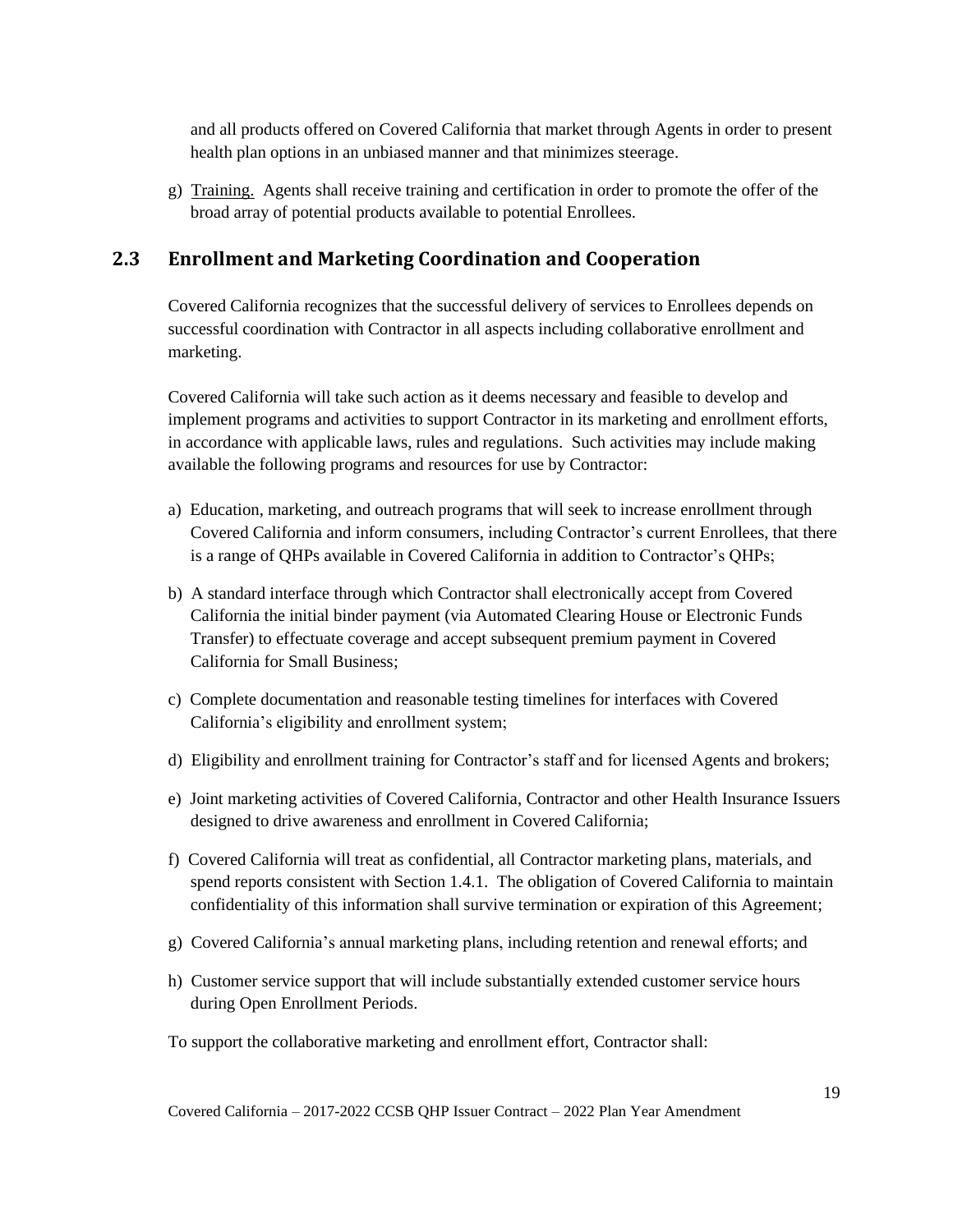and all products offered on Covered California that market through Agents in order to present health plan options in an unbiased manner and that minimizes steerage.

g) Training. Agents shall receive training and certification in order to promote the offer of the broad array of potential products available to potential Enrollees.

## 2.3 Enrollment and Marketing Coordination and Cooperation

Covered California recognizes that the successful delivery of services to Enrollees depends on successful coordination with Contractor in all aspects including collaborative enrollment and marketing.

Covered California will take such action as it deems necessary and feasible to develop and implement programs and activities to support Contractor in its marketing and enrollment efforts, in accordance with applicable laws, rules and regulations. Such activities may include making available the following programs and resources for use by Contractor:

a) Education, marketing, and outreach programs that will seek to increase enrollment through Covered California and inform consumers, including Contractor's current Enrollees, that there is a range of QHPs available in Covered California in addition to Contractor's QHPs;

b) A standard interface through which Contractor shall electronically accept from Covered California the initial binder payment (via Automated Clearing House or Electronic Funds Transfer) to effectuate coverage and accept subsequent premium payment in Covered California for Small Business;

c) Complete documentation and reasonable testing timelines for interfaces with Covered California's eligibility and enrollment system;

d) Eligibility and enrollment training for Contractor's staff and for licensed Agents and brokers;

e) Joint marketing activities of Covered California, Contractor and other Health Insurance Issuers designed to drive awareness and enrollment in Covered California;

f) Covered California will treat as confidential, all Contractor marketing plans, materials, and spend reports consistent with Section 1.4.1. The obligation of Covered California to maintain confidentiality of this information shall survive termination or expiration of this Agreement;

g) Covered California's annual marketing plans, including retention and renewal efforts; and

h) Customer service support that will include substantially extended customer service hours during Open Enrollment Periods.

To support the collaborative marketing and enrollment effort, Contractor shall: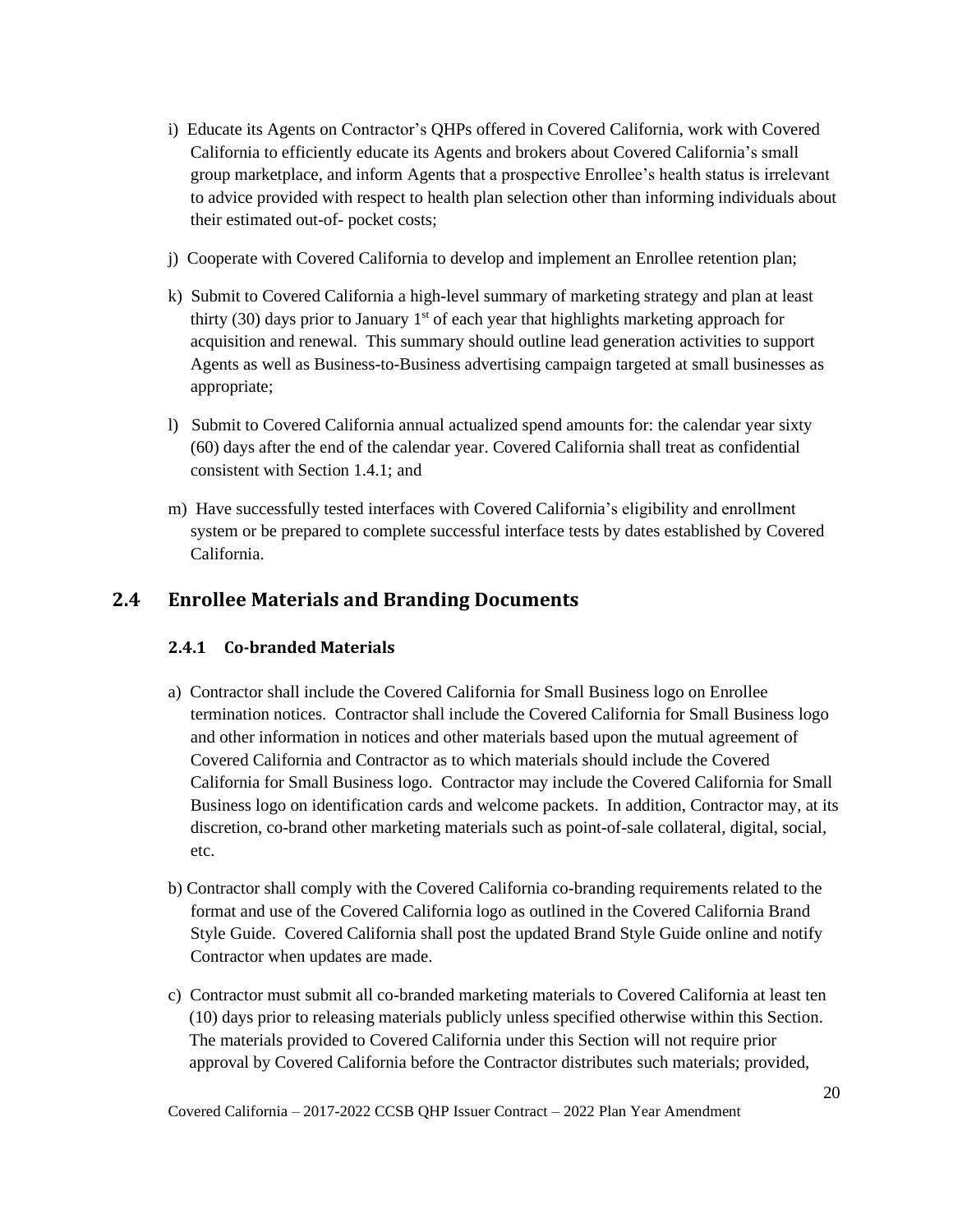i) Educate its Agents on Contractor's QHPs offered in Covered California, work with Covered California to efficiently educate its Agents and brokers about Covered California's small group marketplace, and inform Agents that a prospective Enrollee's health status is irrelevant to advice provided with respect to health plan selection other than informing individuals about their estimated out-of- pocket costs;

j) Cooperate with Covered California to develop and implement an Enrollee retention plan;

k) Submit to Covered California a high-level summary of marketing strategy and plan at least thirty (30) days prior to January 1st of each year that highlights marketing approach for acquisition and renewal. This summary should outline lead generation activities to support Agents as well as Business-to-Business advertising campaign targeted at small businesses as appropriate;

l) Submit to Covered California annual actualized spend amounts for: the calendar year sixty (60) days after the end of the calendar year. Covered California shall treat as confidential consistent with Section 1.4.1; and

m) Have successfully tested interfaces with Covered California's eligibility and enrollment system or be prepared to complete successful interface tests by dates established by Covered California.

## 2.4 Enrollee Materials and Branding Documents

### 2.4.1 Co-branded Materials

a) Contractor shall include the Covered California for Small Business logo on Enrollee termination notices. Contractor shall include the Covered California for Small Business logo and other information in notices and other materials based upon the mutual agreement of Covered California and Contractor as to which materials should include the Covered California for Small Business logo. Contractor may include the Covered California for Small Business logo on identification cards and welcome packets. In addition, Contractor may, at its discretion, co-brand other marketing materials such as point-of-sale collateral, digital, social, etc.

b) Contractor shall comply with the Covered California co-branding requirements related to the format and use of the Covered California logo as outlined in the Covered California Brand Style Guide. Covered California shall post the updated Brand Style Guide online and notify Contractor when updates are made.

c) Contractor must submit all co-branded marketing materials to Covered California at least ten (10) days prior to releasing materials publicly unless specified otherwise within this Section. The materials provided to Covered California under this Section will not require prior approval by Covered California before the Contractor distributes such materials; provided,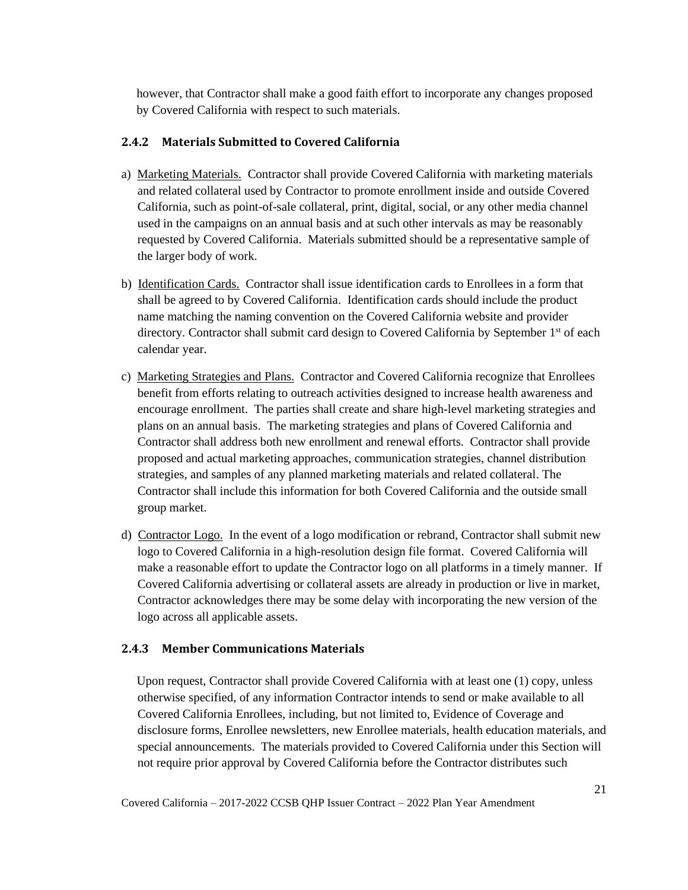however, that Contractor shall make a good faith effort to incorporate any changes proposed by Covered California with respect to such materials.

### 2.4.2 Materials Submitted to Covered California

a) Marketing Materials. Contractor shall provide Covered California with marketing materials and related collateral used by Contractor to promote enrollment inside and outside Covered California, such as point-of-sale collateral, print, digital, social, or any other media channel used in the campaigns on an annual basis and at such other intervals as may be reasonably requested by Covered California. Materials submitted should be a representative sample of the larger body of work.

b) Identification Cards. Contractor shall issue identification cards to Enrollees in a form that shall be agreed to by Covered California. Identification cards should include the product name matching the naming convention on the Covered California website and provider directory. Contractor shall submit card design to Covered California by September 1st of each calendar year.

c) Marketing Strategies and Plans. Contractor and Covered California recognize that Enrollees benefit from efforts relating to outreach activities designed to increase health awareness and encourage enrollment. The parties shall create and share high-level marketing strategies and plans on an annual basis. The marketing strategies and plans of Covered California and Contractor shall address both new enrollment and renewal efforts. Contractor shall provide proposed and actual marketing approaches, communication strategies, channel distribution strategies, and samples of any planned marketing materials and related collateral. The Contractor shall include this information for both Covered California and the outside small group market.

d) Contractor Logo. In the event of a logo modification or rebrand, Contractor shall submit new logo to Covered California in a high-resolution design file format. Covered California will make a reasonable effort to update the Contractor logo on all platforms in a timely manner. If Covered California advertising or collateral assets are already in production or live in market, Contractor acknowledges there may be some delay with incorporating the new version of the logo across all applicable assets.

### 2.4.3 Member Communications Materials

Upon request, Contractor shall provide Covered California with at least one (1) copy, unless otherwise specified, of any information Contractor intends to send or make available to all Covered California Enrollees, including, but not limited to, Evidence of Coverage and disclosure forms, Enrollee newsletters, new Enrollee materials, health education materials, and special announcements. The materials provided to Covered California under this Section will not require prior approval by Covered California before the Contractor distributes such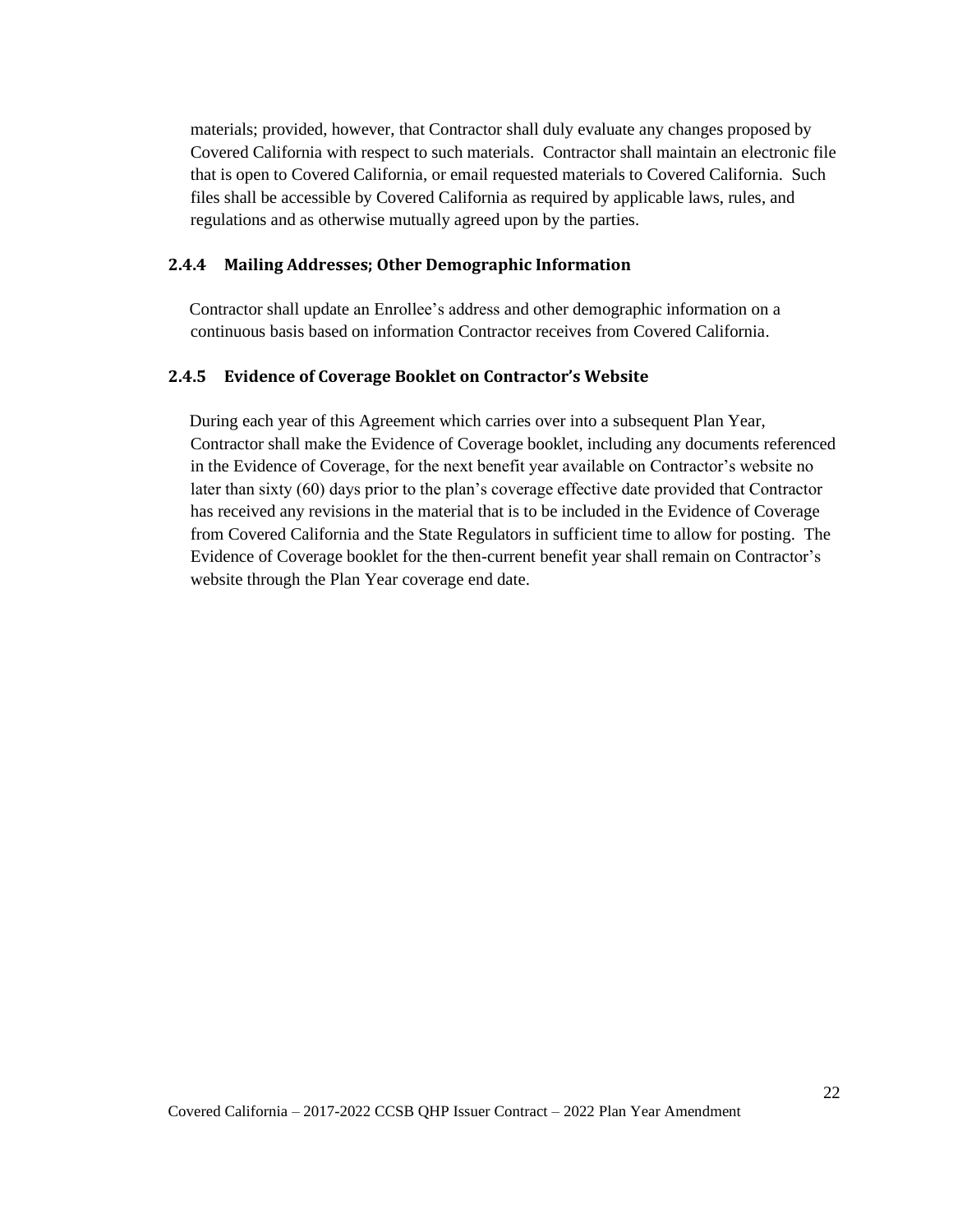materials; provided, however, that Contractor shall duly evaluate any changes proposed by Covered California with respect to such materials. Contractor shall maintain an electronic file that is open to Covered California, or email requested materials to Covered California. Such files shall be accessible by Covered California as required by applicable laws, rules, and regulations and as otherwise mutually agreed upon by the parties.

#### 2.4.4 Mailing Addresses; Other Demographic Information

Contractor shall update an Enrollee's address and other demographic information on a continuous basis based on information Contractor receives from Covered California.

#### 2.4.5 Evidence of Coverage Booklet on Contractor's Website

During each year of this Agreement which carries over into a subsequent Plan Year, Contractor shall make the Evidence of Coverage booklet, including any documents referenced in the Evidence of Coverage, for the next benefit year available on Contractor's website no later than sixty (60) days prior to the plan's coverage effective date provided that Contractor has received any revisions in the material that is to be included in the Evidence of Coverage from Covered California and the State Regulators in sufficient time to allow for posting. The Evidence of Coverage booklet for the then-current benefit year shall remain on Contractor's website through the Plan Year coverage end date.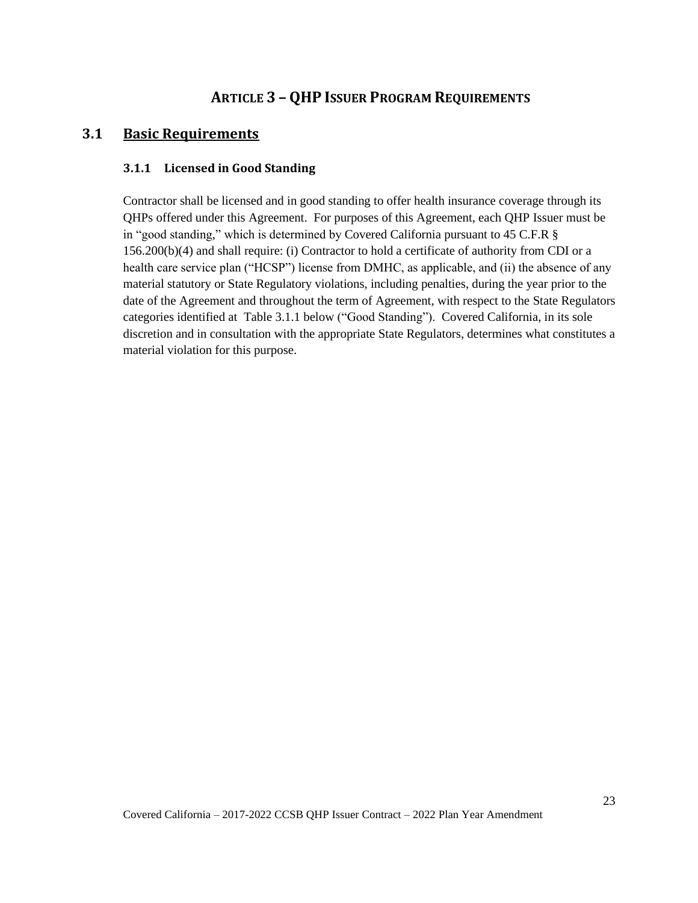# Article 3 – QHP Issuer Program Requirements

## 3.1 Basic Requirements

### 3.1.1 Licensed in Good Standing

Contractor shall be licensed and in good standing to offer health insurance coverage through its QHPs offered under this Agreement. For purposes of this Agreement, each QHP Issuer must be in "good standing," which is determined by Covered California pursuant to 45 C.F.R § 156.200(b)(4) and shall require: (i) Contractor to hold a certificate of authority from CDI or a health care service plan ("HCSP") license from DMHC, as applicable, and (ii) the absence of any material statutory or State Regulatory violations, including penalties, during the year prior to the date of the Agreement and throughout the term of Agreement, with respect to the State Regulators categories identified at Table 3.1.1 below ("Good Standing"). Covered California, in its sole discretion and in consultation with the appropriate State Regulators, determines what constitutes a material violation for this purpose.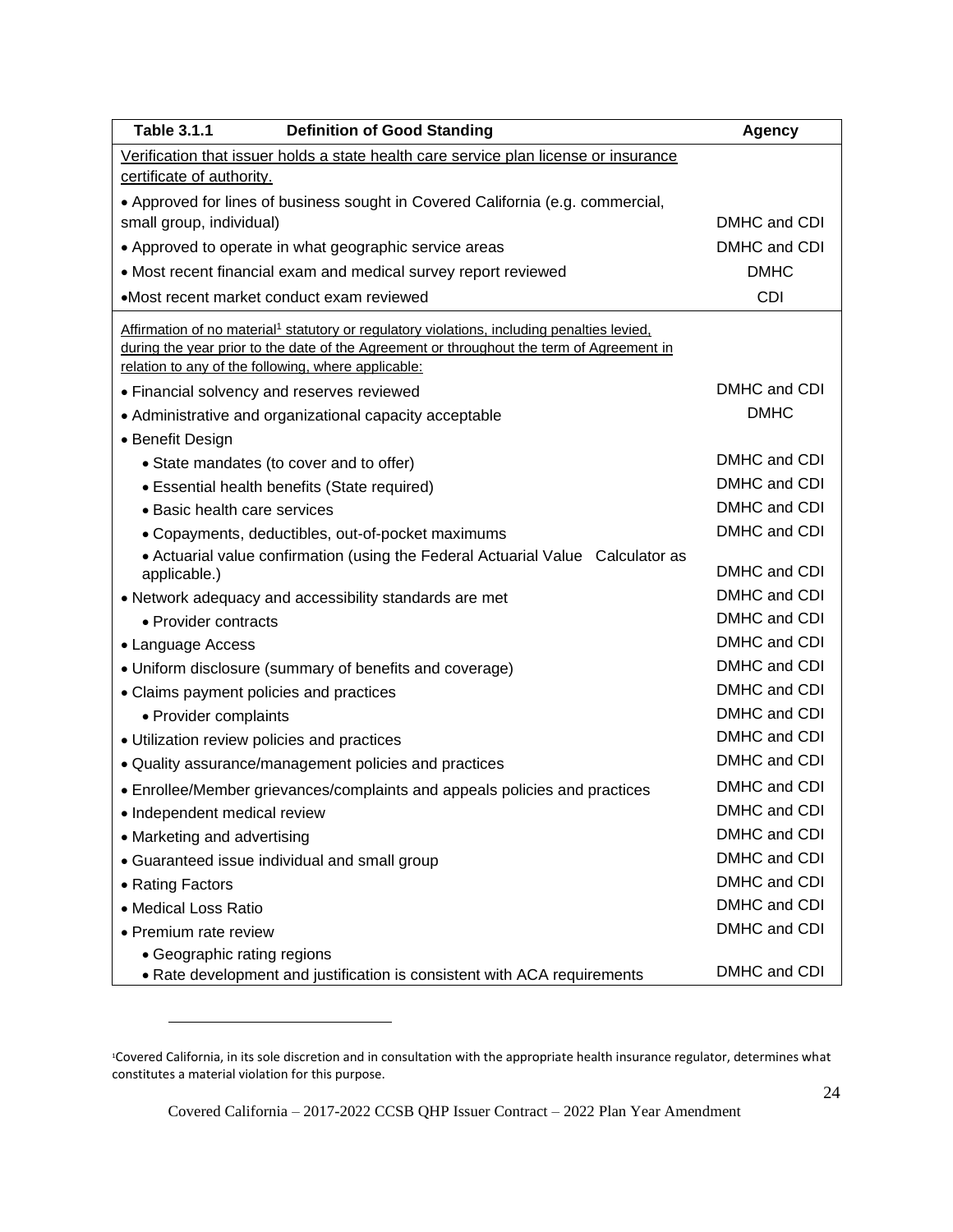| Table 3.1.1 Definition of Good Standing | Agency |
|---|---|
| Verification that issuer holds a state health care service plan license or insurance certificate of authority. | |
| • Approved for lines of business sought in Covered California (e.g. commercial, small group, individual) | DMHC and CDI |
| • Approved to operate in what geographic service areas | DMHC and CDI |
| • Most recent financial exam and medical survey report reviewed | DMHC |
| •Most recent market conduct exam reviewed | CDI |
| Affirmation of no material[1] statutory or regulatory violations, including penalties levied, during the year prior to the date of the Agreement or throughout the term of Agreement in relation to any of the following, where applicable: | |
| • Financial solvency and reserves reviewed | DMHC and CDI |
| • Administrative and organizational capacity acceptable | DMHC |
| • Benefit Design | |
| • State mandates (to cover and to offer) | DMHC and CDI |
| • Essential health benefits (State required) | DMHC and CDI |
| • Basic health care services | DMHC and CDI |
| • Copayments, deductibles, out-of-pocket maximums | DMHC and CDI |
| • Actuarial value confirmation (using the Federal Actuarial Value Calculator as applicable.) | DMHC and CDI |
| • Network adequacy and accessibility standards are met | DMHC and CDI |
| • Provider contracts | DMHC and CDI |
| • Language Access | DMHC and CDI |
| • Uniform disclosure (summary of benefits and coverage) | DMHC and CDI |
| • Claims payment policies and practices | DMHC and CDI |
| • Provider complaints | DMHC and CDI |
| • Utilization review policies and practices | DMHC and CDI |
| • Quality assurance/management policies and practices | DMHC and CDI |
| • Enrollee/Member grievances/complaints and appeals policies and practices | DMHC and CDI |
| • Independent medical review | DMHC and CDI |
| • Marketing and advertising | DMHC and CDI |
| • Guaranteed issue individual and small group | DMHC and CDI |
| • Rating Factors | DMHC and CDI |
| • Medical Loss Ratio | DMHC and CDI |
| • Premium rate review | DMHC and CDI |
| • Geographic rating regions<br>• Rate development and justification is consistent with ACA requirements | DMHC and CDI |

[1]Covered California, in its sole discretion and in consultation with the appropriate health insurance regulator, determines what constitutes a material violation for this purpose.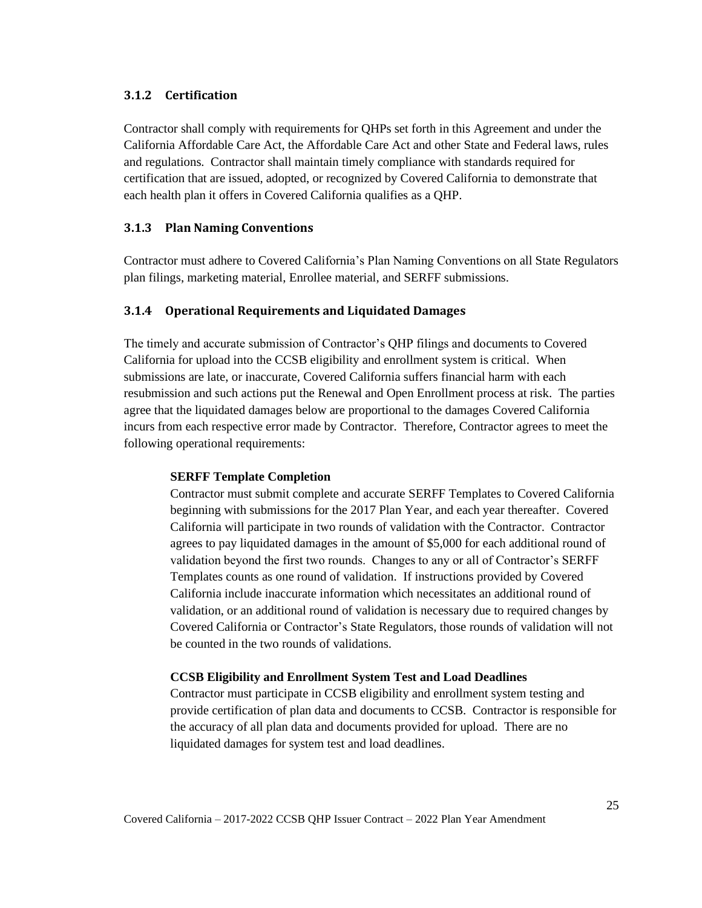### 3.1.2 Certification

Contractor shall comply with requirements for QHPs set forth in this Agreement and under the California Affordable Care Act, the Affordable Care Act and other State and Federal laws, rules and regulations. Contractor shall maintain timely compliance with standards required for certification that are issued, adopted, or recognized by Covered California to demonstrate that each health plan it offers in Covered California qualifies as a QHP.

### 3.1.3 Plan Naming Conventions

Contractor must adhere to Covered California's Plan Naming Conventions on all State Regulators plan filings, marketing material, Enrollee material, and SERFF submissions.

### 3.1.4 Operational Requirements and Liquidated Damages

The timely and accurate submission of Contractor's QHP filings and documents to Covered California for upload into the CCSB eligibility and enrollment system is critical. When submissions are late, or inaccurate, Covered California suffers financial harm with each resubmission and such actions put the Renewal and Open Enrollment process at risk. The parties agree that the liquidated damages below are proportional to the damages Covered California incurs from each respective error made by Contractor. Therefore, Contractor agrees to meet the following operational requirements:

**SERFF Template Completion**

Contractor must submit complete and accurate SERFF Templates to Covered California beginning with submissions for the 2017 Plan Year, and each year thereafter. Covered California will participate in two rounds of validation with the Contractor. Contractor agrees to pay liquidated damages in the amount of $5,000 for each additional round of validation beyond the first two rounds. Changes to any or all of Contractor's SERFF Templates counts as one round of validation. If instructions provided by Covered California include inaccurate information which necessitates an additional round of validation, or an additional round of validation is necessary due to required changes by Covered California or Contractor's State Regulators, those rounds of validation will not be counted in the two rounds of validations.

**CCSB Eligibility and Enrollment System Test and Load Deadlines**

Contractor must participate in CCSB eligibility and enrollment system testing and provide certification of plan data and documents to CCSB. Contractor is responsible for the accuracy of all plan data and documents provided for upload. There are no liquidated damages for system test and load deadlines.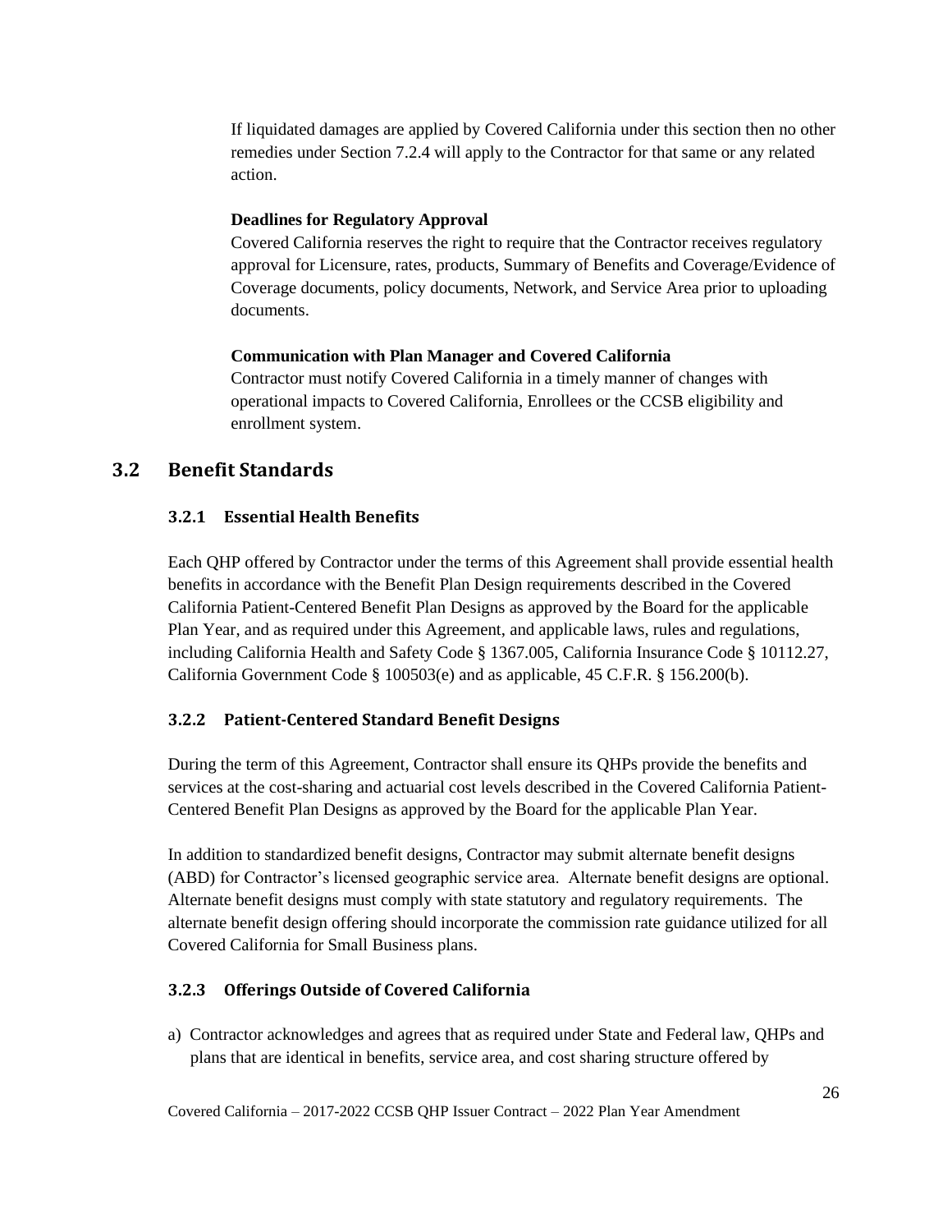If liquidated damages are applied by Covered California under this section then no other remedies under Section 7.2.4 will apply to the Contractor for that same or any related action.

**Deadlines for Regulatory Approval**

Covered California reserves the right to require that the Contractor receives regulatory approval for Licensure, rates, products, Summary of Benefits and Coverage/Evidence of Coverage documents, policy documents, Network, and Service Area prior to uploading documents.

**Communication with Plan Manager and Covered California**

Contractor must notify Covered California in a timely manner of changes with operational impacts to Covered California, Enrollees or the CCSB eligibility and enrollment system.

## 3.2 Benefit Standards

### 3.2.1 Essential Health Benefits

Each QHP offered by Contractor under the terms of this Agreement shall provide essential health benefits in accordance with the Benefit Plan Design requirements described in the Covered California Patient-Centered Benefit Plan Designs as approved by the Board for the applicable Plan Year, and as required under this Agreement, and applicable laws, rules and regulations, including California Health and Safety Code § 1367.005, California Insurance Code § 10112.27, California Government Code § 100503(e) and as applicable, 45 C.F.R. § 156.200(b).

### 3.2.2 Patient-Centered Standard Benefit Designs

During the term of this Agreement, Contractor shall ensure its QHPs provide the benefits and services at the cost-sharing and actuarial cost levels described in the Covered California Patient-Centered Benefit Plan Designs as approved by the Board for the applicable Plan Year.

In addition to standardized benefit designs, Contractor may submit alternate benefit designs (ABD) for Contractor's licensed geographic service area. Alternate benefit designs are optional. Alternate benefit designs must comply with state statutory and regulatory requirements. The alternate benefit design offering should incorporate the commission rate guidance utilized for all Covered California for Small Business plans.

### 3.2.3 Offerings Outside of Covered California

a) Contractor acknowledges and agrees that as required under State and Federal law, QHPs and plans that are identical in benefits, service area, and cost sharing structure offered by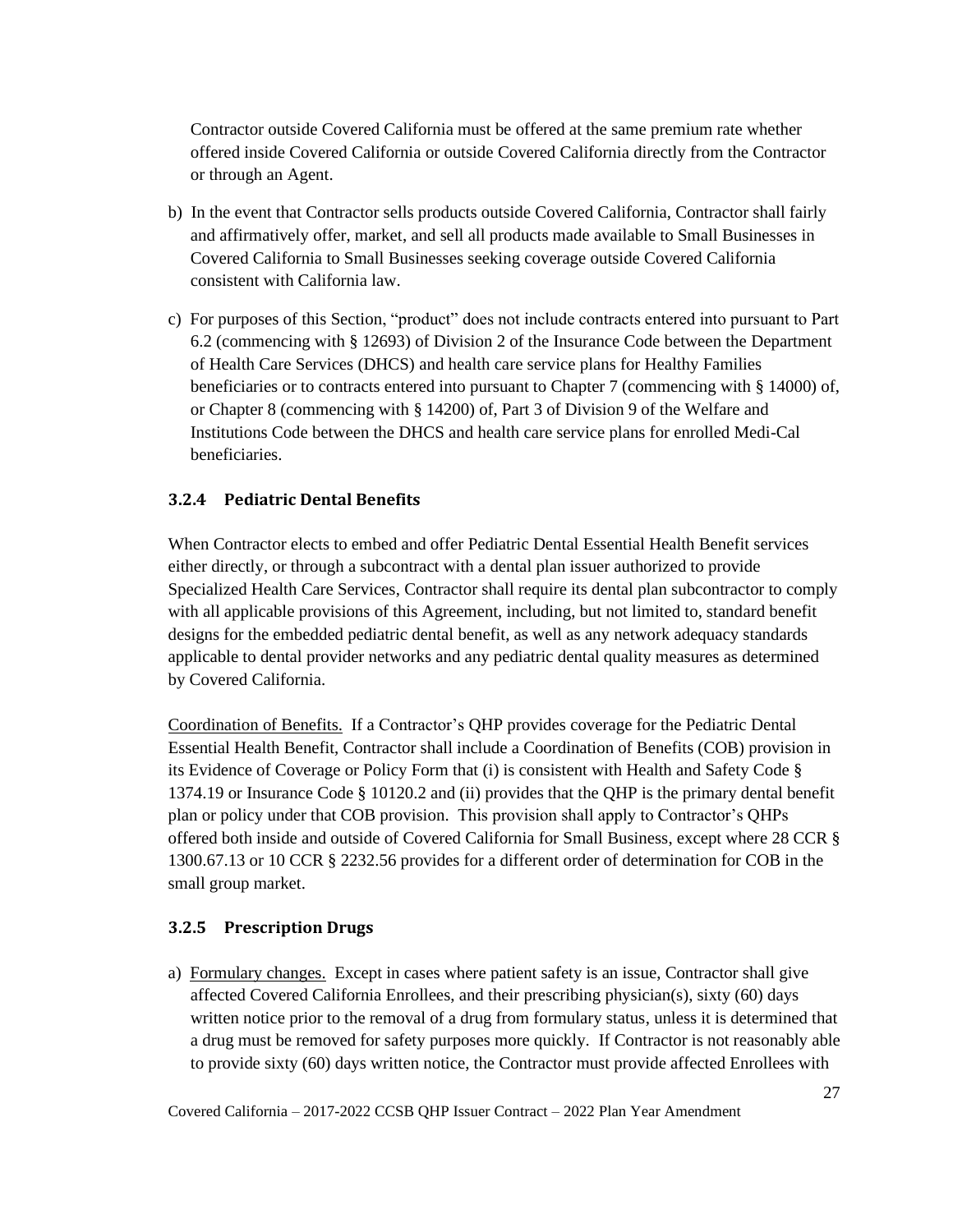Contractor outside Covered California must be offered at the same premium rate whether offered inside Covered California or outside Covered California directly from the Contractor or through an Agent.

b) In the event that Contractor sells products outside Covered California, Contractor shall fairly and affirmatively offer, market, and sell all products made available to Small Businesses in Covered California to Small Businesses seeking coverage outside Covered California consistent with California law.

c) For purposes of this Section, "product" does not include contracts entered into pursuant to Part 6.2 (commencing with § 12693) of Division 2 of the Insurance Code between the Department of Health Care Services (DHCS) and health care service plans for Healthy Families beneficiaries or to contracts entered into pursuant to Chapter 7 (commencing with § 14000) of, or Chapter 8 (commencing with § 14200) of, Part 3 of Division 9 of the Welfare and Institutions Code between the DHCS and health care service plans for enrolled Medi-Cal beneficiaries.

### 3.2.4 Pediatric Dental Benefits

When Contractor elects to embed and offer Pediatric Dental Essential Health Benefit services either directly, or through a subcontract with a dental plan issuer authorized to provide Specialized Health Care Services, Contractor shall require its dental plan subcontractor to comply with all applicable provisions of this Agreement, including, but not limited to, standard benefit designs for the embedded pediatric dental benefit, as well as any network adequacy standards applicable to dental provider networks and any pediatric dental quality measures as determined by Covered California.

Coordination of Benefits. If a Contractor's QHP provides coverage for the Pediatric Dental Essential Health Benefit, Contractor shall include a Coordination of Benefits (COB) provision in its Evidence of Coverage or Policy Form that (i) is consistent with Health and Safety Code § 1374.19 or Insurance Code § 10120.2 and (ii) provides that the QHP is the primary dental benefit plan or policy under that COB provision. This provision shall apply to Contractor's QHPs offered both inside and outside of Covered California for Small Business, except where 28 CCR § 1300.67.13 or 10 CCR § 2232.56 provides for a different order of determination for COB in the small group market.

### 3.2.5 Prescription Drugs

a) Formulary changes. Except in cases where patient safety is an issue, Contractor shall give affected Covered California Enrollees, and their prescribing physician(s), sixty (60) days written notice prior to the removal of a drug from formulary status, unless it is determined that a drug must be removed for safety purposes more quickly. If Contractor is not reasonably able to provide sixty (60) days written notice, the Contractor must provide affected Enrollees with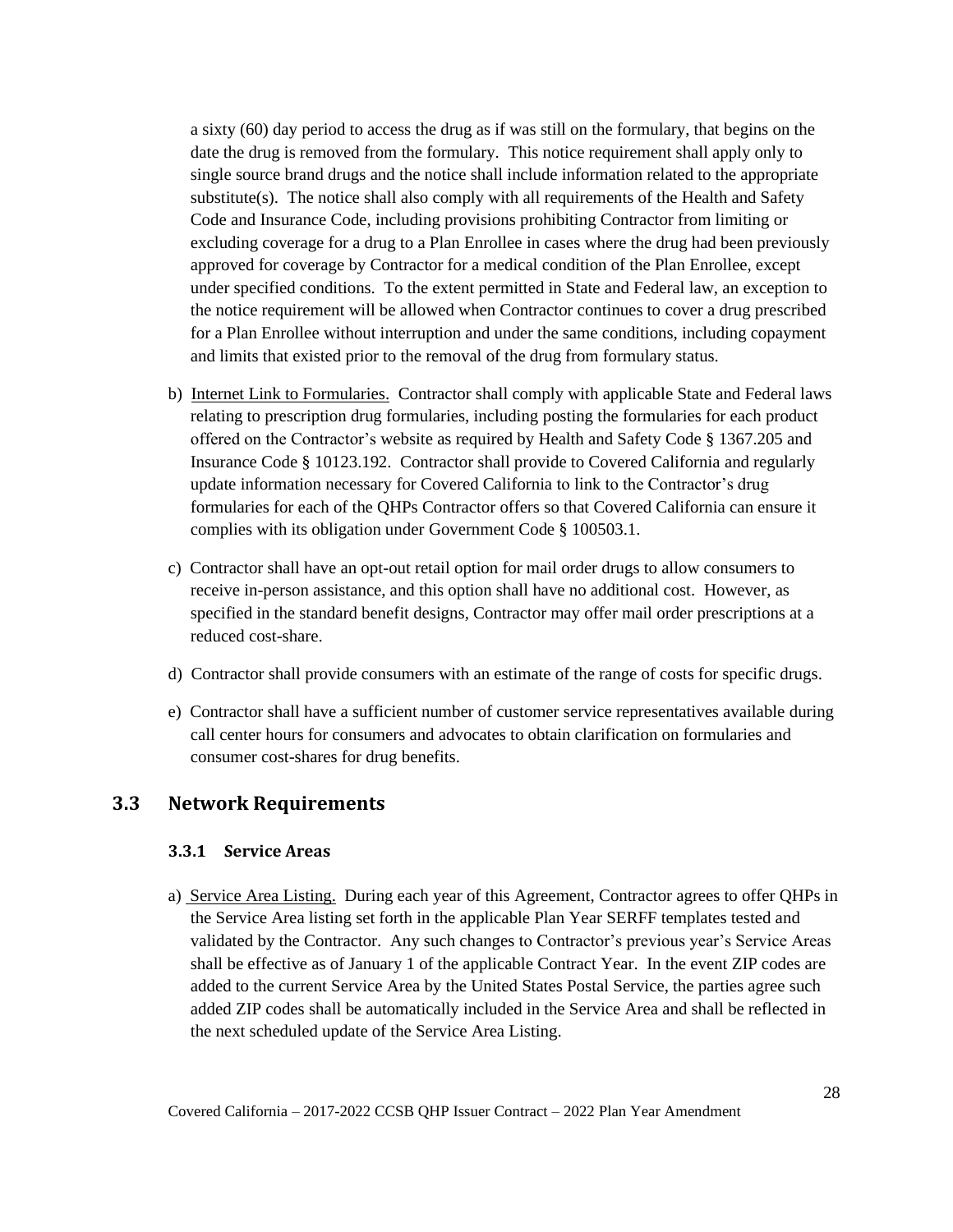a sixty (60) day period to access the drug as if was still on the formulary, that begins on the date the drug is removed from the formulary. This notice requirement shall apply only to single source brand drugs and the notice shall include information related to the appropriate substitute(s). The notice shall also comply with all requirements of the Health and Safety Code and Insurance Code, including provisions prohibiting Contractor from limiting or excluding coverage for a drug to a Plan Enrollee in cases where the drug had been previously approved for coverage by Contractor for a medical condition of the Plan Enrollee, except under specified conditions. To the extent permitted in State and Federal law, an exception to the notice requirement will be allowed when Contractor continues to cover a drug prescribed for a Plan Enrollee without interruption and under the same conditions, including copayment and limits that existed prior to the removal of the drug from formulary status.

b) Internet Link to Formularies. Contractor shall comply with applicable State and Federal laws relating to prescription drug formularies, including posting the formularies for each product offered on the Contractor's website as required by Health and Safety Code § 1367.205 and Insurance Code § 10123.192. Contractor shall provide to Covered California and regularly update information necessary for Covered California to link to the Contractor's drug formularies for each of the QHPs Contractor offers so that Covered California can ensure it complies with its obligation under Government Code § 100503.1.

c) Contractor shall have an opt-out retail option for mail order drugs to allow consumers to receive in-person assistance, and this option shall have no additional cost. However, as specified in the standard benefit designs, Contractor may offer mail order prescriptions at a reduced cost-share.

d) Contractor shall provide consumers with an estimate of the range of costs for specific drugs.

e) Contractor shall have a sufficient number of customer service representatives available during call center hours for consumers and advocates to obtain clarification on formularies and consumer cost-shares for drug benefits.

## 3.3 Network Requirements

### 3.3.1 Service Areas

a) Service Area Listing. During each year of this Agreement, Contractor agrees to offer QHPs in the Service Area listing set forth in the applicable Plan Year SERFF templates tested and validated by the Contractor. Any such changes to Contractor's previous year's Service Areas shall be effective as of January 1 of the applicable Contract Year. In the event ZIP codes are added to the current Service Area by the United States Postal Service, the parties agree such added ZIP codes shall be automatically included in the Service Area and shall be reflected in the next scheduled update of the Service Area Listing.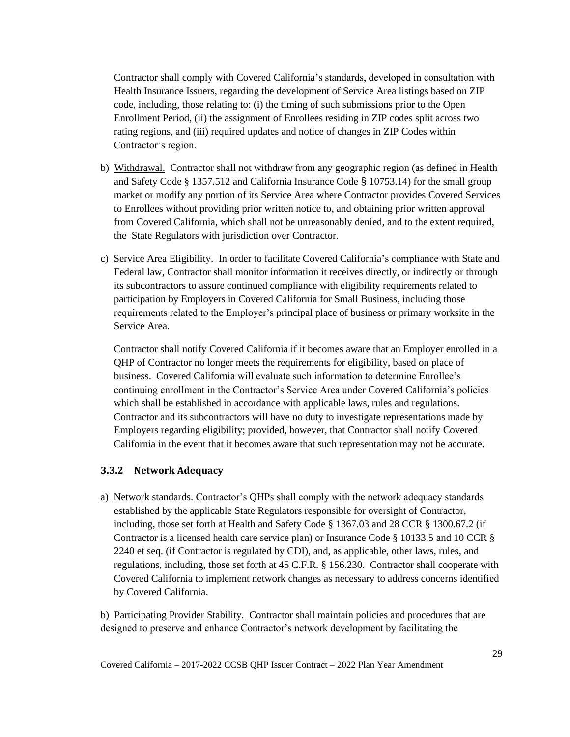Contractor shall comply with Covered California's standards, developed in consultation with Health Insurance Issuers, regarding the development of Service Area listings based on ZIP code, including, those relating to: (i) the timing of such submissions prior to the Open Enrollment Period, (ii) the assignment of Enrollees residing in ZIP codes split across two rating regions, and (iii) required updates and notice of changes in ZIP Codes within Contractor's region.

b) Withdrawal. Contractor shall not withdraw from any geographic region (as defined in Health and Safety Code § 1357.512 and California Insurance Code § 10753.14) for the small group market or modify any portion of its Service Area where Contractor provides Covered Services to Enrollees without providing prior written notice to, and obtaining prior written approval from Covered California, which shall not be unreasonably denied, and to the extent required, the State Regulators with jurisdiction over Contractor.

c) Service Area Eligibility. In order to facilitate Covered California's compliance with State and Federal law, Contractor shall monitor information it receives directly, or indirectly or through its subcontractors to assure continued compliance with eligibility requirements related to participation by Employers in Covered California for Small Business, including those requirements related to the Employer's principal place of business or primary worksite in the Service Area.

Contractor shall notify Covered California if it becomes aware that an Employer enrolled in a QHP of Contractor no longer meets the requirements for eligibility, based on place of business. Covered California will evaluate such information to determine Enrollee's continuing enrollment in the Contractor's Service Area under Covered California's policies which shall be established in accordance with applicable laws, rules and regulations. Contractor and its subcontractors will have no duty to investigate representations made by Employers regarding eligibility; provided, however, that Contractor shall notify Covered California in the event that it becomes aware that such representation may not be accurate.

### 3.3.2 Network Adequacy

a) Network standards. Contractor's QHPs shall comply with the network adequacy standards established by the applicable State Regulators responsible for oversight of Contractor, including, those set forth at Health and Safety Code § 1367.03 and 28 CCR § 1300.67.2 (if Contractor is a licensed health care service plan) or Insurance Code § 10133.5 and 10 CCR § 2240 et seq. (if Contractor is regulated by CDI), and, as applicable, other laws, rules, and regulations, including, those set forth at 45 C.F.R. § 156.230. Contractor shall cooperate with Covered California to implement network changes as necessary to address concerns identified by Covered California.

b) Participating Provider Stability. Contractor shall maintain policies and procedures that are designed to preserve and enhance Contractor's network development by facilitating the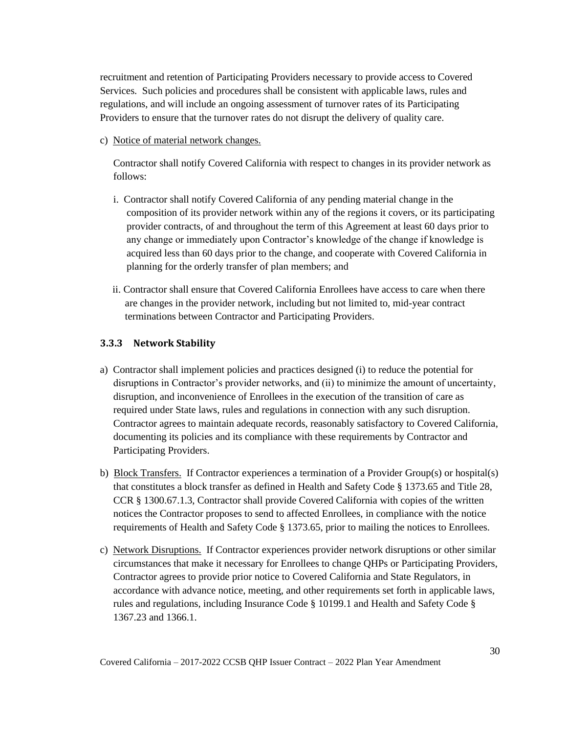recruitment and retention of Participating Providers necessary to provide access to Covered Services. Such policies and procedures shall be consistent with applicable laws, rules and regulations, and will include an ongoing assessment of turnover rates of its Participating Providers to ensure that the turnover rates do not disrupt the delivery of quality care.

c) Notice of material network changes.

Contractor shall notify Covered California with respect to changes in its provider network as follows:

i. Contractor shall notify Covered California of any pending material change in the composition of its provider network within any of the regions it covers, or its participating provider contracts, of and throughout the term of this Agreement at least 60 days prior to any change or immediately upon Contractor's knowledge of the change if knowledge is acquired less than 60 days prior to the change, and cooperate with Covered California in planning for the orderly transfer of plan members; and

ii. Contractor shall ensure that Covered California Enrollees have access to care when there are changes in the provider network, including but not limited to, mid-year contract terminations between Contractor and Participating Providers.

### 3.3.3 Network Stability

a) Contractor shall implement policies and practices designed (i) to reduce the potential for disruptions in Contractor's provider networks, and (ii) to minimize the amount of uncertainty, disruption, and inconvenience of Enrollees in the execution of the transition of care as required under State laws, rules and regulations in connection with any such disruption. Contractor agrees to maintain adequate records, reasonably satisfactory to Covered California, documenting its policies and its compliance with these requirements by Contractor and Participating Providers.

b) Block Transfers. If Contractor experiences a termination of a Provider Group(s) or hospital(s) that constitutes a block transfer as defined in Health and Safety Code § 1373.65 and Title 28, CCR § 1300.67.1.3, Contractor shall provide Covered California with copies of the written notices the Contractor proposes to send to affected Enrollees, in compliance with the notice requirements of Health and Safety Code § 1373.65, prior to mailing the notices to Enrollees.

c) Network Disruptions. If Contractor experiences provider network disruptions or other similar circumstances that make it necessary for Enrollees to change QHPs or Participating Providers, Contractor agrees to provide prior notice to Covered California and State Regulators, in accordance with advance notice, meeting, and other requirements set forth in applicable laws, rules and regulations, including Insurance Code § 10199.1 and Health and Safety Code § 1367.23 and 1366.1.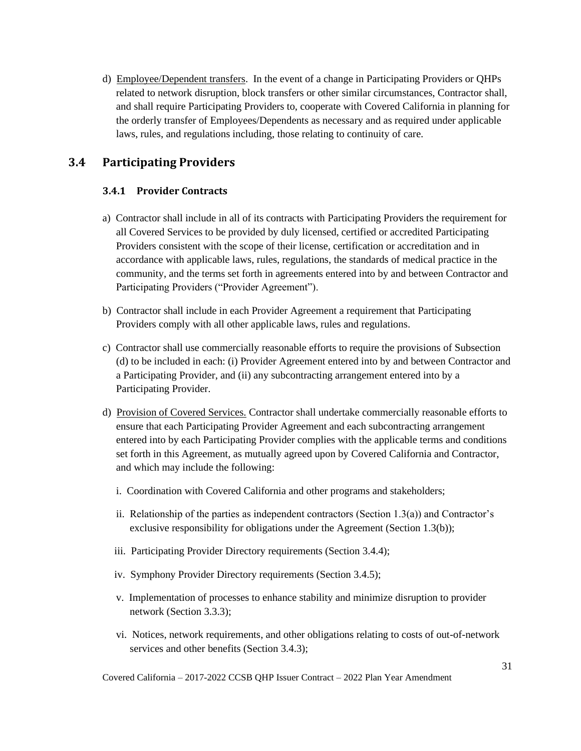d) Employee/Dependent transfers. In the event of a change in Participating Providers or QHPs related to network disruption, block transfers or other similar circumstances, Contractor shall, and shall require Participating Providers to, cooperate with Covered California in planning for the orderly transfer of Employees/Dependents as necessary and as required under applicable laws, rules, and regulations including, those relating to continuity of care.

## 3.4 Participating Providers

### 3.4.1 Provider Contracts

a) Contractor shall include in all of its contracts with Participating Providers the requirement for all Covered Services to be provided by duly licensed, certified or accredited Participating Providers consistent with the scope of their license, certification or accreditation and in accordance with applicable laws, rules, regulations, the standards of medical practice in the community, and the terms set forth in agreements entered into by and between Contractor and Participating Providers ("Provider Agreement").

b) Contractor shall include in each Provider Agreement a requirement that Participating Providers comply with all other applicable laws, rules and regulations.

c) Contractor shall use commercially reasonable efforts to require the provisions of Subsection (d) to be included in each: (i) Provider Agreement entered into by and between Contractor and a Participating Provider, and (ii) any subcontracting arrangement entered into by a Participating Provider.

d) Provision of Covered Services. Contractor shall undertake commercially reasonable efforts to ensure that each Participating Provider Agreement and each subcontracting arrangement entered into by each Participating Provider complies with the applicable terms and conditions set forth in this Agreement, as mutually agreed upon by Covered California and Contractor, and which may include the following:

i. Coordination with Covered California and other programs and stakeholders;

ii. Relationship of the parties as independent contractors (Section 1.3(a)) and Contractor's exclusive responsibility for obligations under the Agreement (Section 1.3(b));

iii. Participating Provider Directory requirements (Section 3.4.4);

iv. Symphony Provider Directory requirements (Section 3.4.5);

v. Implementation of processes to enhance stability and minimize disruption to provider network (Section 3.3.3);

vi. Notices, network requirements, and other obligations relating to costs of out-of-network services and other benefits (Section 3.4.3);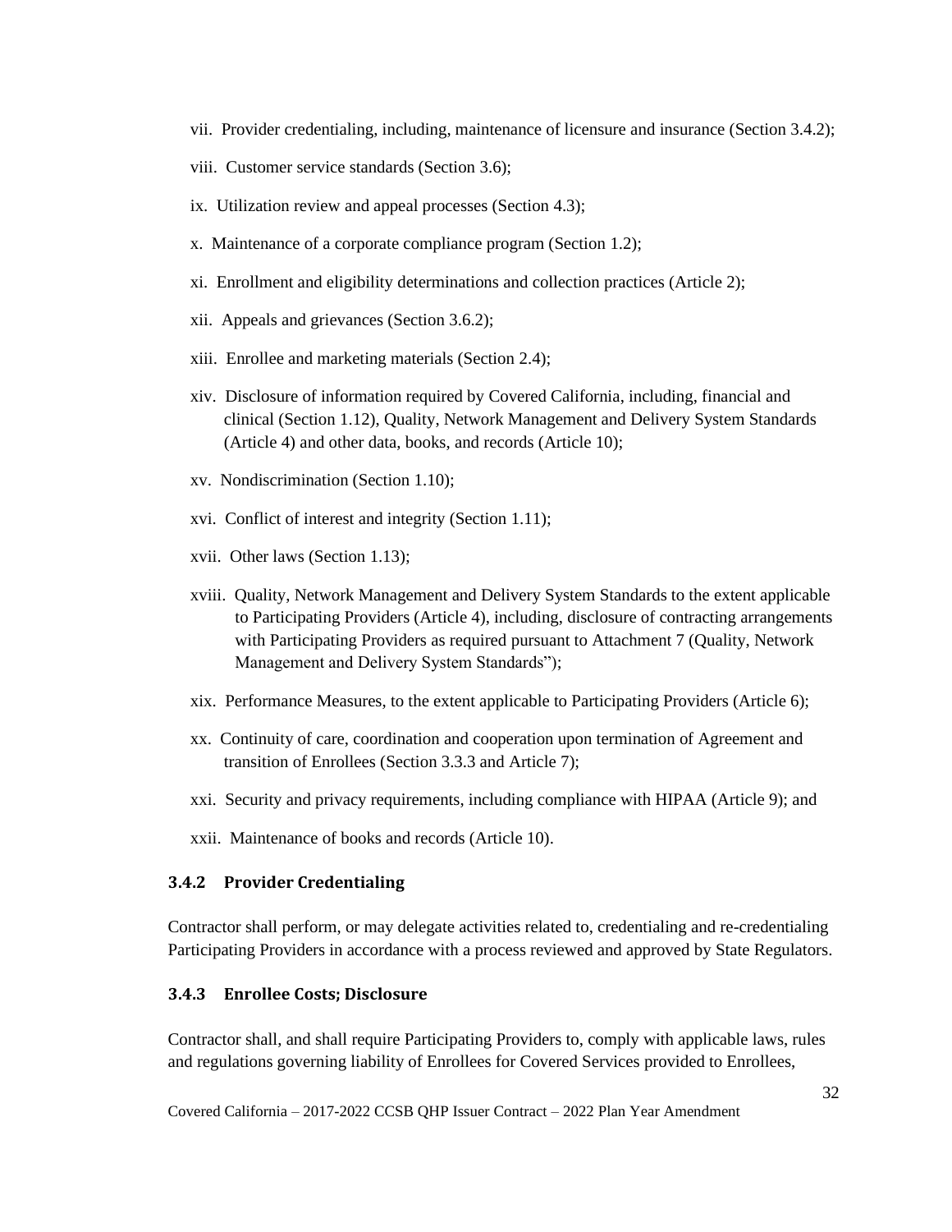vii. Provider credentialing, including, maintenance of licensure and insurance (Section 3.4.2);

viii. Customer service standards (Section 3.6);

ix. Utilization review and appeal processes (Section 4.3);

x. Maintenance of a corporate compliance program (Section 1.2);

xi. Enrollment and eligibility determinations and collection practices (Article 2);

xii. Appeals and grievances (Section 3.6.2);

xiii. Enrollee and marketing materials (Section 2.4);

xiv. Disclosure of information required by Covered California, including, financial and clinical (Section 1.12), Quality, Network Management and Delivery System Standards (Article 4) and other data, books, and records (Article 10);

xv. Nondiscrimination (Section 1.10);

xvi. Conflict of interest and integrity (Section 1.11);

xvii. Other laws (Section 1.13);

xviii. Quality, Network Management and Delivery System Standards to the extent applicable to Participating Providers (Article 4), including, disclosure of contracting arrangements with Participating Providers as required pursuant to Attachment 7 (Quality, Network Management and Delivery System Standards");

xix. Performance Measures, to the extent applicable to Participating Providers (Article 6);

xx. Continuity of care, coordination and cooperation upon termination of Agreement and transition of Enrollees (Section 3.3.3 and Article 7);

xxi. Security and privacy requirements, including compliance with HIPAA (Article 9); and

xxii. Maintenance of books and records (Article 10).

### 3.4.2 Provider Credentialing

Contractor shall perform, or may delegate activities related to, credentialing and re-credentialing Participating Providers in accordance with a process reviewed and approved by State Regulators.

### 3.4.3 Enrollee Costs; Disclosure

Contractor shall, and shall require Participating Providers to, comply with applicable laws, rules and regulations governing liability of Enrollees for Covered Services provided to Enrollees,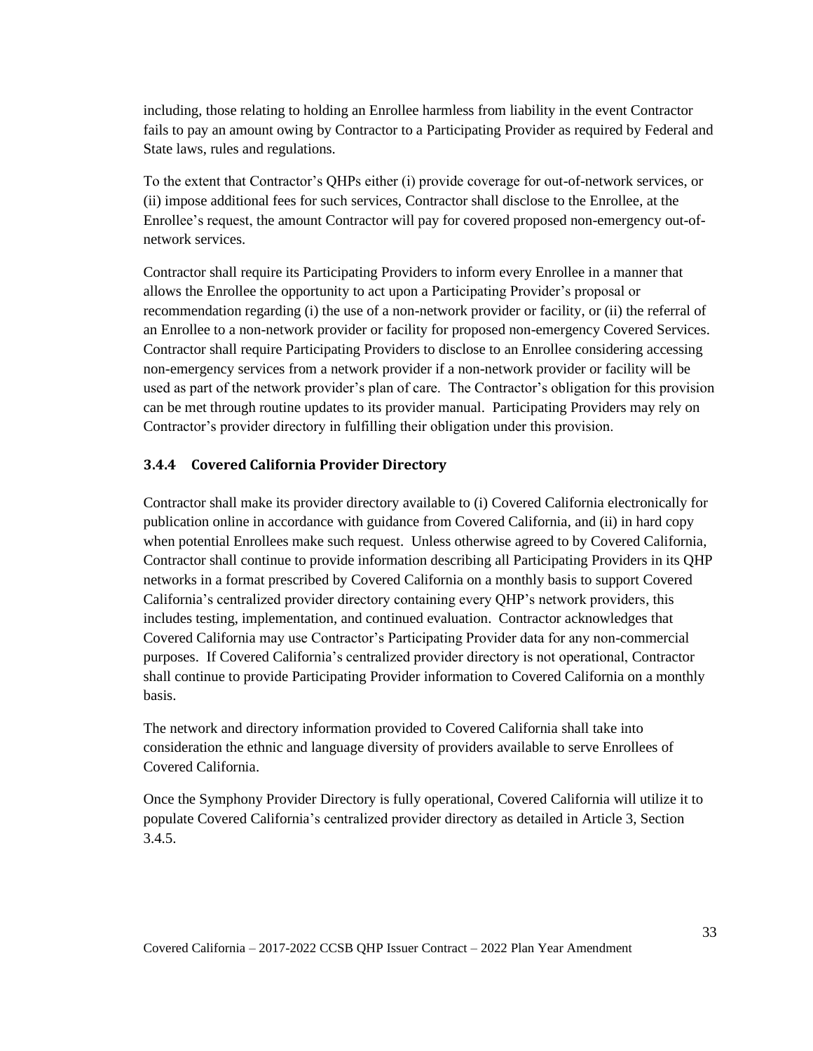including, those relating to holding an Enrollee harmless from liability in the event Contractor fails to pay an amount owing by Contractor to a Participating Provider as required by Federal and State laws, rules and regulations.

To the extent that Contractor's QHPs either (i) provide coverage for out-of-network services, or (ii) impose additional fees for such services, Contractor shall disclose to the Enrollee, at the Enrollee's request, the amount Contractor will pay for covered proposed non-emergency out-of-network services.

Contractor shall require its Participating Providers to inform every Enrollee in a manner that allows the Enrollee the opportunity to act upon a Participating Provider's proposal or recommendation regarding (i) the use of a non-network provider or facility, or (ii) the referral of an Enrollee to a non-network provider or facility for proposed non-emergency Covered Services. Contractor shall require Participating Providers to disclose to an Enrollee considering accessing non-emergency services from a network provider if a non-network provider or facility will be used as part of the network provider's plan of care. The Contractor's obligation for this provision can be met through routine updates to its provider manual. Participating Providers may rely on Contractor's provider directory in fulfilling their obligation under this provision.

### 3.4.4 Covered California Provider Directory

Contractor shall make its provider directory available to (i) Covered California electronically for publication online in accordance with guidance from Covered California, and (ii) in hard copy when potential Enrollees make such request. Unless otherwise agreed to by Covered California, Contractor shall continue to provide information describing all Participating Providers in its QHP networks in a format prescribed by Covered California on a monthly basis to support Covered California's centralized provider directory containing every QHP's network providers, this includes testing, implementation, and continued evaluation. Contractor acknowledges that Covered California may use Contractor's Participating Provider data for any non-commercial purposes. If Covered California's centralized provider directory is not operational, Contractor shall continue to provide Participating Provider information to Covered California on a monthly basis.

The network and directory information provided to Covered California shall take into consideration the ethnic and language diversity of providers available to serve Enrollees of Covered California.

Once the Symphony Provider Directory is fully operational, Covered California will utilize it to populate Covered California's centralized provider directory as detailed in Article 3, Section 3.4.5.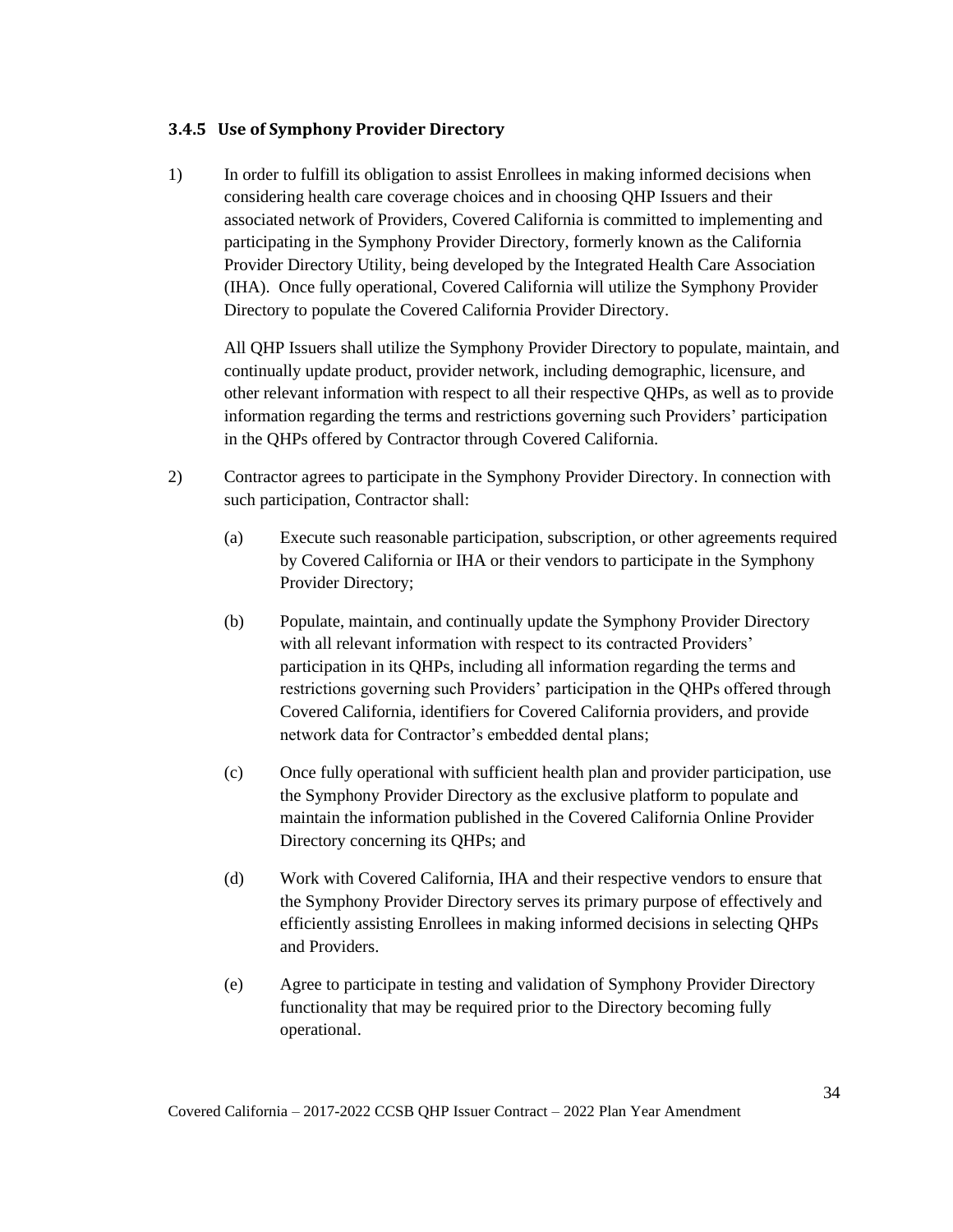### 3.4.5 Use of Symphony Provider Directory

1) In order to fulfill its obligation to assist Enrollees in making informed decisions when considering health care coverage choices and in choosing QHP Issuers and their associated network of Providers, Covered California is committed to implementing and participating in the Symphony Provider Directory, formerly known as the California Provider Directory Utility, being developed by the Integrated Health Care Association (IHA). Once fully operational, Covered California will utilize the Symphony Provider Directory to populate the Covered California Provider Directory.

   All QHP Issuers shall utilize the Symphony Provider Directory to populate, maintain, and continually update product, provider network, including demographic, licensure, and other relevant information with respect to all their respective QHPs, as well as to provide information regarding the terms and restrictions governing such Providers' participation in the QHPs offered by Contractor through Covered California.

2) Contractor agrees to participate in the Symphony Provider Directory. In connection with such participation, Contractor shall:

   (a) Execute such reasonable participation, subscription, or other agreements required by Covered California or IHA or their vendors to participate in the Symphony Provider Directory;

   (b) Populate, maintain, and continually update the Symphony Provider Directory with all relevant information with respect to its contracted Providers' participation in its QHPs, including all information regarding the terms and restrictions governing such Providers' participation in the QHPs offered through Covered California, identifiers for Covered California providers, and provide network data for Contractor's embedded dental plans;

   (c) Once fully operational with sufficient health plan and provider participation, use the Symphony Provider Directory as the exclusive platform to populate and maintain the information published in the Covered California Online Provider Directory concerning its QHPs; and

   (d) Work with Covered California, IHA and their respective vendors to ensure that the Symphony Provider Directory serves its primary purpose of effectively and efficiently assisting Enrollees in making informed decisions in selecting QHPs and Providers.

   (e) Agree to participate in testing and validation of Symphony Provider Directory functionality that may be required prior to the Directory becoming fully operational.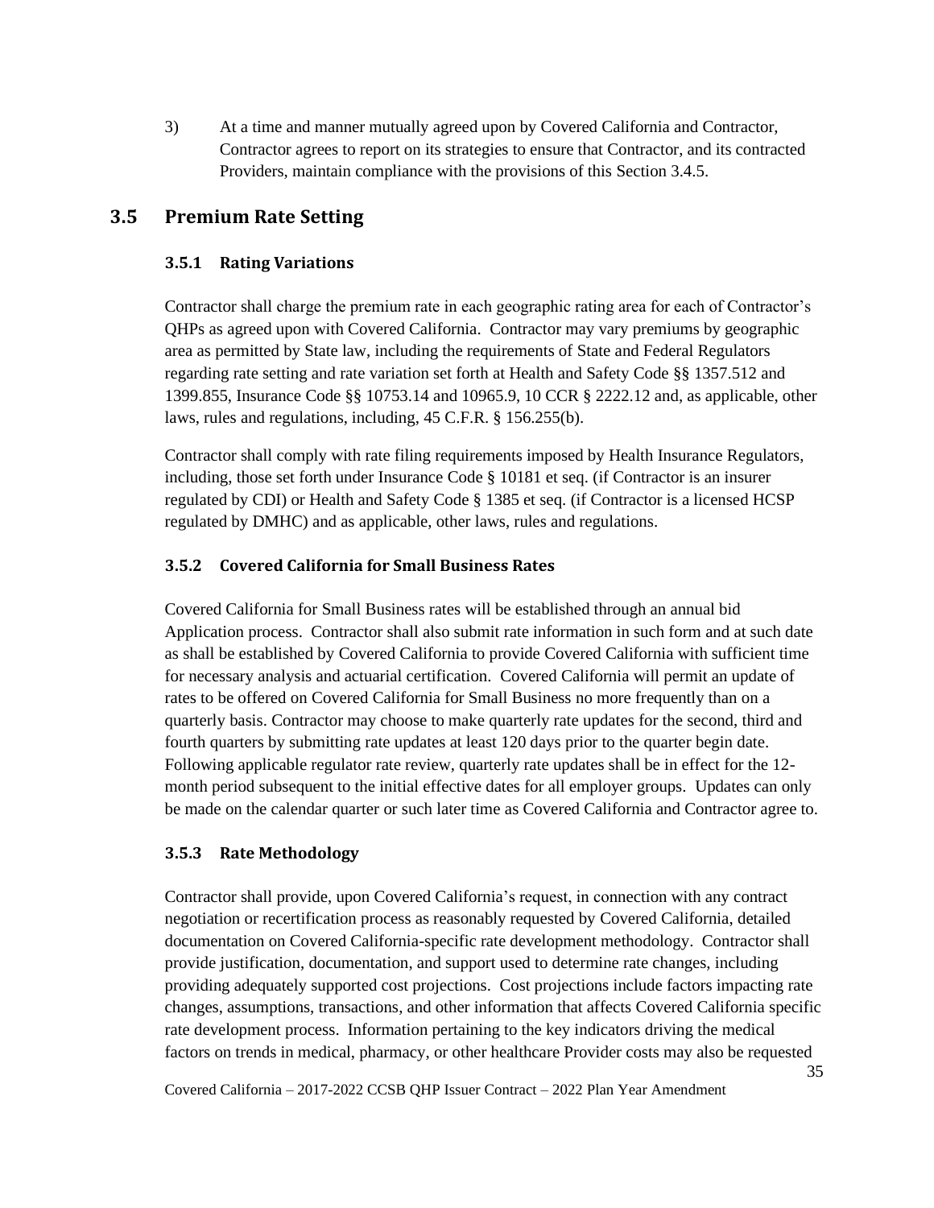3) At a time and manner mutually agreed upon by Covered California and Contractor, Contractor agrees to report on its strategies to ensure that Contractor, and its contracted Providers, maintain compliance with the provisions of this Section 3.4.5.

## 3.5 Premium Rate Setting

### 3.5.1 Rating Variations

Contractor shall charge the premium rate in each geographic rating area for each of Contractor's QHPs as agreed upon with Covered California. Contractor may vary premiums by geographic area as permitted by State law, including the requirements of State and Federal Regulators regarding rate setting and rate variation set forth at Health and Safety Code §§ 1357.512 and 1399.855, Insurance Code §§ 10753.14 and 10965.9, 10 CCR § 2222.12 and, as applicable, other laws, rules and regulations, including, 45 C.F.R. § 156.255(b).

Contractor shall comply with rate filing requirements imposed by Health Insurance Regulators, including, those set forth under Insurance Code § 10181 et seq. (if Contractor is an insurer regulated by CDI) or Health and Safety Code § 1385 et seq. (if Contractor is a licensed HCSP regulated by DMHC) and as applicable, other laws, rules and regulations.

### 3.5.2 Covered California for Small Business Rates

Covered California for Small Business rates will be established through an annual bid Application process. Contractor shall also submit rate information in such form and at such date as shall be established by Covered California to provide Covered California with sufficient time for necessary analysis and actuarial certification. Covered California will permit an update of rates to be offered on Covered California for Small Business no more frequently than on a quarterly basis. Contractor may choose to make quarterly rate updates for the second, third and fourth quarters by submitting rate updates at least 120 days prior to the quarter begin date. Following applicable regulator rate review, quarterly rate updates shall be in effect for the 12-month period subsequent to the initial effective dates for all employer groups. Updates can only be made on the calendar quarter or such later time as Covered California and Contractor agree to.

### 3.5.3 Rate Methodology

Contractor shall provide, upon Covered California's request, in connection with any contract negotiation or recertification process as reasonably requested by Covered California, detailed documentation on Covered California-specific rate development methodology. Contractor shall provide justification, documentation, and support used to determine rate changes, including providing adequately supported cost projections. Cost projections include factors impacting rate changes, assumptions, transactions, and other information that affects Covered California specific rate development process. Information pertaining to the key indicators driving the medical factors on trends in medical, pharmacy, or other healthcare Provider costs may also be requested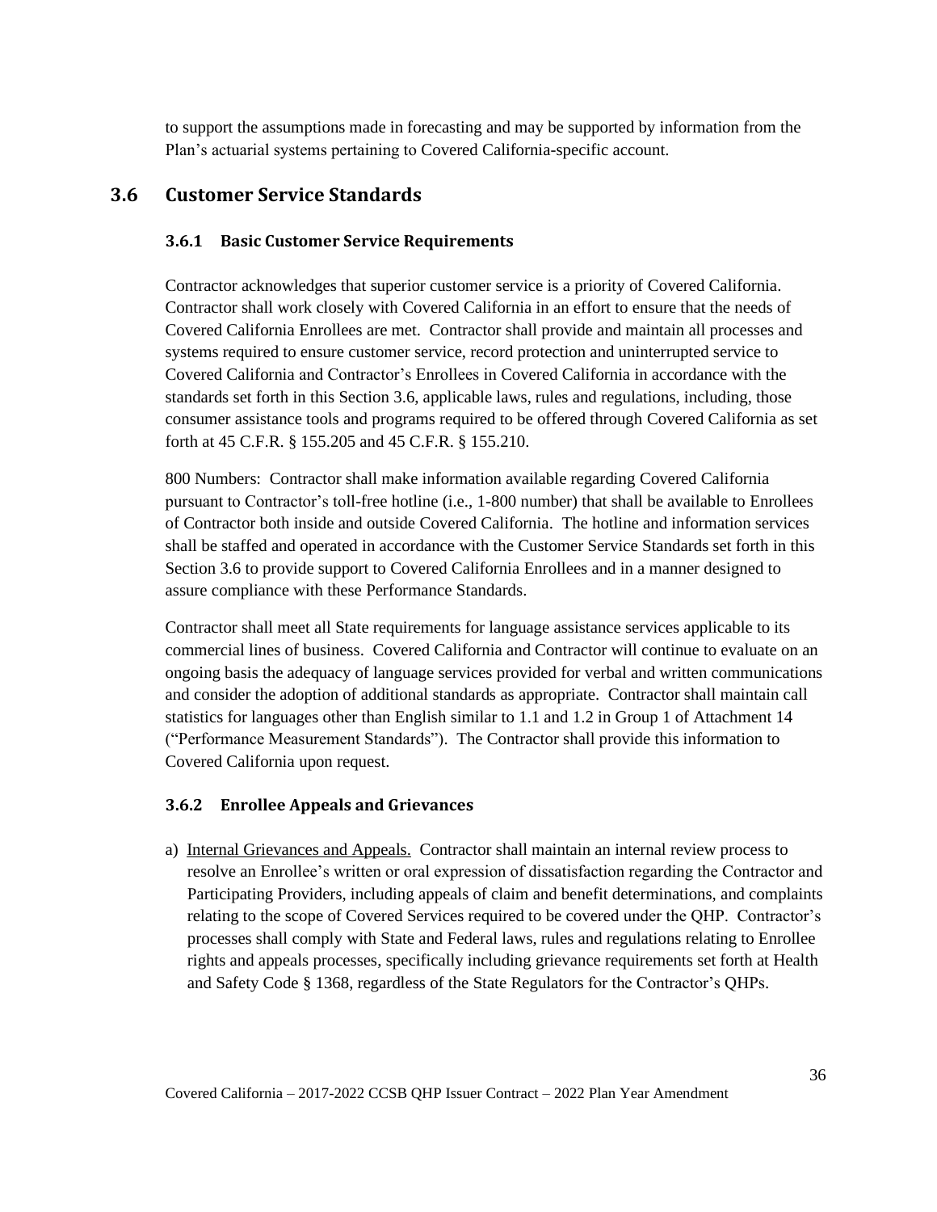to support the assumptions made in forecasting and may be supported by information from the Plan's actuarial systems pertaining to Covered California-specific account.

## 3.6 Customer Service Standards

### 3.6.1 Basic Customer Service Requirements

Contractor acknowledges that superior customer service is a priority of Covered California. Contractor shall work closely with Covered California in an effort to ensure that the needs of Covered California Enrollees are met. Contractor shall provide and maintain all processes and systems required to ensure customer service, record protection and uninterrupted service to Covered California and Contractor's Enrollees in Covered California in accordance with the standards set forth in this Section 3.6, applicable laws, rules and regulations, including, those consumer assistance tools and programs required to be offered through Covered California as set forth at 45 C.F.R. § 155.205 and 45 C.F.R. § 155.210.

800 Numbers: Contractor shall make information available regarding Covered California pursuant to Contractor's toll-free hotline (i.e., 1-800 number) that shall be available to Enrollees of Contractor both inside and outside Covered California. The hotline and information services shall be staffed and operated in accordance with the Customer Service Standards set forth in this Section 3.6 to provide support to Covered California Enrollees and in a manner designed to assure compliance with these Performance Standards.

Contractor shall meet all State requirements for language assistance services applicable to its commercial lines of business. Covered California and Contractor will continue to evaluate on an ongoing basis the adequacy of language services provided for verbal and written communications and consider the adoption of additional standards as appropriate. Contractor shall maintain call statistics for languages other than English similar to 1.1 and 1.2 in Group 1 of Attachment 14 ("Performance Measurement Standards"). The Contractor shall provide this information to Covered California upon request.

### 3.6.2 Enrollee Appeals and Grievances

a) Internal Grievances and Appeals. Contractor shall maintain an internal review process to resolve an Enrollee's written or oral expression of dissatisfaction regarding the Contractor and Participating Providers, including appeals of claim and benefit determinations, and complaints relating to the scope of Covered Services required to be covered under the QHP. Contractor's processes shall comply with State and Federal laws, rules and regulations relating to Enrollee rights and appeals processes, specifically including grievance requirements set forth at Health and Safety Code § 1368, regardless of the State Regulators for the Contractor's QHPs.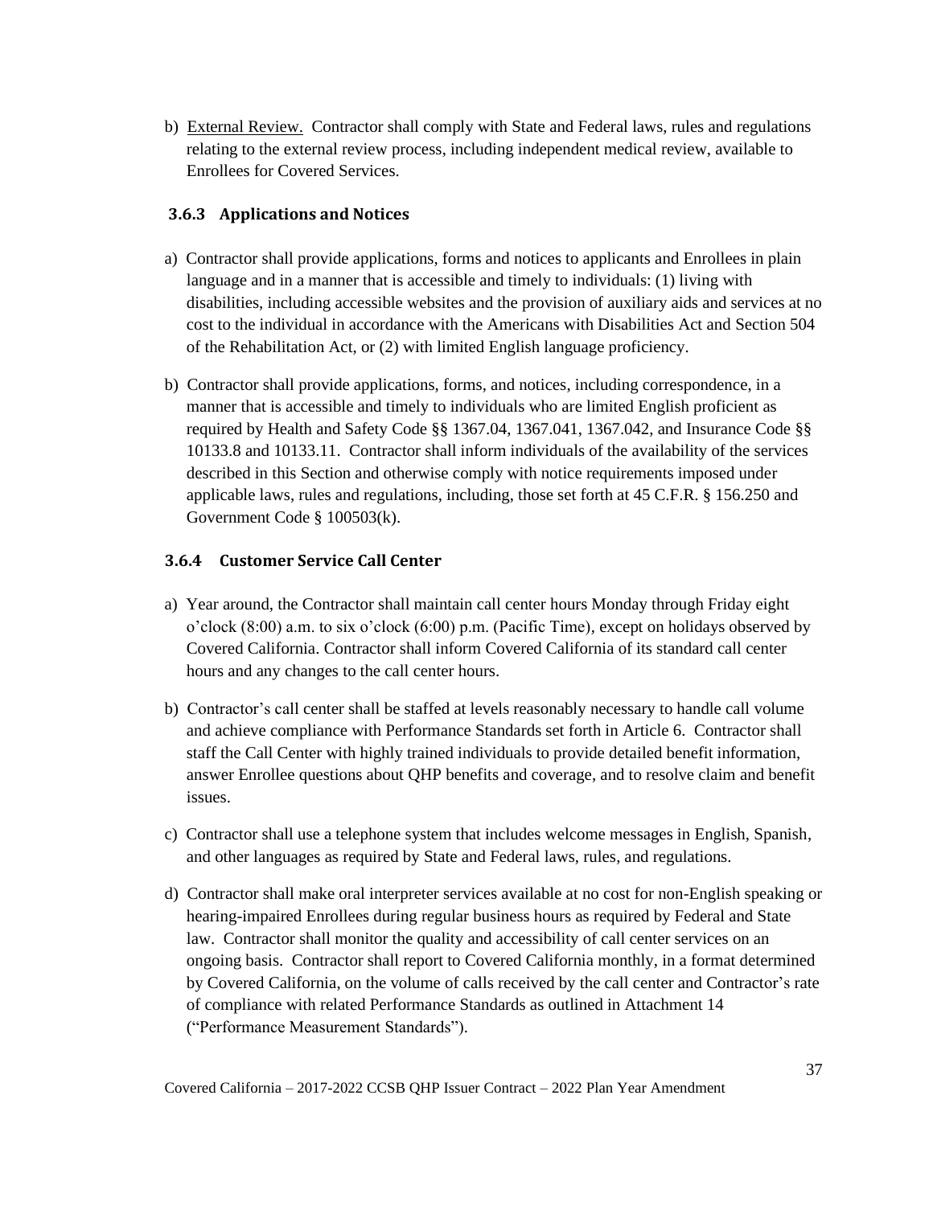b) External Review. Contractor shall comply with State and Federal laws, rules and regulations relating to the external review process, including independent medical review, available to Enrollees for Covered Services.

### 3.6.3 Applications and Notices

a) Contractor shall provide applications, forms and notices to applicants and Enrollees in plain language and in a manner that is accessible and timely to individuals: (1) living with disabilities, including accessible websites and the provision of auxiliary aids and services at no cost to the individual in accordance with the Americans with Disabilities Act and Section 504 of the Rehabilitation Act, or (2) with limited English language proficiency.

b) Contractor shall provide applications, forms, and notices, including correspondence, in a manner that is accessible and timely to individuals who are limited English proficient as required by Health and Safety Code §§ 1367.04, 1367.041, 1367.042, and Insurance Code §§ 10133.8 and 10133.11. Contractor shall inform individuals of the availability of the services described in this Section and otherwise comply with notice requirements imposed under applicable laws, rules and regulations, including, those set forth at 45 C.F.R. § 156.250 and Government Code § 100503(k).

### 3.6.4 Customer Service Call Center

a) Year around, the Contractor shall maintain call center hours Monday through Friday eight o'clock (8:00) a.m. to six o'clock (6:00) p.m. (Pacific Time), except on holidays observed by Covered California. Contractor shall inform Covered California of its standard call center hours and any changes to the call center hours.

b) Contractor's call center shall be staffed at levels reasonably necessary to handle call volume and achieve compliance with Performance Standards set forth in Article 6. Contractor shall staff the Call Center with highly trained individuals to provide detailed benefit information, answer Enrollee questions about QHP benefits and coverage, and to resolve claim and benefit issues.

c) Contractor shall use a telephone system that includes welcome messages in English, Spanish, and other languages as required by State and Federal laws, rules, and regulations.

d) Contractor shall make oral interpreter services available at no cost for non-English speaking or hearing-impaired Enrollees during regular business hours as required by Federal and State law. Contractor shall monitor the quality and accessibility of call center services on an ongoing basis. Contractor shall report to Covered California monthly, in a format determined by Covered California, on the volume of calls received by the call center and Contractor's rate of compliance with related Performance Standards as outlined in Attachment 14 ("Performance Measurement Standards").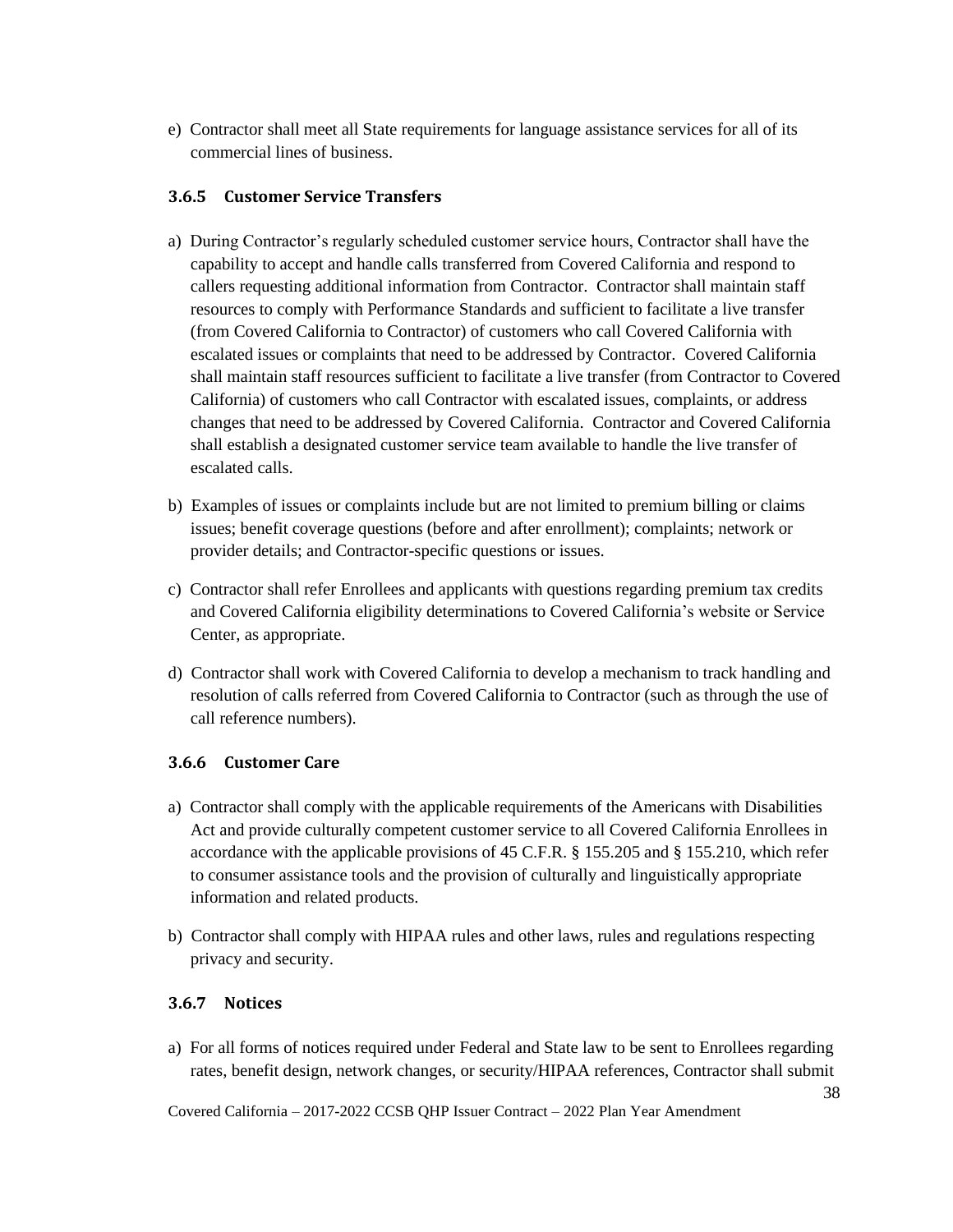e) Contractor shall meet all State requirements for language assistance services for all of its commercial lines of business.

### 3.6.5 Customer Service Transfers

a) During Contractor's regularly scheduled customer service hours, Contractor shall have the capability to accept and handle calls transferred from Covered California and respond to callers requesting additional information from Contractor. Contractor shall maintain staff resources to comply with Performance Standards and sufficient to facilitate a live transfer (from Covered California to Contractor) of customers who call Covered California with escalated issues or complaints that need to be addressed by Contractor. Covered California shall maintain staff resources sufficient to facilitate a live transfer (from Contractor to Covered California) of customers who call Contractor with escalated issues, complaints, or address changes that need to be addressed by Covered California. Contractor and Covered California shall establish a designated customer service team available to handle the live transfer of escalated calls.

b) Examples of issues or complaints include but are not limited to premium billing or claims issues; benefit coverage questions (before and after enrollment); complaints; network or provider details; and Contractor-specific questions or issues.

c) Contractor shall refer Enrollees and applicants with questions regarding premium tax credits and Covered California eligibility determinations to Covered California's website or Service Center, as appropriate.

d) Contractor shall work with Covered California to develop a mechanism to track handling and resolution of calls referred from Covered California to Contractor (such as through the use of call reference numbers).

### 3.6.6 Customer Care

a) Contractor shall comply with the applicable requirements of the Americans with Disabilities Act and provide culturally competent customer service to all Covered California Enrollees in accordance with the applicable provisions of 45 C.F.R. § 155.205 and § 155.210, which refer to consumer assistance tools and the provision of culturally and linguistically appropriate information and related products.

b) Contractor shall comply with HIPAA rules and other laws, rules and regulations respecting privacy and security.

### 3.6.7 Notices

a) For all forms of notices required under Federal and State law to be sent to Enrollees regarding rates, benefit design, network changes, or security/HIPAA references, Contractor shall submit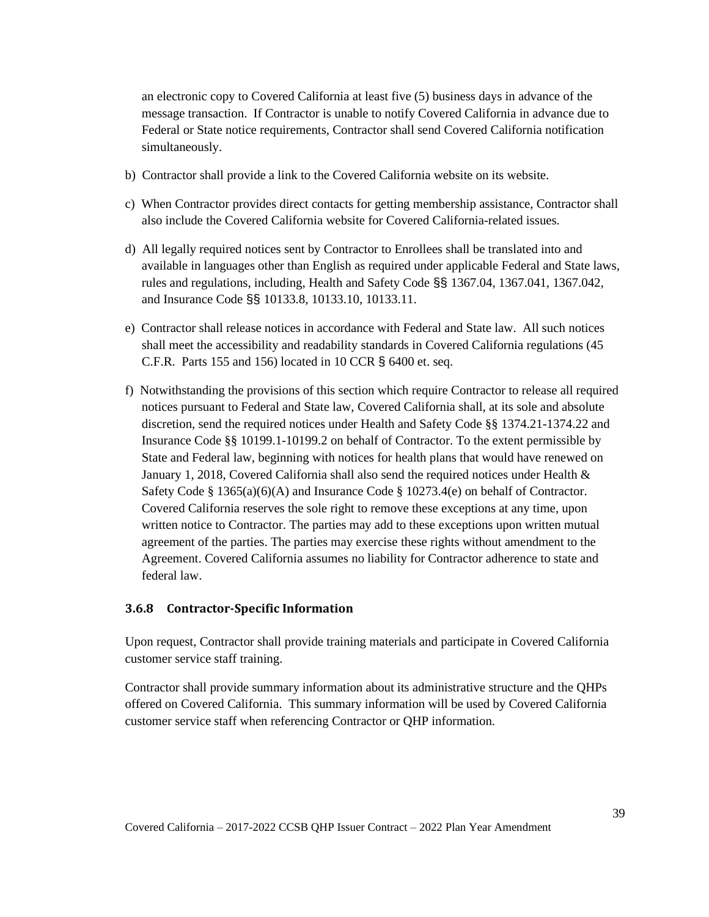an electronic copy to Covered California at least five (5) business days in advance of the message transaction. If Contractor is unable to notify Covered California in advance due to Federal or State notice requirements, Contractor shall send Covered California notification simultaneously.

b) Contractor shall provide a link to the Covered California website on its website.

c) When Contractor provides direct contacts for getting membership assistance, Contractor shall also include the Covered California website for Covered California-related issues.

d) All legally required notices sent by Contractor to Enrollees shall be translated into and available in languages other than English as required under applicable Federal and State laws, rules and regulations, including, Health and Safety Code §§ 1367.04, 1367.041, 1367.042, and Insurance Code §§ 10133.8, 10133.10, 10133.11.

e) Contractor shall release notices in accordance with Federal and State law. All such notices shall meet the accessibility and readability standards in Covered California regulations (45 C.F.R. Parts 155 and 156) located in 10 CCR § 6400 et. seq.

f) Notwithstanding the provisions of this section which require Contractor to release all required notices pursuant to Federal and State law, Covered California shall, at its sole and absolute discretion, send the required notices under Health and Safety Code §§ 1374.21-1374.22 and Insurance Code §§ 10199.1-10199.2 on behalf of Contractor. To the extent permissible by State and Federal law, beginning with notices for health plans that would have renewed on January 1, 2018, Covered California shall also send the required notices under Health & Safety Code § 1365(a)(6)(A) and Insurance Code § 10273.4(e) on behalf of Contractor. Covered California reserves the sole right to remove these exceptions at any time, upon written notice to Contractor. The parties may add to these exceptions upon written mutual agreement of the parties. The parties may exercise these rights without amendment to the Agreement. Covered California assumes no liability for Contractor adherence to state and federal law.

### 3.6.8 Contractor-Specific Information

Upon request, Contractor shall provide training materials and participate in Covered California customer service staff training.

Contractor shall provide summary information about its administrative structure and the QHPs offered on Covered California. This summary information will be used by Covered California customer service staff when referencing Contractor or QHP information.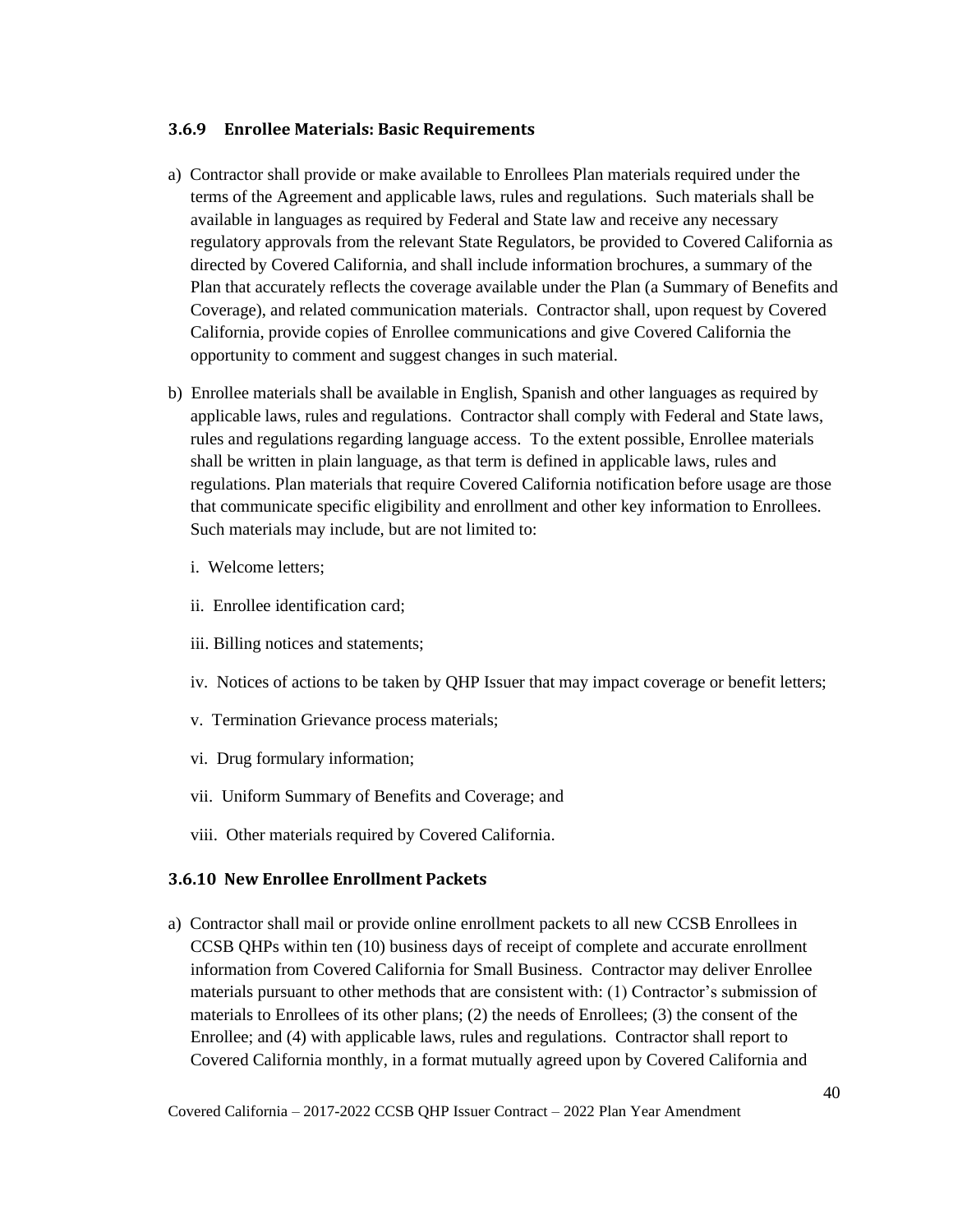### 3.6.9 Enrollee Materials: Basic Requirements

a) Contractor shall provide or make available to Enrollees Plan materials required under the terms of the Agreement and applicable laws, rules and regulations. Such materials shall be available in languages as required by Federal and State law and receive any necessary regulatory approvals from the relevant State Regulators, be provided to Covered California as directed by Covered California, and shall include information brochures, a summary of the Plan that accurately reflects the coverage available under the Plan (a Summary of Benefits and Coverage), and related communication materials. Contractor shall, upon request by Covered California, provide copies of Enrollee communications and give Covered California the opportunity to comment and suggest changes in such material.

b) Enrollee materials shall be available in English, Spanish and other languages as required by applicable laws, rules and regulations. Contractor shall comply with Federal and State laws, rules and regulations regarding language access. To the extent possible, Enrollee materials shall be written in plain language, as that term is defined in applicable laws, rules and regulations. Plan materials that require Covered California notification before usage are those that communicate specific eligibility and enrollment and other key information to Enrollees. Such materials may include, but are not limited to:

   i. Welcome letters;

   ii. Enrollee identification card;

   iii. Billing notices and statements;

   iv. Notices of actions to be taken by QHP Issuer that may impact coverage or benefit letters;

   v. Termination Grievance process materials;

   vi. Drug formulary information;

   vii. Uniform Summary of Benefits and Coverage; and

   viii. Other materials required by Covered California.

### 3.6.10 New Enrollee Enrollment Packets

a) Contractor shall mail or provide online enrollment packets to all new CCSB Enrollees in CCSB QHPs within ten (10) business days of receipt of complete and accurate enrollment information from Covered California for Small Business. Contractor may deliver Enrollee materials pursuant to other methods that are consistent with: (1) Contractor's submission of materials to Enrollees of its other plans; (2) the needs of Enrollees; (3) the consent of the Enrollee; and (4) with applicable laws, rules and regulations. Contractor shall report to Covered California monthly, in a format mutually agreed upon by Covered California and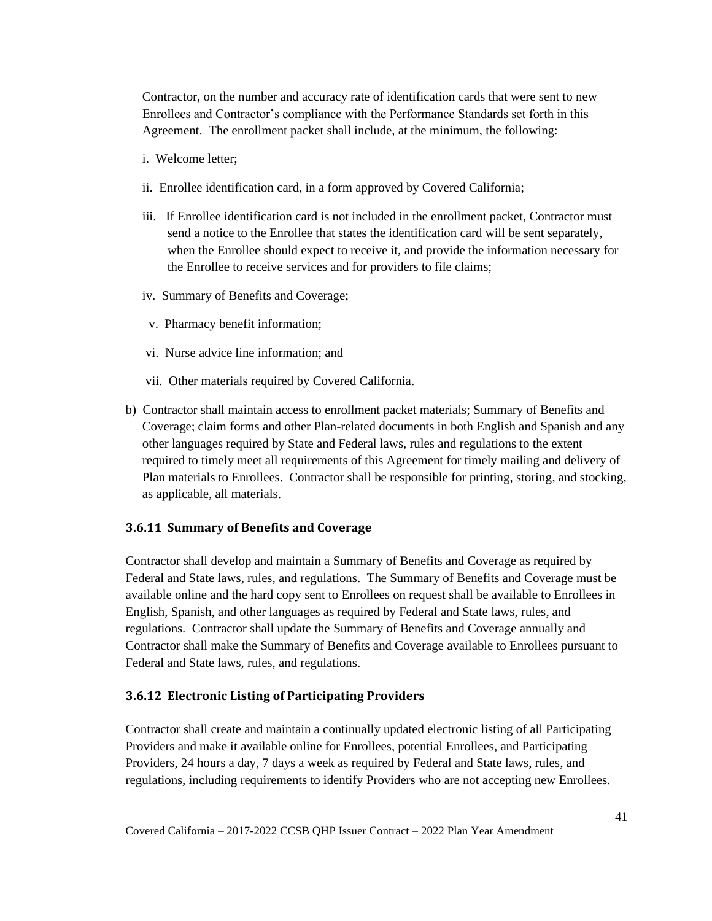Contractor, on the number and accuracy rate of identification cards that were sent to new Enrollees and Contractor's compliance with the Performance Standards set forth in this Agreement. The enrollment packet shall include, at the minimum, the following:

i. Welcome letter;

ii. Enrollee identification card, in a form approved by Covered California;

iii. If Enrollee identification card is not included in the enrollment packet, Contractor must send a notice to the Enrollee that states the identification card will be sent separately, when the Enrollee should expect to receive it, and provide the information necessary for the Enrollee to receive services and for providers to file claims;

iv. Summary of Benefits and Coverage;

v. Pharmacy benefit information;

vi. Nurse advice line information; and

vii. Other materials required by Covered California.

b) Contractor shall maintain access to enrollment packet materials; Summary of Benefits and Coverage; claim forms and other Plan-related documents in both English and Spanish and any other languages required by State and Federal laws, rules and regulations to the extent required to timely meet all requirements of this Agreement for timely mailing and delivery of Plan materials to Enrollees. Contractor shall be responsible for printing, storing, and stocking, as applicable, all materials.

### 3.6.11 Summary of Benefits and Coverage

Contractor shall develop and maintain a Summary of Benefits and Coverage as required by Federal and State laws, rules, and regulations. The Summary of Benefits and Coverage must be available online and the hard copy sent to Enrollees on request shall be available to Enrollees in English, Spanish, and other languages as required by Federal and State laws, rules, and regulations. Contractor shall update the Summary of Benefits and Coverage annually and Contractor shall make the Summary of Benefits and Coverage available to Enrollees pursuant to Federal and State laws, rules, and regulations.

### 3.6.12 Electronic Listing of Participating Providers

Contractor shall create and maintain a continually updated electronic listing of all Participating Providers and make it available online for Enrollees, potential Enrollees, and Participating Providers, 24 hours a day, 7 days a week as required by Federal and State laws, rules, and regulations, including requirements to identify Providers who are not accepting new Enrollees.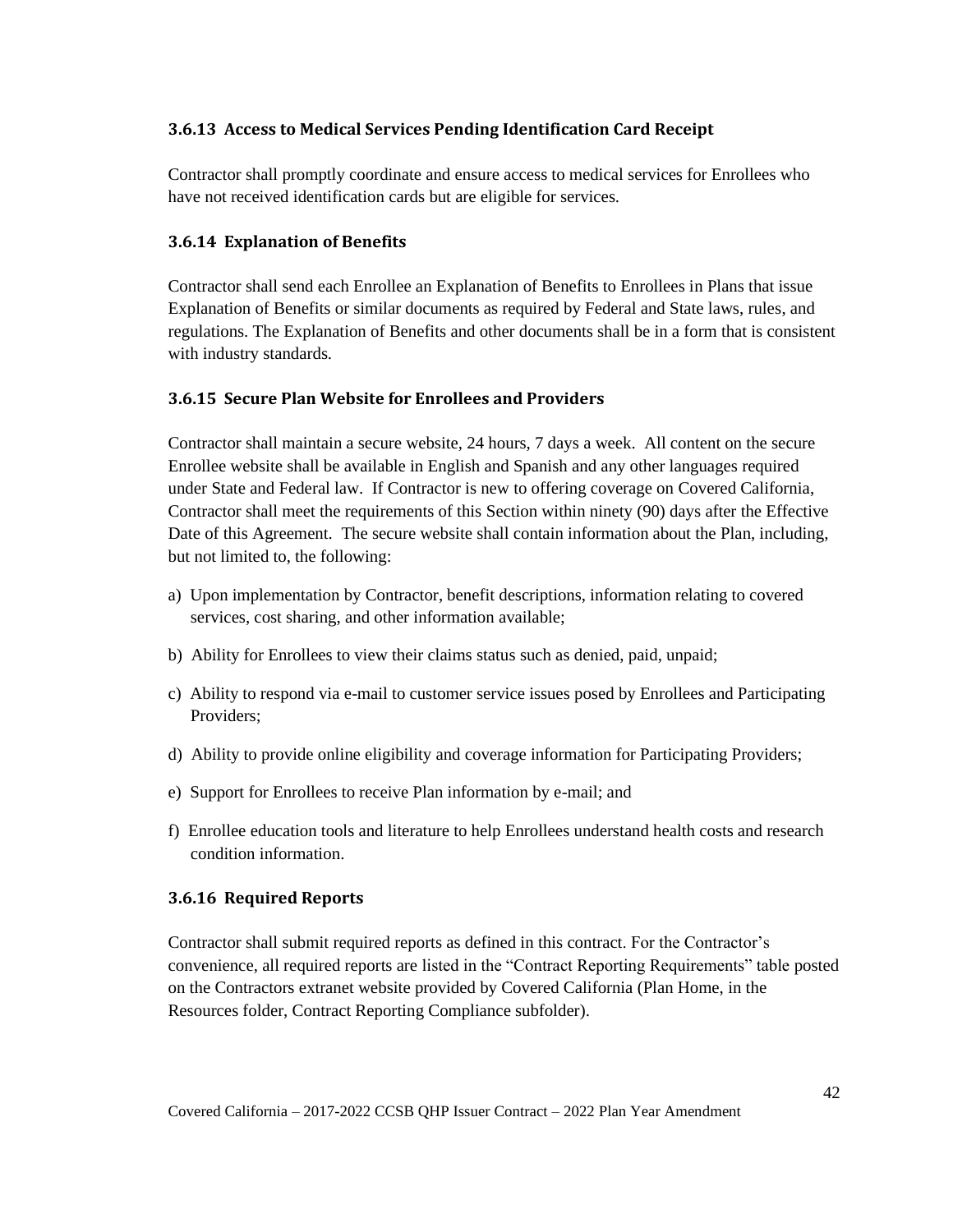### 3.6.13 Access to Medical Services Pending Identification Card Receipt

Contractor shall promptly coordinate and ensure access to medical services for Enrollees who have not received identification cards but are eligible for services.

### 3.6.14 Explanation of Benefits

Contractor shall send each Enrollee an Explanation of Benefits to Enrollees in Plans that issue Explanation of Benefits or similar documents as required by Federal and State laws, rules, and regulations. The Explanation of Benefits and other documents shall be in a form that is consistent with industry standards.

### 3.6.15 Secure Plan Website for Enrollees and Providers

Contractor shall maintain a secure website, 24 hours, 7 days a week. All content on the secure Enrollee website shall be available in English and Spanish and any other languages required under State and Federal law. If Contractor is new to offering coverage on Covered California, Contractor shall meet the requirements of this Section within ninety (90) days after the Effective Date of this Agreement. The secure website shall contain information about the Plan, including, but not limited to, the following:

a) Upon implementation by Contractor, benefit descriptions, information relating to covered services, cost sharing, and other information available;

b) Ability for Enrollees to view their claims status such as denied, paid, unpaid;

c) Ability to respond via e-mail to customer service issues posed by Enrollees and Participating Providers;

d) Ability to provide online eligibility and coverage information for Participating Providers;

e) Support for Enrollees to receive Plan information by e-mail; and

f) Enrollee education tools and literature to help Enrollees understand health costs and research condition information.

### 3.6.16 Required Reports

Contractor shall submit required reports as defined in this contract. For the Contractor's convenience, all required reports are listed in the "Contract Reporting Requirements" table posted on the Contractors extranet website provided by Covered California (Plan Home, in the Resources folder, Contract Reporting Compliance subfolder).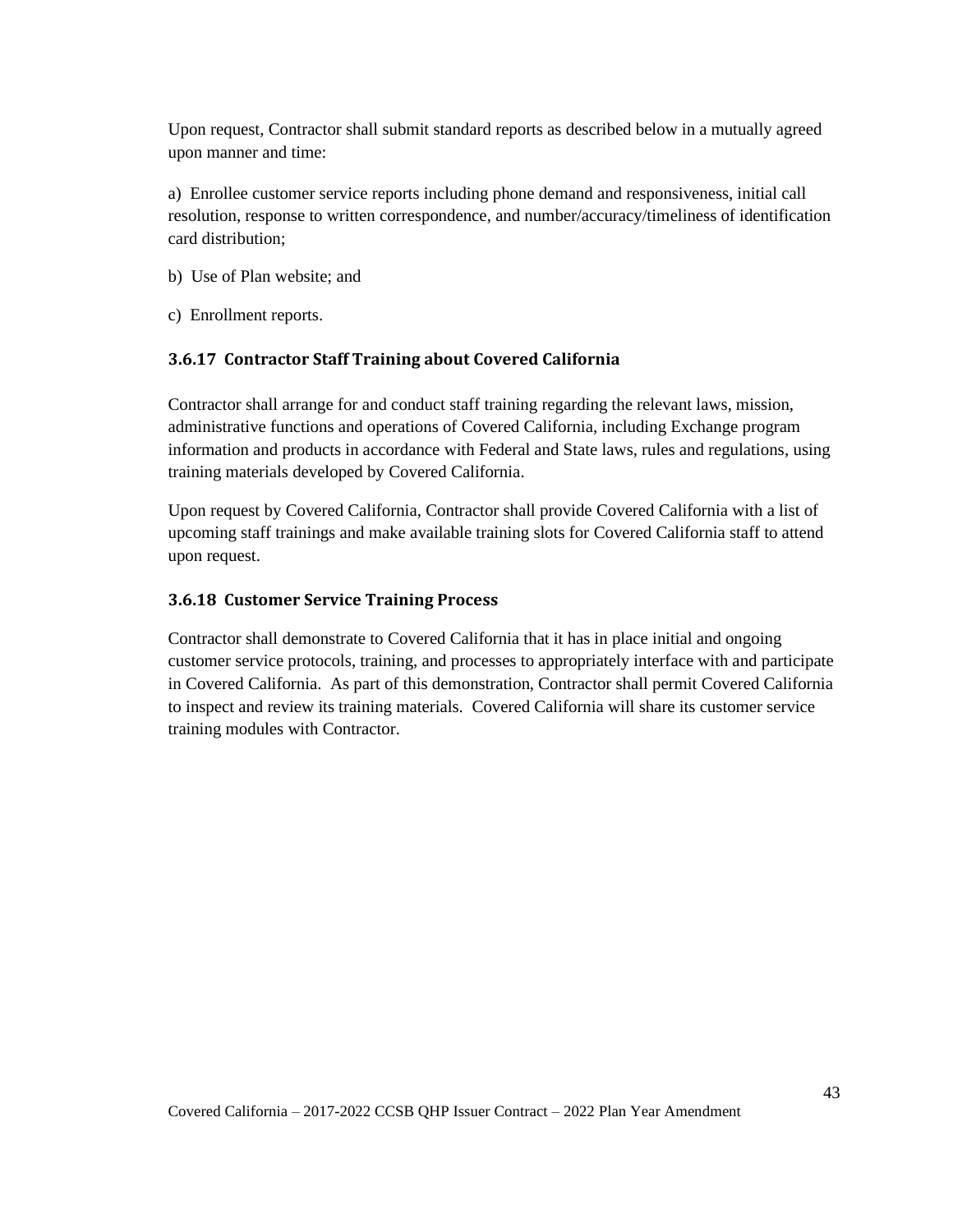Upon request, Contractor shall submit standard reports as described below in a mutually agreed upon manner and time:

a) Enrollee customer service reports including phone demand and responsiveness, initial call resolution, response to written correspondence, and number/accuracy/timeliness of identification card distribution;

b) Use of Plan website; and

c) Enrollment reports.

### 3.6.17 Contractor Staff Training about Covered California

Contractor shall arrange for and conduct staff training regarding the relevant laws, mission, administrative functions and operations of Covered California, including Exchange program information and products in accordance with Federal and State laws, rules and regulations, using training materials developed by Covered California.

Upon request by Covered California, Contractor shall provide Covered California with a list of upcoming staff trainings and make available training slots for Covered California staff to attend upon request.

### 3.6.18 Customer Service Training Process

Contractor shall demonstrate to Covered California that it has in place initial and ongoing customer service protocols, training, and processes to appropriately interface with and participate in Covered California. As part of this demonstration, Contractor shall permit Covered California to inspect and review its training materials. Covered California will share its customer service training modules with Contractor.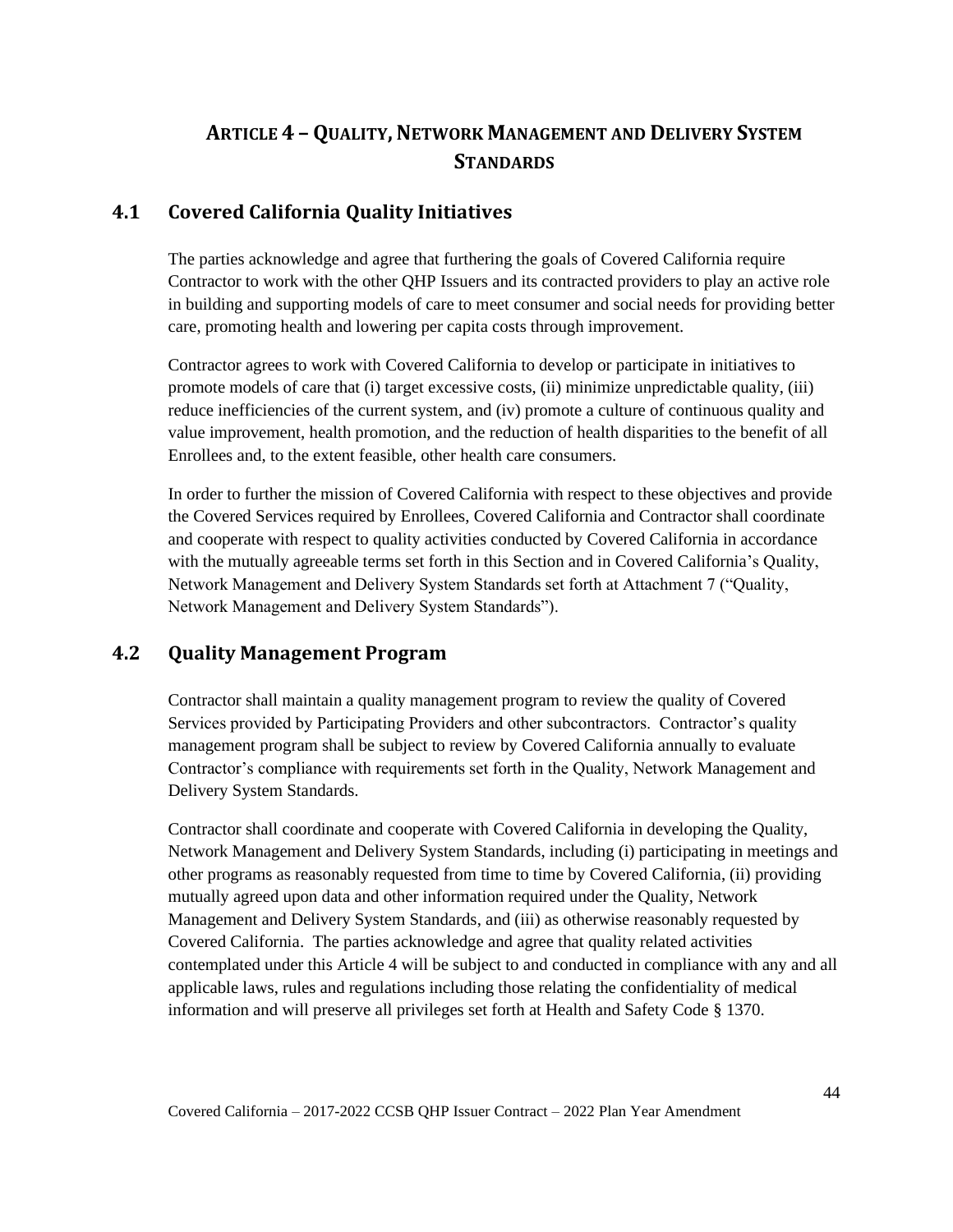# ARTICLE 4 – QUALITY, NETWORK MANAGEMENT AND DELIVERY SYSTEM STANDARDS

## 4.1 Covered California Quality Initiatives

The parties acknowledge and agree that furthering the goals of Covered California require Contractor to work with the other QHP Issuers and its contracted providers to play an active role in building and supporting models of care to meet consumer and social needs for providing better care, promoting health and lowering per capita costs through improvement.

Contractor agrees to work with Covered California to develop or participate in initiatives to promote models of care that (i) target excessive costs, (ii) minimize unpredictable quality, (iii) reduce inefficiencies of the current system, and (iv) promote a culture of continuous quality and value improvement, health promotion, and the reduction of health disparities to the benefit of all Enrollees and, to the extent feasible, other health care consumers.

In order to further the mission of Covered California with respect to these objectives and provide the Covered Services required by Enrollees, Covered California and Contractor shall coordinate and cooperate with respect to quality activities conducted by Covered California in accordance with the mutually agreeable terms set forth in this Section and in Covered California's Quality, Network Management and Delivery System Standards set forth at Attachment 7 ("Quality, Network Management and Delivery System Standards").

## 4.2 Quality Management Program

Contractor shall maintain a quality management program to review the quality of Covered Services provided by Participating Providers and other subcontractors. Contractor's quality management program shall be subject to review by Covered California annually to evaluate Contractor's compliance with requirements set forth in the Quality, Network Management and Delivery System Standards.

Contractor shall coordinate and cooperate with Covered California in developing the Quality, Network Management and Delivery System Standards, including (i) participating in meetings and other programs as reasonably requested from time to time by Covered California, (ii) providing mutually agreed upon data and other information required under the Quality, Network Management and Delivery System Standards, and (iii) as otherwise reasonably requested by Covered California. The parties acknowledge and agree that quality related activities contemplated under this Article 4 will be subject to and conducted in compliance with any and all applicable laws, rules and regulations including those relating the confidentiality of medical information and will preserve all privileges set forth at Health and Safety Code § 1370.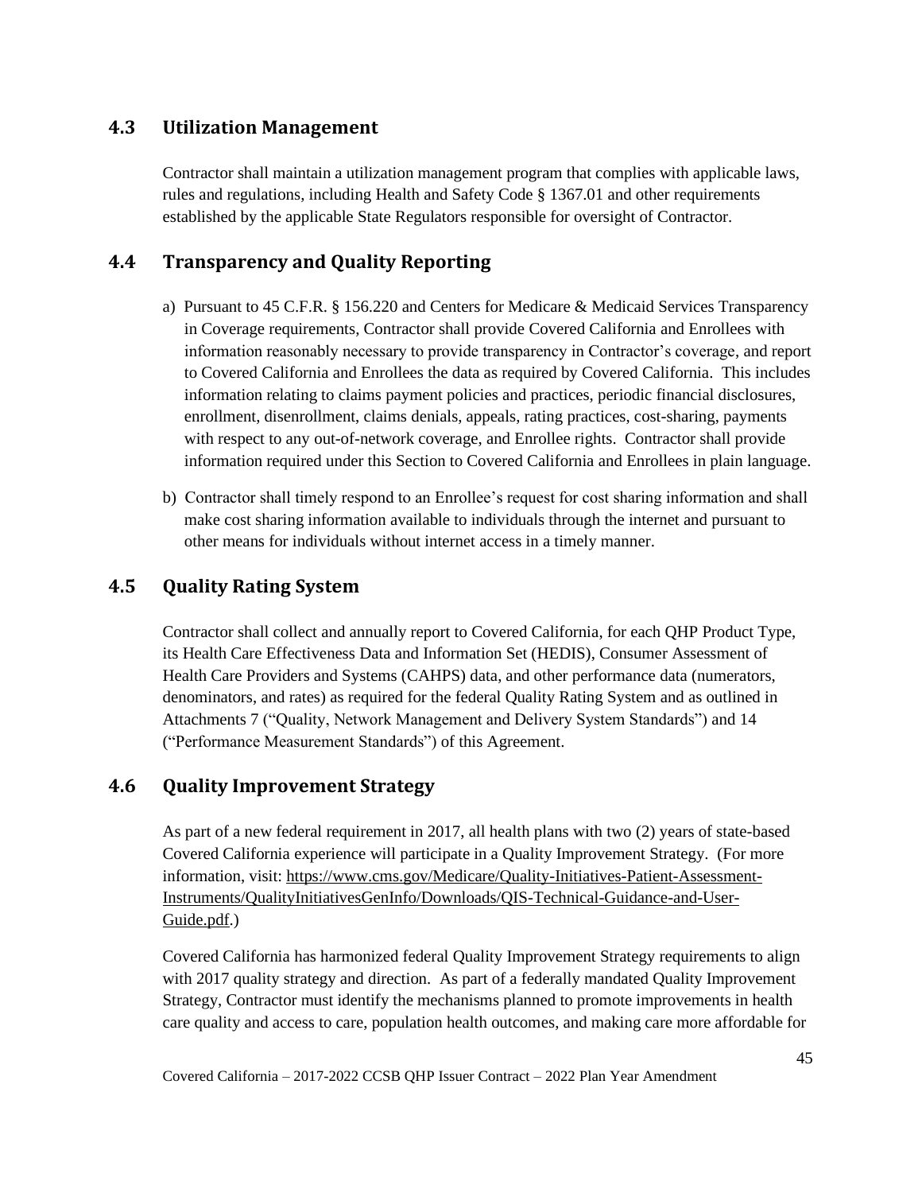## 4.3 Utilization Management

Contractor shall maintain a utilization management program that complies with applicable laws, rules and regulations, including Health and Safety Code § 1367.01 and other requirements established by the applicable State Regulators responsible for oversight of Contractor.

## 4.4 Transparency and Quality Reporting

a) Pursuant to 45 C.F.R. § 156.220 and Centers for Medicare & Medicaid Services Transparency in Coverage requirements, Contractor shall provide Covered California and Enrollees with information reasonably necessary to provide transparency in Contractor's coverage, and report to Covered California and Enrollees the data as required by Covered California. This includes information relating to claims payment policies and practices, periodic financial disclosures, enrollment, disenrollment, claims denials, appeals, rating practices, cost-sharing, payments with respect to any out-of-network coverage, and Enrollee rights. Contractor shall provide information required under this Section to Covered California and Enrollees in plain language.

b) Contractor shall timely respond to an Enrollee's request for cost sharing information and shall make cost sharing information available to individuals through the internet and pursuant to other means for individuals without internet access in a timely manner.

## 4.5 Quality Rating System

Contractor shall collect and annually report to Covered California, for each QHP Product Type, its Health Care Effectiveness Data and Information Set (HEDIS), Consumer Assessment of Health Care Providers and Systems (CAHPS) data, and other performance data (numerators, denominators, and rates) as required for the federal Quality Rating System and as outlined in Attachments 7 ("Quality, Network Management and Delivery System Standards") and 14 ("Performance Measurement Standards") of this Agreement.

## 4.6 Quality Improvement Strategy

As part of a new federal requirement in 2017, all health plans with two (2) years of state-based Covered California experience will participate in a Quality Improvement Strategy. (For more information, visit: [https://www.cms.gov/Medicare/Quality-Initiatives-Patient-Assessment-Instruments/QualityInitiativesGenInfo/Downloads/QIS-Technical-Guidance-and-User-Guide.pdf](https://www.cms.gov/Medicare/Quality-Initiatives-Patient-Assessment-Instruments/QualityInitiativesGenInfo/Downloads/QIS-Technical-Guidance-and-User-Guide.pdf).)

Covered California has harmonized federal Quality Improvement Strategy requirements to align with 2017 quality strategy and direction. As part of a federally mandated Quality Improvement Strategy, Contractor must identify the mechanisms planned to promote improvements in health care quality and access to care, population health outcomes, and making care more affordable for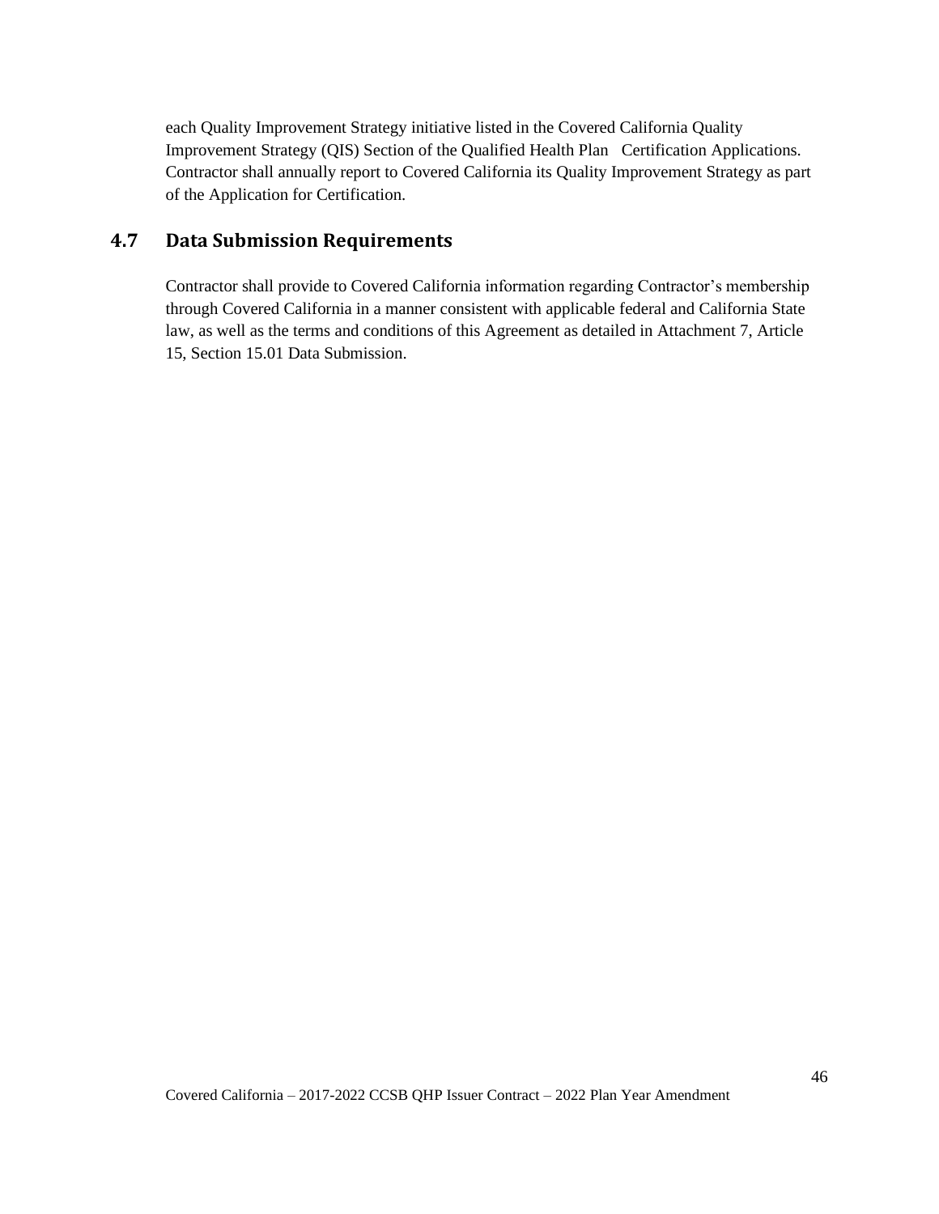each Quality Improvement Strategy initiative listed in the Covered California Quality Improvement Strategy (QIS) Section of the Qualified Health Plan Certification Applications. Contractor shall annually report to Covered California its Quality Improvement Strategy as part of the Application for Certification.

## 4.7 Data Submission Requirements

Contractor shall provide to Covered California information regarding Contractor's membership through Covered California in a manner consistent with applicable federal and California State law, as well as the terms and conditions of this Agreement as detailed in Attachment 7, Article 15, Section 15.01 Data Submission.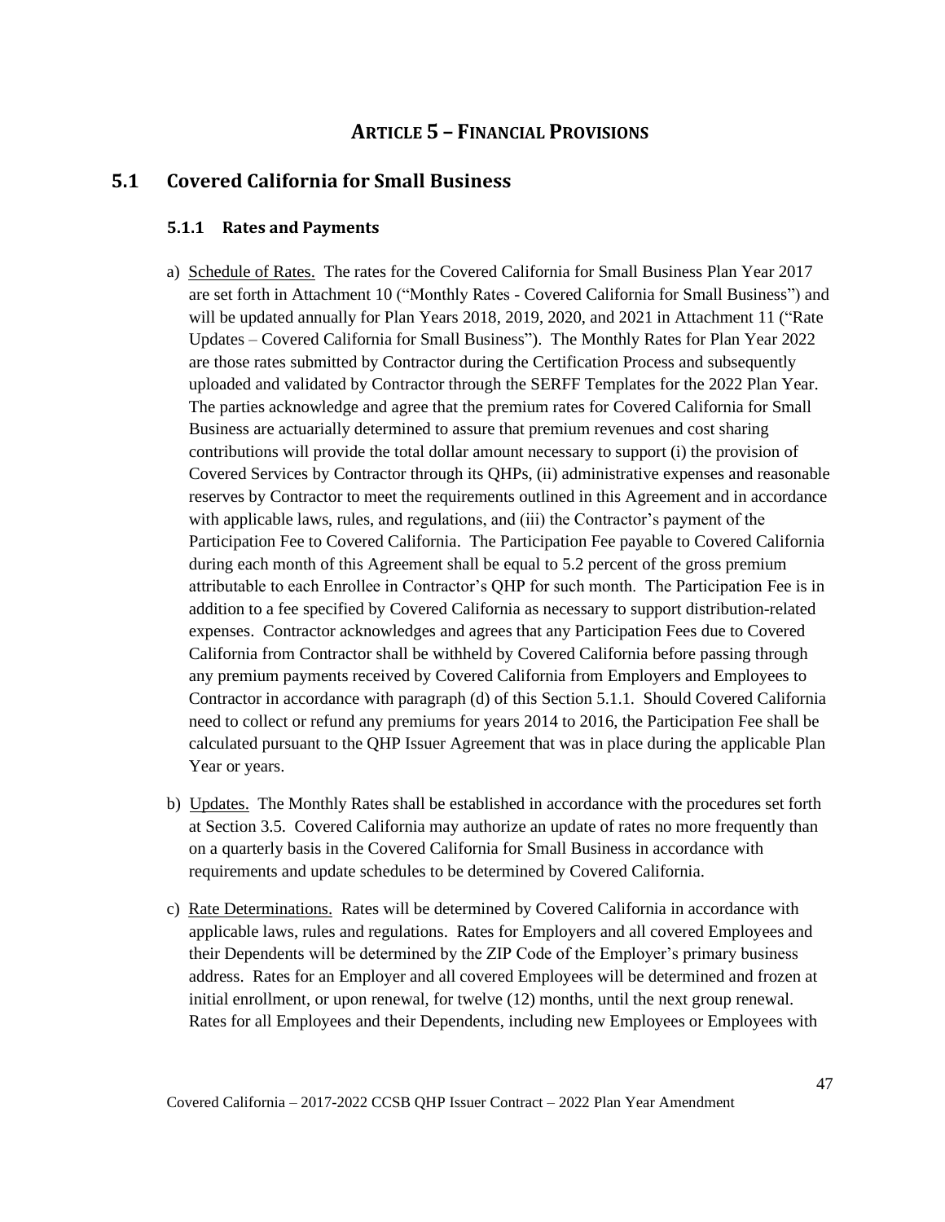# ARTICLE 5 – FINANCIAL PROVISIONS

## 5.1 Covered California for Small Business

### 5.1.1 Rates and Payments

a) Schedule of Rates. The rates for the Covered California for Small Business Plan Year 2017 are set forth in Attachment 10 ("Monthly Rates - Covered California for Small Business") and will be updated annually for Plan Years 2018, 2019, 2020, and 2021 in Attachment 11 ("Rate Updates – Covered California for Small Business"). The Monthly Rates for Plan Year 2022 are those rates submitted by Contractor during the Certification Process and subsequently uploaded and validated by Contractor through the SERFF Templates for the 2022 Plan Year. The parties acknowledge and agree that the premium rates for Covered California for Small Business are actuarially determined to assure that premium revenues and cost sharing contributions will provide the total dollar amount necessary to support (i) the provision of Covered Services by Contractor through its QHPs, (ii) administrative expenses and reasonable reserves by Contractor to meet the requirements outlined in this Agreement and in accordance with applicable laws, rules, and regulations, and (iii) the Contractor's payment of the Participation Fee to Covered California. The Participation Fee payable to Covered California during each month of this Agreement shall be equal to 5.2 percent of the gross premium attributable to each Enrollee in Contractor's QHP for such month. The Participation Fee is in addition to a fee specified by Covered California as necessary to support distribution-related expenses. Contractor acknowledges and agrees that any Participation Fees due to Covered California from Contractor shall be withheld by Covered California before passing through any premium payments received by Covered California from Employers and Employees to Contractor in accordance with paragraph (d) of this Section 5.1.1. Should Covered California need to collect or refund any premiums for years 2014 to 2016, the Participation Fee shall be calculated pursuant to the QHP Issuer Agreement that was in place during the applicable Plan Year or years.

b) Updates. The Monthly Rates shall be established in accordance with the procedures set forth at Section 3.5. Covered California may authorize an update of rates no more frequently than on a quarterly basis in the Covered California for Small Business in accordance with requirements and update schedules to be determined by Covered California.

c) Rate Determinations. Rates will be determined by Covered California in accordance with applicable laws, rules and regulations. Rates for Employers and all covered Employees and their Dependents will be determined by the ZIP Code of the Employer's primary business address. Rates for an Employer and all covered Employees will be determined and frozen at initial enrollment, or upon renewal, for twelve (12) months, until the next group renewal. Rates for all Employees and their Dependents, including new Employees or Employees with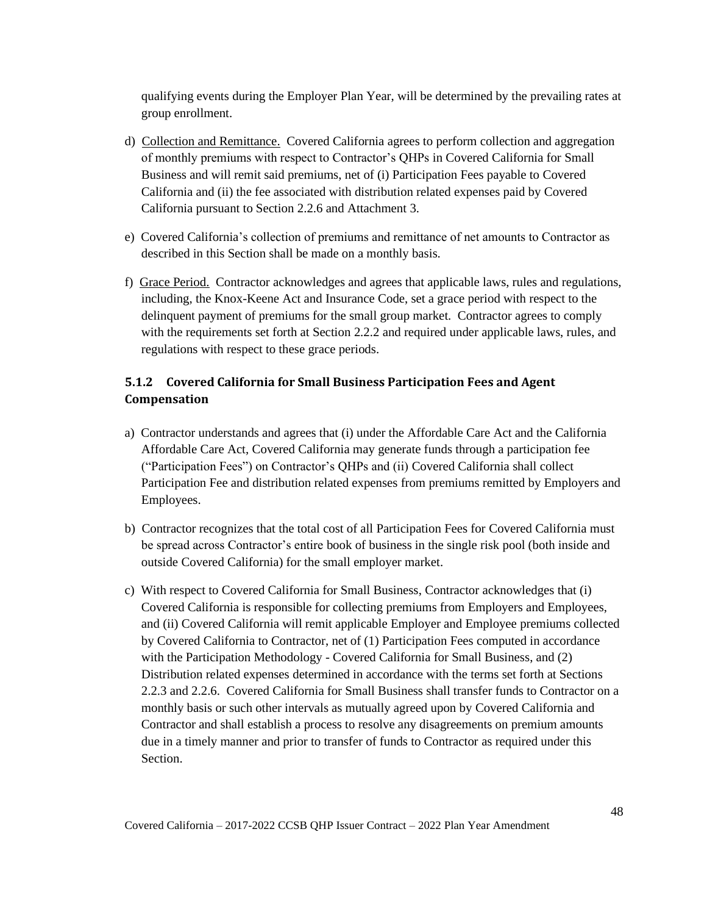qualifying events during the Employer Plan Year, will be determined by the prevailing rates at group enrollment.

d) Collection and Remittance. Covered California agrees to perform collection and aggregation of monthly premiums with respect to Contractor's QHPs in Covered California for Small Business and will remit said premiums, net of (i) Participation Fees payable to Covered California and (ii) the fee associated with distribution related expenses paid by Covered California pursuant to Section 2.2.6 and Attachment 3.

e) Covered California's collection of premiums and remittance of net amounts to Contractor as described in this Section shall be made on a monthly basis.

f) Grace Period. Contractor acknowledges and agrees that applicable laws, rules and regulations, including, the Knox-Keene Act and Insurance Code, set a grace period with respect to the delinquent payment of premiums for the small group market. Contractor agrees to comply with the requirements set forth at Section 2.2.2 and required under applicable laws, rules, and regulations with respect to these grace periods.

### 5.1.2 Covered California for Small Business Participation Fees and Agent Compensation

a) Contractor understands and agrees that (i) under the Affordable Care Act and the California Affordable Care Act, Covered California may generate funds through a participation fee ("Participation Fees") on Contractor's QHPs and (ii) Covered California shall collect Participation Fee and distribution related expenses from premiums remitted by Employers and Employees.

b) Contractor recognizes that the total cost of all Participation Fees for Covered California must be spread across Contractor's entire book of business in the single risk pool (both inside and outside Covered California) for the small employer market.

c) With respect to Covered California for Small Business, Contractor acknowledges that (i) Covered California is responsible for collecting premiums from Employers and Employees, and (ii) Covered California will remit applicable Employer and Employee premiums collected by Covered California to Contractor, net of (1) Participation Fees computed in accordance with the Participation Methodology - Covered California for Small Business, and (2) Distribution related expenses determined in accordance with the terms set forth at Sections 2.2.3 and 2.2.6. Covered California for Small Business shall transfer funds to Contractor on a monthly basis or such other intervals as mutually agreed upon by Covered California and Contractor and shall establish a process to resolve any disagreements on premium amounts due in a timely manner and prior to transfer of funds to Contractor as required under this Section.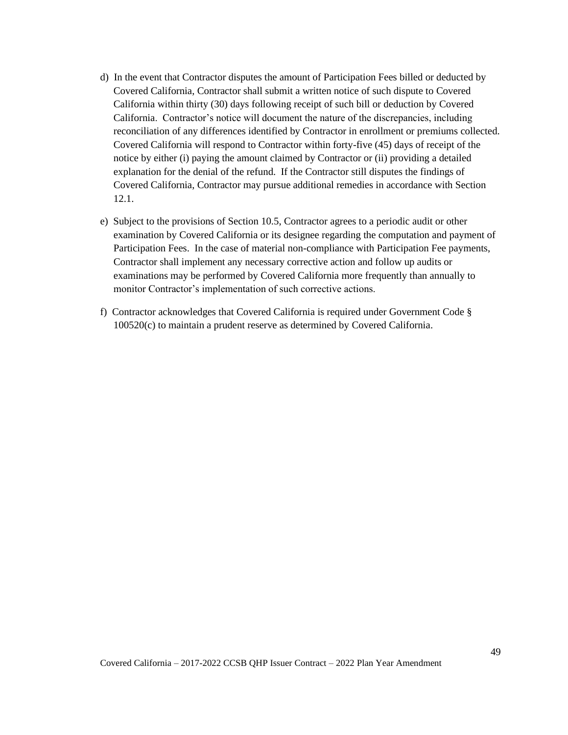d) In the event that Contractor disputes the amount of Participation Fees billed or deducted by Covered California, Contractor shall submit a written notice of such dispute to Covered California within thirty (30) days following receipt of such bill or deduction by Covered California. Contractor's notice will document the nature of the discrepancies, including reconciliation of any differences identified by Contractor in enrollment or premiums collected. Covered California will respond to Contractor within forty-five (45) days of receipt of the notice by either (i) paying the amount claimed by Contractor or (ii) providing a detailed explanation for the denial of the refund. If the Contractor still disputes the findings of Covered California, Contractor may pursue additional remedies in accordance with Section 12.1.

e) Subject to the provisions of Section 10.5, Contractor agrees to a periodic audit or other examination by Covered California or its designee regarding the computation and payment of Participation Fees. In the case of material non-compliance with Participation Fee payments, Contractor shall implement any necessary corrective action and follow up audits or examinations may be performed by Covered California more frequently than annually to monitor Contractor's implementation of such corrective actions.

f) Contractor acknowledges that Covered California is required under Government Code § 100520(c) to maintain a prudent reserve as determined by Covered California.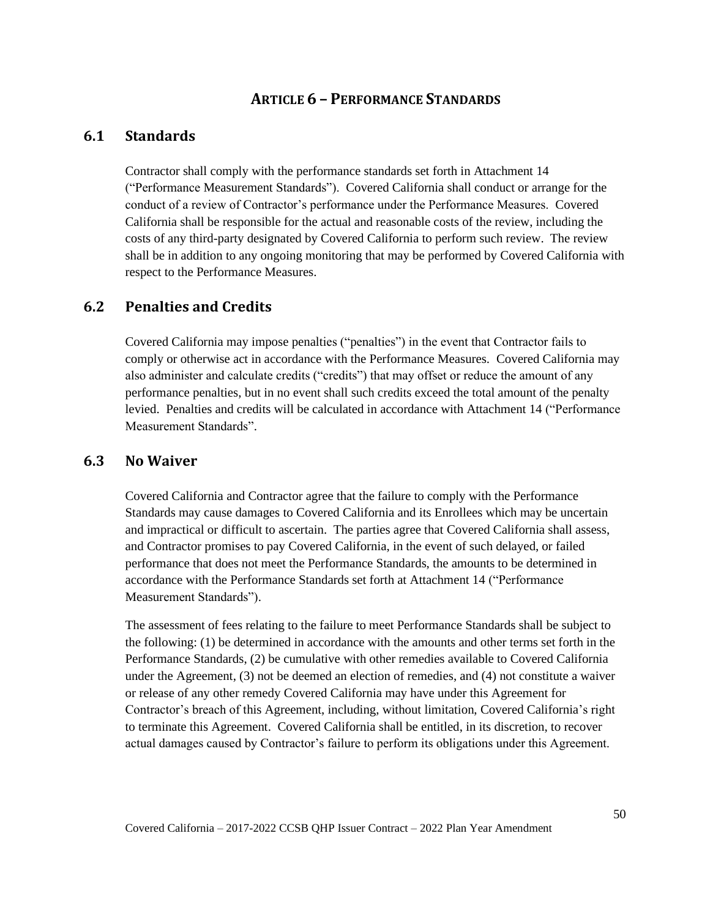# ARTICLE 6 – PERFORMANCE STANDARDS

## 6.1 Standards

Contractor shall comply with the performance standards set forth in Attachment 14 ("Performance Measurement Standards"). Covered California shall conduct or arrange for the conduct of a review of Contractor's performance under the Performance Measures. Covered California shall be responsible for the actual and reasonable costs of the review, including the costs of any third-party designated by Covered California to perform such review. The review shall be in addition to any ongoing monitoring that may be performed by Covered California with respect to the Performance Measures.

## 6.2 Penalties and Credits

Covered California may impose penalties ("penalties") in the event that Contractor fails to comply or otherwise act in accordance with the Performance Measures. Covered California may also administer and calculate credits ("credits") that may offset or reduce the amount of any performance penalties, but in no event shall such credits exceed the total amount of the penalty levied. Penalties and credits will be calculated in accordance with Attachment 14 ("Performance Measurement Standards".

## 6.3 No Waiver

Covered California and Contractor agree that the failure to comply with the Performance Standards may cause damages to Covered California and its Enrollees which may be uncertain and impractical or difficult to ascertain. The parties agree that Covered California shall assess, and Contractor promises to pay Covered California, in the event of such delayed, or failed performance that does not meet the Performance Standards, the amounts to be determined in accordance with the Performance Standards set forth at Attachment 14 ("Performance Measurement Standards").

The assessment of fees relating to the failure to meet Performance Standards shall be subject to the following: (1) be determined in accordance with the amounts and other terms set forth in the Performance Standards, (2) be cumulative with other remedies available to Covered California under the Agreement, (3) not be deemed an election of remedies, and (4) not constitute a waiver or release of any other remedy Covered California may have under this Agreement for Contractor's breach of this Agreement, including, without limitation, Covered California's right to terminate this Agreement. Covered California shall be entitled, in its discretion, to recover actual damages caused by Contractor's failure to perform its obligations under this Agreement.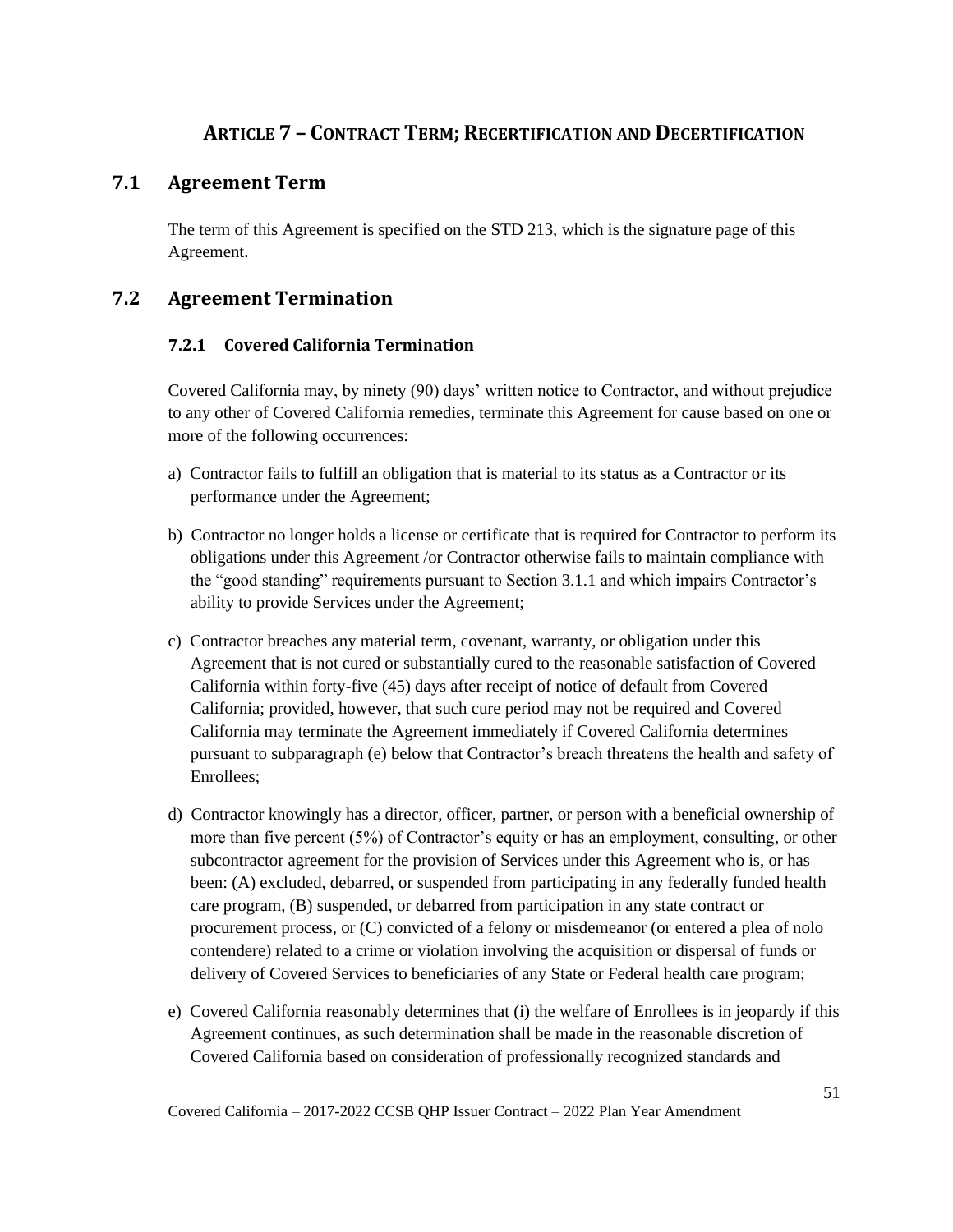# Article 7 – Contract Term; Recertification and Decertification

## 7.1 Agreement Term

The term of this Agreement is specified on the STD 213, which is the signature page of this Agreement.

## 7.2 Agreement Termination

### 7.2.1 Covered California Termination

Covered California may, by ninety (90) days' written notice to Contractor, and without prejudice to any other of Covered California remedies, terminate this Agreement for cause based on one or more of the following occurrences:

a) Contractor fails to fulfill an obligation that is material to its status as a Contractor or its performance under the Agreement;

b) Contractor no longer holds a license or certificate that is required for Contractor to perform its obligations under this Agreement /or Contractor otherwise fails to maintain compliance with the "good standing" requirements pursuant to Section 3.1.1 and which impairs Contractor's ability to provide Services under the Agreement;

c) Contractor breaches any material term, covenant, warranty, or obligation under this Agreement that is not cured or substantially cured to the reasonable satisfaction of Covered California within forty-five (45) days after receipt of notice of default from Covered California; provided, however, that such cure period may not be required and Covered California may terminate the Agreement immediately if Covered California determines pursuant to subparagraph (e) below that Contractor's breach threatens the health and safety of Enrollees;

d) Contractor knowingly has a director, officer, partner, or person with a beneficial ownership of more than five percent (5%) of Contractor's equity or has an employment, consulting, or other subcontractor agreement for the provision of Services under this Agreement who is, or has been: (A) excluded, debarred, or suspended from participating in any federally funded health care program, (B) suspended, or debarred from participation in any state contract or procurement process, or (C) convicted of a felony or misdemeanor (or entered a plea of nolo contendere) related to a crime or violation involving the acquisition or dispersal of funds or delivery of Covered Services to beneficiaries of any State or Federal health care program;

e) Covered California reasonably determines that (i) the welfare of Enrollees is in jeopardy if this Agreement continues, as such determination shall be made in the reasonable discretion of Covered California based on consideration of professionally recognized standards and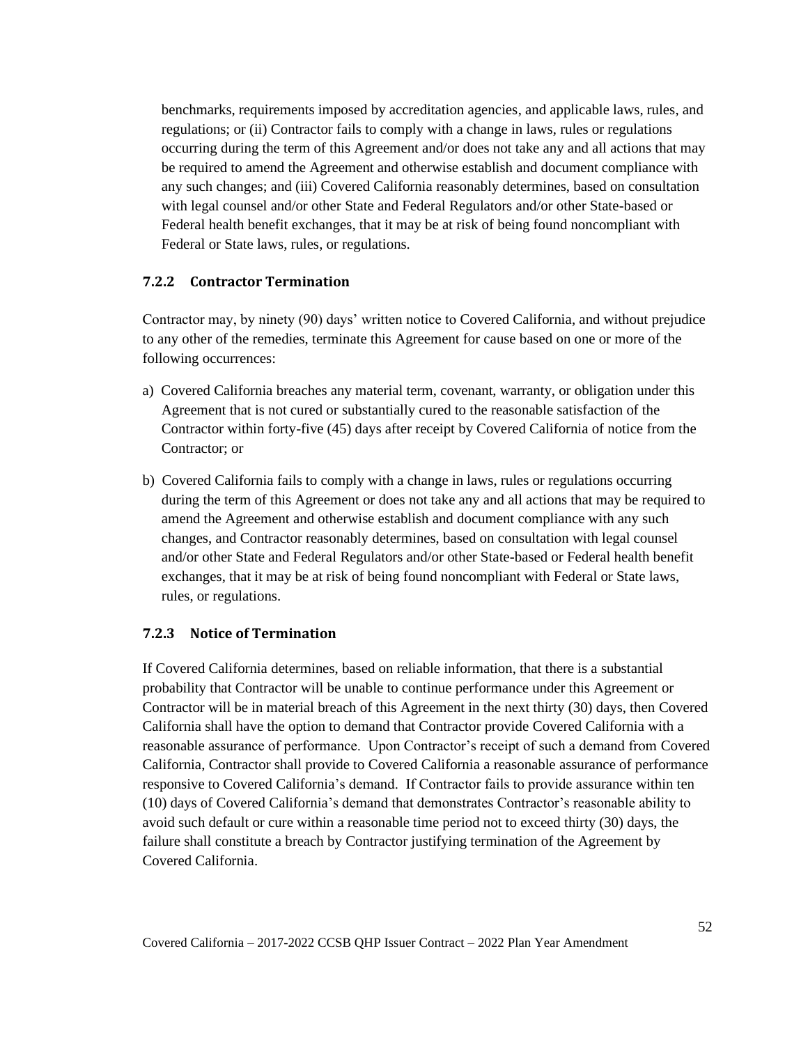benchmarks, requirements imposed by accreditation agencies, and applicable laws, rules, and regulations; or (ii) Contractor fails to comply with a change in laws, rules or regulations occurring during the term of this Agreement and/or does not take any and all actions that may be required to amend the Agreement and otherwise establish and document compliance with any such changes; and (iii) Covered California reasonably determines, based on consultation with legal counsel and/or other State and Federal Regulators and/or other State-based or Federal health benefit exchanges, that it may be at risk of being found noncompliant with Federal or State laws, rules, or regulations.

### 7.2.2 Contractor Termination

Contractor may, by ninety (90) days' written notice to Covered California, and without prejudice to any other of the remedies, terminate this Agreement for cause based on one or more of the following occurrences:

a) Covered California breaches any material term, covenant, warranty, or obligation under this Agreement that is not cured or substantially cured to the reasonable satisfaction of the Contractor within forty-five (45) days after receipt by Covered California of notice from the Contractor; or

b) Covered California fails to comply with a change in laws, rules or regulations occurring during the term of this Agreement or does not take any and all actions that may be required to amend the Agreement and otherwise establish and document compliance with any such changes, and Contractor reasonably determines, based on consultation with legal counsel and/or other State and Federal Regulators and/or other State-based or Federal health benefit exchanges, that it may be at risk of being found noncompliant with Federal or State laws, rules, or regulations.

### 7.2.3 Notice of Termination

If Covered California determines, based on reliable information, that there is a substantial probability that Contractor will be unable to continue performance under this Agreement or Contractor will be in material breach of this Agreement in the next thirty (30) days, then Covered California shall have the option to demand that Contractor provide Covered California with a reasonable assurance of performance. Upon Contractor's receipt of such a demand from Covered California, Contractor shall provide to Covered California a reasonable assurance of performance responsive to Covered California's demand. If Contractor fails to provide assurance within ten (10) days of Covered California's demand that demonstrates Contractor's reasonable ability to avoid such default or cure within a reasonable time period not to exceed thirty (30) days, the failure shall constitute a breach by Contractor justifying termination of the Agreement by Covered California.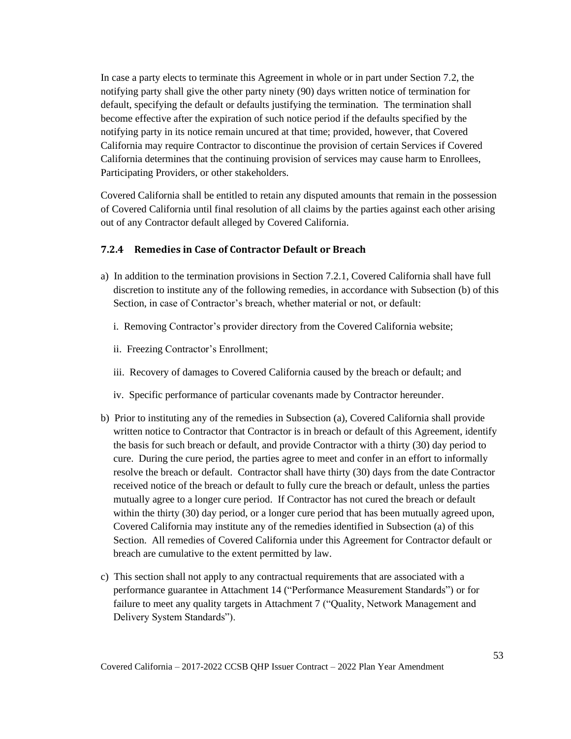In case a party elects to terminate this Agreement in whole or in part under Section 7.2, the notifying party shall give the other party ninety (90) days written notice of termination for default, specifying the default or defaults justifying the termination. The termination shall become effective after the expiration of such notice period if the defaults specified by the notifying party in its notice remain uncured at that time; provided, however, that Covered California may require Contractor to discontinue the provision of certain Services if Covered California determines that the continuing provision of services may cause harm to Enrollees, Participating Providers, or other stakeholders.

Covered California shall be entitled to retain any disputed amounts that remain in the possession of Covered California until final resolution of all claims by the parties against each other arising out of any Contractor default alleged by Covered California.

### 7.2.4 Remedies in Case of Contractor Default or Breach

a) In addition to the termination provisions in Section 7.2.1, Covered California shall have full discretion to institute any of the following remedies, in accordance with Subsection (b) of this Section, in case of Contractor's breach, whether material or not, or default:

   i. Removing Contractor's provider directory from the Covered California website;

   ii. Freezing Contractor's Enrollment;

   iii. Recovery of damages to Covered California caused by the breach or default; and

   iv. Specific performance of particular covenants made by Contractor hereunder.

b) Prior to instituting any of the remedies in Subsection (a), Covered California shall provide written notice to Contractor that Contractor is in breach or default of this Agreement, identify the basis for such breach or default, and provide Contractor with a thirty (30) day period to cure. During the cure period, the parties agree to meet and confer in an effort to informally resolve the breach or default. Contractor shall have thirty (30) days from the date Contractor received notice of the breach or default to fully cure the breach or default, unless the parties mutually agree to a longer cure period. If Contractor has not cured the breach or default within the thirty (30) day period, or a longer cure period that has been mutually agreed upon, Covered California may institute any of the remedies identified in Subsection (a) of this Section. All remedies of Covered California under this Agreement for Contractor default or breach are cumulative to the extent permitted by law.

c) This section shall not apply to any contractual requirements that are associated with a performance guarantee in Attachment 14 ("Performance Measurement Standards") or for failure to meet any quality targets in Attachment 7 ("Quality, Network Management and Delivery System Standards").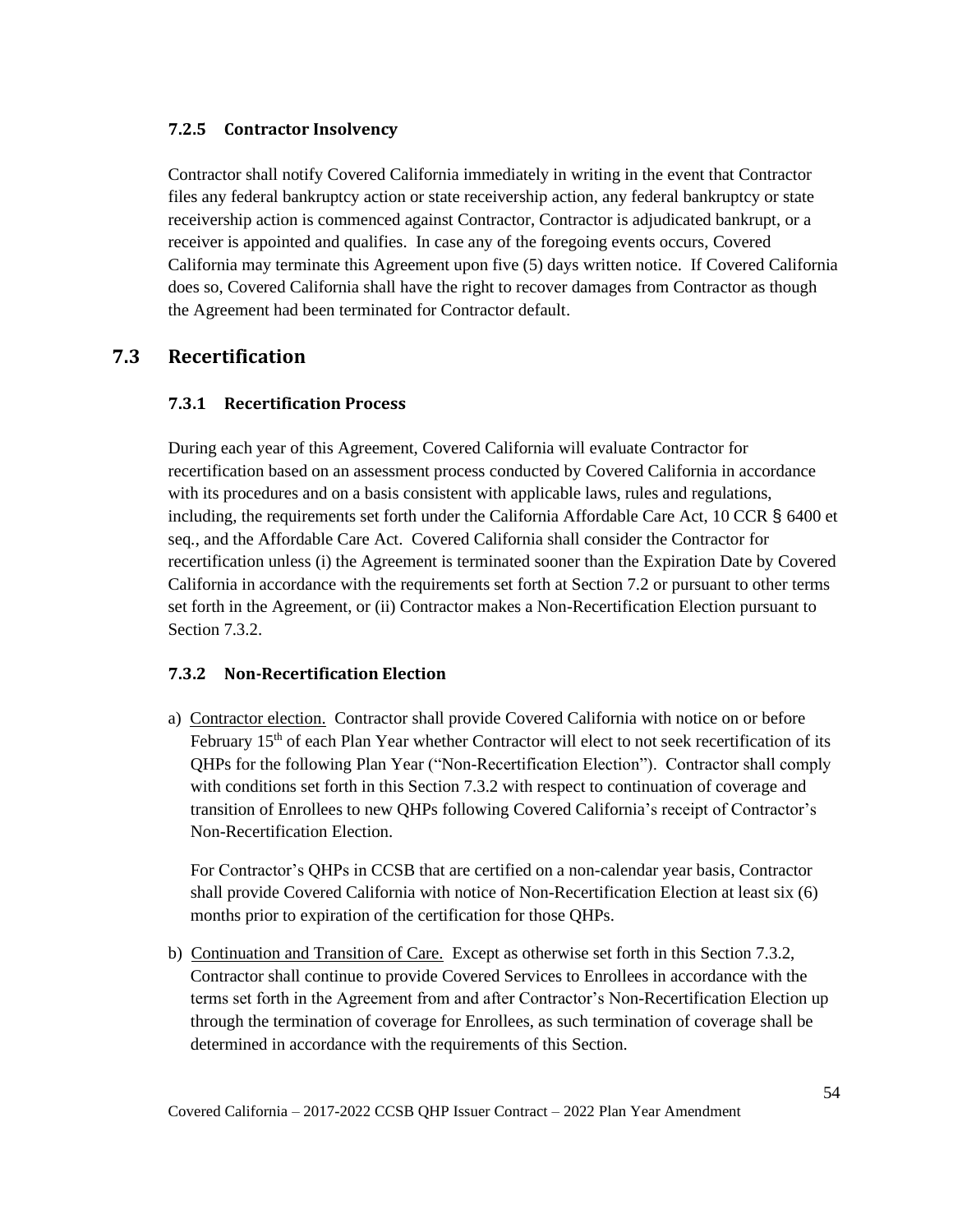### 7.2.5 Contractor Insolvency

Contractor shall notify Covered California immediately in writing in the event that Contractor files any federal bankruptcy action or state receivership action, any federal bankruptcy or state receivership action is commenced against Contractor, Contractor is adjudicated bankrupt, or a receiver is appointed and qualifies. In case any of the foregoing events occurs, Covered California may terminate this Agreement upon five (5) days written notice. If Covered California does so, Covered California shall have the right to recover damages from Contractor as though the Agreement had been terminated for Contractor default.

## 7.3 Recertification

### 7.3.1 Recertification Process

During each year of this Agreement, Covered California will evaluate Contractor for recertification based on an assessment process conducted by Covered California in accordance with its procedures and on a basis consistent with applicable laws, rules and regulations, including, the requirements set forth under the California Affordable Care Act, 10 CCR § 6400 et seq., and the Affordable Care Act. Covered California shall consider the Contractor for recertification unless (i) the Agreement is terminated sooner than the Expiration Date by Covered California in accordance with the requirements set forth at Section 7.2 or pursuant to other terms set forth in the Agreement, or (ii) Contractor makes a Non-Recertification Election pursuant to Section 7.3.2.

### 7.3.2 Non-Recertification Election

a) Contractor election. Contractor shall provide Covered California with notice on or before February 15th of each Plan Year whether Contractor will elect to not seek recertification of its QHPs for the following Plan Year ("Non-Recertification Election"). Contractor shall comply with conditions set forth in this Section 7.3.2 with respect to continuation of coverage and transition of Enrollees to new QHPs following Covered California's receipt of Contractor's Non-Recertification Election.

   For Contractor's QHPs in CCSB that are certified on a non-calendar year basis, Contractor shall provide Covered California with notice of Non-Recertification Election at least six (6) months prior to expiration of the certification for those QHPs.

b) Continuation and Transition of Care. Except as otherwise set forth in this Section 7.3.2, Contractor shall continue to provide Covered Services to Enrollees in accordance with the terms set forth in the Agreement from and after Contractor's Non-Recertification Election up through the termination of coverage for Enrollees, as such termination of coverage shall be determined in accordance with the requirements of this Section.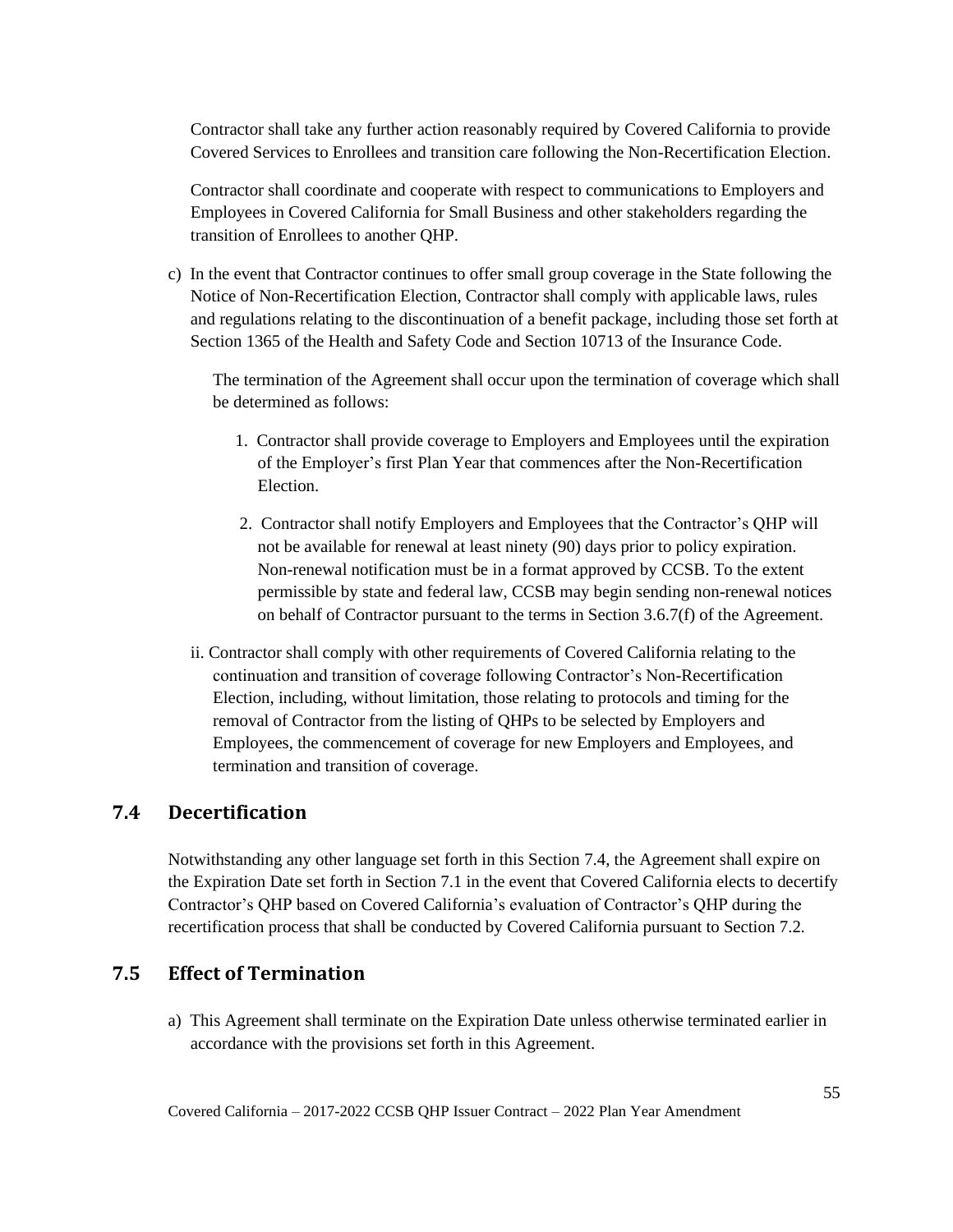Contractor shall take any further action reasonably required by Covered California to provide Covered Services to Enrollees and transition care following the Non-Recertification Election.

Contractor shall coordinate and cooperate with respect to communications to Employers and Employees in Covered California for Small Business and other stakeholders regarding the transition of Enrollees to another QHP.

c) In the event that Contractor continues to offer small group coverage in the State following the Notice of Non-Recertification Election, Contractor shall comply with applicable laws, rules and regulations relating to the discontinuation of a benefit package, including those set forth at Section 1365 of the Health and Safety Code and Section 10713 of the Insurance Code.

The termination of the Agreement shall occur upon the termination of coverage which shall be determined as follows:

1. Contractor shall provide coverage to Employers and Employees until the expiration of the Employer's first Plan Year that commences after the Non-Recertification Election.
2. Contractor shall notify Employers and Employees that the Contractor's QHP will not be available for renewal at least ninety (90) days prior to policy expiration. Non-renewal notification must be in a format approved by CCSB. To the extent permissible by state and federal law, CCSB may begin sending non-renewal notices on behalf of Contractor pursuant to the terms in Section 3.6.7(f) of the Agreement.

ii. Contractor shall comply with other requirements of Covered California relating to the continuation and transition of coverage following Contractor's Non-Recertification Election, including, without limitation, those relating to protocols and timing for the removal of Contractor from the listing of QHPs to be selected by Employers and Employees, the commencement of coverage for new Employers and Employees, and termination and transition of coverage.

## 7.4 Decertification

Notwithstanding any other language set forth in this Section 7.4, the Agreement shall expire on the Expiration Date set forth in Section 7.1 in the event that Covered California elects to decertify Contractor's QHP based on Covered California's evaluation of Contractor's QHP during the recertification process that shall be conducted by Covered California pursuant to Section 7.2.

## 7.5 Effect of Termination

a) This Agreement shall terminate on the Expiration Date unless otherwise terminated earlier in accordance with the provisions set forth in this Agreement.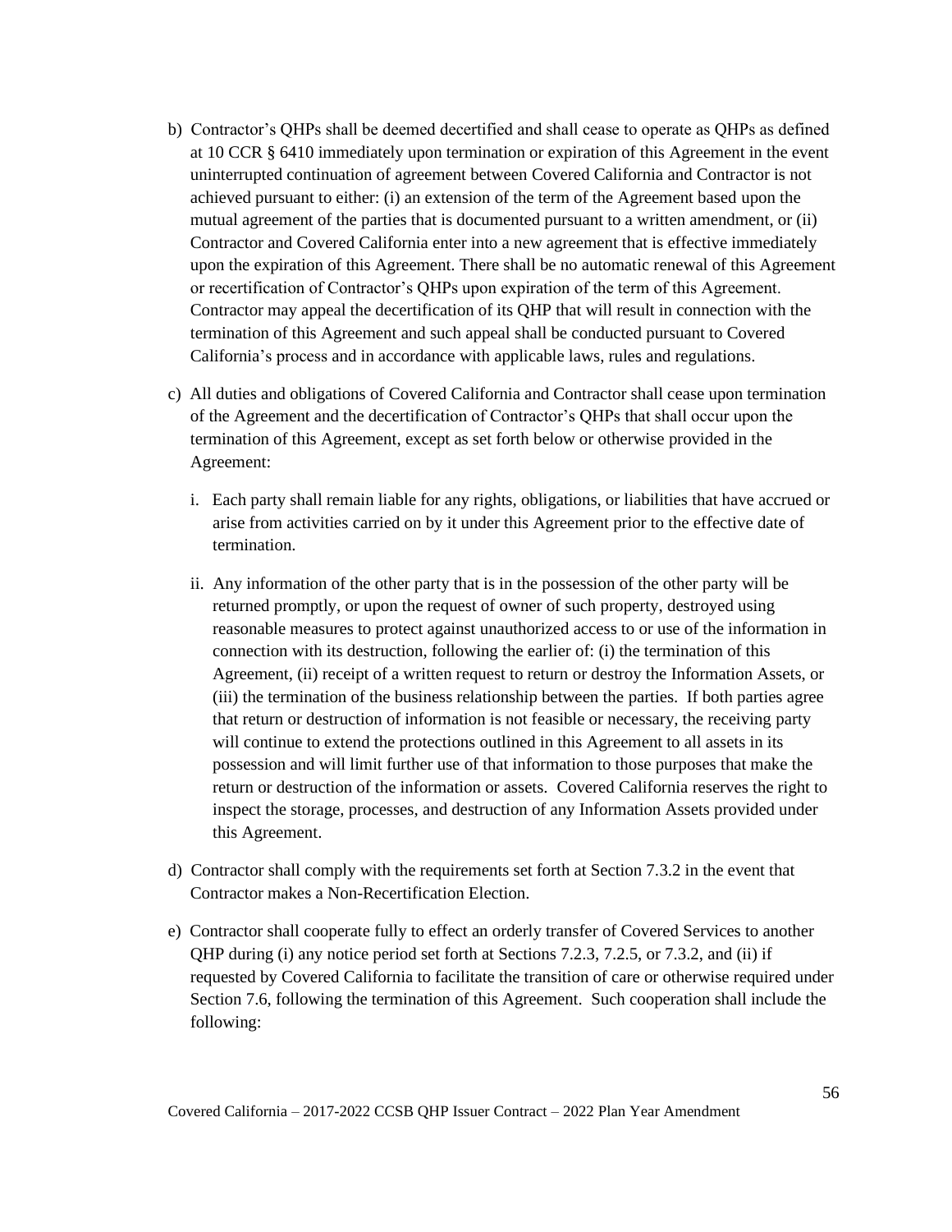b) Contractor's QHPs shall be deemed decertified and shall cease to operate as QHPs as defined at 10 CCR § 6410 immediately upon termination or expiration of this Agreement in the event uninterrupted continuation of agreement between Covered California and Contractor is not achieved pursuant to either: (i) an extension of the term of the Agreement based upon the mutual agreement of the parties that is documented pursuant to a written amendment, or (ii) Contractor and Covered California enter into a new agreement that is effective immediately upon the expiration of this Agreement. There shall be no automatic renewal of this Agreement or recertification of Contractor's QHPs upon expiration of the term of this Agreement. Contractor may appeal the decertification of its QHP that will result in connection with the termination of this Agreement and such appeal shall be conducted pursuant to Covered California's process and in accordance with applicable laws, rules and regulations.

c) All duties and obligations of Covered California and Contractor shall cease upon termination of the Agreement and the decertification of Contractor's QHPs that shall occur upon the termination of this Agreement, except as set forth below or otherwise provided in the Agreement:

   i. Each party shall remain liable for any rights, obligations, or liabilities that have accrued or arise from activities carried on by it under this Agreement prior to the effective date of termination.

   ii. Any information of the other party that is in the possession of the other party will be returned promptly, or upon the request of owner of such property, destroyed using reasonable measures to protect against unauthorized access to or use of the information in connection with its destruction, following the earlier of: (i) the termination of this Agreement, (ii) receipt of a written request to return or destroy the Information Assets, or (iii) the termination of the business relationship between the parties. If both parties agree that return or destruction of information is not feasible or necessary, the receiving party will continue to extend the protections outlined in this Agreement to all assets in its possession and will limit further use of that information to those purposes that make the return or destruction of the information or assets. Covered California reserves the right to inspect the storage, processes, and destruction of any Information Assets provided under this Agreement.

d) Contractor shall comply with the requirements set forth at Section 7.3.2 in the event that Contractor makes a Non-Recertification Election.

e) Contractor shall cooperate fully to effect an orderly transfer of Covered Services to another QHP during (i) any notice period set forth at Sections 7.2.3, 7.2.5, or 7.3.2, and (ii) if requested by Covered California to facilitate the transition of care or otherwise required under Section 7.6, following the termination of this Agreement. Such cooperation shall include the following: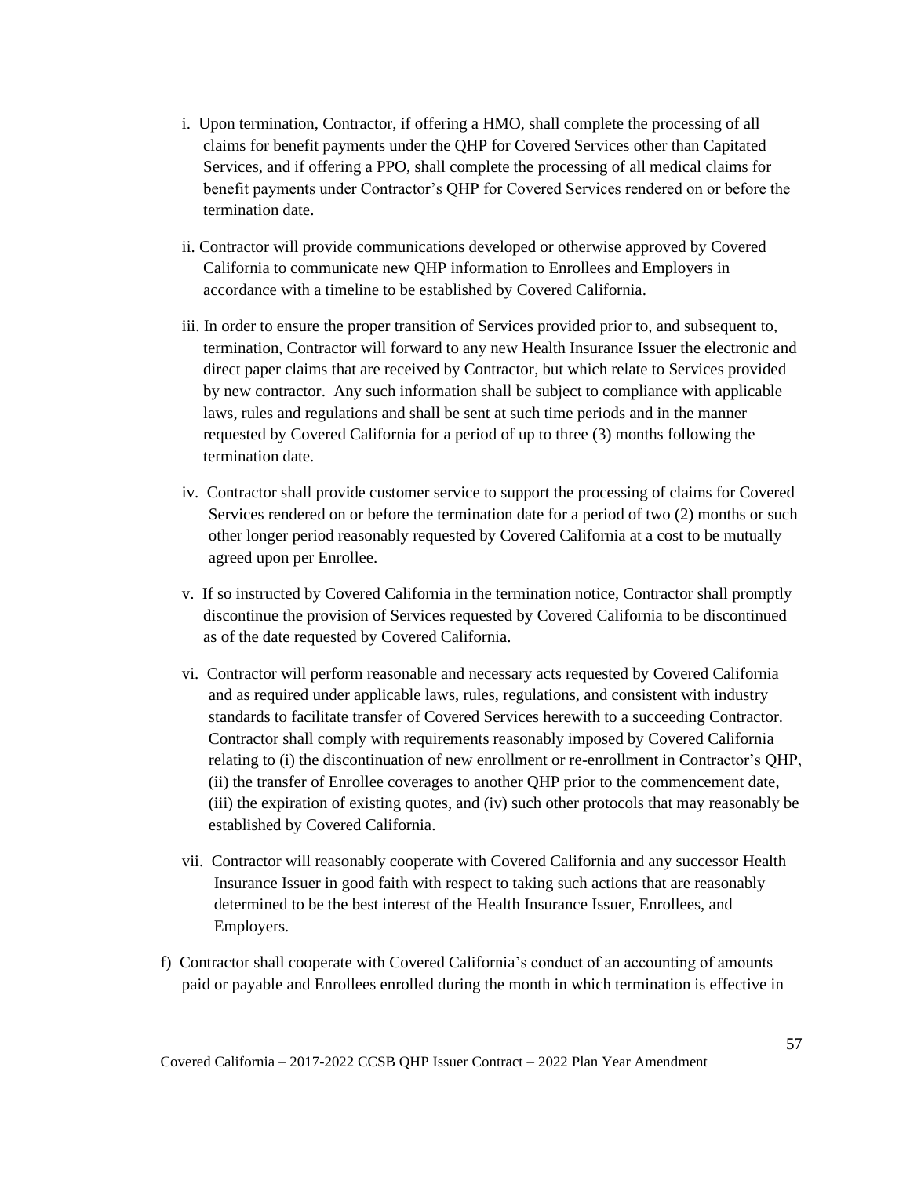i. Upon termination, Contractor, if offering a HMO, shall complete the processing of all claims for benefit payments under the QHP for Covered Services other than Capitated Services, and if offering a PPO, shall complete the processing of all medical claims for benefit payments under Contractor's QHP for Covered Services rendered on or before the termination date.

ii. Contractor will provide communications developed or otherwise approved by Covered California to communicate new QHP information to Enrollees and Employers in accordance with a timeline to be established by Covered California.

iii. In order to ensure the proper transition of Services provided prior to, and subsequent to, termination, Contractor will forward to any new Health Insurance Issuer the electronic and direct paper claims that are received by Contractor, but which relate to Services provided by new contractor. Any such information shall be subject to compliance with applicable laws, rules and regulations and shall be sent at such time periods and in the manner requested by Covered California for a period of up to three (3) months following the termination date.

iv. Contractor shall provide customer service to support the processing of claims for Covered Services rendered on or before the termination date for a period of two (2) months or such other longer period reasonably requested by Covered California at a cost to be mutually agreed upon per Enrollee.

v. If so instructed by Covered California in the termination notice, Contractor shall promptly discontinue the provision of Services requested by Covered California to be discontinued as of the date requested by Covered California.

vi. Contractor will perform reasonable and necessary acts requested by Covered California and as required under applicable laws, rules, regulations, and consistent with industry standards to facilitate transfer of Covered Services herewith to a succeeding Contractor. Contractor shall comply with requirements reasonably imposed by Covered California relating to (i) the discontinuation of new enrollment or re-enrollment in Contractor's QHP, (ii) the transfer of Enrollee coverages to another QHP prior to the commencement date, (iii) the expiration of existing quotes, and (iv) such other protocols that may reasonably be established by Covered California.

vii. Contractor will reasonably cooperate with Covered California and any successor Health Insurance Issuer in good faith with respect to taking such actions that are reasonably determined to be the best interest of the Health Insurance Issuer, Enrollees, and Employers.

f) Contractor shall cooperate with Covered California's conduct of an accounting of amounts paid or payable and Enrollees enrolled during the month in which termination is effective in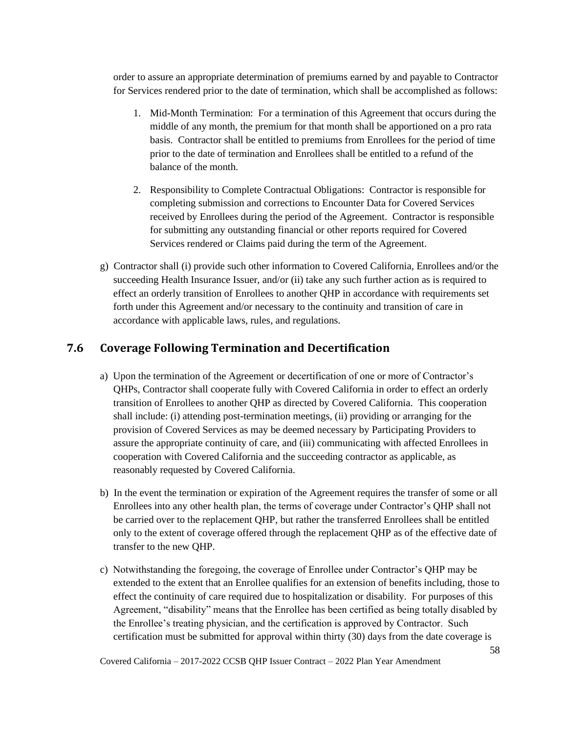order to assure an appropriate determination of premiums earned by and payable to Contractor for Services rendered prior to the date of termination, which shall be accomplished as follows:

1. Mid-Month Termination: For a termination of this Agreement that occurs during the middle of any month, the premium for that month shall be apportioned on a pro rata basis. Contractor shall be entitled to premiums from Enrollees for the period of time prior to the date of termination and Enrollees shall be entitled to a refund of the balance of the month.

2. Responsibility to Complete Contractual Obligations: Contractor is responsible for completing submission and corrections to Encounter Data for Covered Services received by Enrollees during the period of the Agreement. Contractor is responsible for submitting any outstanding financial or other reports required for Covered Services rendered or Claims paid during the term of the Agreement.

g) Contractor shall (i) provide such other information to Covered California, Enrollees and/or the succeeding Health Insurance Issuer, and/or (ii) take any such further action as is required to effect an orderly transition of Enrollees to another QHP in accordance with requirements set forth under this Agreement and/or necessary to the continuity and transition of care in accordance with applicable laws, rules, and regulations.

## 7.6 Coverage Following Termination and Decertification

a) Upon the termination of the Agreement or decertification of one or more of Contractor's QHPs, Contractor shall cooperate fully with Covered California in order to effect an orderly transition of Enrollees to another QHP as directed by Covered California. This cooperation shall include: (i) attending post-termination meetings, (ii) providing or arranging for the provision of Covered Services as may be deemed necessary by Participating Providers to assure the appropriate continuity of care, and (iii) communicating with affected Enrollees in cooperation with Covered California and the succeeding contractor as applicable, as reasonably requested by Covered California.

b) In the event the termination or expiration of the Agreement requires the transfer of some or all Enrollees into any other health plan, the terms of coverage under Contractor's QHP shall not be carried over to the replacement QHP, but rather the transferred Enrollees shall be entitled only to the extent of coverage offered through the replacement QHP as of the effective date of transfer to the new QHP.

c) Notwithstanding the foregoing, the coverage of Enrollee under Contractor's QHP may be extended to the extent that an Enrollee qualifies for an extension of benefits including, those to effect the continuity of care required due to hospitalization or disability. For purposes of this Agreement, "disability" means that the Enrollee has been certified as being totally disabled by the Enrollee's treating physician, and the certification is approved by Contractor. Such certification must be submitted for approval within thirty (30) days from the date coverage is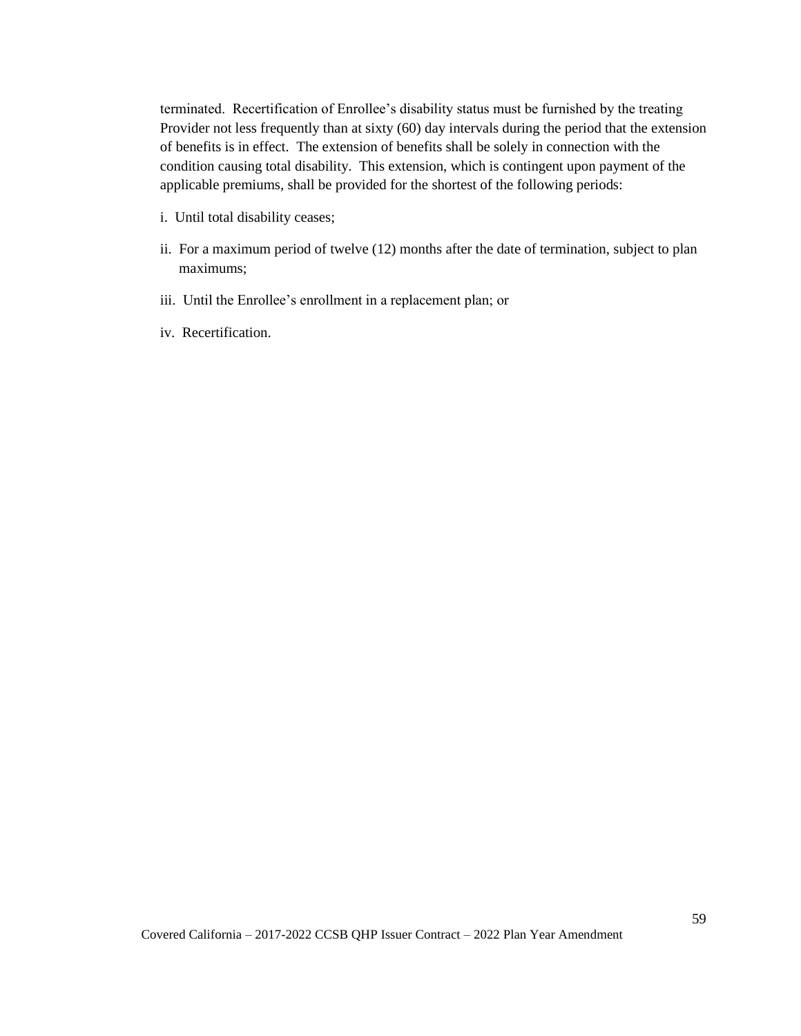terminated. Recertification of Enrollee's disability status must be furnished by the treating Provider not less frequently than at sixty (60) day intervals during the period that the extension of benefits is in effect. The extension of benefits shall be solely in connection with the condition causing total disability. This extension, which is contingent upon payment of the applicable premiums, shall be provided for the shortest of the following periods:

i. Until total disability ceases;

ii. For a maximum period of twelve (12) months after the date of termination, subject to plan maximums;

iii. Until the Enrollee's enrollment in a replacement plan; or

iv. Recertification.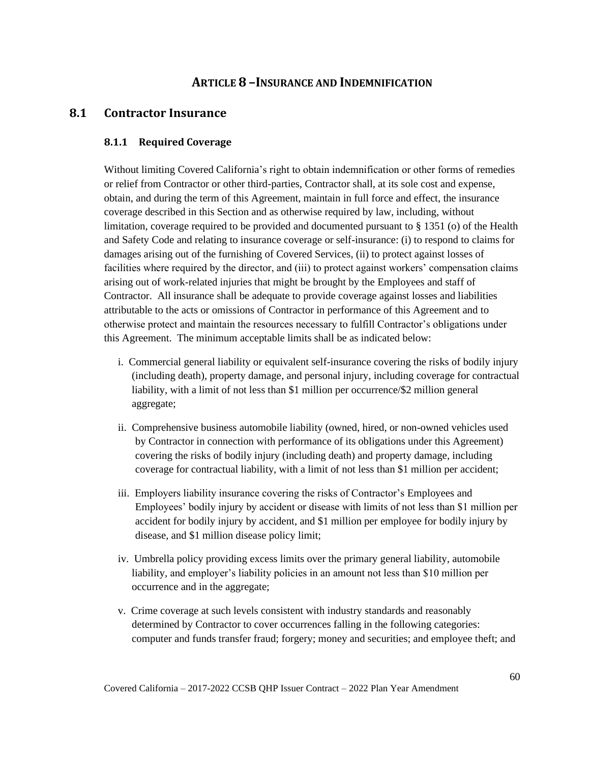# ARTICLE 8 – INSURANCE AND INDEMNIFICATION

## 8.1 Contractor Insurance

### 8.1.1 Required Coverage

Without limiting Covered California's right to obtain indemnification or other forms of remedies or relief from Contractor or other third-parties, Contractor shall, at its sole cost and expense, obtain, and during the term of this Agreement, maintain in full force and effect, the insurance coverage described in this Section and as otherwise required by law, including, without limitation, coverage required to be provided and documented pursuant to § 1351 (o) of the Health and Safety Code and relating to insurance coverage or self-insurance: (i) to respond to claims for damages arising out of the furnishing of Covered Services, (ii) to protect against losses of facilities where required by the director, and (iii) to protect against workers' compensation claims arising out of work-related injuries that might be brought by the Employees and staff of Contractor. All insurance shall be adequate to provide coverage against losses and liabilities attributable to the acts or omissions of Contractor in performance of this Agreement and to otherwise protect and maintain the resources necessary to fulfill Contractor's obligations under this Agreement. The minimum acceptable limits shall be as indicated below:

i. Commercial general liability or equivalent self-insurance covering the risks of bodily injury (including death), property damage, and personal injury, including coverage for contractual liability, with a limit of not less than $1 million per occurrence/$2 million general aggregate;

ii. Comprehensive business automobile liability (owned, hired, or non-owned vehicles used by Contractor in connection with performance of its obligations under this Agreement) covering the risks of bodily injury (including death) and property damage, including coverage for contractual liability, with a limit of not less than $1 million per accident;

iii. Employers liability insurance covering the risks of Contractor's Employees and Employees' bodily injury by accident or disease with limits of not less than $1 million per accident for bodily injury by accident, and $1 million per employee for bodily injury by disease, and $1 million disease policy limit;

iv. Umbrella policy providing excess limits over the primary general liability, automobile liability, and employer's liability policies in an amount not less than $10 million per occurrence and in the aggregate;

v. Crime coverage at such levels consistent with industry standards and reasonably determined by Contractor to cover occurrences falling in the following categories: computer and funds transfer fraud; forgery; money and securities; and employee theft; and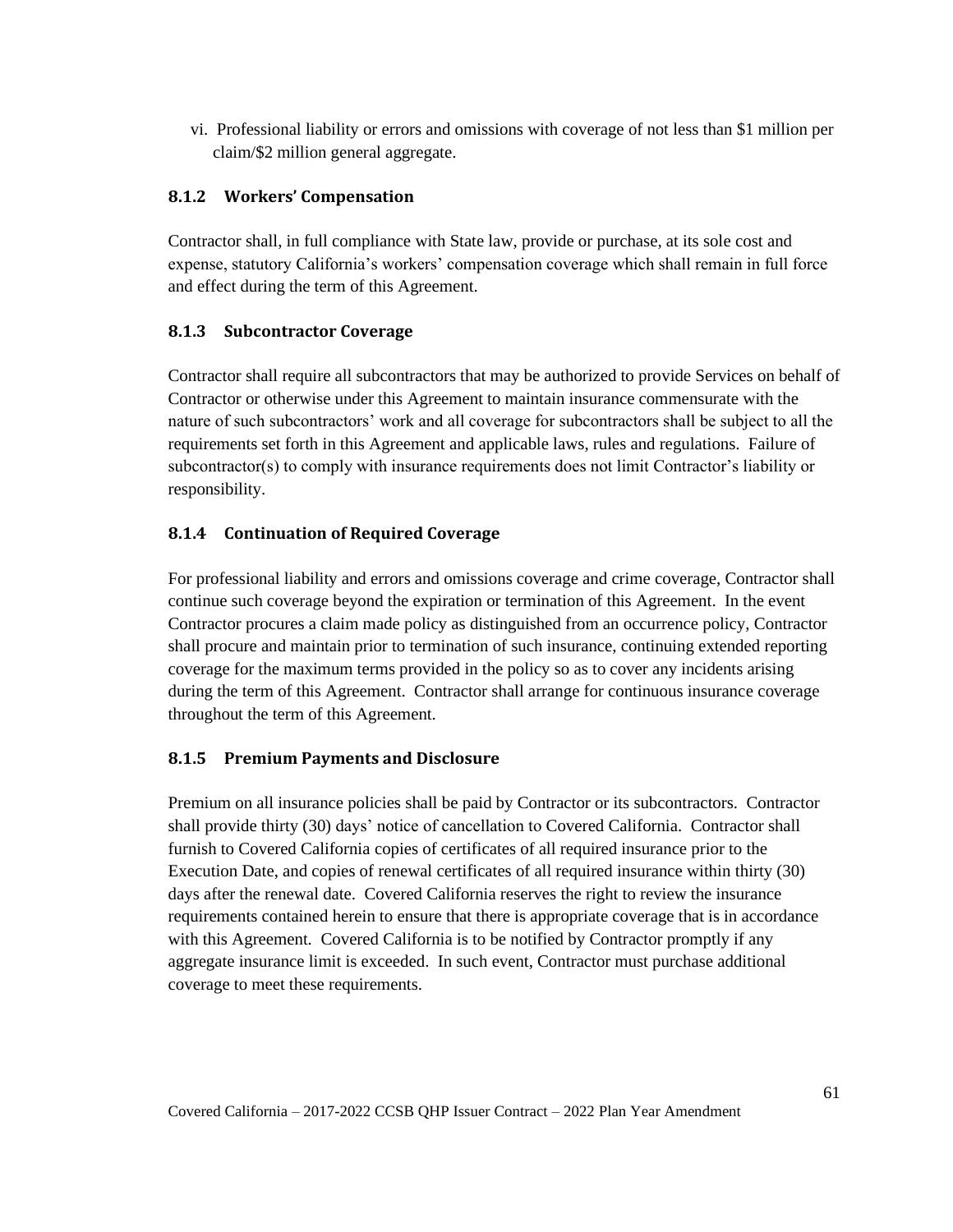vi. Professional liability or errors and omissions with coverage of not less than $1 million per claim/$2 million general aggregate.

### 8.1.2 Workers' Compensation

Contractor shall, in full compliance with State law, provide or purchase, at its sole cost and expense, statutory California's workers' compensation coverage which shall remain in full force and effect during the term of this Agreement.

### 8.1.3 Subcontractor Coverage

Contractor shall require all subcontractors that may be authorized to provide Services on behalf of Contractor or otherwise under this Agreement to maintain insurance commensurate with the nature of such subcontractors' work and all coverage for subcontractors shall be subject to all the requirements set forth in this Agreement and applicable laws, rules and regulations. Failure of subcontractor(s) to comply with insurance requirements does not limit Contractor's liability or responsibility.

### 8.1.4 Continuation of Required Coverage

For professional liability and errors and omissions coverage and crime coverage, Contractor shall continue such coverage beyond the expiration or termination of this Agreement. In the event Contractor procures a claim made policy as distinguished from an occurrence policy, Contractor shall procure and maintain prior to termination of such insurance, continuing extended reporting coverage for the maximum terms provided in the policy so as to cover any incidents arising during the term of this Agreement. Contractor shall arrange for continuous insurance coverage throughout the term of this Agreement.

### 8.1.5 Premium Payments and Disclosure

Premium on all insurance policies shall be paid by Contractor or its subcontractors. Contractor shall provide thirty (30) days' notice of cancellation to Covered California. Contractor shall furnish to Covered California copies of certificates of all required insurance prior to the Execution Date, and copies of renewal certificates of all required insurance within thirty (30) days after the renewal date. Covered California reserves the right to review the insurance requirements contained herein to ensure that there is appropriate coverage that is in accordance with this Agreement. Covered California is to be notified by Contractor promptly if any aggregate insurance limit is exceeded. In such event, Contractor must purchase additional coverage to meet these requirements.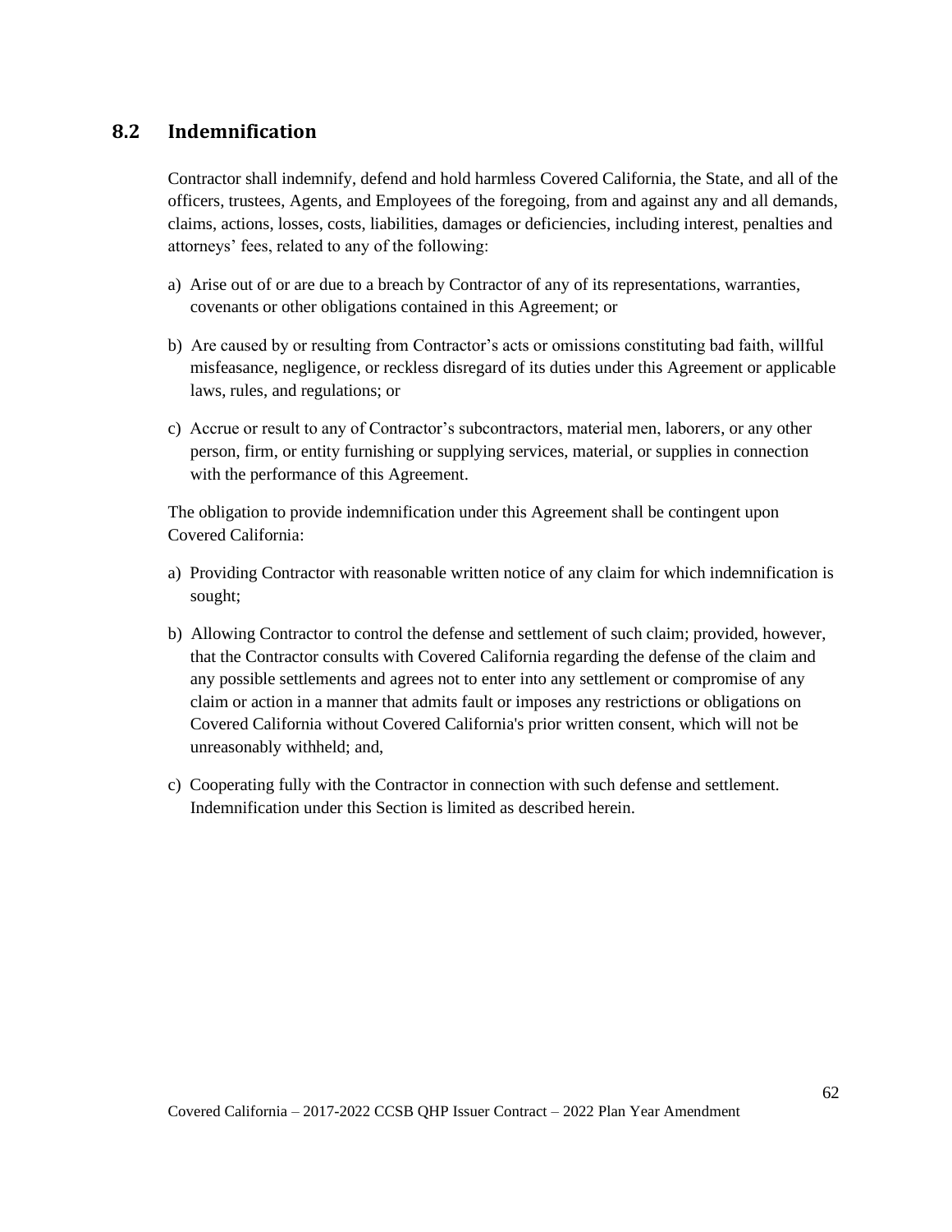## 8.2 Indemnification

Contractor shall indemnify, defend and hold harmless Covered California, the State, and all of the officers, trustees, Agents, and Employees of the foregoing, from and against any and all demands, claims, actions, losses, costs, liabilities, damages or deficiencies, including interest, penalties and attorneys' fees, related to any of the following:

a) Arise out of or are due to a breach by Contractor of any of its representations, warranties, covenants or other obligations contained in this Agreement; or

b) Are caused by or resulting from Contractor's acts or omissions constituting bad faith, willful misfeasance, negligence, or reckless disregard of its duties under this Agreement or applicable laws, rules, and regulations; or

c) Accrue or result to any of Contractor's subcontractors, material men, laborers, or any other person, firm, or entity furnishing or supplying services, material, or supplies in connection with the performance of this Agreement.

The obligation to provide indemnification under this Agreement shall be contingent upon Covered California:

a) Providing Contractor with reasonable written notice of any claim for which indemnification is sought;

b) Allowing Contractor to control the defense and settlement of such claim; provided, however, that the Contractor consults with Covered California regarding the defense of the claim and any possible settlements and agrees not to enter into any settlement or compromise of any claim or action in a manner that admits fault or imposes any restrictions or obligations on Covered California without Covered California's prior written consent, which will not be unreasonably withheld; and,

c) Cooperating fully with the Contractor in connection with such defense and settlement. Indemnification under this Section is limited as described herein.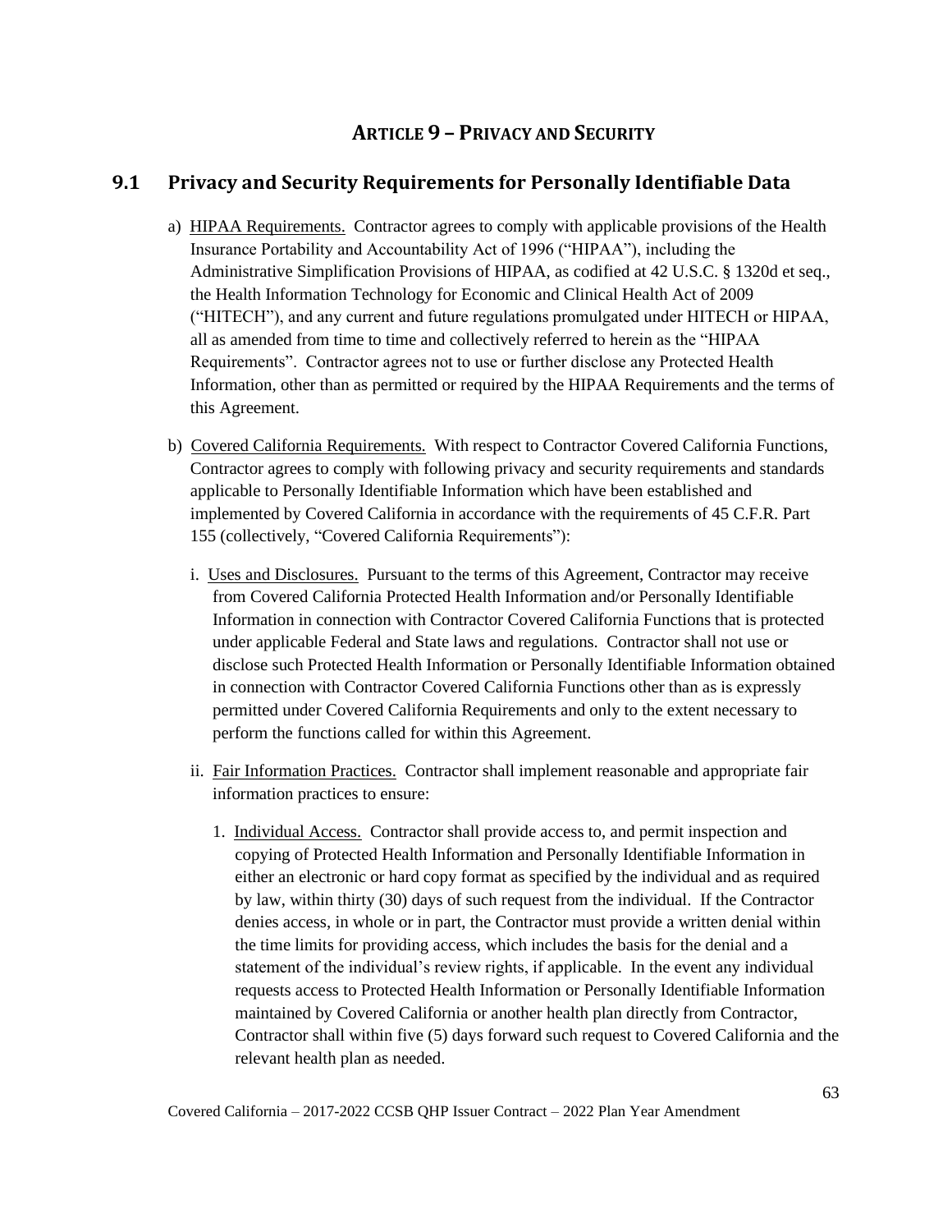## Article 9 – Privacy and Security

### 9.1 Privacy and Security Requirements for Personally Identifiable Data

a) HIPAA Requirements. Contractor agrees to comply with applicable provisions of the Health Insurance Portability and Accountability Act of 1996 ("HIPAA"), including the Administrative Simplification Provisions of HIPAA, as codified at 42 U.S.C. § 1320d et seq., the Health Information Technology for Economic and Clinical Health Act of 2009 ("HITECH"), and any current and future regulations promulgated under HITECH or HIPAA, all as amended from time to time and collectively referred to herein as the "HIPAA Requirements". Contractor agrees not to use or further disclose any Protected Health Information, other than as permitted or required by the HIPAA Requirements and the terms of this Agreement.

b) Covered California Requirements. With respect to Contractor Covered California Functions, Contractor agrees to comply with following privacy and security requirements and standards applicable to Personally Identifiable Information which have been established and implemented by Covered California in accordance with the requirements of 45 C.F.R. Part 155 (collectively, "Covered California Requirements"):

   i. Uses and Disclosures. Pursuant to the terms of this Agreement, Contractor may receive from Covered California Protected Health Information and/or Personally Identifiable Information in connection with Contractor Covered California Functions that is protected under applicable Federal and State laws and regulations. Contractor shall not use or disclose such Protected Health Information or Personally Identifiable Information obtained in connection with Contractor Covered California Functions other than as is expressly permitted under Covered California Requirements and only to the extent necessary to perform the functions called for within this Agreement.

   ii. Fair Information Practices. Contractor shall implement reasonable and appropriate fair information practices to ensure:

      1. Individual Access. Contractor shall provide access to, and permit inspection and copying of Protected Health Information and Personally Identifiable Information in either an electronic or hard copy format as specified by the individual and as required by law, within thirty (30) days of such request from the individual. If the Contractor denies access, in whole or in part, the Contractor must provide a written denial within the time limits for providing access, which includes the basis for the denial and a statement of the individual's review rights, if applicable. In the event any individual requests access to Protected Health Information or Personally Identifiable Information maintained by Covered California or another health plan directly from Contractor, Contractor shall within five (5) days forward such request to Covered California and the relevant health plan as needed.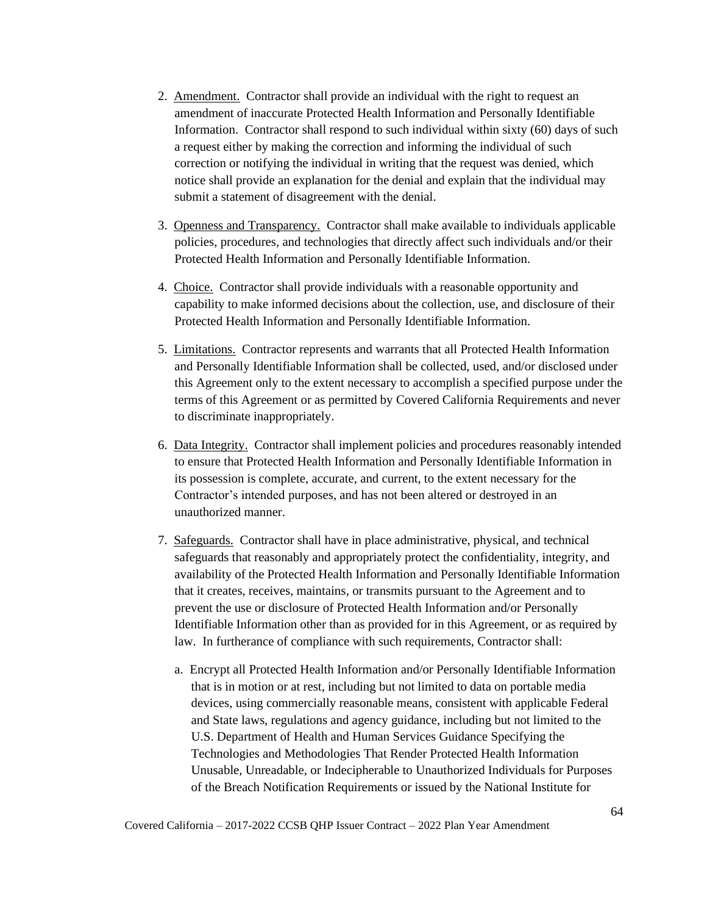2. Amendment. Contractor shall provide an individual with the right to request an amendment of inaccurate Protected Health Information and Personally Identifiable Information. Contractor shall respond to such individual within sixty (60) days of such a request either by making the correction and informing the individual of such correction or notifying the individual in writing that the request was denied, which notice shall provide an explanation for the denial and explain that the individual may submit a statement of disagreement with the denial.

3. Openness and Transparency. Contractor shall make available to individuals applicable policies, procedures, and technologies that directly affect such individuals and/or their Protected Health Information and Personally Identifiable Information.

4. Choice. Contractor shall provide individuals with a reasonable opportunity and capability to make informed decisions about the collection, use, and disclosure of their Protected Health Information and Personally Identifiable Information.

5. Limitations. Contractor represents and warrants that all Protected Health Information and Personally Identifiable Information shall be collected, used, and/or disclosed under this Agreement only to the extent necessary to accomplish a specified purpose under the terms of this Agreement or as permitted by Covered California Requirements and never to discriminate inappropriately.

6. Data Integrity. Contractor shall implement policies and procedures reasonably intended to ensure that Protected Health Information and Personally Identifiable Information in its possession is complete, accurate, and current, to the extent necessary for the Contractor's intended purposes, and has not been altered or destroyed in an unauthorized manner.

7. Safeguards. Contractor shall have in place administrative, physical, and technical safeguards that reasonably and appropriately protect the confidentiality, integrity, and availability of the Protected Health Information and Personally Identifiable Information that it creates, receives, maintains, or transmits pursuant to the Agreement and to prevent the use or disclosure of Protected Health Information and/or Personally Identifiable Information other than as provided for in this Agreement, or as required by law. In furtherance of compliance with such requirements, Contractor shall:

   a. Encrypt all Protected Health Information and/or Personally Identifiable Information that is in motion or at rest, including but not limited to data on portable media devices, using commercially reasonable means, consistent with applicable Federal and State laws, regulations and agency guidance, including but not limited to the U.S. Department of Health and Human Services Guidance Specifying the Technologies and Methodologies That Render Protected Health Information Unusable, Unreadable, or Indecipherable to Unauthorized Individuals for Purposes of the Breach Notification Requirements or issued by the National Institute for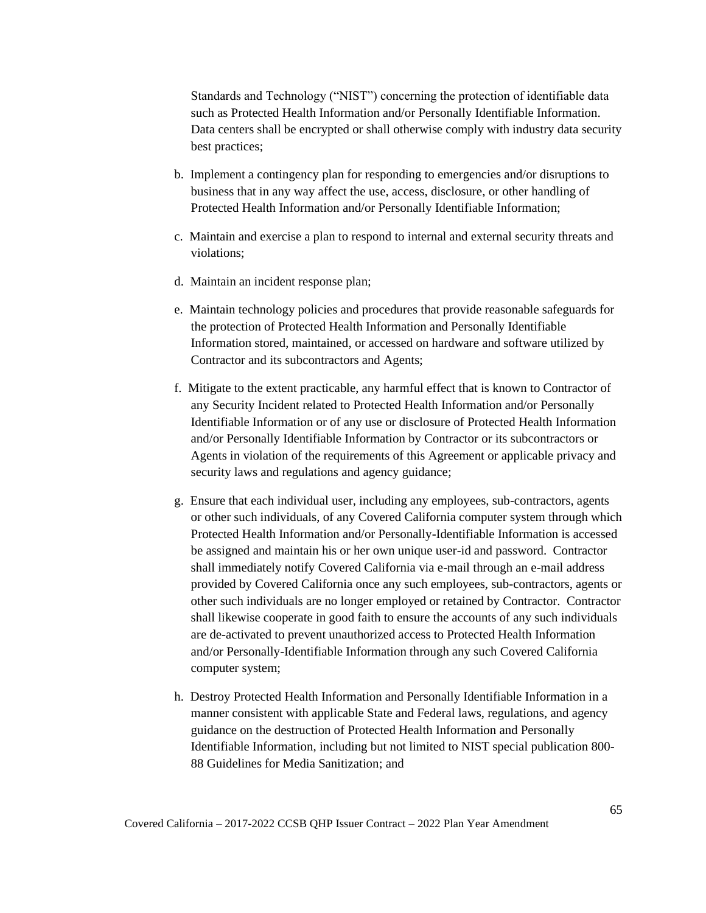Standards and Technology ("NIST") concerning the protection of identifiable data such as Protected Health Information and/or Personally Identifiable Information. Data centers shall be encrypted or shall otherwise comply with industry data security best practices;

b. Implement a contingency plan for responding to emergencies and/or disruptions to business that in any way affect the use, access, disclosure, or other handling of Protected Health Information and/or Personally Identifiable Information;

c. Maintain and exercise a plan to respond to internal and external security threats and violations;

d. Maintain an incident response plan;

e. Maintain technology policies and procedures that provide reasonable safeguards for the protection of Protected Health Information and Personally Identifiable Information stored, maintained, or accessed on hardware and software utilized by Contractor and its subcontractors and Agents;

f. Mitigate to the extent practicable, any harmful effect that is known to Contractor of any Security Incident related to Protected Health Information and/or Personally Identifiable Information or of any use or disclosure of Protected Health Information and/or Personally Identifiable Information by Contractor or its subcontractors or Agents in violation of the requirements of this Agreement or applicable privacy and security laws and regulations and agency guidance;

g. Ensure that each individual user, including any employees, sub-contractors, agents or other such individuals, of any Covered California computer system through which Protected Health Information and/or Personally-Identifiable Information is accessed be assigned and maintain his or her own unique user-id and password. Contractor shall immediately notify Covered California via e-mail through an e-mail address provided by Covered California once any such employees, sub-contractors, agents or other such individuals are no longer employed or retained by Contractor. Contractor shall likewise cooperate in good faith to ensure the accounts of any such individuals are de-activated to prevent unauthorized access to Protected Health Information and/or Personally-Identifiable Information through any such Covered California computer system;

h. Destroy Protected Health Information and Personally Identifiable Information in a manner consistent with applicable State and Federal laws, regulations, and agency guidance on the destruction of Protected Health Information and Personally Identifiable Information, including but not limited to NIST special publication 800-88 Guidelines for Media Sanitization; and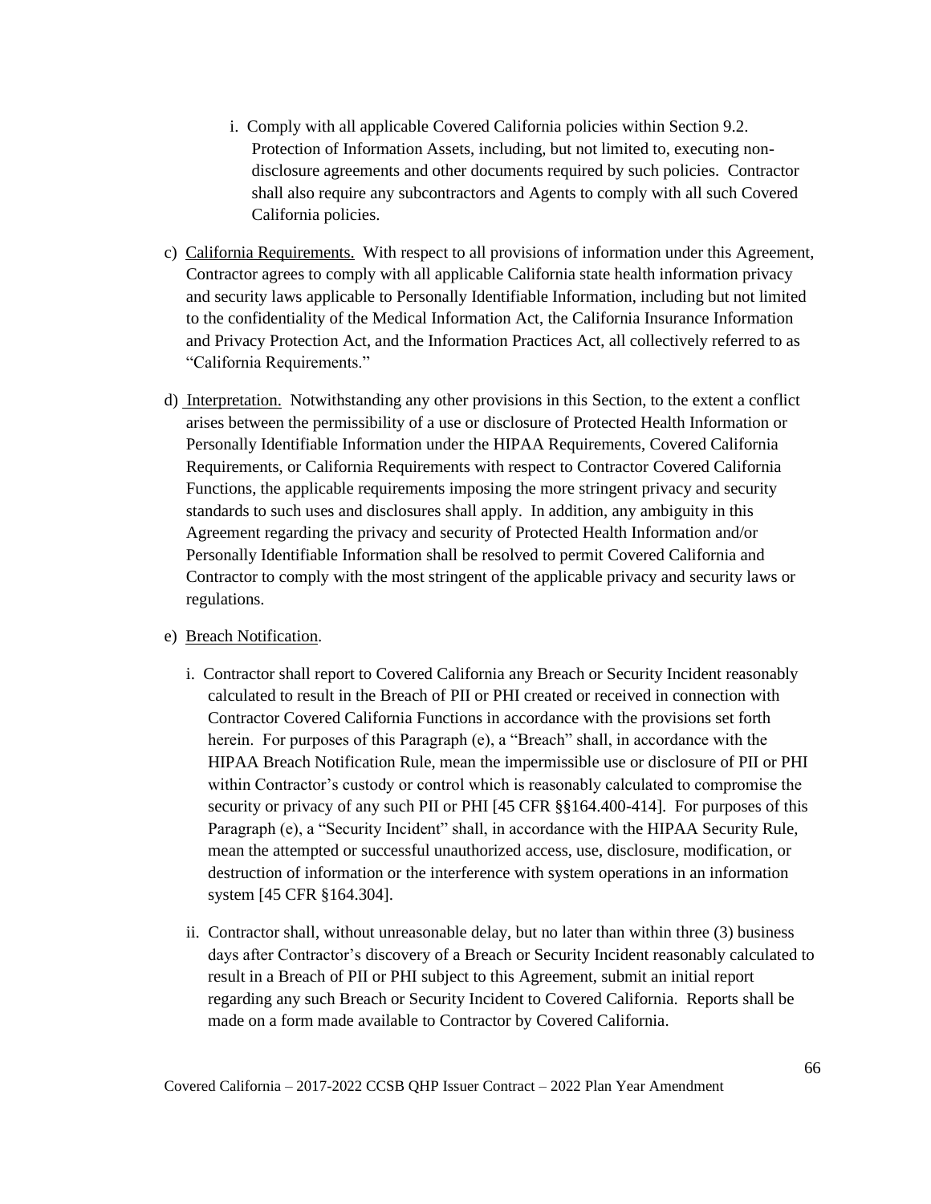i. Comply with all applicable Covered California policies within Section 9.2. Protection of Information Assets, including, but not limited to, executing non-disclosure agreements and other documents required by such policies. Contractor shall also require any subcontractors and Agents to comply with all such Covered California policies.

c) California Requirements. With respect to all provisions of information under this Agreement, Contractor agrees to comply with all applicable California state health information privacy and security laws applicable to Personally Identifiable Information, including but not limited to the confidentiality of the Medical Information Act, the California Insurance Information and Privacy Protection Act, and the Information Practices Act, all collectively referred to as "California Requirements."

d) Interpretation. Notwithstanding any other provisions in this Section, to the extent a conflict arises between the permissibility of a use or disclosure of Protected Health Information or Personally Identifiable Information under the HIPAA Requirements, Covered California Requirements, or California Requirements with respect to Contractor Covered California Functions, the applicable requirements imposing the more stringent privacy and security standards to such uses and disclosures shall apply. In addition, any ambiguity in this Agreement regarding the privacy and security of Protected Health Information and/or Personally Identifiable Information shall be resolved to permit Covered California and Contractor to comply with the most stringent of the applicable privacy and security laws or regulations.

e) Breach Notification.

i. Contractor shall report to Covered California any Breach or Security Incident reasonably calculated to result in the Breach of PII or PHI created or received in connection with Contractor Covered California Functions in accordance with the provisions set forth herein. For purposes of this Paragraph (e), a "Breach" shall, in accordance with the HIPAA Breach Notification Rule, mean the impermissible use or disclosure of PII or PHI within Contractor's custody or control which is reasonably calculated to compromise the security or privacy of any such PII or PHI [45 CFR §§164.400-414]. For purposes of this Paragraph (e), a "Security Incident" shall, in accordance with the HIPAA Security Rule, mean the attempted or successful unauthorized access, use, disclosure, modification, or destruction of information or the interference with system operations in an information system [45 CFR §164.304].

ii. Contractor shall, without unreasonable delay, but no later than within three (3) business days after Contractor's discovery of a Breach or Security Incident reasonably calculated to result in a Breach of PII or PHI subject to this Agreement, submit an initial report regarding any such Breach or Security Incident to Covered California. Reports shall be made on a form made available to Contractor by Covered California.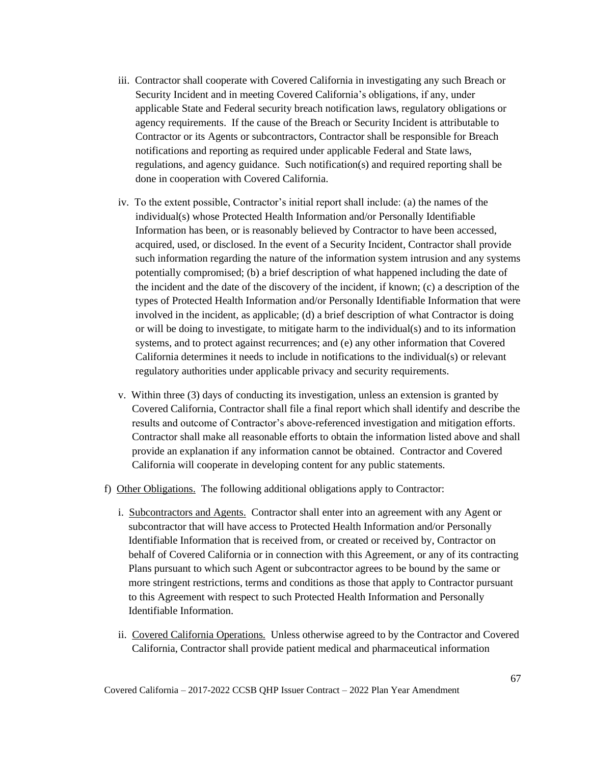iii. Contractor shall cooperate with Covered California in investigating any such Breach or Security Incident and in meeting Covered California's obligations, if any, under applicable State and Federal security breach notification laws, regulatory obligations or agency requirements. If the cause of the Breach or Security Incident is attributable to Contractor or its Agents or subcontractors, Contractor shall be responsible for Breach notifications and reporting as required under applicable Federal and State laws, regulations, and agency guidance. Such notification(s) and required reporting shall be done in cooperation with Covered California.

iv. To the extent possible, Contractor's initial report shall include: (a) the names of the individual(s) whose Protected Health Information and/or Personally Identifiable Information has been, or is reasonably believed by Contractor to have been accessed, acquired, used, or disclosed. In the event of a Security Incident, Contractor shall provide such information regarding the nature of the information system intrusion and any systems potentially compromised; (b) a brief description of what happened including the date of the incident and the date of the discovery of the incident, if known; (c) a description of the types of Protected Health Information and/or Personally Identifiable Information that were involved in the incident, as applicable; (d) a brief description of what Contractor is doing or will be doing to investigate, to mitigate harm to the individual(s) and to its information systems, and to protect against recurrences; and (e) any other information that Covered California determines it needs to include in notifications to the individual(s) or relevant regulatory authorities under applicable privacy and security requirements.

v. Within three (3) days of conducting its investigation, unless an extension is granted by Covered California, Contractor shall file a final report which shall identify and describe the results and outcome of Contractor's above-referenced investigation and mitigation efforts. Contractor shall make all reasonable efforts to obtain the information listed above and shall provide an explanation if any information cannot be obtained. Contractor and Covered California will cooperate in developing content for any public statements.

f) Other Obligations. The following additional obligations apply to Contractor:

i. Subcontractors and Agents. Contractor shall enter into an agreement with any Agent or subcontractor that will have access to Protected Health Information and/or Personally Identifiable Information that is received from, or created or received by, Contractor on behalf of Covered California or in connection with this Agreement, or any of its contracting Plans pursuant to which such Agent or subcontractor agrees to be bound by the same or more stringent restrictions, terms and conditions as those that apply to Contractor pursuant to this Agreement with respect to such Protected Health Information and Personally Identifiable Information.

ii. Covered California Operations. Unless otherwise agreed to by the Contractor and Covered California, Contractor shall provide patient medical and pharmaceutical information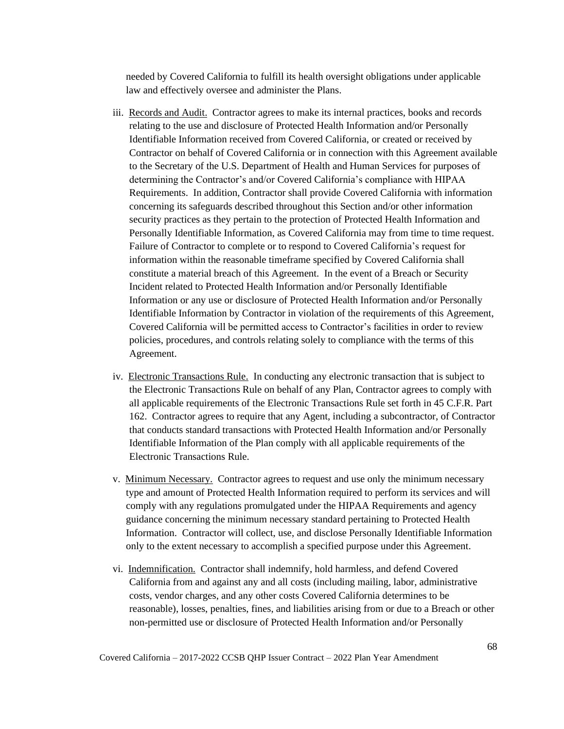needed by Covered California to fulfill its health oversight obligations under applicable law and effectively oversee and administer the Plans.

iii. <u>Records and Audit.</u> Contractor agrees to make its internal practices, books and records relating to the use and disclosure of Protected Health Information and/or Personally Identifiable Information received from Covered California, or created or received by Contractor on behalf of Covered California or in connection with this Agreement available to the Secretary of the U.S. Department of Health and Human Services for purposes of determining the Contractor's and/or Covered California's compliance with HIPAA Requirements. In addition, Contractor shall provide Covered California with information concerning its safeguards described throughout this Section and/or other information security practices as they pertain to the protection of Protected Health Information and Personally Identifiable Information, as Covered California may from time to time request. Failure of Contractor to complete or to respond to Covered California's request for information within the reasonable timeframe specified by Covered California shall constitute a material breach of this Agreement. In the event of a Breach or Security Incident related to Protected Health Information and/or Personally Identifiable Information or any use or disclosure of Protected Health Information and/or Personally Identifiable Information by Contractor in violation of the requirements of this Agreement, Covered California will be permitted access to Contractor's facilities in order to review policies, procedures, and controls relating solely to compliance with the terms of this Agreement.

iv. <u>Electronic Transactions Rule.</u> In conducting any electronic transaction that is subject to the Electronic Transactions Rule on behalf of any Plan, Contractor agrees to comply with all applicable requirements of the Electronic Transactions Rule set forth in 45 C.F.R. Part 162. Contractor agrees to require that any Agent, including a subcontractor, of Contractor that conducts standard transactions with Protected Health Information and/or Personally Identifiable Information of the Plan comply with all applicable requirements of the Electronic Transactions Rule.

v. <u>Minimum Necessary.</u> Contractor agrees to request and use only the minimum necessary type and amount of Protected Health Information required to perform its services and will comply with any regulations promulgated under the HIPAA Requirements and agency guidance concerning the minimum necessary standard pertaining to Protected Health Information. Contractor will collect, use, and disclose Personally Identifiable Information only to the extent necessary to accomplish a specified purpose under this Agreement.

vi. <u>Indemnification.</u> Contractor shall indemnify, hold harmless, and defend Covered California from and against any and all costs (including mailing, labor, administrative costs, vendor charges, and any other costs Covered California determines to be reasonable), losses, penalties, fines, and liabilities arising from or due to a Breach or other non-permitted use or disclosure of Protected Health Information and/or Personally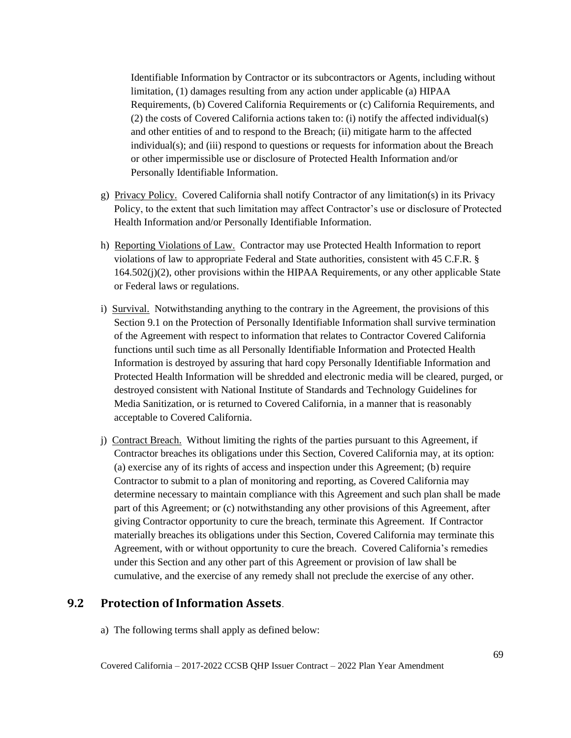Identifiable Information by Contractor or its subcontractors or Agents, including without limitation, (1) damages resulting from any action under applicable (a) HIPAA Requirements, (b) Covered California Requirements or (c) California Requirements, and (2) the costs of Covered California actions taken to: (i) notify the affected individual(s) and other entities of and to respond to the Breach; (ii) mitigate harm to the affected individual(s); and (iii) respond to questions or requests for information about the Breach or other impermissible use or disclosure of Protected Health Information and/or Personally Identifiable Information.

g) <u>Privacy Policy.</u> Covered California shall notify Contractor of any limitation(s) in its Privacy Policy, to the extent that such limitation may affect Contractor's use or disclosure of Protected Health Information and/or Personally Identifiable Information.

h) <u>Reporting Violations of Law.</u> Contractor may use Protected Health Information to report violations of law to appropriate Federal and State authorities, consistent with 45 C.F.R. § 164.502(j)(2), other provisions within the HIPAA Requirements, or any other applicable State or Federal laws or regulations.

i) <u>Survival.</u> Notwithstanding anything to the contrary in the Agreement, the provisions of this Section 9.1 on the Protection of Personally Identifiable Information shall survive termination of the Agreement with respect to information that relates to Contractor Covered California functions until such time as all Personally Identifiable Information and Protected Health Information is destroyed by assuring that hard copy Personally Identifiable Information and Protected Health Information will be shredded and electronic media will be cleared, purged, or destroyed consistent with National Institute of Standards and Technology Guidelines for Media Sanitization, or is returned to Covered California, in a manner that is reasonably acceptable to Covered California.

j) <u>Contract Breach.</u> Without limiting the rights of the parties pursuant to this Agreement, if Contractor breaches its obligations under this Section, Covered California may, at its option: (a) exercise any of its rights of access and inspection under this Agreement; (b) require Contractor to submit to a plan of monitoring and reporting, as Covered California may determine necessary to maintain compliance with this Agreement and such plan shall be made part of this Agreement; or (c) notwithstanding any other provisions of this Agreement, after giving Contractor opportunity to cure the breach, terminate this Agreement. If Contractor materially breaches its obligations under this Section, Covered California may terminate this Agreement, with or without opportunity to cure the breach. Covered California's remedies under this Section and any other part of this Agreement or provision of law shall be cumulative, and the exercise of any remedy shall not preclude the exercise of any other.

## 9.2 Protection of Information Assets.

a) The following terms shall apply as defined below: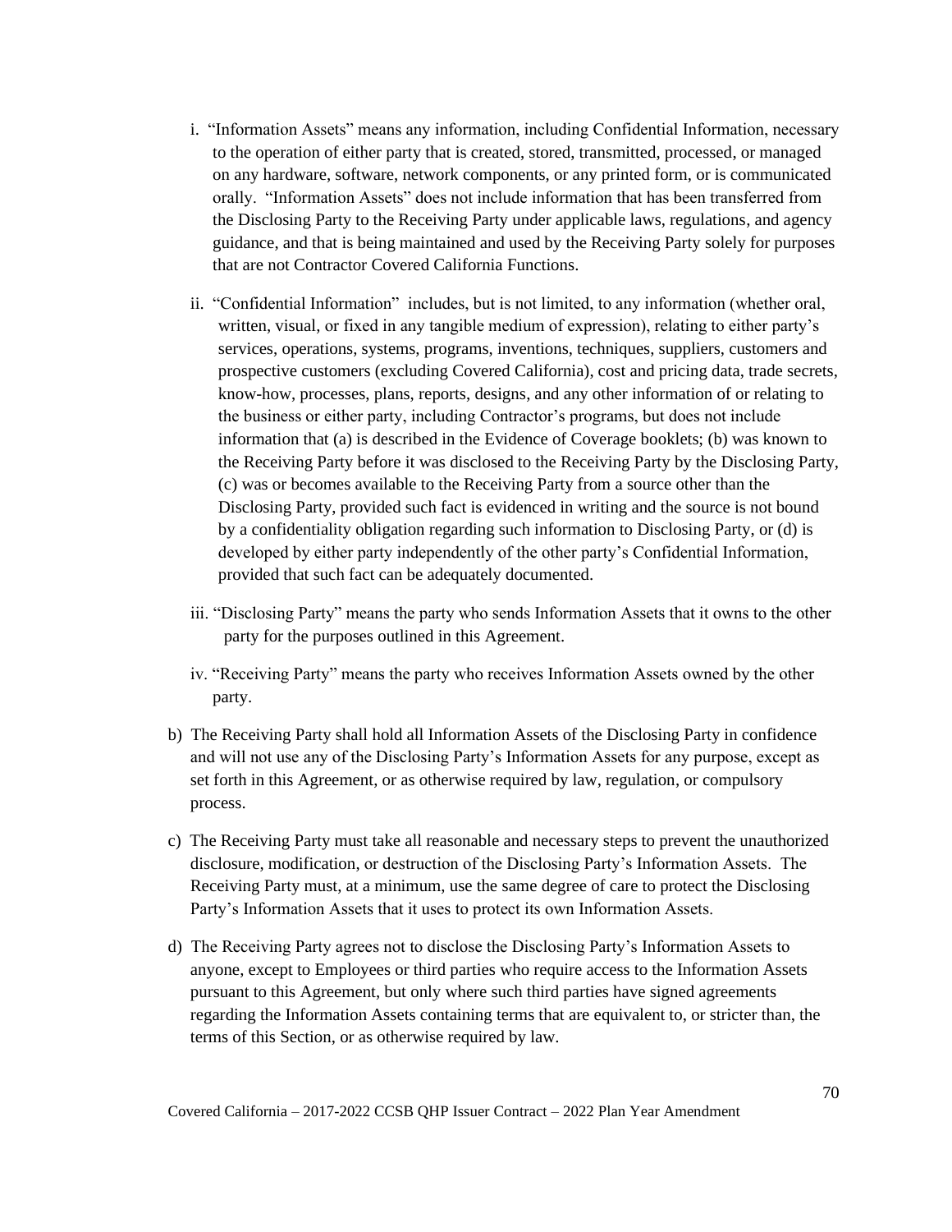i. "Information Assets" means any information, including Confidential Information, necessary to the operation of either party that is created, stored, transmitted, processed, or managed on any hardware, software, network components, or any printed form, or is communicated orally. "Information Assets" does not include information that has been transferred from the Disclosing Party to the Receiving Party under applicable laws, regulations, and agency guidance, and that is being maintained and used by the Receiving Party solely for purposes that are not Contractor Covered California Functions.

ii. "Confidential Information" includes, but is not limited, to any information (whether oral, written, visual, or fixed in any tangible medium of expression), relating to either party's services, operations, systems, programs, inventions, techniques, suppliers, customers and prospective customers (excluding Covered California), cost and pricing data, trade secrets, know-how, processes, plans, reports, designs, and any other information of or relating to the business or either party, including Contractor's programs, but does not include information that (a) is described in the Evidence of Coverage booklets; (b) was known to the Receiving Party before it was disclosed to the Receiving Party by the Disclosing Party, (c) was or becomes available to the Receiving Party from a source other than the Disclosing Party, provided such fact is evidenced in writing and the source is not bound by a confidentiality obligation regarding such information to Disclosing Party, or (d) is developed by either party independently of the other party's Confidential Information, provided that such fact can be adequately documented.

iii. "Disclosing Party" means the party who sends Information Assets that it owns to the other party for the purposes outlined in this Agreement.

iv. "Receiving Party" means the party who receives Information Assets owned by the other party.

b) The Receiving Party shall hold all Information Assets of the Disclosing Party in confidence and will not use any of the Disclosing Party's Information Assets for any purpose, except as set forth in this Agreement, or as otherwise required by law, regulation, or compulsory process.

c) The Receiving Party must take all reasonable and necessary steps to prevent the unauthorized disclosure, modification, or destruction of the Disclosing Party's Information Assets. The Receiving Party must, at a minimum, use the same degree of care to protect the Disclosing Party's Information Assets that it uses to protect its own Information Assets.

d) The Receiving Party agrees not to disclose the Disclosing Party's Information Assets to anyone, except to Employees or third parties who require access to the Information Assets pursuant to this Agreement, but only where such third parties have signed agreements regarding the Information Assets containing terms that are equivalent to, or stricter than, the terms of this Section, or as otherwise required by law.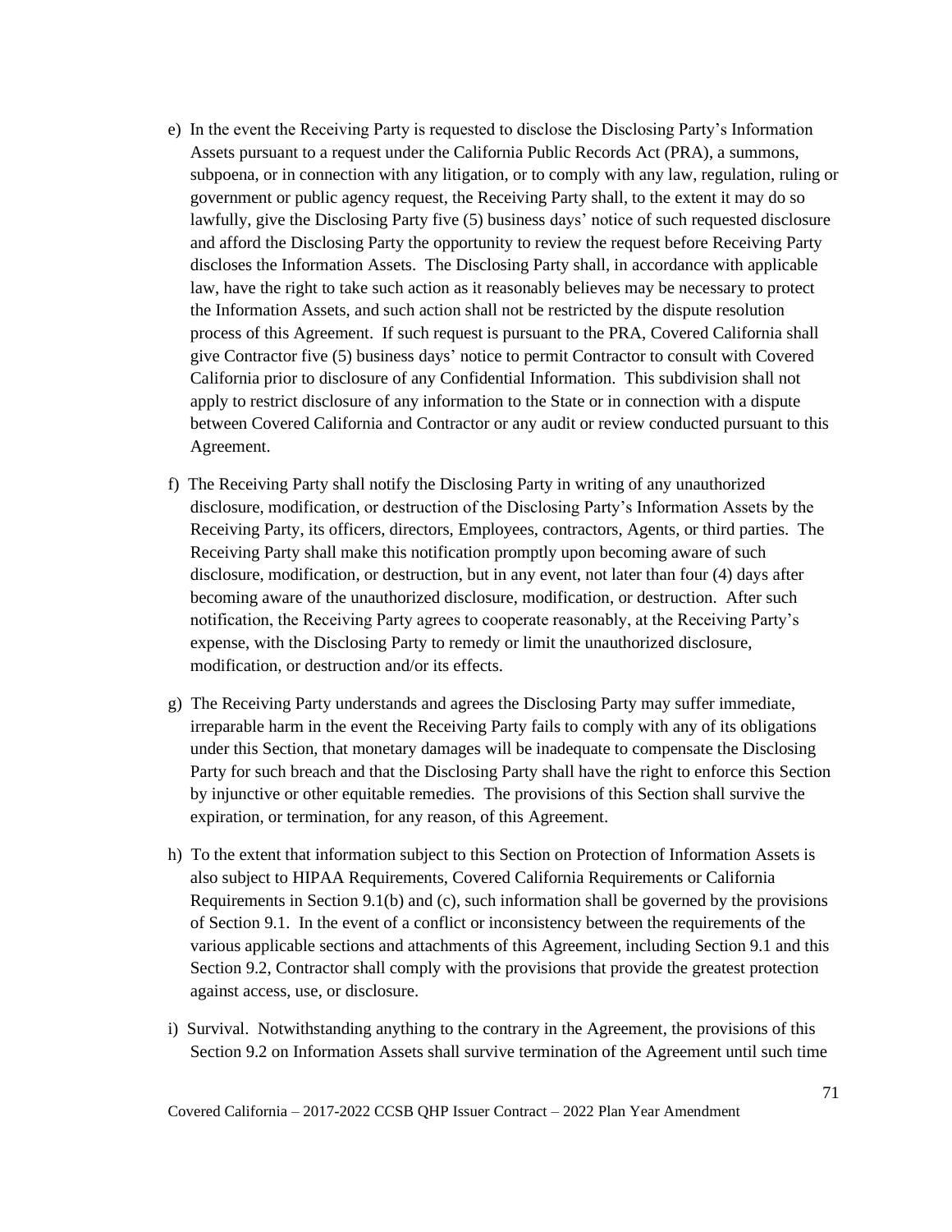e) In the event the Receiving Party is requested to disclose the Disclosing Party's Information Assets pursuant to a request under the California Public Records Act (PRA), a summons, subpoena, or in connection with any litigation, or to comply with any law, regulation, ruling or government or public agency request, the Receiving Party shall, to the extent it may do so lawfully, give the Disclosing Party five (5) business days' notice of such requested disclosure and afford the Disclosing Party the opportunity to review the request before Receiving Party discloses the Information Assets. The Disclosing Party shall, in accordance with applicable law, have the right to take such action as it reasonably believes may be necessary to protect the Information Assets, and such action shall not be restricted by the dispute resolution process of this Agreement. If such request is pursuant to the PRA, Covered California shall give Contractor five (5) business days' notice to permit Contractor to consult with Covered California prior to disclosure of any Confidential Information. This subdivision shall not apply to restrict disclosure of any information to the State or in connection with a dispute between Covered California and Contractor or any audit or review conducted pursuant to this Agreement.

f) The Receiving Party shall notify the Disclosing Party in writing of any unauthorized disclosure, modification, or destruction of the Disclosing Party's Information Assets by the Receiving Party, its officers, directors, Employees, contractors, Agents, or third parties. The Receiving Party shall make this notification promptly upon becoming aware of such disclosure, modification, or destruction, but in any event, not later than four (4) days after becoming aware of the unauthorized disclosure, modification, or destruction. After such notification, the Receiving Party agrees to cooperate reasonably, at the Receiving Party's expense, with the Disclosing Party to remedy or limit the unauthorized disclosure, modification, or destruction and/or its effects.

g) The Receiving Party understands and agrees the Disclosing Party may suffer immediate, irreparable harm in the event the Receiving Party fails to comply with any of its obligations under this Section, that monetary damages will be inadequate to compensate the Disclosing Party for such breach and that the Disclosing Party shall have the right to enforce this Section by injunctive or other equitable remedies. The provisions of this Section shall survive the expiration, or termination, for any reason, of this Agreement.

h) To the extent that information subject to this Section on Protection of Information Assets is also subject to HIPAA Requirements, Covered California Requirements or California Requirements in Section 9.1(b) and (c), such information shall be governed by the provisions of Section 9.1. In the event of a conflict or inconsistency between the requirements of the various applicable sections and attachments of this Agreement, including Section 9.1 and this Section 9.2, Contractor shall comply with the provisions that provide the greatest protection against access, use, or disclosure.

i) Survival. Notwithstanding anything to the contrary in the Agreement, the provisions of this Section 9.2 on Information Assets shall survive termination of the Agreement until such time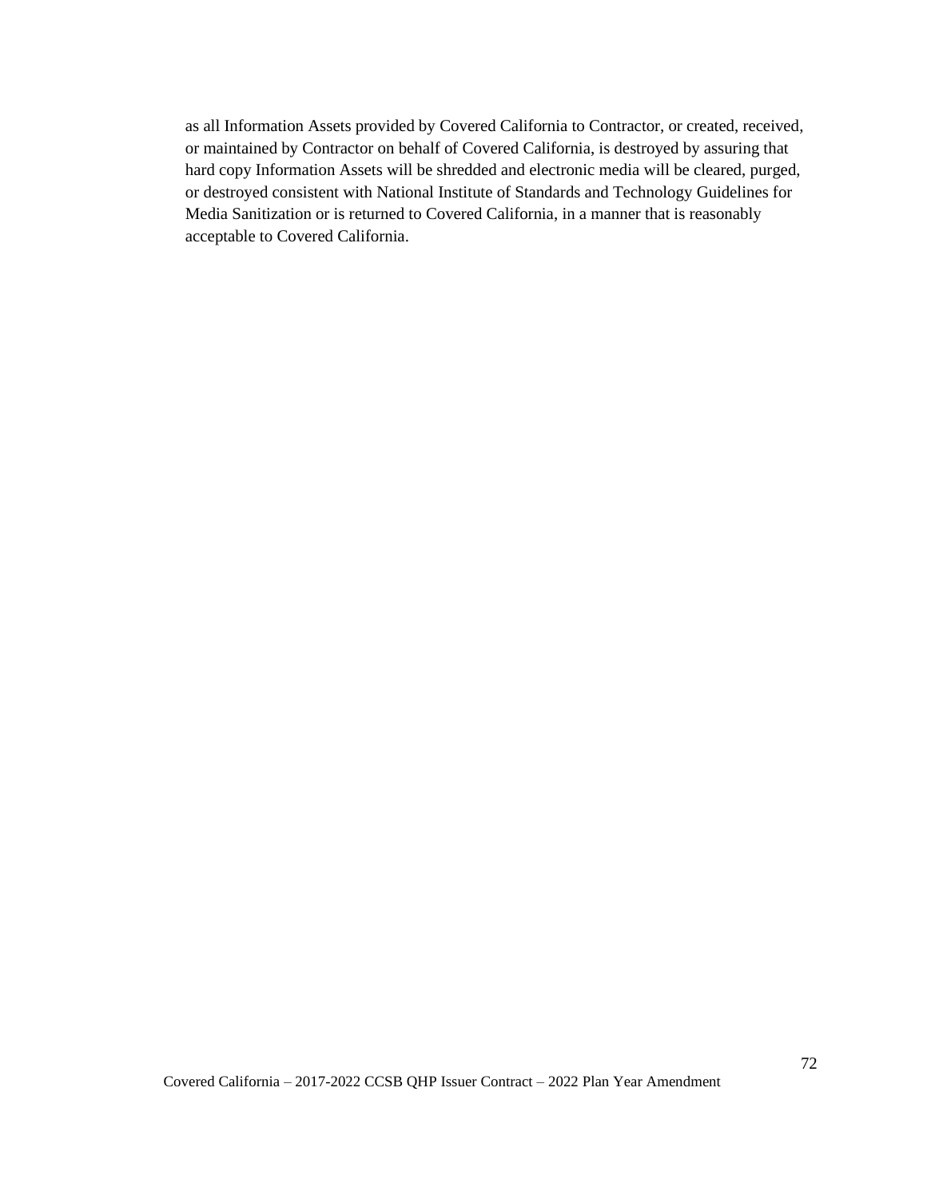as all Information Assets provided by Covered California to Contractor, or created, received, or maintained by Contractor on behalf of Covered California, is destroyed by assuring that hard copy Information Assets will be shredded and electronic media will be cleared, purged, or destroyed consistent with National Institute of Standards and Technology Guidelines for Media Sanitization or is returned to Covered California, in a manner that is reasonably acceptable to Covered California.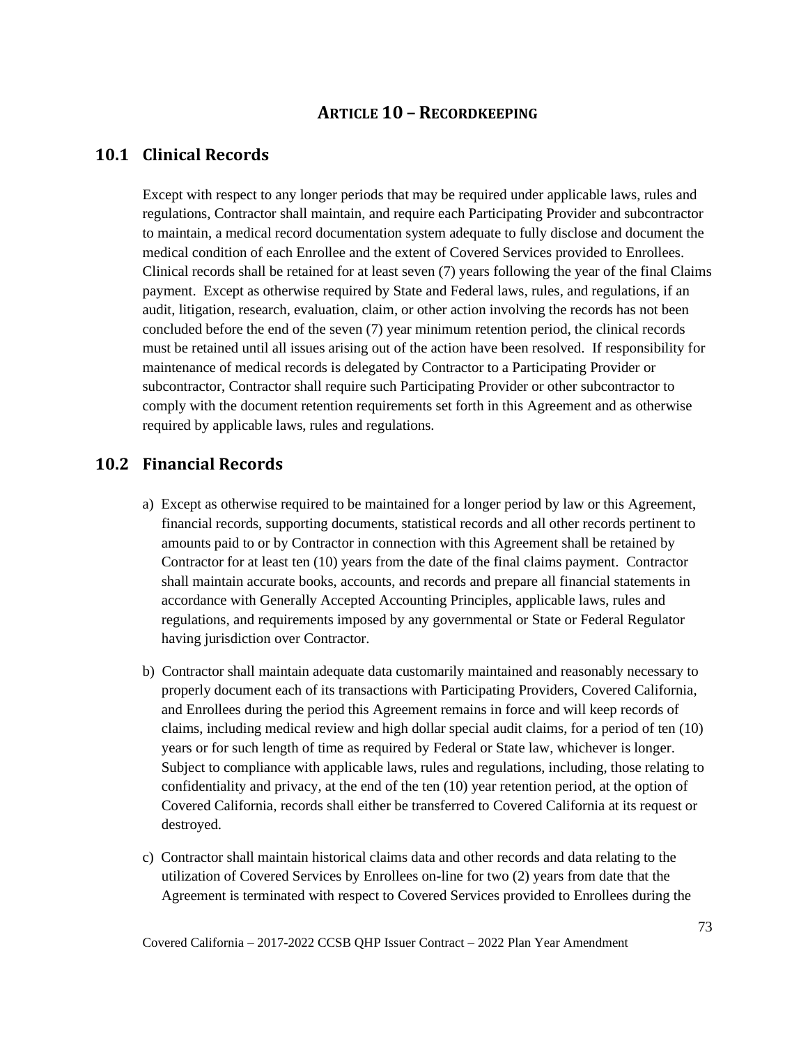# ARTICLE 10 – RECORDKEEPING

## 10.1 Clinical Records

Except with respect to any longer periods that may be required under applicable laws, rules and regulations, Contractor shall maintain, and require each Participating Provider and subcontractor to maintain, a medical record documentation system adequate to fully disclose and document the medical condition of each Enrollee and the extent of Covered Services provided to Enrollees. Clinical records shall be retained for at least seven (7) years following the year of the final Claims payment. Except as otherwise required by State and Federal laws, rules, and regulations, if an audit, litigation, research, evaluation, claim, or other action involving the records has not been concluded before the end of the seven (7) year minimum retention period, the clinical records must be retained until all issues arising out of the action have been resolved. If responsibility for maintenance of medical records is delegated by Contractor to a Participating Provider or subcontractor, Contractor shall require such Participating Provider or other subcontractor to comply with the document retention requirements set forth in this Agreement and as otherwise required by applicable laws, rules and regulations.

## 10.2 Financial Records

a) Except as otherwise required to be maintained for a longer period by law or this Agreement, financial records, supporting documents, statistical records and all other records pertinent to amounts paid to or by Contractor in connection with this Agreement shall be retained by Contractor for at least ten (10) years from the date of the final claims payment. Contractor shall maintain accurate books, accounts, and records and prepare all financial statements in accordance with Generally Accepted Accounting Principles, applicable laws, rules and regulations, and requirements imposed by any governmental or State or Federal Regulator having jurisdiction over Contractor.

b) Contractor shall maintain adequate data customarily maintained and reasonably necessary to properly document each of its transactions with Participating Providers, Covered California, and Enrollees during the period this Agreement remains in force and will keep records of claims, including medical review and high dollar special audit claims, for a period of ten (10) years or for such length of time as required by Federal or State law, whichever is longer. Subject to compliance with applicable laws, rules and regulations, including, those relating to confidentiality and privacy, at the end of the ten (10) year retention period, at the option of Covered California, records shall either be transferred to Covered California at its request or destroyed.

c) Contractor shall maintain historical claims data and other records and data relating to the utilization of Covered Services by Enrollees on-line for two (2) years from date that the Agreement is terminated with respect to Covered Services provided to Enrollees during the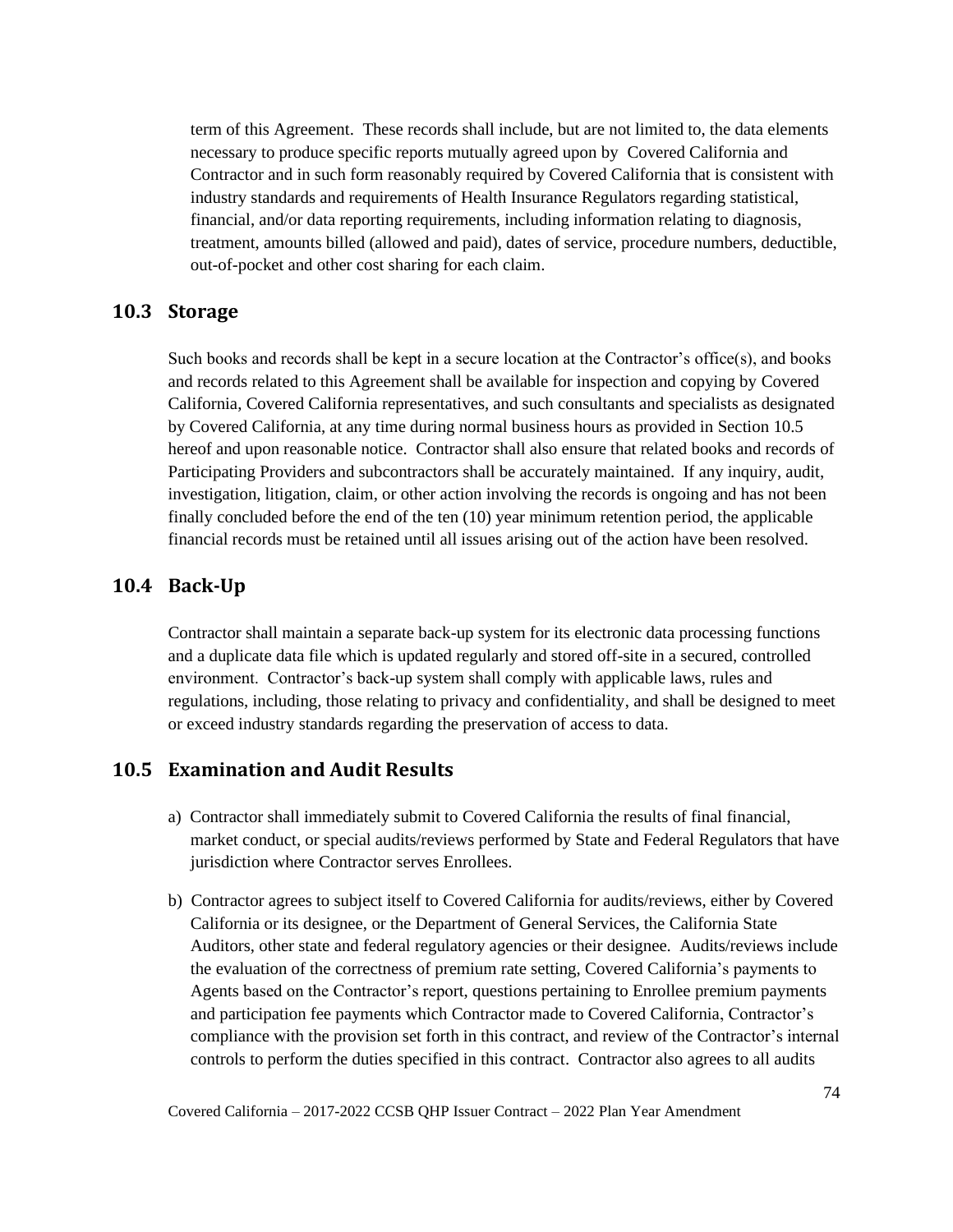term of this Agreement. These records shall include, but are not limited to, the data elements necessary to produce specific reports mutually agreed upon by Covered California and Contractor and in such form reasonably required by Covered California that is consistent with industry standards and requirements of Health Insurance Regulators regarding statistical, financial, and/or data reporting requirements, including information relating to diagnosis, treatment, amounts billed (allowed and paid), dates of service, procedure numbers, deductible, out-of-pocket and other cost sharing for each claim.

## 10.3 Storage

Such books and records shall be kept in a secure location at the Contractor's office(s), and books and records related to this Agreement shall be available for inspection and copying by Covered California, Covered California representatives, and such consultants and specialists as designated by Covered California, at any time during normal business hours as provided in Section 10.5 hereof and upon reasonable notice. Contractor shall also ensure that related books and records of Participating Providers and subcontractors shall be accurately maintained. If any inquiry, audit, investigation, litigation, claim, or other action involving the records is ongoing and has not been finally concluded before the end of the ten (10) year minimum retention period, the applicable financial records must be retained until all issues arising out of the action have been resolved.

## 10.4 Back-Up

Contractor shall maintain a separate back-up system for its electronic data processing functions and a duplicate data file which is updated regularly and stored off-site in a secured, controlled environment. Contractor's back-up system shall comply with applicable laws, rules and regulations, including, those relating to privacy and confidentiality, and shall be designed to meet or exceed industry standards regarding the preservation of access to data.

## 10.5 Examination and Audit Results

a) Contractor shall immediately submit to Covered California the results of final financial, market conduct, or special audits/reviews performed by State and Federal Regulators that have jurisdiction where Contractor serves Enrollees.

b) Contractor agrees to subject itself to Covered California for audits/reviews, either by Covered California or its designee, or the Department of General Services, the California State Auditors, other state and federal regulatory agencies or their designee. Audits/reviews include the evaluation of the correctness of premium rate setting, Covered California's payments to Agents based on the Contractor's report, questions pertaining to Enrollee premium payments and participation fee payments which Contractor made to Covered California, Contractor's compliance with the provision set forth in this contract, and review of the Contractor's internal controls to perform the duties specified in this contract. Contractor also agrees to all audits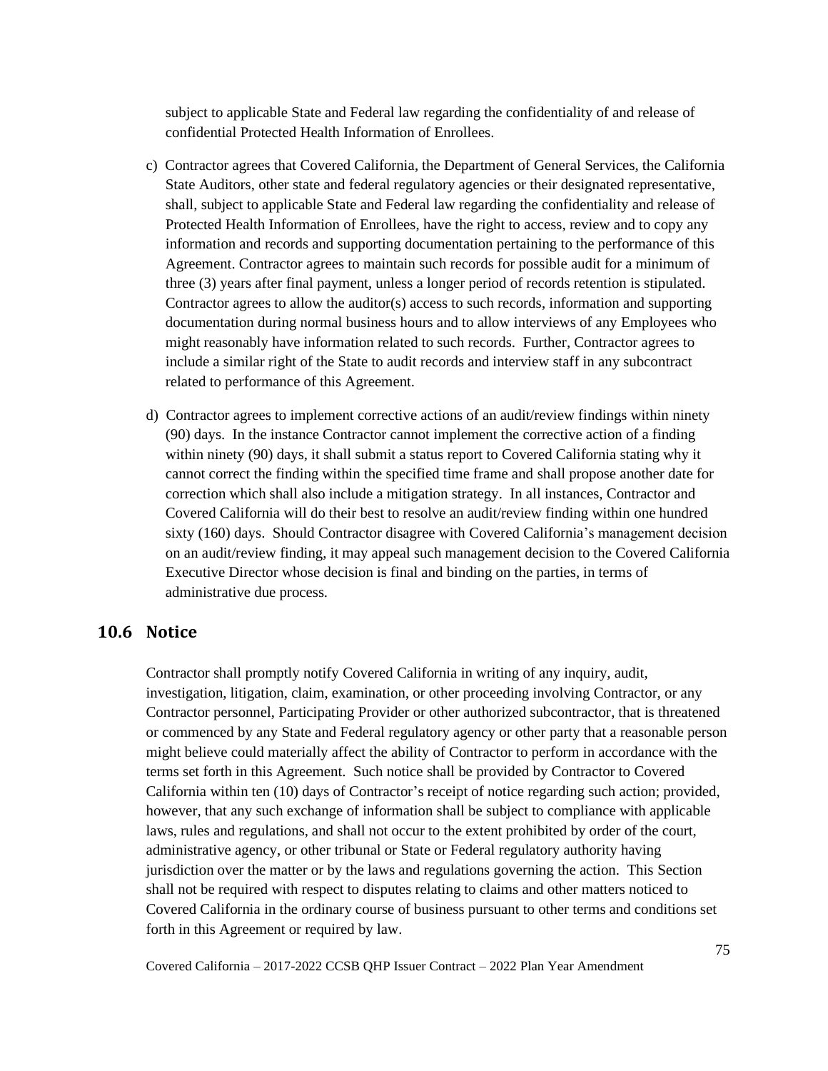subject to applicable State and Federal law regarding the confidentiality of and release of confidential Protected Health Information of Enrollees.

c) Contractor agrees that Covered California, the Department of General Services, the California State Auditors, other state and federal regulatory agencies or their designated representative, shall, subject to applicable State and Federal law regarding the confidentiality and release of Protected Health Information of Enrollees, have the right to access, review and to copy any information and records and supporting documentation pertaining to the performance of this Agreement. Contractor agrees to maintain such records for possible audit for a minimum of three (3) years after final payment, unless a longer period of records retention is stipulated. Contractor agrees to allow the auditor(s) access to such records, information and supporting documentation during normal business hours and to allow interviews of any Employees who might reasonably have information related to such records. Further, Contractor agrees to include a similar right of the State to audit records and interview staff in any subcontract related to performance of this Agreement.

d) Contractor agrees to implement corrective actions of an audit/review findings within ninety (90) days. In the instance Contractor cannot implement the corrective action of a finding within ninety (90) days, it shall submit a status report to Covered California stating why it cannot correct the finding within the specified time frame and shall propose another date for correction which shall also include a mitigation strategy. In all instances, Contractor and Covered California will do their best to resolve an audit/review finding within one hundred sixty (160) days. Should Contractor disagree with Covered California's management decision on an audit/review finding, it may appeal such management decision to the Covered California Executive Director whose decision is final and binding on the parties, in terms of administrative due process.

## 10.6 Notice

Contractor shall promptly notify Covered California in writing of any inquiry, audit, investigation, litigation, claim, examination, or other proceeding involving Contractor, or any Contractor personnel, Participating Provider or other authorized subcontractor, that is threatened or commenced by any State and Federal regulatory agency or other party that a reasonable person might believe could materially affect the ability of Contractor to perform in accordance with the terms set forth in this Agreement. Such notice shall be provided by Contractor to Covered California within ten (10) days of Contractor's receipt of notice regarding such action; provided, however, that any such exchange of information shall be subject to compliance with applicable laws, rules and regulations, and shall not occur to the extent prohibited by order of the court, administrative agency, or other tribunal or State or Federal regulatory authority having jurisdiction over the matter or by the laws and regulations governing the action. This Section shall not be required with respect to disputes relating to claims and other matters noticed to Covered California in the ordinary course of business pursuant to other terms and conditions set forth in this Agreement or required by law.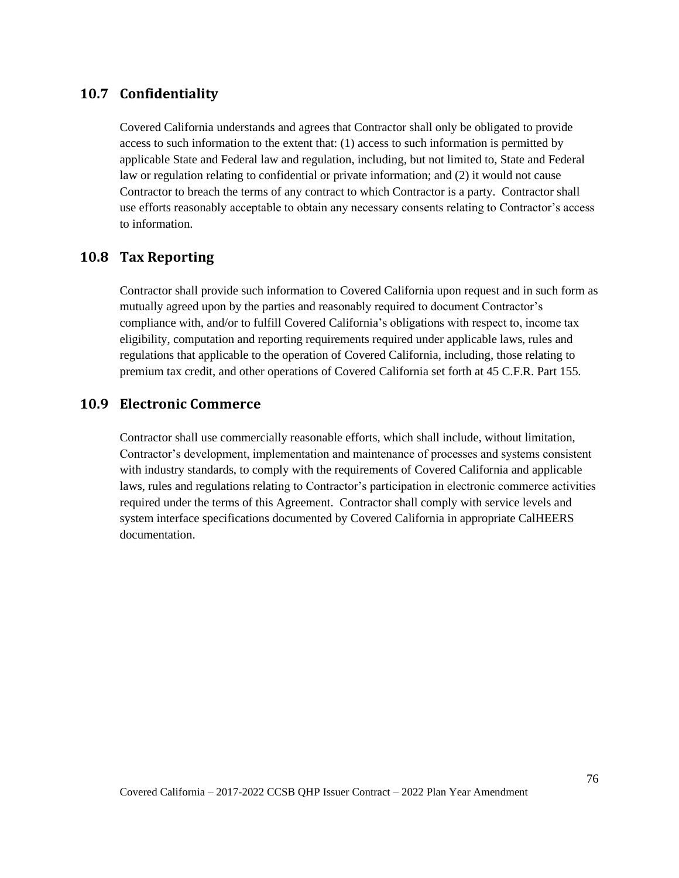## 10.7 Confidentiality

Covered California understands and agrees that Contractor shall only be obligated to provide access to such information to the extent that: (1) access to such information is permitted by applicable State and Federal law and regulation, including, but not limited to, State and Federal law or regulation relating to confidential or private information; and (2) it would not cause Contractor to breach the terms of any contract to which Contractor is a party. Contractor shall use efforts reasonably acceptable to obtain any necessary consents relating to Contractor's access to information.

## 10.8 Tax Reporting

Contractor shall provide such information to Covered California upon request and in such form as mutually agreed upon by the parties and reasonably required to document Contractor's compliance with, and/or to fulfill Covered California's obligations with respect to, income tax eligibility, computation and reporting requirements required under applicable laws, rules and regulations that applicable to the operation of Covered California, including, those relating to premium tax credit, and other operations of Covered California set forth at 45 C.F.R. Part 155.

## 10.9 Electronic Commerce

Contractor shall use commercially reasonable efforts, which shall include, without limitation, Contractor's development, implementation and maintenance of processes and systems consistent with industry standards, to comply with the requirements of Covered California and applicable laws, rules and regulations relating to Contractor's participation in electronic commerce activities required under the terms of this Agreement. Contractor shall comply with service levels and system interface specifications documented by Covered California in appropriate CalHEERS documentation.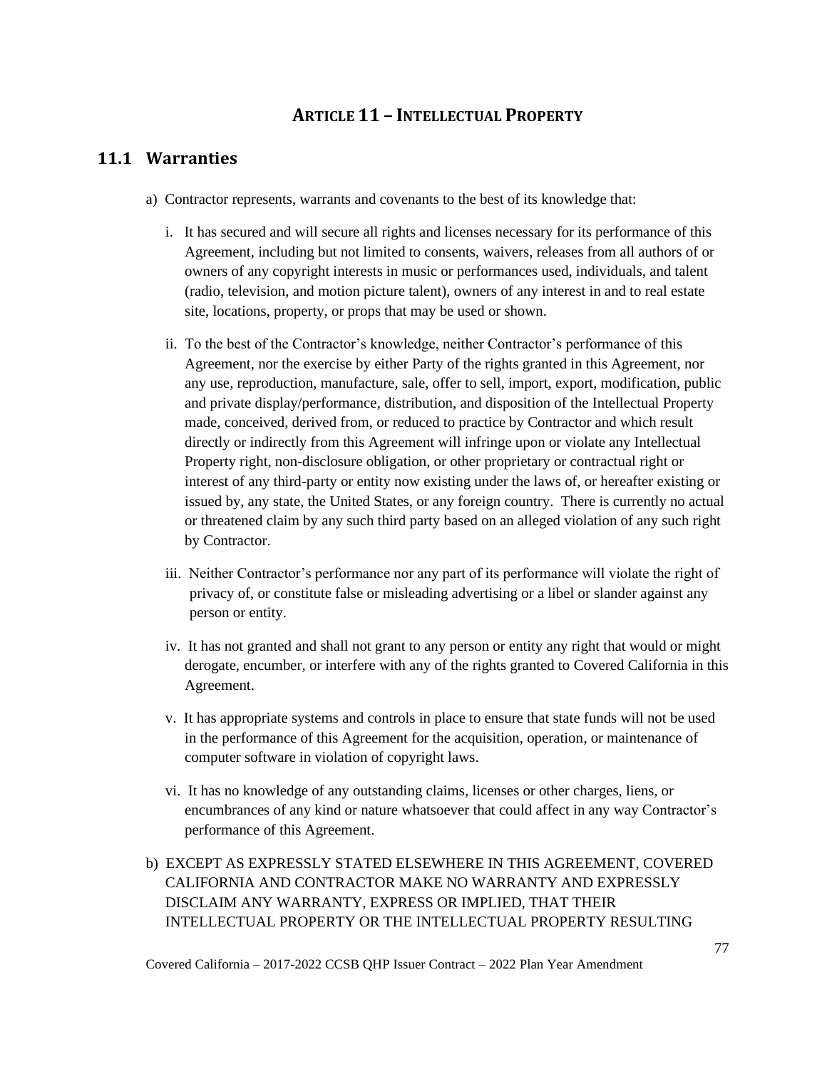# ARTICLE 11 – INTELLECTUAL PROPERTY

## 11.1 Warranties

a) Contractor represents, warrants and covenants to the best of its knowledge that:

   i. It has secured and will secure all rights and licenses necessary for its performance of this Agreement, including but not limited to consents, waivers, releases from all authors of or owners of any copyright interests in music or performances used, individuals, and talent (radio, television, and motion picture talent), owners of any interest in and to real estate site, locations, property, or props that may be used or shown.

   ii. To the best of the Contractor's knowledge, neither Contractor's performance of this Agreement, nor the exercise by either Party of the rights granted in this Agreement, nor any use, reproduction, manufacture, sale, offer to sell, import, export, modification, public and private display/performance, distribution, and disposition of the Intellectual Property made, conceived, derived from, or reduced to practice by Contractor and which result directly or indirectly from this Agreement will infringe upon or violate any Intellectual Property right, non-disclosure obligation, or other proprietary or contractual right or interest of any third-party or entity now existing under the laws of, or hereafter existing or issued by, any state, the United States, or any foreign country. There is currently no actual or threatened claim by any such third party based on an alleged violation of any such right by Contractor.

   iii. Neither Contractor's performance nor any part of its performance will violate the right of privacy of, or constitute false or misleading advertising or a libel or slander against any person or entity.

   iv. It has not granted and shall not grant to any person or entity any right that would or might derogate, encumber, or interfere with any of the rights granted to Covered California in this Agreement.

   v. It has appropriate systems and controls in place to ensure that state funds will not be used in the performance of this Agreement for the acquisition, operation, or maintenance of computer software in violation of copyright laws.

   vi. It has no knowledge of any outstanding claims, licenses or other charges, liens, or encumbrances of any kind or nature whatsoever that could affect in any way Contractor's performance of this Agreement.

b) EXCEPT AS EXPRESSLY STATED ELSEWHERE IN THIS AGREEMENT, COVERED CALIFORNIA AND CONTRACTOR MAKE NO WARRANTY AND EXPRESSLY DISCLAIM ANY WARRANTY, EXPRESS OR IMPLIED, THAT THEIR INTELLECTUAL PROPERTY OR THE INTELLECTUAL PROPERTY RESULTING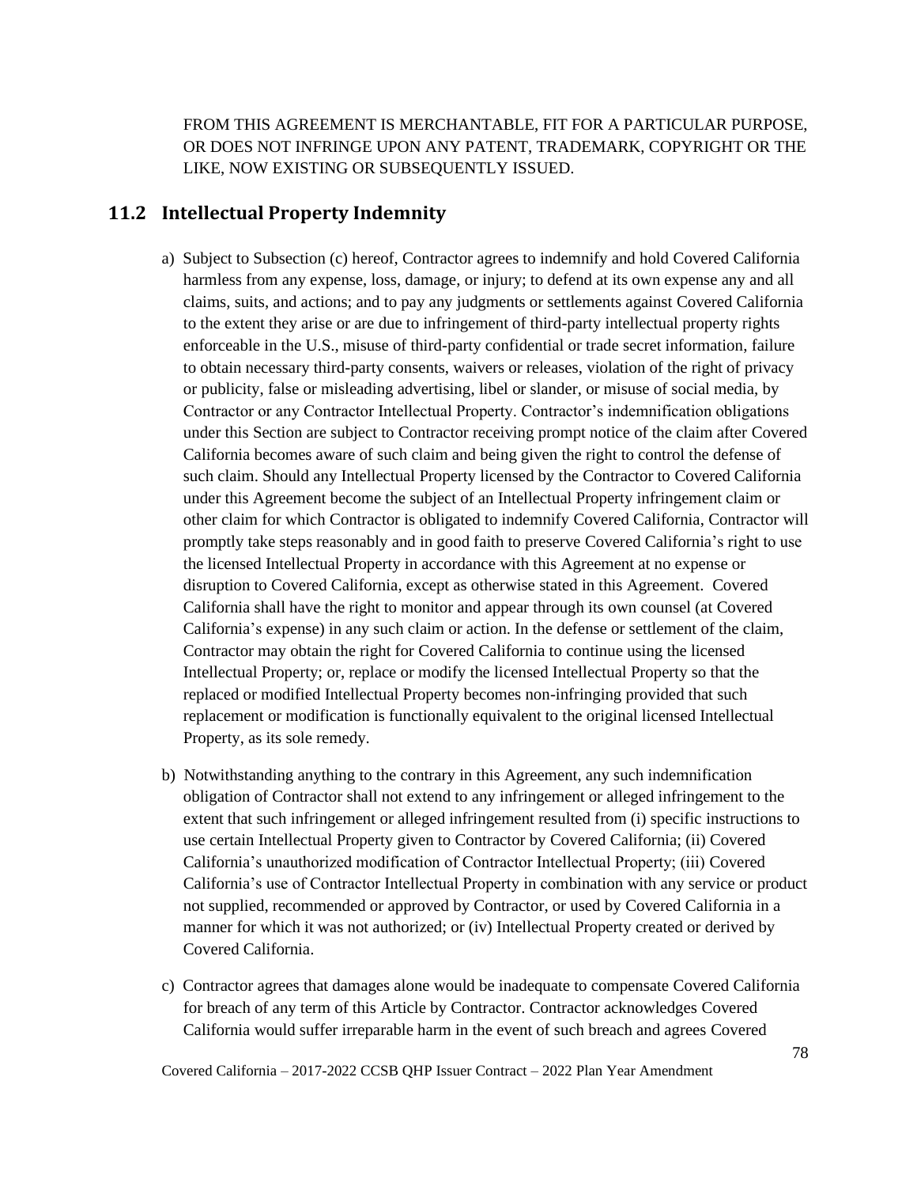FROM THIS AGREEMENT IS MERCHANTABLE, FIT FOR A PARTICULAR PURPOSE, OR DOES NOT INFRINGE UPON ANY PATENT, TRADEMARK, COPYRIGHT OR THE LIKE, NOW EXISTING OR SUBSEQUENTLY ISSUED.

## 11.2 Intellectual Property Indemnity

a) Subject to Subsection (c) hereof, Contractor agrees to indemnify and hold Covered California harmless from any expense, loss, damage, or injury; to defend at its own expense any and all claims, suits, and actions; and to pay any judgments or settlements against Covered California to the extent they arise or are due to infringement of third-party intellectual property rights enforceable in the U.S., misuse of third-party confidential or trade secret information, failure to obtain necessary third-party consents, waivers or releases, violation of the right of privacy or publicity, false or misleading advertising, libel or slander, or misuse of social media, by Contractor or any Contractor Intellectual Property. Contractor's indemnification obligations under this Section are subject to Contractor receiving prompt notice of the claim after Covered California becomes aware of such claim and being given the right to control the defense of such claim. Should any Intellectual Property licensed by the Contractor to Covered California under this Agreement become the subject of an Intellectual Property infringement claim or other claim for which Contractor is obligated to indemnify Covered California, Contractor will promptly take steps reasonably and in good faith to preserve Covered California's right to use the licensed Intellectual Property in accordance with this Agreement at no expense or disruption to Covered California, except as otherwise stated in this Agreement. Covered California shall have the right to monitor and appear through its own counsel (at Covered California's expense) in any such claim or action. In the defense or settlement of the claim, Contractor may obtain the right for Covered California to continue using the licensed Intellectual Property; or, replace or modify the licensed Intellectual Property so that the replaced or modified Intellectual Property becomes non-infringing provided that such replacement or modification is functionally equivalent to the original licensed Intellectual Property, as its sole remedy.

b) Notwithstanding anything to the contrary in this Agreement, any such indemnification obligation of Contractor shall not extend to any infringement or alleged infringement to the extent that such infringement or alleged infringement resulted from (i) specific instructions to use certain Intellectual Property given to Contractor by Covered California; (ii) Covered California's unauthorized modification of Contractor Intellectual Property; (iii) Covered California's use of Contractor Intellectual Property in combination with any service or product not supplied, recommended or approved by Contractor, or used by Covered California in a manner for which it was not authorized; or (iv) Intellectual Property created or derived by Covered California.

c) Contractor agrees that damages alone would be inadequate to compensate Covered California for breach of any term of this Article by Contractor. Contractor acknowledges Covered California would suffer irreparable harm in the event of such breach and agrees Covered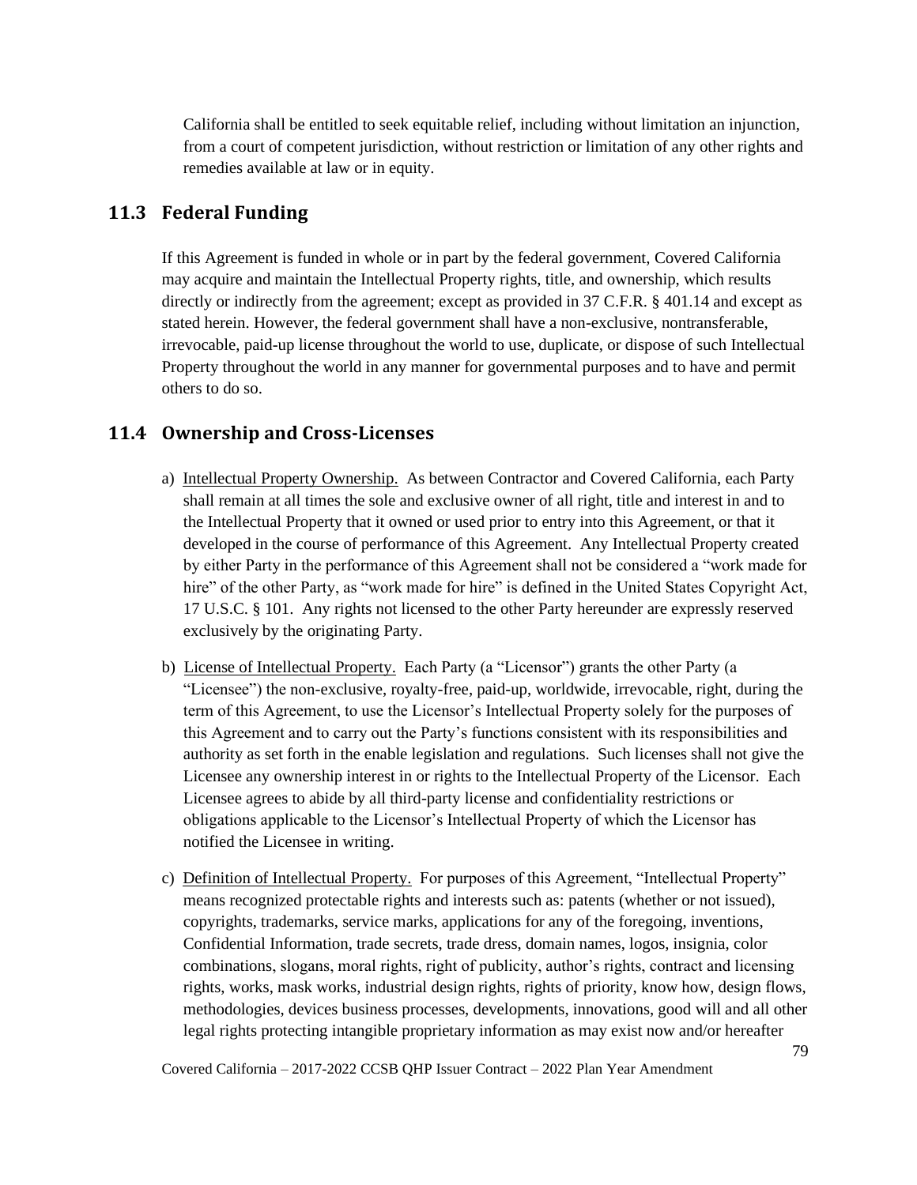California shall be entitled to seek equitable relief, including without limitation an injunction, from a court of competent jurisdiction, without restriction or limitation of any other rights and remedies available at law or in equity.

## 11.3 Federal Funding

If this Agreement is funded in whole or in part by the federal government, Covered California may acquire and maintain the Intellectual Property rights, title, and ownership, which results directly or indirectly from the agreement; except as provided in 37 C.F.R. § 401.14 and except as stated herein. However, the federal government shall have a non-exclusive, nontransferable, irrevocable, paid-up license throughout the world to use, duplicate, or dispose of such Intellectual Property throughout the world in any manner for governmental purposes and to have and permit others to do so.

## 11.4 Ownership and Cross-Licenses

a) Intellectual Property Ownership. As between Contractor and Covered California, each Party shall remain at all times the sole and exclusive owner of all right, title and interest in and to the Intellectual Property that it owned or used prior to entry into this Agreement, or that it developed in the course of performance of this Agreement. Any Intellectual Property created by either Party in the performance of this Agreement shall not be considered a "work made for hire" of the other Party, as "work made for hire" is defined in the United States Copyright Act, 17 U.S.C. § 101. Any rights not licensed to the other Party hereunder are expressly reserved exclusively by the originating Party.

b) License of Intellectual Property. Each Party (a "Licensor") grants the other Party (a "Licensee") the non-exclusive, royalty-free, paid-up, worldwide, irrevocable, right, during the term of this Agreement, to use the Licensor's Intellectual Property solely for the purposes of this Agreement and to carry out the Party's functions consistent with its responsibilities and authority as set forth in the enable legislation and regulations. Such licenses shall not give the Licensee any ownership interest in or rights to the Intellectual Property of the Licensor. Each Licensee agrees to abide by all third-party license and confidentiality restrictions or obligations applicable to the Licensor's Intellectual Property of which the Licensor has notified the Licensee in writing.

c) Definition of Intellectual Property. For purposes of this Agreement, "Intellectual Property" means recognized protectable rights and interests such as: patents (whether or not issued), copyrights, trademarks, service marks, applications for any of the foregoing, inventions, Confidential Information, trade secrets, trade dress, domain names, logos, insignia, color combinations, slogans, moral rights, right of publicity, author's rights, contract and licensing rights, works, mask works, industrial design rights, rights of priority, know how, design flows, methodologies, devices business processes, developments, innovations, good will and all other legal rights protecting intangible proprietary information as may exist now and/or hereafter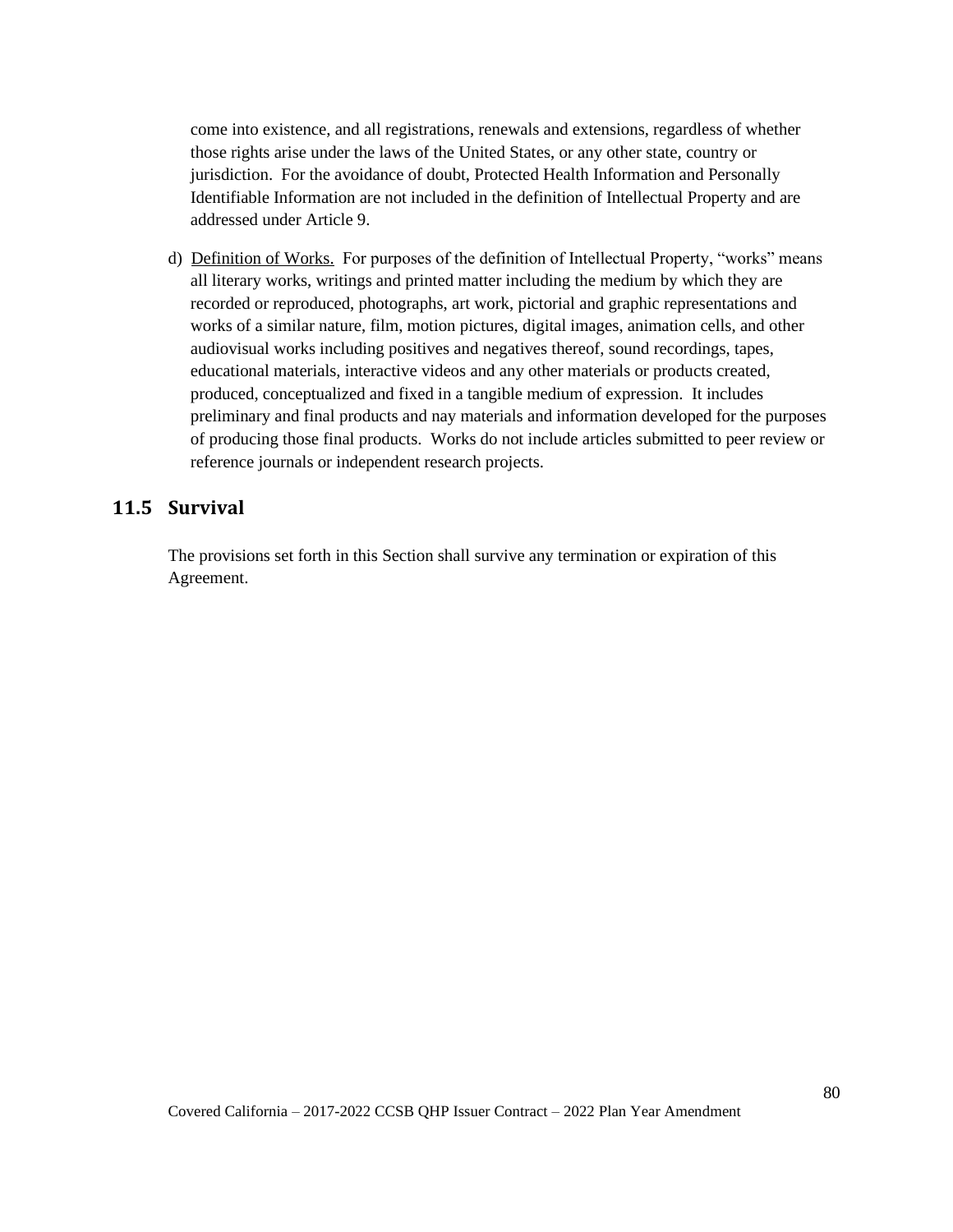come into existence, and all registrations, renewals and extensions, regardless of whether those rights arise under the laws of the United States, or any other state, country or jurisdiction. For the avoidance of doubt, Protected Health Information and Personally Identifiable Information are not included in the definition of Intellectual Property and are addressed under Article 9.

d) Definition of Works. For purposes of the definition of Intellectual Property, "works" means all literary works, writings and printed matter including the medium by which they are recorded or reproduced, photographs, art work, pictorial and graphic representations and works of a similar nature, film, motion pictures, digital images, animation cells, and other audiovisual works including positives and negatives thereof, sound recordings, tapes, educational materials, interactive videos and any other materials or products created, produced, conceptualized and fixed in a tangible medium of expression. It includes preliminary and final products and nay materials and information developed for the purposes of producing those final products. Works do not include articles submitted to peer review or reference journals or independent research projects.

## 11.5 Survival

The provisions set forth in this Section shall survive any termination or expiration of this Agreement.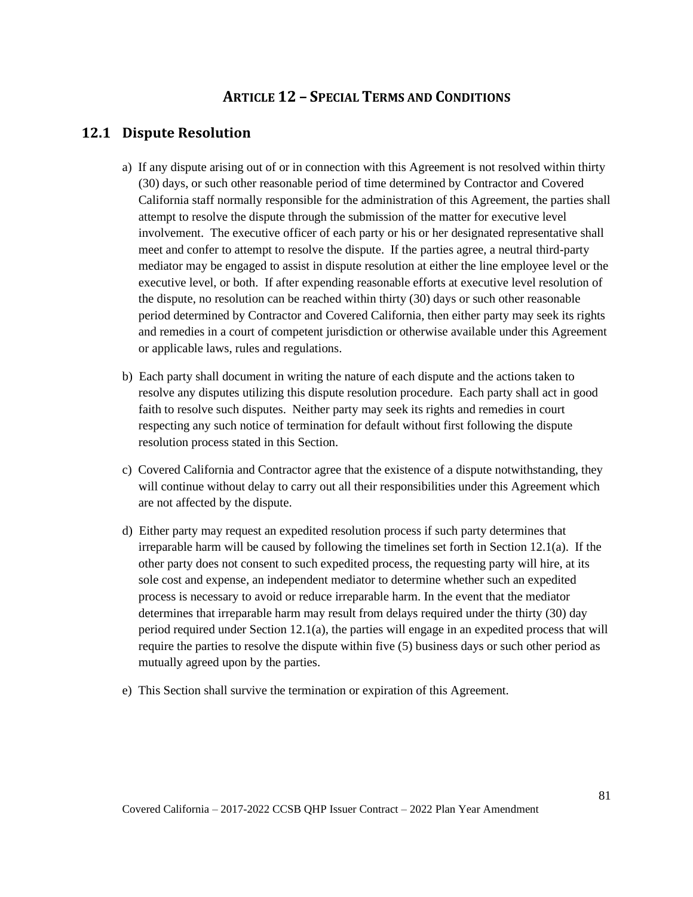# ARTICLE 12 – SPECIAL TERMS AND CONDITIONS

## 12.1 Dispute Resolution

a) If any dispute arising out of or in connection with this Agreement is not resolved within thirty (30) days, or such other reasonable period of time determined by Contractor and Covered California staff normally responsible for the administration of this Agreement, the parties shall attempt to resolve the dispute through the submission of the matter for executive level involvement. The executive officer of each party or his or her designated representative shall meet and confer to attempt to resolve the dispute. If the parties agree, a neutral third-party mediator may be engaged to assist in dispute resolution at either the line employee level or the executive level, or both. If after expending reasonable efforts at executive level resolution of the dispute, no resolution can be reached within thirty (30) days or such other reasonable period determined by Contractor and Covered California, then either party may seek its rights and remedies in a court of competent jurisdiction or otherwise available under this Agreement or applicable laws, rules and regulations.

b) Each party shall document in writing the nature of each dispute and the actions taken to resolve any disputes utilizing this dispute resolution procedure. Each party shall act in good faith to resolve such disputes. Neither party may seek its rights and remedies in court respecting any such notice of termination for default without first following the dispute resolution process stated in this Section.

c) Covered California and Contractor agree that the existence of a dispute notwithstanding, they will continue without delay to carry out all their responsibilities under this Agreement which are not affected by the dispute.

d) Either party may request an expedited resolution process if such party determines that irreparable harm will be caused by following the timelines set forth in Section 12.1(a). If the other party does not consent to such expedited process, the requesting party will hire, at its sole cost and expense, an independent mediator to determine whether such an expedited process is necessary to avoid or reduce irreparable harm. In the event that the mediator determines that irreparable harm may result from delays required under the thirty (30) day period required under Section 12.1(a), the parties will engage in an expedited process that will require the parties to resolve the dispute within five (5) business days or such other period as mutually agreed upon by the parties.

e) This Section shall survive the termination or expiration of this Agreement.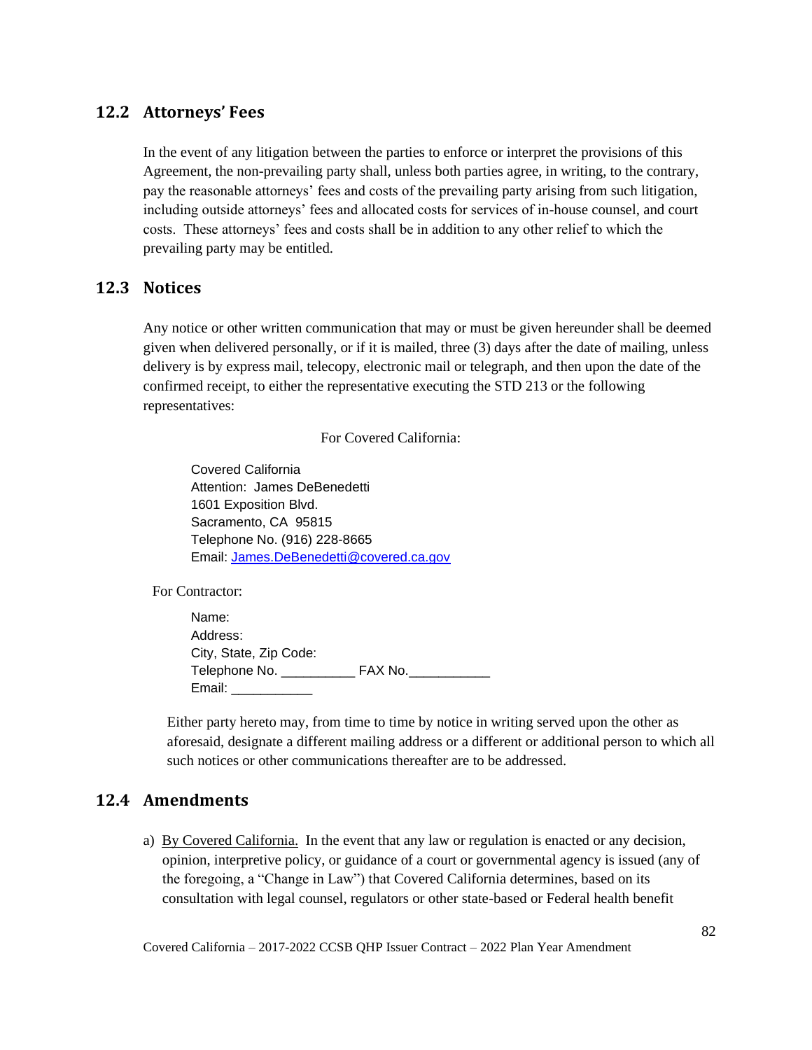## 12.2 Attorneys' Fees

In the event of any litigation between the parties to enforce or interpret the provisions of this Agreement, the non-prevailing party shall, unless both parties agree, in writing, to the contrary, pay the reasonable attorneys' fees and costs of the prevailing party arising from such litigation, including outside attorneys' fees and allocated costs for services of in-house counsel, and court costs. These attorneys' fees and costs shall be in addition to any other relief to which the prevailing party may be entitled.

## 12.3 Notices

Any notice or other written communication that may or must be given hereunder shall be deemed given when delivered personally, or if it is mailed, three (3) days after the date of mailing, unless delivery is by express mail, telecopy, electronic mail or telegraph, and then upon the date of the confirmed receipt, to either the representative executing the STD 213 or the following representatives:

For Covered California:

Covered California
Attention: James DeBenedetti
1601 Exposition Blvd.
Sacramento, CA 95815
Telephone No. (916) 228-8665
Email: James.DeBenedetti@covered.ca.gov

For Contractor:

Name:
Address:
City, State, Zip Code:
Telephone No. __________ FAX No.___________
Email: ___________

Either party hereto may, from time to time by notice in writing served upon the other as aforesaid, designate a different mailing address or a different or additional person to which all such notices or other communications thereafter are to be addressed.

## 12.4 Amendments

a) By Covered California. In the event that any law or regulation is enacted or any decision, opinion, interpretive policy, or guidance of a court or governmental agency is issued (any of the foregoing, a "Change in Law") that Covered California determines, based on its consultation with legal counsel, regulators or other state-based or Federal health benefit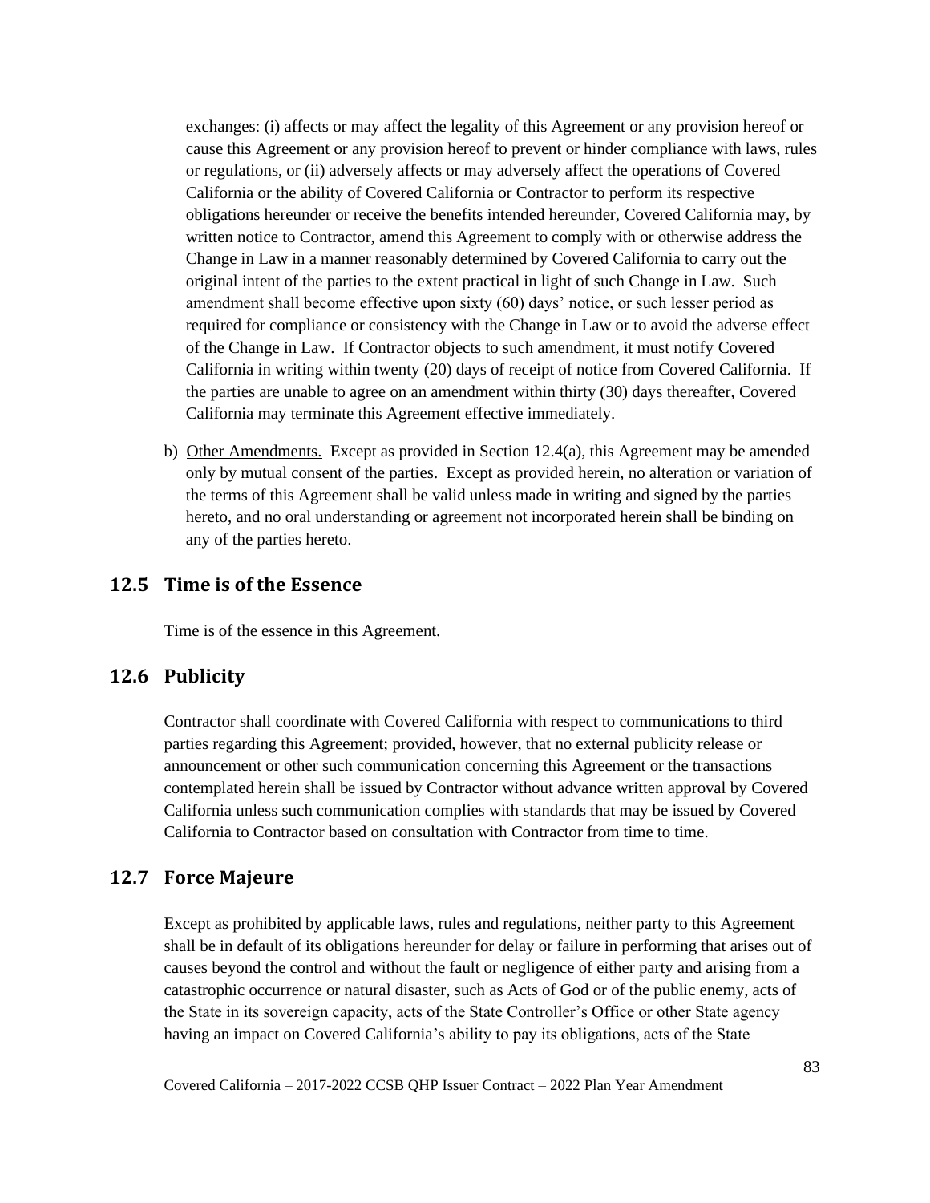exchanges: (i) affects or may affect the legality of this Agreement or any provision hereof or cause this Agreement or any provision hereof to prevent or hinder compliance with laws, rules or regulations, or (ii) adversely affects or may adversely affect the operations of Covered California or the ability of Covered California or Contractor to perform its respective obligations hereunder or receive the benefits intended hereunder, Covered California may, by written notice to Contractor, amend this Agreement to comply with or otherwise address the Change in Law in a manner reasonably determined by Covered California to carry out the original intent of the parties to the extent practical in light of such Change in Law. Such amendment shall become effective upon sixty (60) days' notice, or such lesser period as required for compliance or consistency with the Change in Law or to avoid the adverse effect of the Change in Law. If Contractor objects to such amendment, it must notify Covered California in writing within twenty (20) days of receipt of notice from Covered California. If the parties are unable to agree on an amendment within thirty (30) days thereafter, Covered California may terminate this Agreement effective immediately.

b) Other Amendments. Except as provided in Section 12.4(a), this Agreement may be amended only by mutual consent of the parties. Except as provided herein, no alteration or variation of the terms of this Agreement shall be valid unless made in writing and signed by the parties hereto, and no oral understanding or agreement not incorporated herein shall be binding on any of the parties hereto.

## 12.5 Time is of the Essence

Time is of the essence in this Agreement.

## 12.6 Publicity

Contractor shall coordinate with Covered California with respect to communications to third parties regarding this Agreement; provided, however, that no external publicity release or announcement or other such communication concerning this Agreement or the transactions contemplated herein shall be issued by Contractor without advance written approval by Covered California unless such communication complies with standards that may be issued by Covered California to Contractor based on consultation with Contractor from time to time.

## 12.7 Force Majeure

Except as prohibited by applicable laws, rules and regulations, neither party to this Agreement shall be in default of its obligations hereunder for delay or failure in performing that arises out of causes beyond the control and without the fault or negligence of either party and arising from a catastrophic occurrence or natural disaster, such as Acts of God or of the public enemy, acts of the State in its sovereign capacity, acts of the State Controller's Office or other State agency having an impact on Covered California's ability to pay its obligations, acts of the State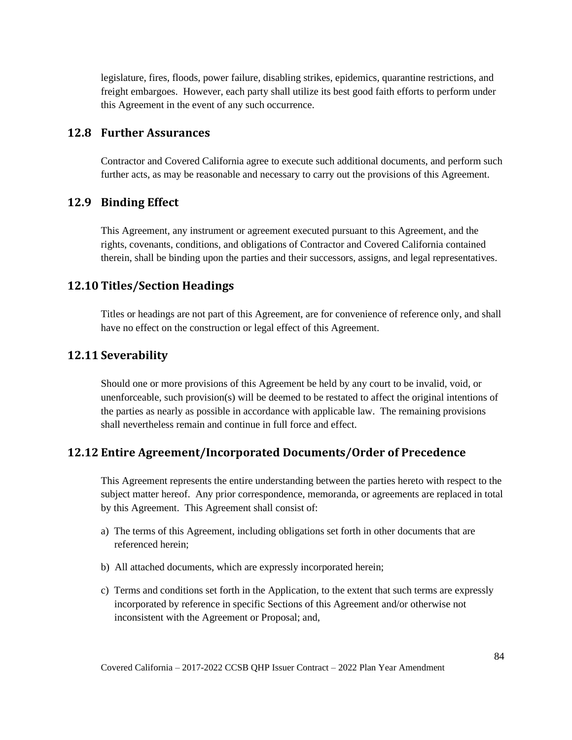legislature, fires, floods, power failure, disabling strikes, epidemics, quarantine restrictions, and freight embargoes. However, each party shall utilize its best good faith efforts to perform under this Agreement in the event of any such occurrence.

## 12.8 Further Assurances

Contractor and Covered California agree to execute such additional documents, and perform such further acts, as may be reasonable and necessary to carry out the provisions of this Agreement.

## 12.9 Binding Effect

This Agreement, any instrument or agreement executed pursuant to this Agreement, and the rights, covenants, conditions, and obligations of Contractor and Covered California contained therein, shall be binding upon the parties and their successors, assigns, and legal representatives.

## 12.10 Titles/Section Headings

Titles or headings are not part of this Agreement, are for convenience of reference only, and shall have no effect on the construction or legal effect of this Agreement.

## 12.11 Severability

Should one or more provisions of this Agreement be held by any court to be invalid, void, or unenforceable, such provision(s) will be deemed to be restated to affect the original intentions of the parties as nearly as possible in accordance with applicable law. The remaining provisions shall nevertheless remain and continue in full force and effect.

## 12.12 Entire Agreement/Incorporated Documents/Order of Precedence

This Agreement represents the entire understanding between the parties hereto with respect to the subject matter hereof. Any prior correspondence, memoranda, or agreements are replaced in total by this Agreement. This Agreement shall consist of:

a) The terms of this Agreement, including obligations set forth in other documents that are referenced herein;

b) All attached documents, which are expressly incorporated herein;

c) Terms and conditions set forth in the Application, to the extent that such terms are expressly incorporated by reference in specific Sections of this Agreement and/or otherwise not inconsistent with the Agreement or Proposal; and,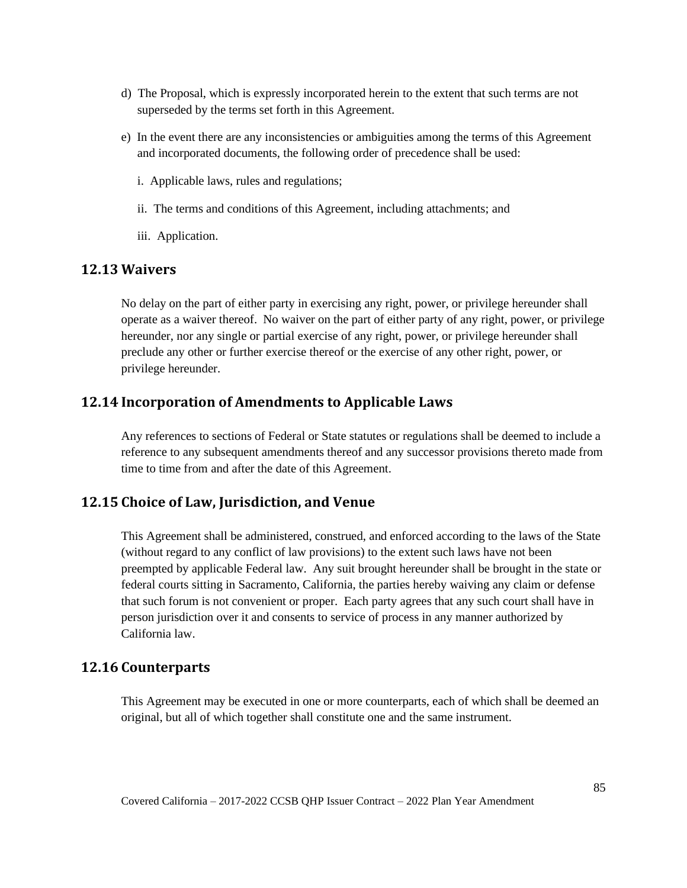d) The Proposal, which is expressly incorporated herein to the extent that such terms are not superseded by the terms set forth in this Agreement.

e) In the event there are any inconsistencies or ambiguities among the terms of this Agreement and incorporated documents, the following order of precedence shall be used:

   i. Applicable laws, rules and regulations;

   ii. The terms and conditions of this Agreement, including attachments; and

   iii. Application.

## 12.13 Waivers

No delay on the part of either party in exercising any right, power, or privilege hereunder shall operate as a waiver thereof. No waiver on the part of either party of any right, power, or privilege hereunder, nor any single or partial exercise of any right, power, or privilege hereunder shall preclude any other or further exercise thereof or the exercise of any other right, power, or privilege hereunder.

## 12.14 Incorporation of Amendments to Applicable Laws

Any references to sections of Federal or State statutes or regulations shall be deemed to include a reference to any subsequent amendments thereof and any successor provisions thereto made from time to time from and after the date of this Agreement.

## 12.15 Choice of Law, Jurisdiction, and Venue

This Agreement shall be administered, construed, and enforced according to the laws of the State (without regard to any conflict of law provisions) to the extent such laws have not been preempted by applicable Federal law. Any suit brought hereunder shall be brought in the state or federal courts sitting in Sacramento, California, the parties hereby waiving any claim or defense that such forum is not convenient or proper. Each party agrees that any such court shall have in person jurisdiction over it and consents to service of process in any manner authorized by California law.

## 12.16 Counterparts

This Agreement may be executed in one or more counterparts, each of which shall be deemed an original, but all of which together shall constitute one and the same instrument.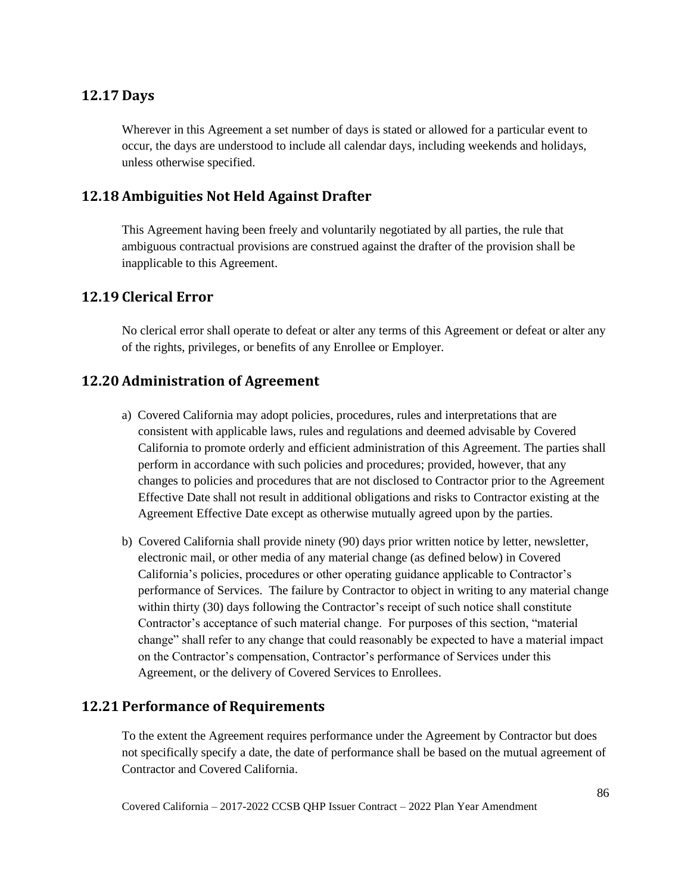## 12.17 Days

Wherever in this Agreement a set number of days is stated or allowed for a particular event to occur, the days are understood to include all calendar days, including weekends and holidays, unless otherwise specified.

## 12.18 Ambiguities Not Held Against Drafter

This Agreement having been freely and voluntarily negotiated by all parties, the rule that ambiguous contractual provisions are construed against the drafter of the provision shall be inapplicable to this Agreement.

## 12.19 Clerical Error

No clerical error shall operate to defeat or alter any terms of this Agreement or defeat or alter any of the rights, privileges, or benefits of any Enrollee or Employer.

## 12.20 Administration of Agreement

a) Covered California may adopt policies, procedures, rules and interpretations that are consistent with applicable laws, rules and regulations and deemed advisable by Covered California to promote orderly and efficient administration of this Agreement. The parties shall perform in accordance with such policies and procedures; provided, however, that any changes to policies and procedures that are not disclosed to Contractor prior to the Agreement Effective Date shall not result in additional obligations and risks to Contractor existing at the Agreement Effective Date except as otherwise mutually agreed upon by the parties.

b) Covered California shall provide ninety (90) days prior written notice by letter, newsletter, electronic mail, or other media of any material change (as defined below) in Covered California's policies, procedures or other operating guidance applicable to Contractor's performance of Services. The failure by Contractor to object in writing to any material change within thirty (30) days following the Contractor's receipt of such notice shall constitute Contractor's acceptance of such material change. For purposes of this section, "material change" shall refer to any change that could reasonably be expected to have a material impact on the Contractor's compensation, Contractor's performance of Services under this Agreement, or the delivery of Covered Services to Enrollees.

## 12.21 Performance of Requirements

To the extent the Agreement requires performance under the Agreement by Contractor but does not specifically specify a date, the date of performance shall be based on the mutual agreement of Contractor and Covered California.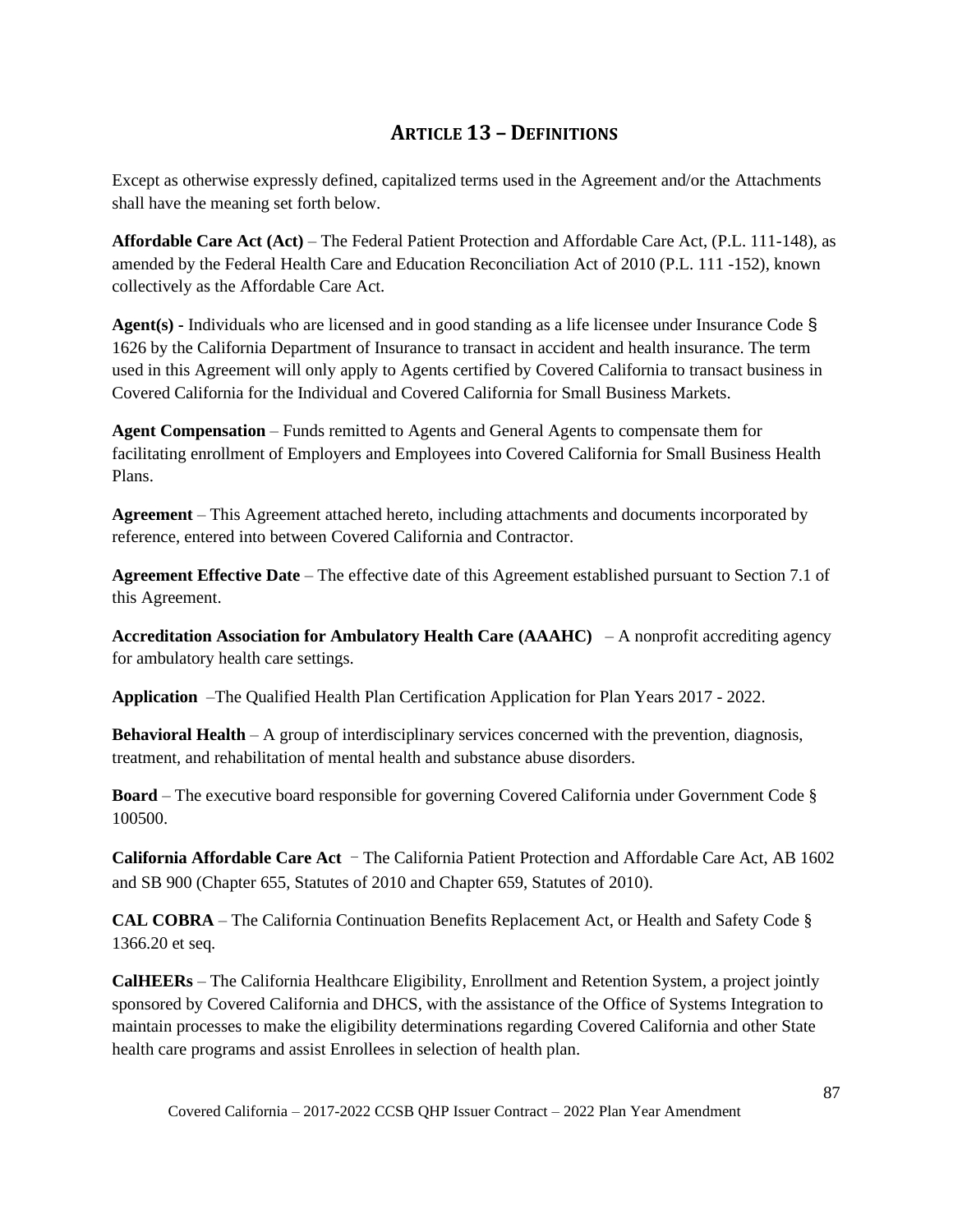## Article 13 – Definitions

Except as otherwise expressly defined, capitalized terms used in the Agreement and/or the Attachments shall have the meaning set forth below.

**Affordable Care Act (Act)** – The Federal Patient Protection and Affordable Care Act, (P.L. 111-148), as amended by the Federal Health Care and Education Reconciliation Act of 2010 (P.L. 111 -152), known collectively as the Affordable Care Act.

**Agent(s) -** Individuals who are licensed and in good standing as a life licensee under Insurance Code § 1626 by the California Department of Insurance to transact in accident and health insurance. The term used in this Agreement will only apply to Agents certified by Covered California to transact business in Covered California for the Individual and Covered California for Small Business Markets.

**Agent Compensation** – Funds remitted to Agents and General Agents to compensate them for facilitating enrollment of Employers and Employees into Covered California for Small Business Health Plans.

**Agreement** – This Agreement attached hereto, including attachments and documents incorporated by reference, entered into between Covered California and Contractor.

**Agreement Effective Date** – The effective date of this Agreement established pursuant to Section 7.1 of this Agreement.

**Accreditation Association for Ambulatory Health Care (AAAHC)** – A nonprofit accrediting agency for ambulatory health care settings.

**Application** –The Qualified Health Plan Certification Application for Plan Years 2017 - 2022.

**Behavioral Health** – A group of interdisciplinary services concerned with the prevention, diagnosis, treatment, and rehabilitation of mental health and substance abuse disorders.

**Board** – The executive board responsible for governing Covered California under Government Code § 100500.

**California Affordable Care Act** – The California Patient Protection and Affordable Care Act, AB 1602 and SB 900 (Chapter 655, Statutes of 2010 and Chapter 659, Statutes of 2010).

**CAL COBRA** – The California Continuation Benefits Replacement Act, or Health and Safety Code § 1366.20 et seq.

**CalHEERs** – The California Healthcare Eligibility, Enrollment and Retention System, a project jointly sponsored by Covered California and DHCS, with the assistance of the Office of Systems Integration to maintain processes to make the eligibility determinations regarding Covered California and other State health care programs and assist Enrollees in selection of health plan.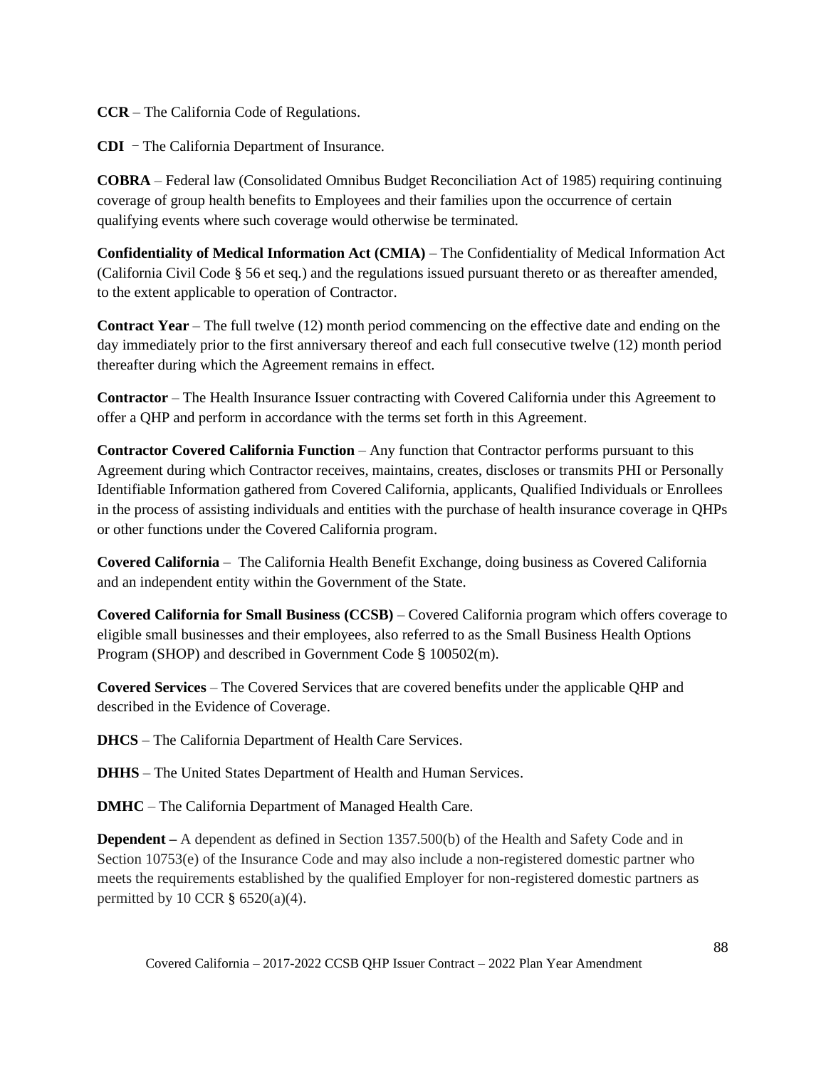**CCR** – The California Code of Regulations.

**CDI** – The California Department of Insurance.

**COBRA** – Federal law (Consolidated Omnibus Budget Reconciliation Act of 1985) requiring continuing coverage of group health benefits to Employees and their families upon the occurrence of certain qualifying events where such coverage would otherwise be terminated.

**Confidentiality of Medical Information Act (CMIA)** – The Confidentiality of Medical Information Act (California Civil Code § 56 et seq.) and the regulations issued pursuant thereto or as thereafter amended, to the extent applicable to operation of Contractor.

**Contract Year** – The full twelve (12) month period commencing on the effective date and ending on the day immediately prior to the first anniversary thereof and each full consecutive twelve (12) month period thereafter during which the Agreement remains in effect.

**Contractor** – The Health Insurance Issuer contracting with Covered California under this Agreement to offer a QHP and perform in accordance with the terms set forth in this Agreement.

**Contractor Covered California Function** – Any function that Contractor performs pursuant to this Agreement during which Contractor receives, maintains, creates, discloses or transmits PHI or Personally Identifiable Information gathered from Covered California, applicants, Qualified Individuals or Enrollees in the process of assisting individuals and entities with the purchase of health insurance coverage in QHPs or other functions under the Covered California program.

**Covered California** – The California Health Benefit Exchange, doing business as Covered California and an independent entity within the Government of the State.

**Covered California for Small Business (CCSB)** – Covered California program which offers coverage to eligible small businesses and their employees, also referred to as the Small Business Health Options Program (SHOP) and described in Government Code § 100502(m).

**Covered Services** – The Covered Services that are covered benefits under the applicable QHP and described in the Evidence of Coverage.

**DHCS** – The California Department of Health Care Services.

**DHHS** – The United States Department of Health and Human Services.

**DMHC** – The California Department of Managed Health Care.

**Dependent –** A dependent as defined in Section 1357.500(b) of the Health and Safety Code and in Section 10753(e) of the Insurance Code and may also include a non-registered domestic partner who meets the requirements established by the qualified Employer for non-registered domestic partners as permitted by 10 CCR § 6520(a)(4).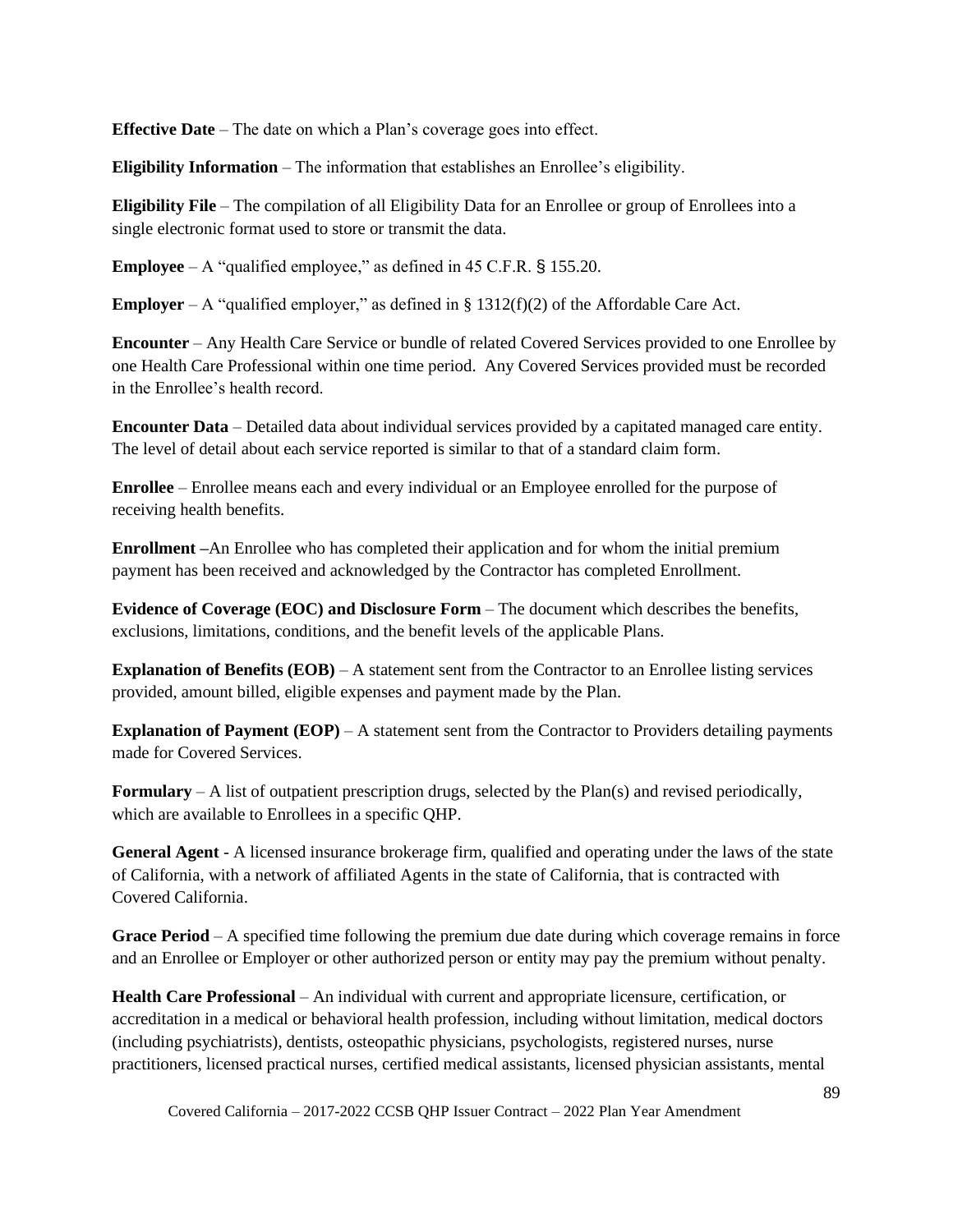**Effective Date** – The date on which a Plan's coverage goes into effect.

**Eligibility Information** – The information that establishes an Enrollee's eligibility.

**Eligibility File** – The compilation of all Eligibility Data for an Enrollee or group of Enrollees into a single electronic format used to store or transmit the data.

**Employee** – A "qualified employee," as defined in 45 C.F.R. § 155.20.

**Employer** – A "qualified employer," as defined in § 1312(f)(2) of the Affordable Care Act.

**Encounter** – Any Health Care Service or bundle of related Covered Services provided to one Enrollee by one Health Care Professional within one time period. Any Covered Services provided must be recorded in the Enrollee's health record.

**Encounter Data** – Detailed data about individual services provided by a capitated managed care entity. The level of detail about each service reported is similar to that of a standard claim form.

**Enrollee** – Enrollee means each and every individual or an Employee enrolled for the purpose of receiving health benefits.

**Enrollment –**An Enrollee who has completed their application and for whom the initial premium payment has been received and acknowledged by the Contractor has completed Enrollment.

**Evidence of Coverage (EOC) and Disclosure Form** – The document which describes the benefits, exclusions, limitations, conditions, and the benefit levels of the applicable Plans.

**Explanation of Benefits (EOB)** – A statement sent from the Contractor to an Enrollee listing services provided, amount billed, eligible expenses and payment made by the Plan.

**Explanation of Payment (EOP)** – A statement sent from the Contractor to Providers detailing payments made for Covered Services.

**Formulary** – A list of outpatient prescription drugs, selected by the Plan(s) and revised periodically, which are available to Enrollees in a specific QHP.

**General Agent** - A licensed insurance brokerage firm, qualified and operating under the laws of the state of California, with a network of affiliated Agents in the state of California, that is contracted with Covered California.

**Grace Period** – A specified time following the premium due date during which coverage remains in force and an Enrollee or Employer or other authorized person or entity may pay the premium without penalty.

**Health Care Professional** – An individual with current and appropriate licensure, certification, or accreditation in a medical or behavioral health profession, including without limitation, medical doctors (including psychiatrists), dentists, osteopathic physicians, psychologists, registered nurses, nurse practitioners, licensed practical nurses, certified medical assistants, licensed physician assistants, mental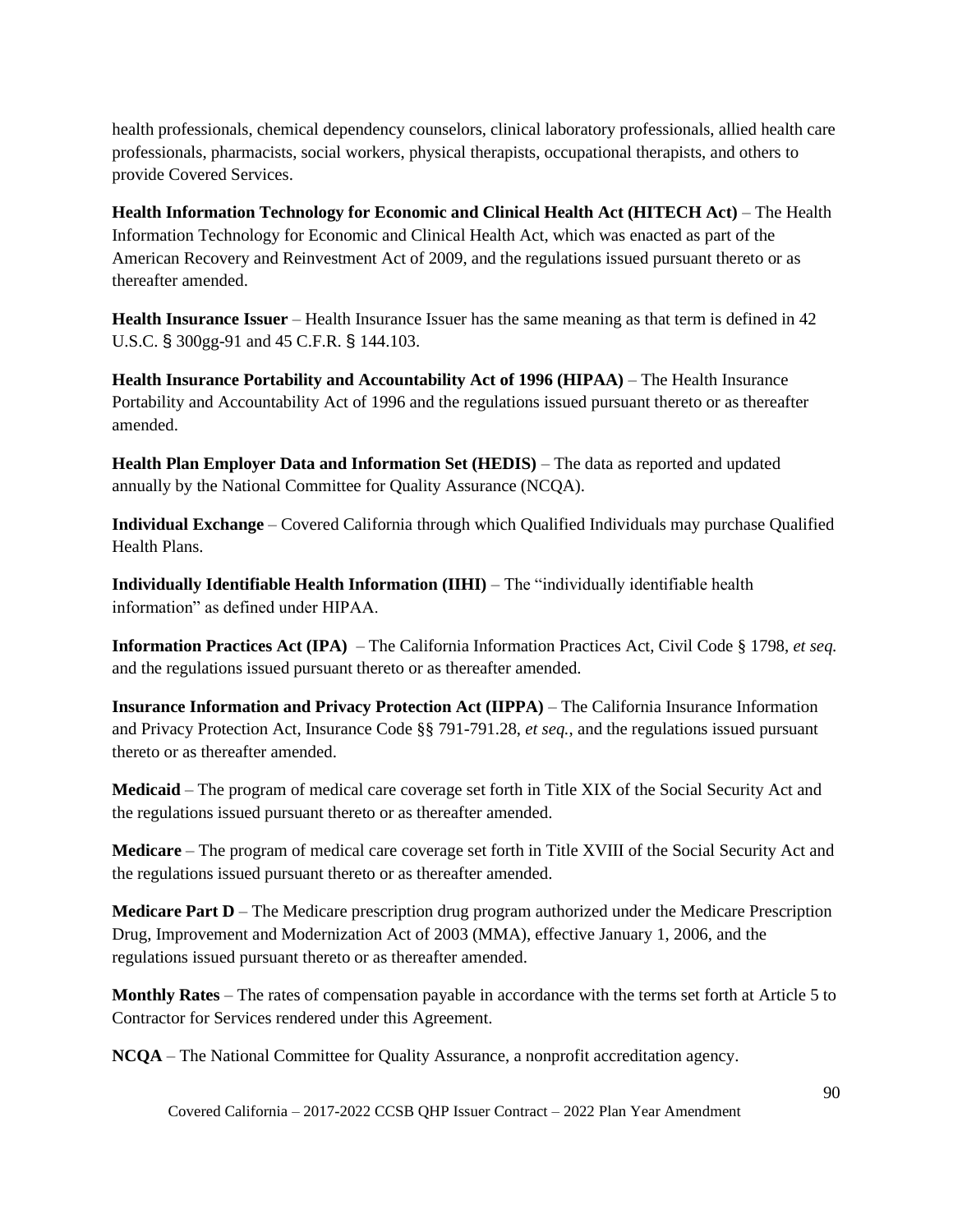health professionals, chemical dependency counselors, clinical laboratory professionals, allied health care professionals, pharmacists, social workers, physical therapists, occupational therapists, and others to provide Covered Services.

**Health Information Technology for Economic and Clinical Health Act (HITECH Act)** – The Health Information Technology for Economic and Clinical Health Act, which was enacted as part of the American Recovery and Reinvestment Act of 2009, and the regulations issued pursuant thereto or as thereafter amended.

**Health Insurance Issuer** – Health Insurance Issuer has the same meaning as that term is defined in 42 U.S.C. § 300gg-91 and 45 C.F.R. § 144.103.

**Health Insurance Portability and Accountability Act of 1996 (HIPAA)** – The Health Insurance Portability and Accountability Act of 1996 and the regulations issued pursuant thereto or as thereafter amended.

**Health Plan Employer Data and Information Set (HEDIS)** – The data as reported and updated annually by the National Committee for Quality Assurance (NCQA).

**Individual Exchange** – Covered California through which Qualified Individuals may purchase Qualified Health Plans.

**Individually Identifiable Health Information (IIHI)** – The "individually identifiable health information" as defined under HIPAA.

**Information Practices Act (IPA)** – The California Information Practices Act, Civil Code § 1798, *et seq.* and the regulations issued pursuant thereto or as thereafter amended.

**Insurance Information and Privacy Protection Act (IIPPA)** – The California Insurance Information and Privacy Protection Act, Insurance Code §§ 791-791.28, *et seq.*, and the regulations issued pursuant thereto or as thereafter amended.

**Medicaid** – The program of medical care coverage set forth in Title XIX of the Social Security Act and the regulations issued pursuant thereto or as thereafter amended.

**Medicare** – The program of medical care coverage set forth in Title XVIII of the Social Security Act and the regulations issued pursuant thereto or as thereafter amended.

**Medicare Part D** – The Medicare prescription drug program authorized under the Medicare Prescription Drug, Improvement and Modernization Act of 2003 (MMA), effective January 1, 2006, and the regulations issued pursuant thereto or as thereafter amended.

**Monthly Rates** – The rates of compensation payable in accordance with the terms set forth at Article 5 to Contractor for Services rendered under this Agreement.

**NCQA** – The National Committee for Quality Assurance, a nonprofit accreditation agency.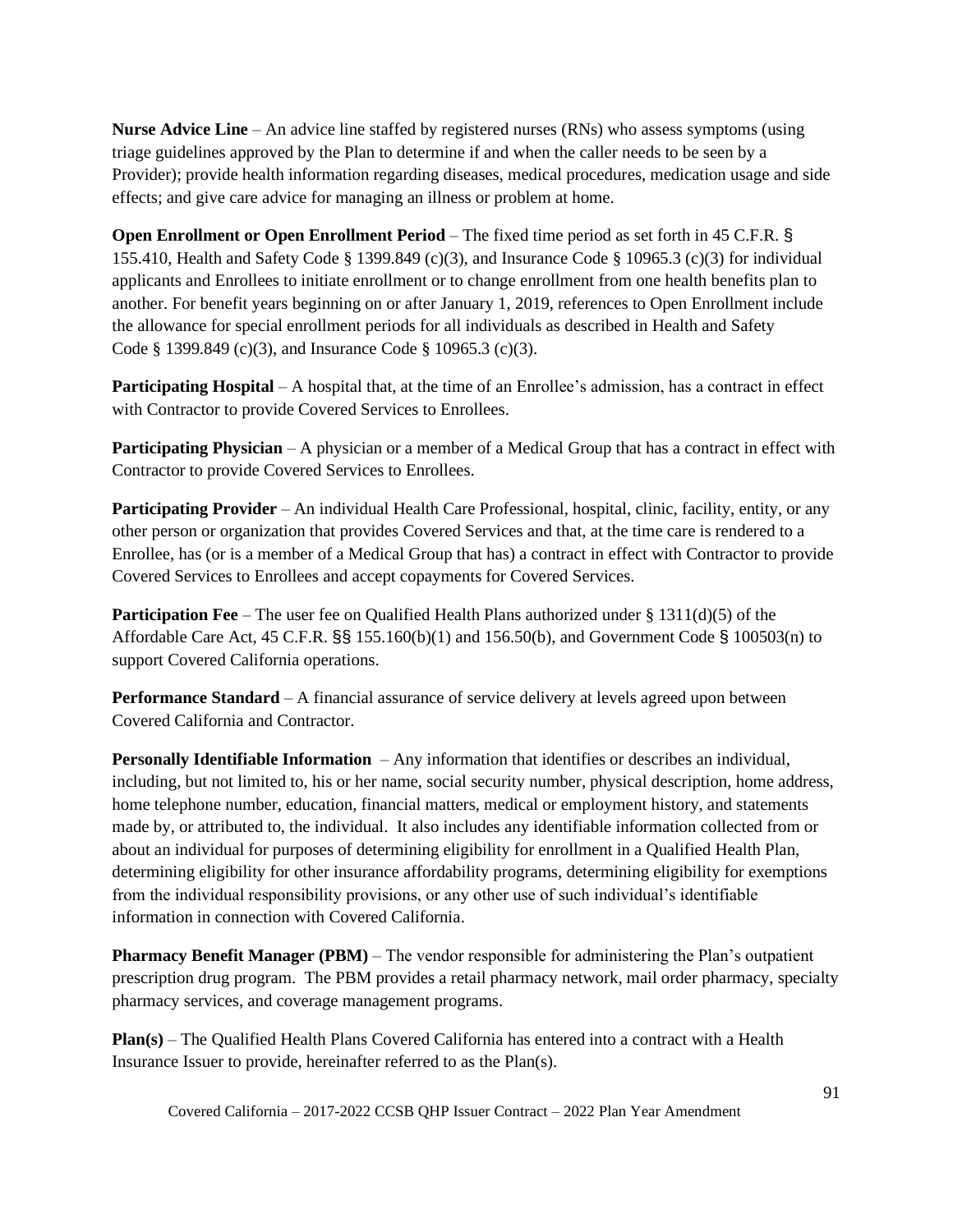**Nurse Advice Line** – An advice line staffed by registered nurses (RNs) who assess symptoms (using triage guidelines approved by the Plan to determine if and when the caller needs to be seen by a Provider); provide health information regarding diseases, medical procedures, medication usage and side effects; and give care advice for managing an illness or problem at home.

**Open Enrollment or Open Enrollment Period** – The fixed time period as set forth in 45 C.F.R. § 155.410, Health and Safety Code § 1399.849 (c)(3), and Insurance Code § 10965.3 (c)(3) for individual applicants and Enrollees to initiate enrollment or to change enrollment from one health benefits plan to another. For benefit years beginning on or after January 1, 2019, references to Open Enrollment include the allowance for special enrollment periods for all individuals as described in Health and Safety Code § 1399.849 (c)(3), and Insurance Code § 10965.3 (c)(3).

**Participating Hospital** – A hospital that, at the time of an Enrollee's admission, has a contract in effect with Contractor to provide Covered Services to Enrollees.

**Participating Physician** – A physician or a member of a Medical Group that has a contract in effect with Contractor to provide Covered Services to Enrollees.

**Participating Provider** – An individual Health Care Professional, hospital, clinic, facility, entity, or any other person or organization that provides Covered Services and that, at the time care is rendered to a Enrollee, has (or is a member of a Medical Group that has) a contract in effect with Contractor to provide Covered Services to Enrollees and accept copayments for Covered Services.

**Participation Fee** – The user fee on Qualified Health Plans authorized under § 1311(d)(5) of the Affordable Care Act, 45 C.F.R. §§ 155.160(b)(1) and 156.50(b), and Government Code § 100503(n) to support Covered California operations.

**Performance Standard** – A financial assurance of service delivery at levels agreed upon between Covered California and Contractor.

**Personally Identifiable Information** – Any information that identifies or describes an individual, including, but not limited to, his or her name, social security number, physical description, home address, home telephone number, education, financial matters, medical or employment history, and statements made by, or attributed to, the individual. It also includes any identifiable information collected from or about an individual for purposes of determining eligibility for enrollment in a Qualified Health Plan, determining eligibility for other insurance affordability programs, determining eligibility for exemptions from the individual responsibility provisions, or any other use of such individual's identifiable information in connection with Covered California.

**Pharmacy Benefit Manager (PBM)** – The vendor responsible for administering the Plan's outpatient prescription drug program. The PBM provides a retail pharmacy network, mail order pharmacy, specialty pharmacy services, and coverage management programs.

**Plan(s)** – The Qualified Health Plans Covered California has entered into a contract with a Health Insurance Issuer to provide, hereinafter referred to as the Plan(s).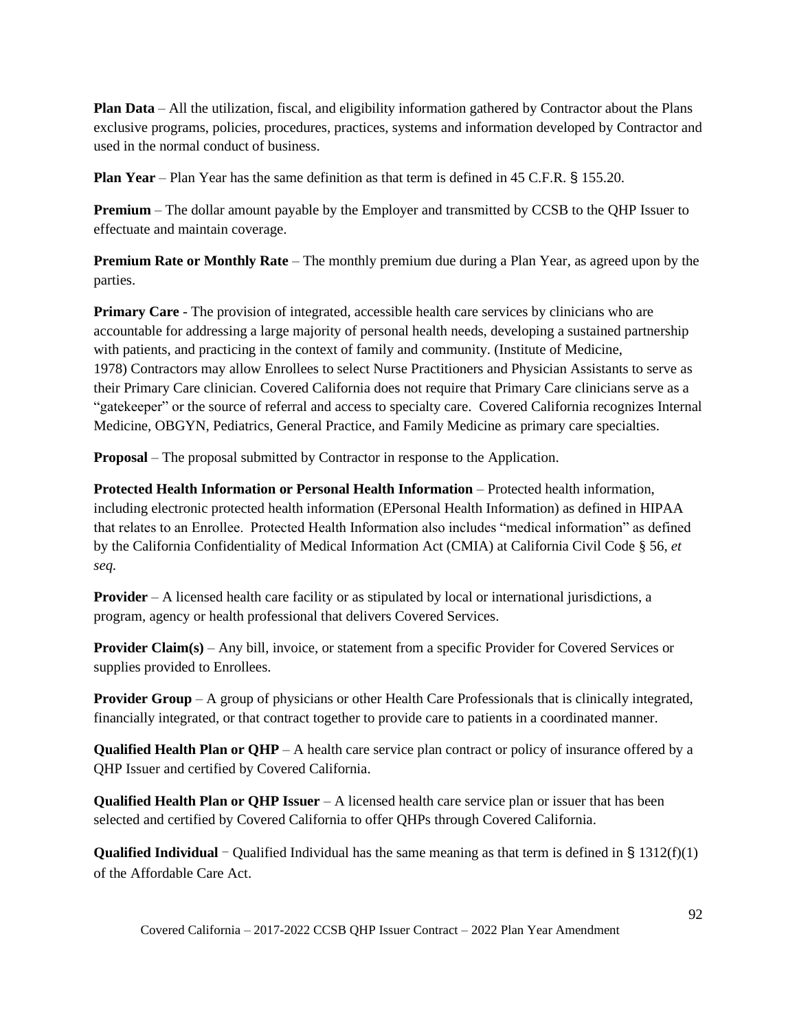**Plan Data** – All the utilization, fiscal, and eligibility information gathered by Contractor about the Plans exclusive programs, policies, procedures, practices, systems and information developed by Contractor and used in the normal conduct of business.

**Plan Year** – Plan Year has the same definition as that term is defined in 45 C.F.R. § 155.20.

**Premium** – The dollar amount payable by the Employer and transmitted by CCSB to the QHP Issuer to effectuate and maintain coverage.

**Premium Rate or Monthly Rate** – The monthly premium due during a Plan Year, as agreed upon by the parties.

**Primary Care** - The provision of integrated, accessible health care services by clinicians who are accountable for addressing a large majority of personal health needs, developing a sustained partnership with patients, and practicing in the context of family and community. (Institute of Medicine, 1978) Contractors may allow Enrollees to select Nurse Practitioners and Physician Assistants to serve as their Primary Care clinician. Covered California does not require that Primary Care clinicians serve as a "gatekeeper" or the source of referral and access to specialty care. Covered California recognizes Internal Medicine, OBGYN, Pediatrics, General Practice, and Family Medicine as primary care specialties.

**Proposal** – The proposal submitted by Contractor in response to the Application.

**Protected Health Information or Personal Health Information** – Protected health information, including electronic protected health information (EPersonal Health Information) as defined in HIPAA that relates to an Enrollee. Protected Health Information also includes "medical information" as defined by the California Confidentiality of Medical Information Act (CMIA) at California Civil Code § 56, *et seq.*

**Provider** – A licensed health care facility or as stipulated by local or international jurisdictions, a program, agency or health professional that delivers Covered Services.

**Provider Claim(s)** – Any bill, invoice, or statement from a specific Provider for Covered Services or supplies provided to Enrollees.

**Provider Group** – A group of physicians or other Health Care Professionals that is clinically integrated, financially integrated, or that contract together to provide care to patients in a coordinated manner.

**Qualified Health Plan or QHP** – A health care service plan contract or policy of insurance offered by a QHP Issuer and certified by Covered California.

**Qualified Health Plan or QHP Issuer** – A licensed health care service plan or issuer that has been selected and certified by Covered California to offer QHPs through Covered California.

**Qualified Individual** − Qualified Individual has the same meaning as that term is defined in § 1312(f)(1) of the Affordable Care Act.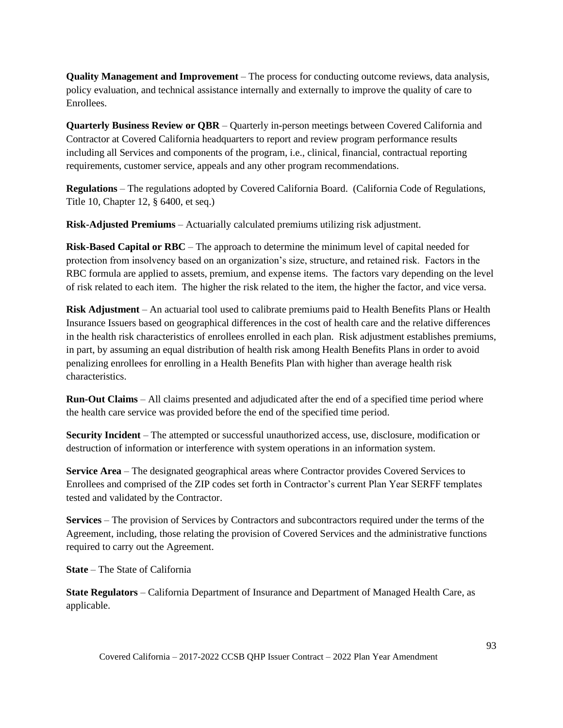**Quality Management and Improvement** – The process for conducting outcome reviews, data analysis, policy evaluation, and technical assistance internally and externally to improve the quality of care to Enrollees.

**Quarterly Business Review or QBR** – Quarterly in-person meetings between Covered California and Contractor at Covered California headquarters to report and review program performance results including all Services and components of the program, i.e., clinical, financial, contractual reporting requirements, customer service, appeals and any other program recommendations.

**Regulations** – The regulations adopted by Covered California Board. (California Code of Regulations, Title 10, Chapter 12, § 6400, et seq.)

**Risk-Adjusted Premiums** – Actuarially calculated premiums utilizing risk adjustment.

**Risk-Based Capital or RBC** – The approach to determine the minimum level of capital needed for protection from insolvency based on an organization's size, structure, and retained risk. Factors in the RBC formula are applied to assets, premium, and expense items. The factors vary depending on the level of risk related to each item. The higher the risk related to the item, the higher the factor, and vice versa.

**Risk Adjustment** – An actuarial tool used to calibrate premiums paid to Health Benefits Plans or Health Insurance Issuers based on geographical differences in the cost of health care and the relative differences in the health risk characteristics of enrollees enrolled in each plan. Risk adjustment establishes premiums, in part, by assuming an equal distribution of health risk among Health Benefits Plans in order to avoid penalizing enrollees for enrolling in a Health Benefits Plan with higher than average health risk characteristics.

**Run-Out Claims** – All claims presented and adjudicated after the end of a specified time period where the health care service was provided before the end of the specified time period.

**Security Incident** – The attempted or successful unauthorized access, use, disclosure, modification or destruction of information or interference with system operations in an information system.

**Service Area** – The designated geographical areas where Contractor provides Covered Services to Enrollees and comprised of the ZIP codes set forth in Contractor's current Plan Year SERFF templates tested and validated by the Contractor.

**Services** – The provision of Services by Contractors and subcontractors required under the terms of the Agreement, including, those relating the provision of Covered Services and the administrative functions required to carry out the Agreement.

**State** – The State of California

**State Regulators** – California Department of Insurance and Department of Managed Health Care, as applicable.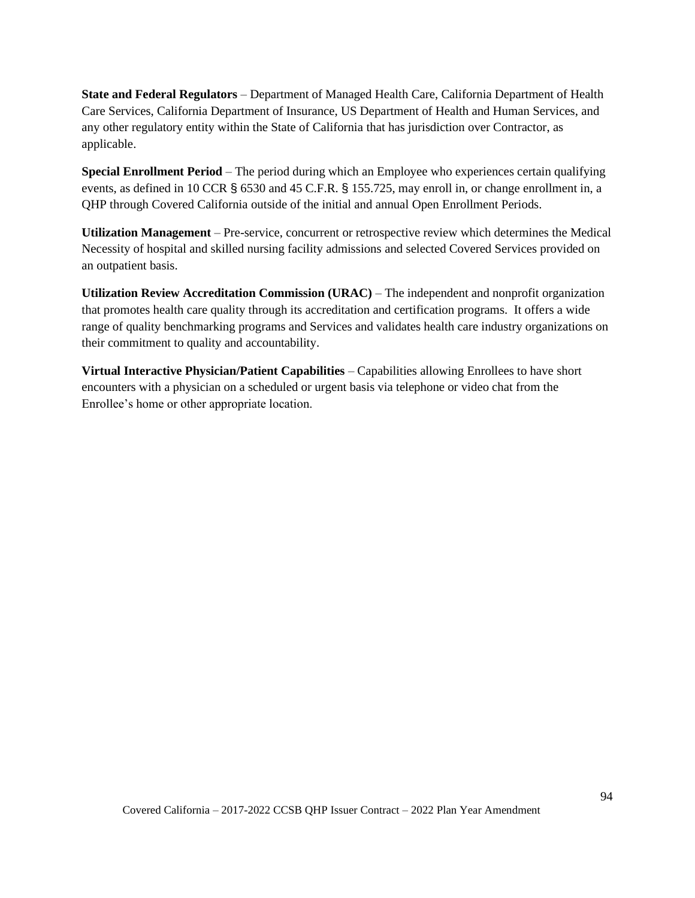**State and Federal Regulators** – Department of Managed Health Care, California Department of Health Care Services, California Department of Insurance, US Department of Health and Human Services, and any other regulatory entity within the State of California that has jurisdiction over Contractor, as applicable.

**Special Enrollment Period** – The period during which an Employee who experiences certain qualifying events, as defined in 10 CCR § 6530 and 45 C.F.R. § 155.725, may enroll in, or change enrollment in, a QHP through Covered California outside of the initial and annual Open Enrollment Periods.

**Utilization Management** – Pre-service, concurrent or retrospective review which determines the Medical Necessity of hospital and skilled nursing facility admissions and selected Covered Services provided on an outpatient basis.

**Utilization Review Accreditation Commission (URAC)** – The independent and nonprofit organization that promotes health care quality through its accreditation and certification programs. It offers a wide range of quality benchmarking programs and Services and validates health care industry organizations on their commitment to quality and accountability.

**Virtual Interactive Physician/Patient Capabilities** – Capabilities allowing Enrollees to have short encounters with a physician on a scheduled or urgent basis via telephone or video chat from the Enrollee's home or other appropriate location.